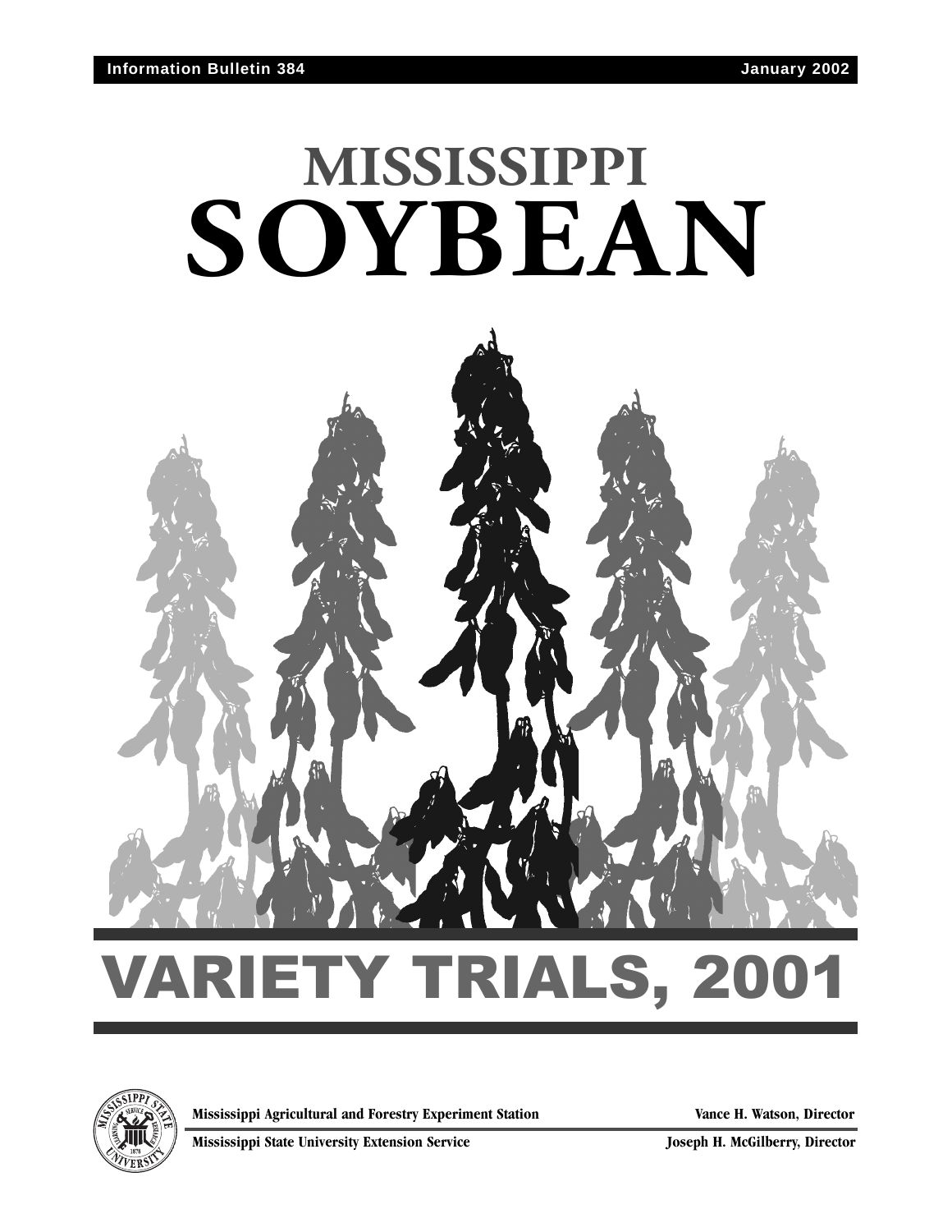Information Bulletin 384 January 2002

# MISSISSIPPI SOYBEAN

# VARIETY TRIALS, 2001

**Mississippi Agricultural and Forestry Experiment Station** — **Vance H. Watson, Director**

**Mississippi State University Extension Service** — **Joseph H. McGilberry, Director**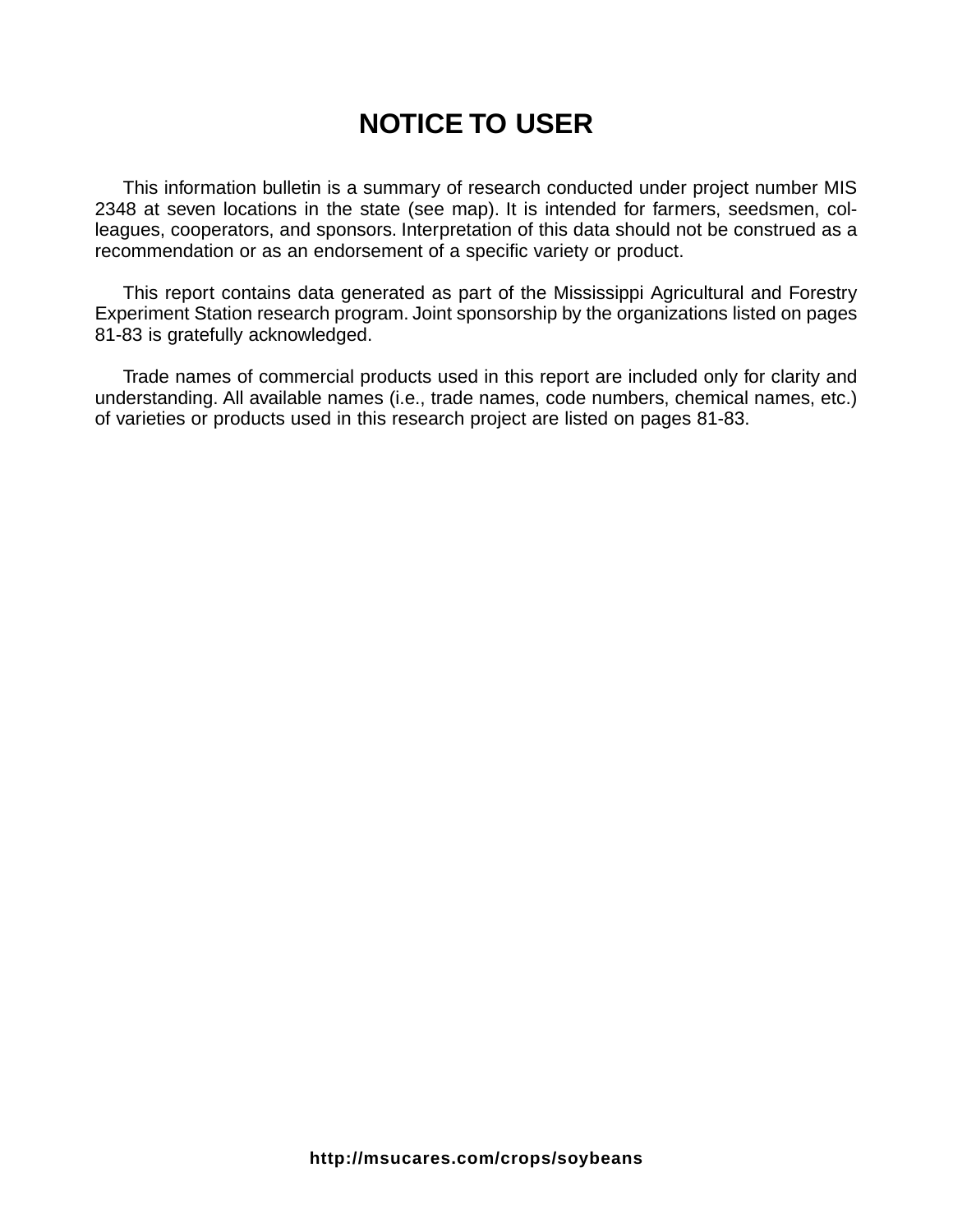# NOTICE TO USER

This information bulletin is a summary of research conducted under project number MIS 2348 at seven locations in the state (see map). It is intended for farmers, seedsmen, colleagues, cooperators, and sponsors. Interpretation of this data should not be construed as a recommendation or as an endorsement of a specific variety or product.

This report contains data generated as part of the Mississippi Agricultural and Forestry Experiment Station research program. Joint sponsorship by the organizations listed on pages 81-83 is gratefully acknowledged.

Trade names of commercial products used in this report are included only for clarity and understanding. All available names (i.e., trade names, code numbers, chemical names, etc.) of varieties or products used in this research project are listed on pages 81-83.

**http://msucares.com/crops/soybeans**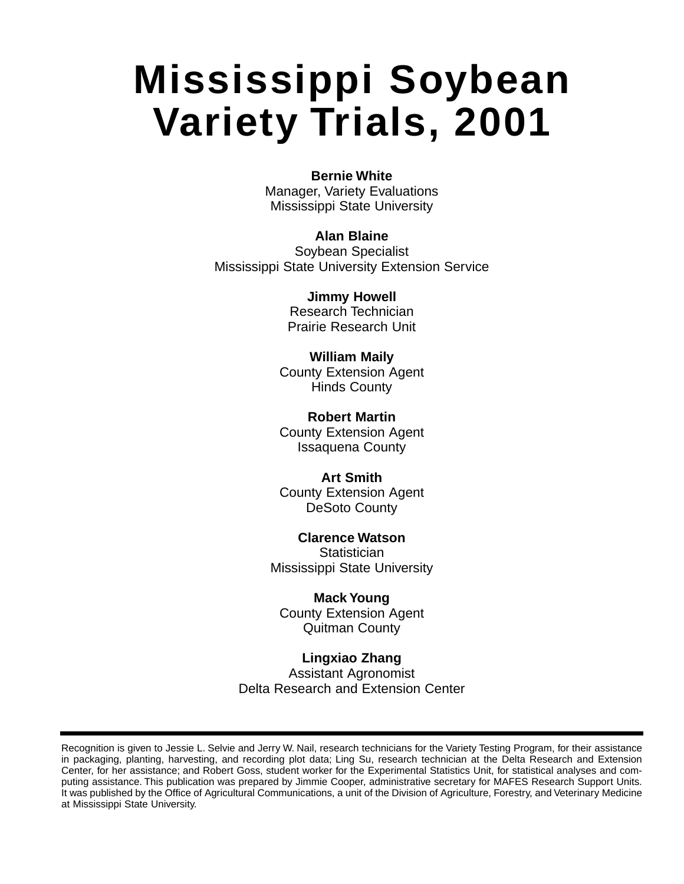# Mississippi Soybean Variety Trials, 2001

**Bernie White**
Manager, Variety Evaluations
Mississippi State University

**Alan Blaine**
Soybean Specialist
Mississippi State University Extension Service

**Jimmy Howell**
Research Technician
Prairie Research Unit

**William Maily**
County Extension Agent
Hinds County

**Robert Martin**
County Extension Agent
Issaquena County

**Art Smith**
County Extension Agent
DeSoto County

**Clarence Watson**
Statistician
Mississippi State University

**Mack Young**
County Extension Agent
Quitman County

**Lingxiao Zhang**
Assistant Agronomist
Delta Research and Extension Center

---

Recognition is given to Jessie L. Selvie and Jerry W. Nail, research technicians for the Variety Testing Program, for their assistance in packaging, planting, harvesting, and recording plot data; Ling Su, research technician at the Delta Research and Extension Center, for her assistance; and Robert Goss, student worker for the Experimental Statistics Unit, for statistical analyses and computing assistance. This publication was prepared by Jimmie Cooper, administrative secretary for MAFES Research Support Units. It was published by the Office of Agricultural Communications, a unit of the Division of Agriculture, Forestry, and Veterinary Medicine at Mississippi State University.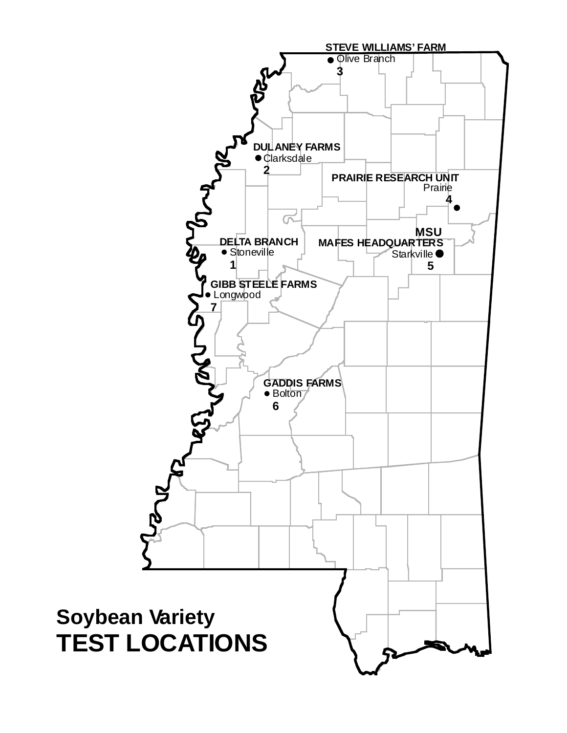# Soybean Variety TEST LOCATIONS

STEVE WILLIAMS' FARM
Olive Branch
3

DULANEY FARMS
Clarksdale
2

PRAIRIE RESEARCH UNIT
Prairie
4

MSU
MAFES HEADQUARTERS
Starkville
5

DELTA BRANCH
Stoneville
1

GIBB STEELE FARMS
Longwood
7

GADDIS FARMS
Bolton
6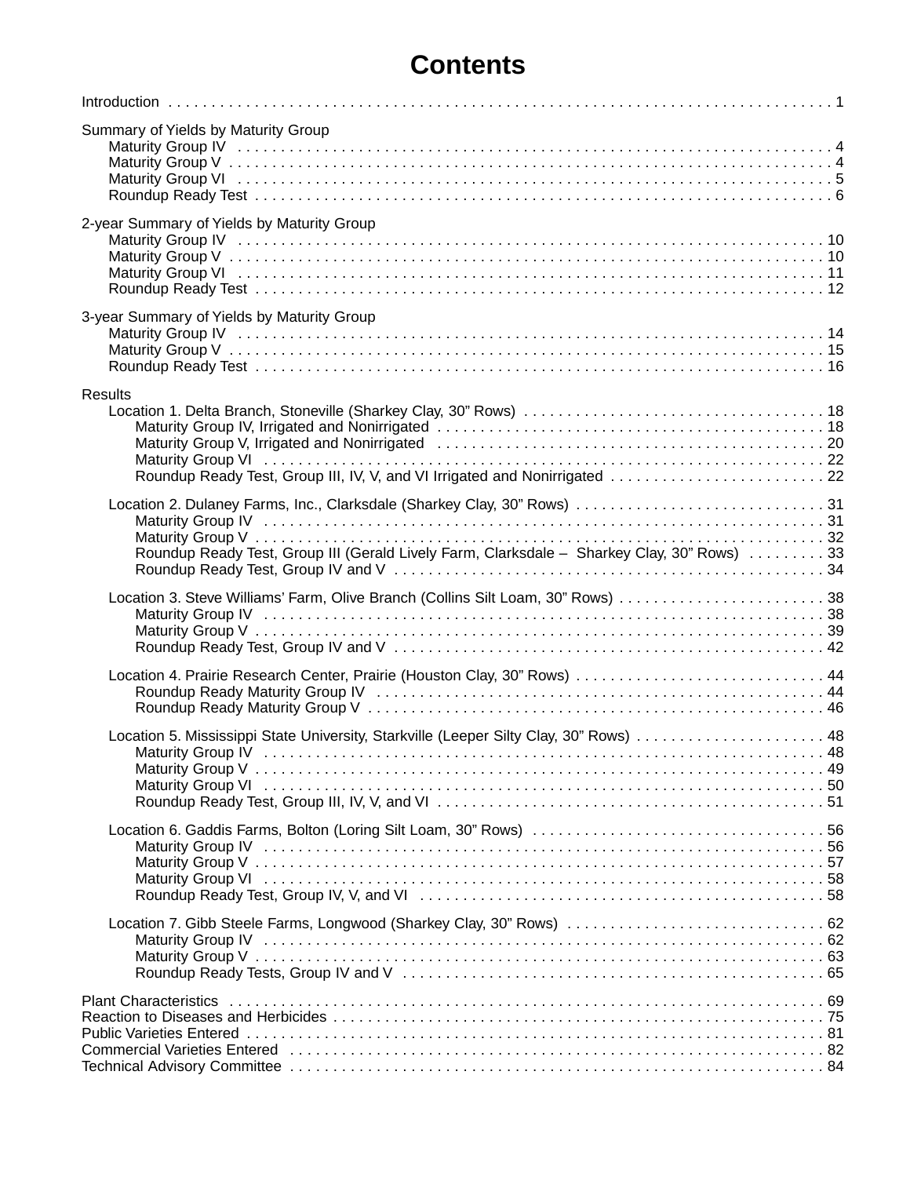# Contents

Introduction . . . . . . . . . . 1

Summary of Yields by Maturity Group
- Maturity Group IV . . . . . . . . . . 4
- Maturity Group V . . . . . . . . . . 4
- Maturity Group VI . . . . . . . . . . 5
- Roundup Ready Test . . . . . . . . . . 6

2-year Summary of Yields by Maturity Group
- Maturity Group IV . . . . . . . . . . 10
- Maturity Group V . . . . . . . . . . 10
- Maturity Group VI . . . . . . . . . . 11
- Roundup Ready Test . . . . . . . . . . 12

3-year Summary of Yields by Maturity Group
- Maturity Group IV . . . . . . . . . . 14
- Maturity Group V . . . . . . . . . . 15
- Roundup Ready Test . . . . . . . . . . 16

Results
- Location 1. Delta Branch, Stoneville (Sharkey Clay, 30" Rows) . . . . . . . . . . 18
  - Maturity Group IV, Irrigated and Nonirrigated . . . . . . . . . . 18
  - Maturity Group V, Irrigated and Nonirrigated . . . . . . . . . . 20
  - Maturity Group VI . . . . . . . . . . 22
  - Roundup Ready Test, Group III, IV, V, and VI Irrigated and Nonirrigated . . . . . . . . . . 22
- Location 2. Dulaney Farms, Inc., Clarksdale (Sharkey Clay, 30" Rows) . . . . . . . . . . 31
  - Maturity Group IV . . . . . . . . . . 31
  - Maturity Group V . . . . . . . . . . 32
  - Roundup Ready Test, Group III (Gerald Lively Farm, Clarksdale – Sharkey Clay, 30" Rows) . . . . . . . . . . 33
  - Roundup Ready Test, Group IV and V . . . . . . . . . . 34
- Location 3. Steve Williams' Farm, Olive Branch (Collins Silt Loam, 30" Rows) . . . . . . . . . . 38
  - Maturity Group IV . . . . . . . . . . 38
  - Maturity Group V . . . . . . . . . . 39
  - Roundup Ready Test, Group IV and V . . . . . . . . . . 42
- Location 4. Prairie Research Center, Prairie (Houston Clay, 30" Rows) . . . . . . . . . . 44
  - Roundup Ready Maturity Group IV . . . . . . . . . . 44
  - Roundup Ready Maturity Group V . . . . . . . . . . 46
- Location 5. Mississippi State University, Starkville (Leeper Silty Clay, 30" Rows) . . . . . . . . . . 48
  - Maturity Group IV . . . . . . . . . . 48
  - Maturity Group V . . . . . . . . . . 49
  - Maturity Group VI . . . . . . . . . . 50
  - Roundup Ready Test, Group III, IV, V, and VI . . . . . . . . . . 51
- Location 6. Gaddis Farms, Bolton (Loring Silt Loam, 30" Rows) . . . . . . . . . . 56
  - Maturity Group IV . . . . . . . . . . 56
  - Maturity Group V . . . . . . . . . . 57
  - Maturity Group VI . . . . . . . . . . 58
  - Roundup Ready Test, Group IV, V, and VI . . . . . . . . . . 58
- Location 7. Gibb Steele Farms, Longwood (Sharkey Clay, 30" Rows) . . . . . . . . . . 62
  - Maturity Group IV . . . . . . . . . . 62
  - Maturity Group V . . . . . . . . . . 63
  - Roundup Ready Tests, Group IV and V . . . . . . . . . . 65

Plant Characteristics . . . . . . . . . . 69
Reaction to Diseases and Herbicides . . . . . . . . . . 75
Public Varieties Entered . . . . . . . . . . 81
Commercial Varieties Entered . . . . . . . . . . 82
Technical Advisory Committee . . . . . . . . . . 84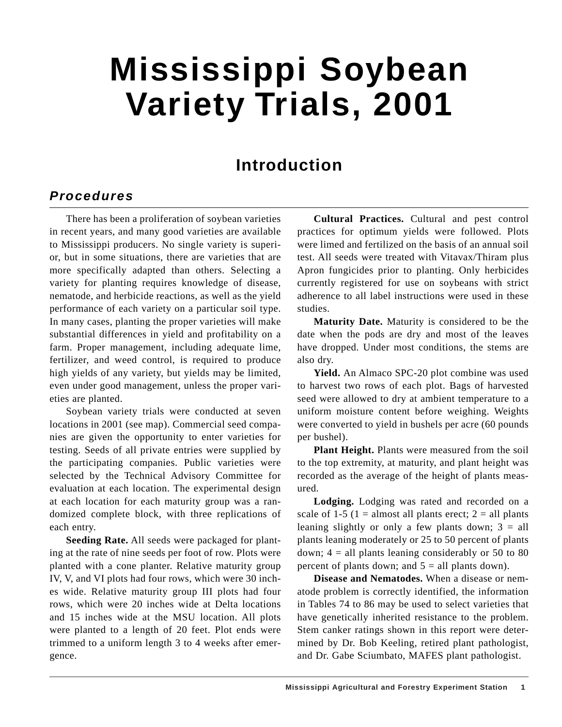# Mississippi Soybean Variety Trials, 2001

## Introduction

### *Procedures*

There has been a proliferation of soybean varieties in recent years, and many good varieties are available to Mississippi producers. No single variety is superior, but in some situations, there are varieties that are more specifically adapted than others. Selecting a variety for planting requires knowledge of disease, nematode, and herbicide reactions, as well as the yield performance of each variety on a particular soil type. In many cases, planting the proper varieties will make substantial differences in yield and profitability on a farm. Proper management, including adequate lime, fertilizer, and weed control, is required to produce high yields of any variety, but yields may be limited, even under good management, unless the proper varieties are planted.

Soybean variety trials were conducted at seven locations in 2001 (see map). Commercial seed companies are given the opportunity to enter varieties for testing. Seeds of all private entries were supplied by the participating companies. Public varieties were selected by the Technical Advisory Committee for evaluation at each location. The experimental design at each location for each maturity group was a randomized complete block, with three replications of each entry.

**Seeding Rate.** All seeds were packaged for planting at the rate of nine seeds per foot of row. Plots were planted with a cone planter. Relative maturity group IV, V, and VI plots had four rows, which were 30 inches wide. Relative maturity group III plots had four rows, which were 20 inches wide at Delta locations and 15 inches wide at the MSU location. All plots were planted to a length of 20 feet. Plot ends were trimmed to a uniform length 3 to 4 weeks after emergence.

**Cultural Practices.** Cultural and pest control practices for optimum yields were followed. Plots were limed and fertilized on the basis of an annual soil test. All seeds were treated with Vitavax/Thiram plus Apron fungicides prior to planting. Only herbicides currently registered for use on soybeans with strict adherence to all label instructions were used in these studies.

**Maturity Date.** Maturity is considered to be the date when the pods are dry and most of the leaves have dropped. Under most conditions, the stems are also dry.

**Yield.** An Almaco SPC-20 plot combine was used to harvest two rows of each plot. Bags of harvested seed were allowed to dry at ambient temperature to a uniform moisture content before weighing. Weights were converted to yield in bushels per acre (60 pounds per bushel).

**Plant Height.** Plants were measured from the soil to the top extremity, at maturity, and plant height was recorded as the average of the height of plants measured.

**Lodging.** Lodging was rated and recorded on a scale of 1-5 (1 = almost all plants erect; 2 = all plants leaning slightly or only a few plants down; 3 = all plants leaning moderately or 25 to 50 percent of plants down; 4 = all plants leaning considerably or 50 to 80 percent of plants down; and 5 = all plants down).

**Disease and Nematodes.** When a disease or nematode problem is correctly identified, the information in Tables 74 to 86 may be used to select varieties that have genetically inherited resistance to the problem. Stem canker ratings shown in this report were determined by Dr. Bob Keeling, retired plant pathologist, and Dr. Gabe Sciumbato, MAFES plant pathologist.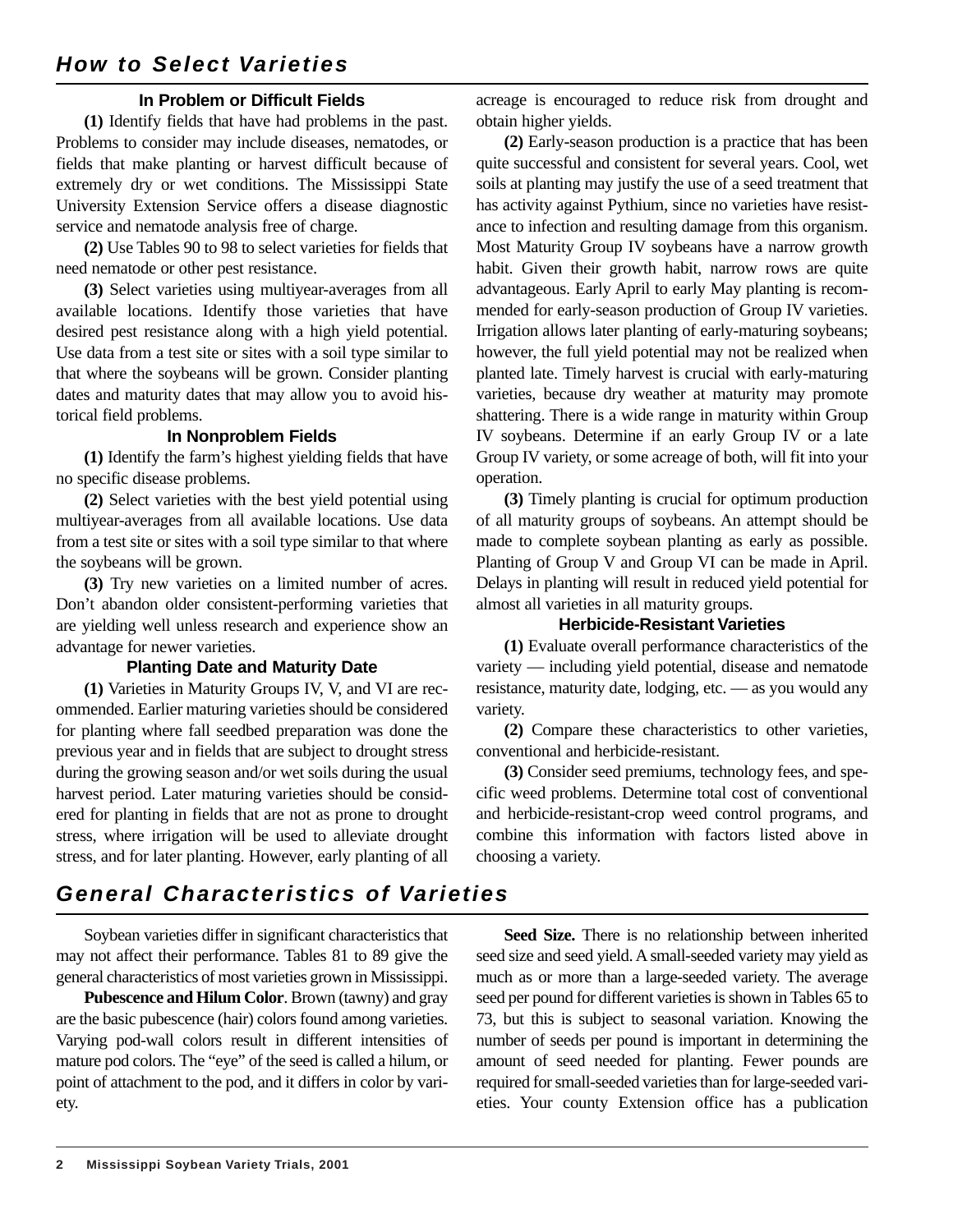## How to Select Varieties

### In Problem or Difficult Fields

**(1)** Identify fields that have had problems in the past. Problems to consider may include diseases, nematodes, or fields that make planting or harvest difficult because of extremely dry or wet conditions. The Mississippi State University Extension Service offers a disease diagnostic service and nematode analysis free of charge.

**(2)** Use Tables 90 to 98 to select varieties for fields that need nematode or other pest resistance.

**(3)** Select varieties using multiyear-averages from all available locations. Identify those varieties that have desired pest resistance along with a high yield potential. Use data from a test site or sites with a soil type similar to that where the soybeans will be grown. Consider planting dates and maturity dates that may allow you to avoid historical field problems.

### In Nonproblem Fields

**(1)** Identify the farm's highest yielding fields that have no specific disease problems.

**(2)** Select varieties with the best yield potential using multiyear-averages from all available locations. Use data from a test site or sites with a soil type similar to that where the soybeans will be grown.

**(3)** Try new varieties on a limited number of acres. Don't abandon older consistent-performing varieties that are yielding well unless research and experience show an advantage for newer varieties.

### Planting Date and Maturity Date

**(1)** Varieties in Maturity Groups IV, V, and VI are recommended. Earlier maturing varieties should be considered for planting where fall seedbed preparation was done the previous year and in fields that are subject to drought stress during the growing season and/or wet soils during the usual harvest period. Later maturing varieties should be considered for planting in fields that are not as prone to drought stress, where irrigation will be used to alleviate drought stress, and for later planting. However, early planting of all acreage is encouraged to reduce risk from drought and obtain higher yields.

**(2)** Early-season production is a practice that has been quite successful and consistent for several years. Cool, wet soils at planting may justify the use of a seed treatment that has activity against Pythium, since no varieties have resistance to infection and resulting damage from this organism. Most Maturity Group IV soybeans have a narrow growth habit. Given their growth habit, narrow rows are quite advantageous. Early April to early May planting is recommended for early-season production of Group IV varieties. Irrigation allows later planting of early-maturing soybeans; however, the full yield potential may not be realized when planted late. Timely harvest is crucial with early-maturing varieties, because dry weather at maturity may promote shattering. There is a wide range in maturity within Group IV soybeans. Determine if an early Group IV or a late Group IV variety, or some acreage of both, will fit into your operation.

**(3)** Timely planting is crucial for optimum production of all maturity groups of soybeans. An attempt should be made to complete soybean planting as early as possible. Planting of Group V and Group VI can be made in April. Delays in planting will result in reduced yield potential for almost all varieties in all maturity groups.

### Herbicide-Resistant Varieties

**(1)** Evaluate overall performance characteristics of the variety — including yield potential, disease and nematode resistance, maturity date, lodging, etc. — as you would any variety.

**(2)** Compare these characteristics to other varieties, conventional and herbicide-resistant.

**(3)** Consider seed premiums, technology fees, and specific weed problems. Determine total cost of conventional and herbicide-resistant-crop weed control programs, and combine this information with factors listed above in choosing a variety.

## General Characteristics of Varieties

Soybean varieties differ in significant characteristics that may not affect their performance. Tables 81 to 89 give the general characteristics of most varieties grown in Mississippi.

**Pubescence and Hilum Color**. Brown (tawny) and gray are the basic pubescence (hair) colors found among varieties. Varying pod-wall colors result in different intensities of mature pod colors. The "eye" of the seed is called a hilum, or point of attachment to the pod, and it differs in color by variety.

**Seed Size.** There is no relationship between inherited seed size and seed yield. A small-seeded variety may yield as much as or more than a large-seeded variety. The average seed per pound for different varieties is shown in Tables 65 to 73, but this is subject to seasonal variation. Knowing the number of seeds per pound is important in determining the amount of seed needed for planting. Fewer pounds are required for small-seeded varieties than for large-seeded varieties. Your county Extension office has a publication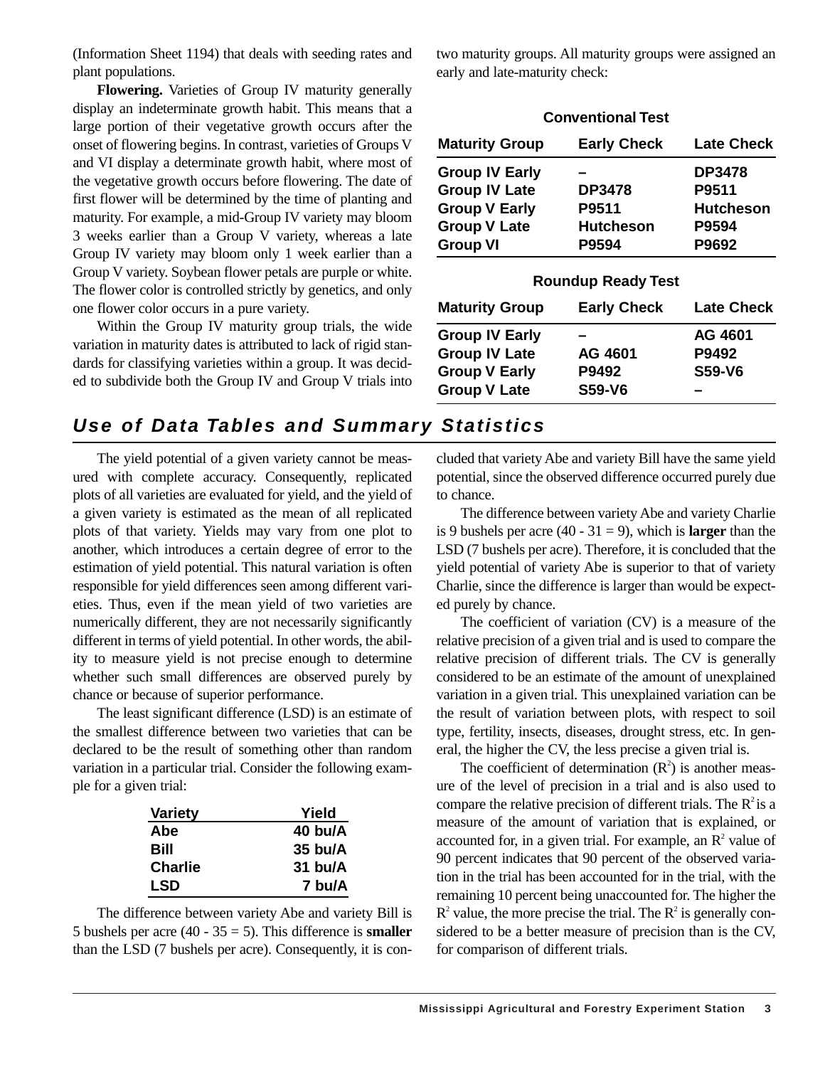(Information Sheet 1194) that deals with seeding rates and plant populations.

**Flowering.** Varieties of Group IV maturity generally display an indeterminate growth habit. This means that a large portion of their vegetative growth occurs after the onset of flowering begins. In contrast, varieties of Groups V and VI display a determinate growth habit, where most of the vegetative growth occurs before flowering. The date of first flower will be determined by the time of planting and maturity. For example, a mid-Group IV variety may bloom 3 weeks earlier than a Group V variety, whereas a late Group IV variety may bloom only 1 week earlier than a Group V variety. Soybean flower petals are purple or white. The flower color is controlled strictly by genetics, and only one flower color occurs in a pure variety.

Within the Group IV maturity group trials, the wide variation in maturity dates is attributed to lack of rigid standards for classifying varieties within a group. It was decided to subdivide both the Group IV and Group V trials into two maturity groups. All maturity groups were assigned an early and late-maturity check:

**Conventional Test**

| Maturity Group | Early Check | Late Check |
|---|---|---|
| Group IV Early | – | DP3478 |
| Group IV Late | DP3478 | P9511 |
| Group V Early | P9511 | Hutcheson |
| Group V Late | Hutcheson | P9594 |
| Group VI | P9594 | P9692 |

**Roundup Ready Test**

| Maturity Group | Early Check | Late Check |
|---|---|---|
| Group IV Early | – | AG 4601 |
| Group IV Late | AG 4601 | P9492 |
| Group V Early | P9492 | S59-V6 |
| Group V Late | S59-V6 | – |

## *Use of Data Tables and Summary Statistics*

The yield potential of a given variety cannot be measured with complete accuracy. Consequently, replicated plots of all varieties are evaluated for yield, and the yield of a given variety is estimated as the mean of all replicated plots of that variety. Yields may vary from one plot to another, which introduces a certain degree of error to the estimation of yield potential. This natural variation is often responsible for yield differences seen among different varieties. Thus, even if the mean yield of two varieties are numerically different, they are not necessarily significantly different in terms of yield potential. In other words, the ability to measure yield is not precise enough to determine whether such small differences are observed purely by chance or because of superior performance.

The least significant difference (LSD) is an estimate of the smallest difference between two varieties that can be declared to be the result of something other than random variation in a particular trial. Consider the following example for a given trial:

| Variety | Yield |
|---|---|
| Abe | 40 bu/A |
| Bill | 35 bu/A |
| Charlie | 31 bu/A |
| LSD | 7 bu/A |

The difference between variety Abe and variety Bill is 5 bushels per acre (40 - 35 = 5). This difference is **smaller** than the LSD (7 bushels per acre). Consequently, it is concluded that variety Abe and variety Bill have the same yield potential, since the observed difference occurred purely due to chance.

The difference between variety Abe and variety Charlie is 9 bushels per acre (40 - 31 = 9), which is **larger** than the LSD (7 bushels per acre). Therefore, it is concluded that the yield potential of variety Abe is superior to that of variety Charlie, since the difference is larger than would be expected purely by chance.

The coefficient of variation (CV) is a measure of the relative precision of a given trial and is used to compare the relative precision of different trials. The CV is generally considered to be an estimate of the amount of unexplained variation in a given trial. This unexplained variation can be the result of variation between plots, with respect to soil type, fertility, insects, diseases, drought stress, etc. In general, the higher the CV, the less precise a given trial is.

The coefficient of determination ($R^2$) is another measure of the level of precision in a trial and is also used to compare the relative precision of different trials. The $R^2$ is a measure of the amount of variation that is explained, or accounted for, in a given trial. For example, an $R^2$ value of 90 percent indicates that 90 percent of the observed variation in the trial has been accounted for in the trial, with the remaining 10 percent being unaccounted for. The higher the $R^2$ value, the more precise the trial. The $R^2$ is generally considered to be a better measure of precision than is the CV, for comparison of different trials.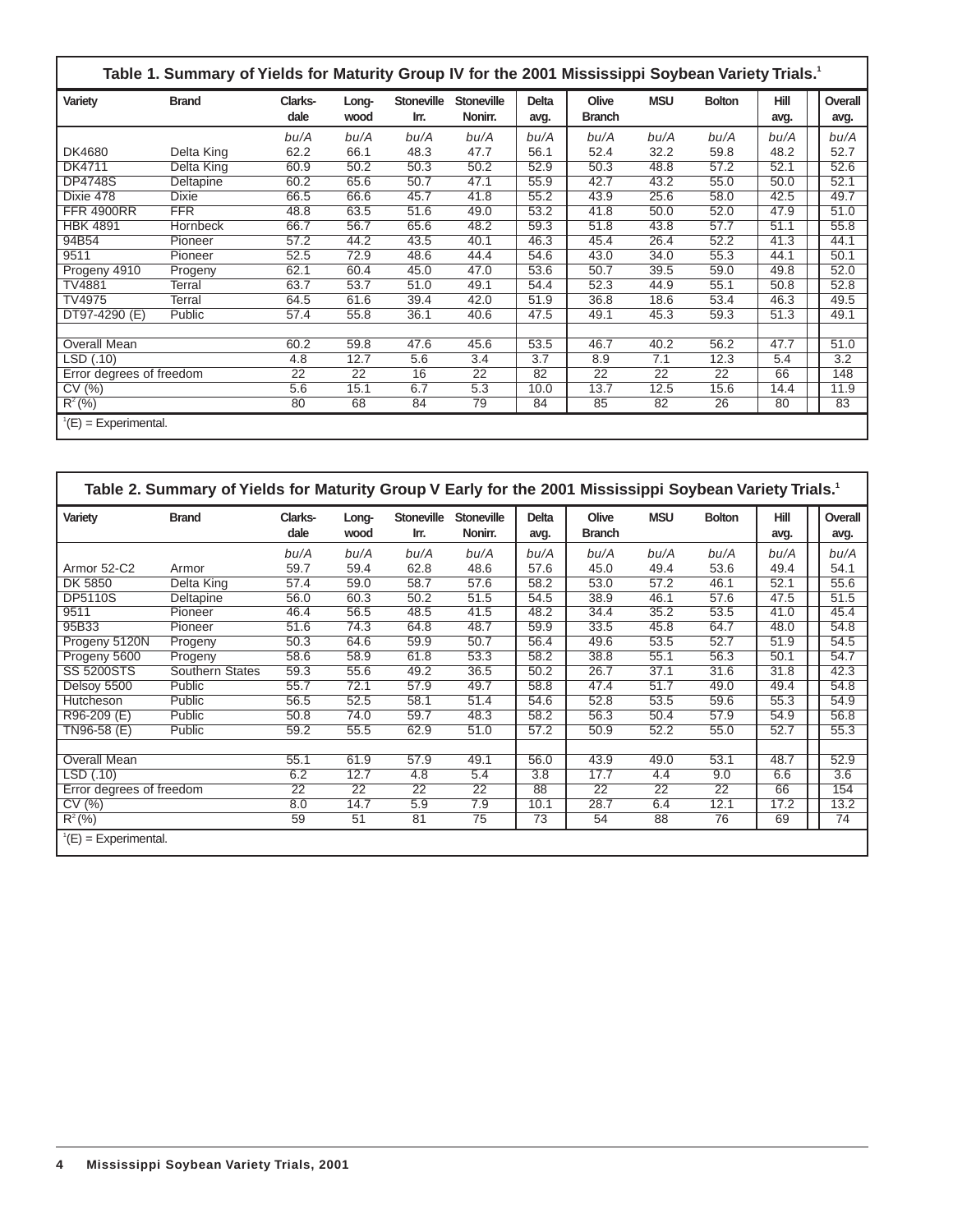## Table 1. Summary of Yields for Maturity Group IV for the 2001 Mississippi Soybean Variety Trials.[1]

| Variety | Brand | Clarks-dale | Long-wood | Stoneville Irr. | Stoneville Nonirr. | Delta avg. | Olive Branch | MSU | Bolton | Hill avg. | Overall avg. |
|---|---|---|---|---|---|---|---|---|---|---|---|
| | | bu/A | bu/A | bu/A | bu/A | bu/A | bu/A | bu/A | bu/A | bu/A | bu/A |
| DK4680 | Delta King | 62.2 | 66.1 | 48.3 | 47.7 | 56.1 | 52.4 | 32.2 | 59.8 | 48.2 | 52.7 |
| DK4711 | Delta King | 60.9 | 50.2 | 50.3 | 50.2 | 52.9 | 50.3 | 48.8 | 57.2 | 52.1 | 52.6 |
| DP4748S | Deltapine | 60.2 | 65.6 | 50.7 | 47.1 | 55.9 | 42.7 | 43.2 | 55.0 | 50.0 | 52.1 |
| Dixie 478 | Dixie | 66.5 | 66.6 | 45.7 | 41.8 | 55.2 | 43.9 | 25.6 | 58.0 | 42.5 | 49.7 |
| FFR 4900RR | FFR | 48.8 | 63.5 | 51.6 | 49.0 | 53.2 | 41.8 | 50.0 | 52.0 | 47.9 | 51.0 |
| HBK 4891 | Hornbeck | 66.7 | 56.7 | 65.6 | 48.2 | 59.3 | 51.8 | 43.8 | 57.7 | 51.1 | 55.8 |
| 94B54 | Pioneer | 57.2 | 44.2 | 43.5 | 40.1 | 46.3 | 45.4 | 26.4 | 52.2 | 41.3 | 44.1 |
| 9511 | Pioneer | 52.5 | 72.9 | 48.6 | 44.4 | 54.6 | 43.0 | 34.0 | 55.3 | 44.1 | 50.1 |
| Progeny 4910 | Progeny | 62.1 | 60.4 | 45.0 | 47.0 | 53.6 | 50.7 | 39.5 | 59.0 | 49.8 | 52.0 |
| TV4881 | Terral | 63.7 | 53.7 | 51.0 | 49.1 | 54.4 | 52.3 | 44.9 | 55.1 | 50.8 | 52.8 |
| TV4975 | Terral | 64.5 | 61.6 | 39.4 | 42.0 | 51.9 | 36.8 | 18.6 | 53.4 | 46.3 | 49.5 |
| DT97-4290 (E) | Public | 57.4 | 55.8 | 36.1 | 40.6 | 47.5 | 49.1 | 45.3 | 59.3 | 51.3 | 49.1 |
| | | | | | | | | | | | |
| Overall Mean | | 60.2 | 59.8 | 47.6 | 45.6 | 53.5 | 46.7 | 40.2 | 56.2 | 47.7 | 51.0 |
| LSD (.10) | | 4.8 | 12.7 | 5.6 | 3.4 | 3.7 | 8.9 | 7.1 | 12.3 | 5.4 | 3.2 |
| Error degrees of freedom | | 22 | 22 | 16 | 22 | 82 | 22 | 22 | 22 | 66 | 148 |
| CV (%) | | 5.6 | 15.1 | 6.7 | 5.3 | 10.0 | 13.7 | 12.5 | 15.6 | 14.4 | 11.9 |
| $R^2$ (%) | | 80 | 68 | 84 | 79 | 84 | 85 | 82 | 26 | 80 | 83 |

[1](E) = Experimental.

## Table 2. Summary of Yields for Maturity Group V Early for the 2001 Mississippi Soybean Variety Trials.[1]

| Variety | Brand | Clarks-dale | Long-wood | Stoneville Irr. | Stoneville Nonirr. | Delta avg. | Olive Branch | MSU | Bolton | Hill avg. | Overall avg. |
|---|---|---|---|---|---|---|---|---|---|---|---|
| | | bu/A | bu/A | bu/A | bu/A | bu/A | bu/A | bu/A | bu/A | bu/A | bu/A |
| Armor 52-C2 | Armor | 59.7 | 59.4 | 62.8 | 48.6 | 57.6 | 45.0 | 49.4 | 53.6 | 49.4 | 54.1 |
| DK 5850 | Delta King | 57.4 | 59.0 | 58.7 | 57.6 | 58.2 | 53.0 | 57.2 | 46.1 | 52.1 | 55.6 |
| DP5110S | Deltapine | 56.0 | 60.3 | 50.2 | 51.5 | 54.5 | 38.9 | 46.1 | 57.6 | 47.5 | 51.5 |
| 9511 | Pioneer | 46.4 | 56.5 | 48.5 | 41.5 | 48.2 | 34.4 | 35.2 | 53.5 | 41.0 | 45.4 |
| 95B33 | Pioneer | 51.6 | 74.3 | 64.8 | 48.7 | 59.9 | 33.5 | 45.8 | 64.7 | 48.0 | 54.8 |
| Progeny 5120N | Progeny | 50.3 | 64.6 | 59.9 | 50.7 | 56.4 | 49.6 | 53.5 | 52.7 | 51.9 | 54.5 |
| Progeny 5600 | Progeny | 58.6 | 58.9 | 61.8 | 53.3 | 58.2 | 38.8 | 55.1 | 56.3 | 50.1 | 54.7 |
| SS 5200STS | Southern States | 59.3 | 55.6 | 49.2 | 36.5 | 50.2 | 26.7 | 37.1 | 31.6 | 31.8 | 42.3 |
| Delsoy 5500 | Public | 55.7 | 72.1 | 57.9 | 49.7 | 58.8 | 47.4 | 51.7 | 49.0 | 49.4 | 54.8 |
| Hutcheson | Public | 56.5 | 52.5 | 58.1 | 51.4 | 54.6 | 52.8 | 53.5 | 59.6 | 55.3 | 54.9 |
| R96-209 (E) | Public | 50.8 | 74.0 | 59.7 | 48.3 | 58.2 | 56.3 | 50.4 | 57.9 | 54.9 | 56.8 |
| TN96-58 (E) | Public | 59.2 | 55.5 | 62.9 | 51.0 | 57.2 | 50.9 | 52.2 | 55.0 | 52.7 | 55.3 |
| | | | | | | | | | | | |
| Overall Mean | | 55.1 | 61.9 | 57.9 | 49.1 | 56.0 | 43.9 | 49.0 | 53.1 | 48.7 | 52.9 |
| LSD (.10) | | 6.2 | 12.7 | 4.8 | 5.4 | 3.8 | 17.7 | 4.4 | 9.0 | 6.6 | 3.6 |
| Error degrees of freedom | | 22 | 22 | 22 | 22 | 88 | 22 | 22 | 22 | 66 | 154 |
| CV (%) | | 8.0 | 14.7 | 5.9 | 7.9 | 10.1 | 28.7 | 6.4 | 12.1 | 17.2 | 13.2 |
| $R^2$ (%) | | 59 | 51 | 81 | 75 | 73 | 54 | 88 | 76 | 69 | 74 |

[1](E) = Experimental.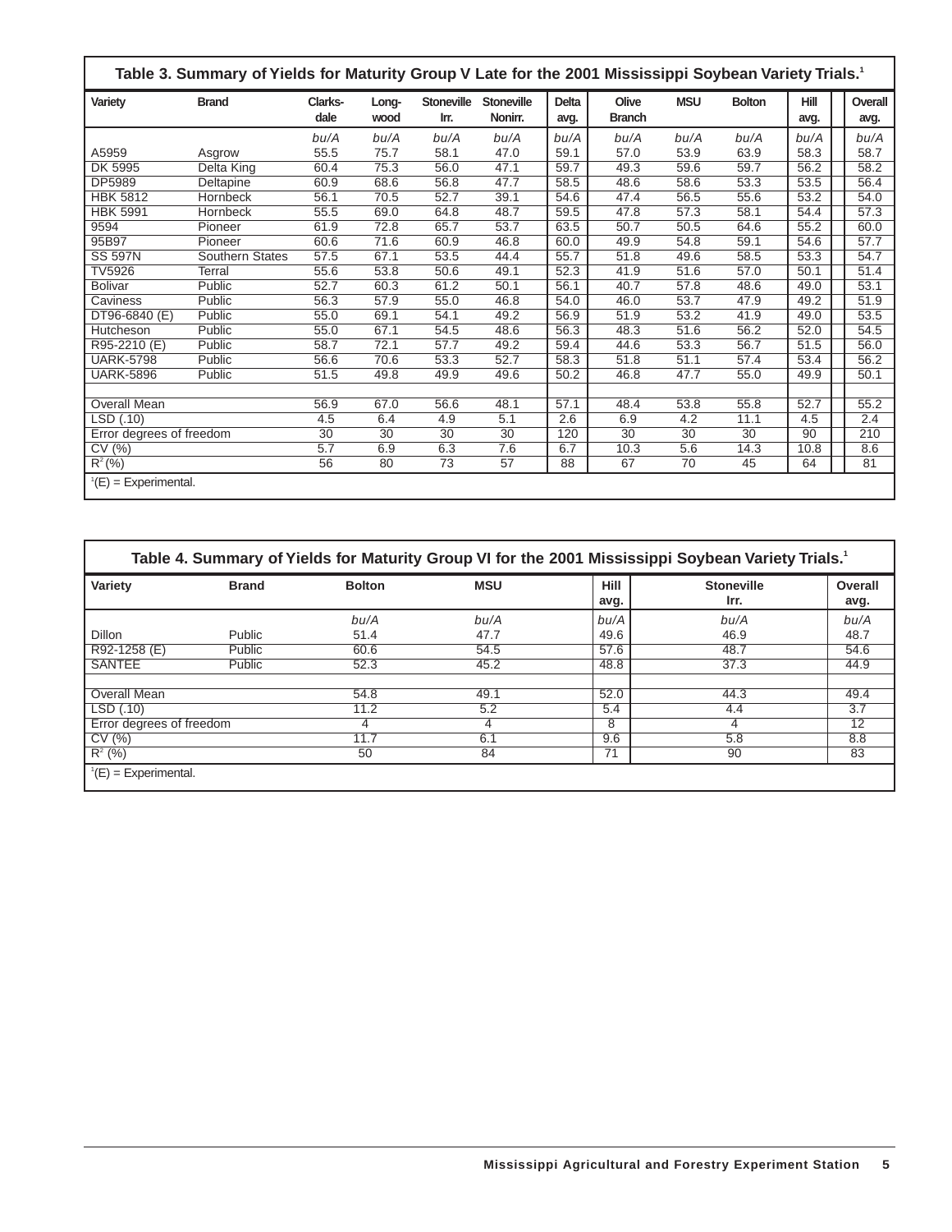## Table 3. Summary of Yields for Maturity Group V Late for the 2001 Mississippi Soybean Variety Trials.[1]

| Variety | Brand | Clarks-dale | Long-wood | Stoneville Irr. | Stoneville Nonirr. | Delta avg. | Olive Branch | MSU | Bolton | Hill avg. | Overall avg. |
|---|---|---|---|---|---|---|---|---|---|---|---|
| | | bu/A | bu/A | bu/A | bu/A | bu/A | bu/A | bu/A | bu/A | bu/A | bu/A |
| A5959 | Asgrow | 55.5 | 75.7 | 58.1 | 47.0 | 59.1 | 57.0 | 53.9 | 63.9 | 58.3 | 58.7 |
| DK 5995 | Delta King | 60.4 | 75.3 | 56.0 | 47.1 | 59.7 | 49.3 | 59.6 | 59.7 | 56.2 | 58.2 |
| DP5989 | Deltapine | 60.9 | 68.6 | 56.8 | 47.7 | 58.5 | 48.6 | 58.6 | 53.3 | 53.5 | 56.4 |
| HBK 5812 | Hornbeck | 56.1 | 70.5 | 52.7 | 39.1 | 54.6 | 47.4 | 56.5 | 55.6 | 53.2 | 54.0 |
| HBK 5991 | Hornbeck | 55.5 | 69.0 | 64.8 | 48.7 | 59.5 | 47.8 | 57.3 | 58.1 | 54.4 | 57.3 |
| 9594 | Pioneer | 61.9 | 72.8 | 65.7 | 53.7 | 63.5 | 50.7 | 50.5 | 64.6 | 55.2 | 60.0 |
| 95B97 | Pioneer | 60.6 | 71.6 | 60.9 | 46.8 | 60.0 | 49.9 | 54.8 | 59.1 | 54.6 | 57.7 |
| SS 597N | Southern States | 57.5 | 67.1 | 53.5 | 44.4 | 55.7 | 51.8 | 49.6 | 58.5 | 53.3 | 54.7 |
| TV5926 | Terral | 55.6 | 53.8 | 50.6 | 49.1 | 52.3 | 41.9 | 51.6 | 57.0 | 50.1 | 51.4 |
| Bolivar | Public | 52.7 | 60.3 | 61.2 | 50.1 | 56.1 | 40.7 | 57.8 | 48.6 | 49.0 | 53.1 |
| Caviness | Public | 56.3 | 57.9 | 55.0 | 46.8 | 54.0 | 46.0 | 53.7 | 47.9 | 49.2 | 51.9 |
| DT96-6840 (E) | Public | 55.0 | 69.1 | 54.1 | 49.2 | 56.9 | 51.9 | 53.2 | 41.9 | 49.0 | 53.5 |
| Hutcheson | Public | 55.0 | 67.1 | 54.5 | 48.6 | 56.3 | 48.3 | 51.6 | 56.2 | 52.0 | 54.5 |
| R95-2210 (E) | Public | 58.7 | 72.1 | 57.7 | 49.2 | 59.4 | 44.6 | 53.3 | 56.7 | 51.5 | 56.0 |
| UARK-5798 | Public | 56.6 | 70.6 | 53.3 | 52.7 | 58.3 | 51.8 | 51.1 | 57.4 | 53.4 | 56.2 |
| UARK-5896 | Public | 51.5 | 49.8 | 49.9 | 49.6 | 50.2 | 46.8 | 47.7 | 55.0 | 49.9 | 50.1 |
| | | | | | | | | | | | |
| Overall Mean | | 56.9 | 67.0 | 56.6 | 48.1 | 57.1 | 48.4 | 53.8 | 55.8 | 52.7 | 55.2 |
| LSD (.10) | | 4.5 | 6.4 | 4.9 | 5.1 | 2.6 | 6.9 | 4.2 | 11.1 | 4.5 | 2.4 |
| Error degrees of freedom | | 30 | 30 | 30 | 30 | 120 | 30 | 30 | 30 | 90 | 210 |
| CV (%) | | 5.7 | 6.9 | 6.3 | 7.6 | 6.7 | 10.3 | 5.6 | 14.3 | 10.8 | 8.6 |
| $R^2$ (%) | | 56 | 80 | 73 | 57 | 88 | 67 | 70 | 45 | 64 | 81 |

[1](E) = Experimental.

## Table 4. Summary of Yields for Maturity Group VI for the 2001 Mississippi Soybean Variety Trials.[1]

| Variety | Brand | Bolton | MSU | Hill avg. | Stoneville Irr. | Overall avg. |
|---|---|---|---|---|---|---|
| | | bu/A | bu/A | bu/A | bu/A | bu/A |
| Dillon | Public | 51.4 | 47.7 | 49.6 | 46.9 | 48.7 |
| R92-1258 (E) | Public | 60.6 | 54.5 | 57.6 | 48.7 | 54.6 |
| SANTEE | Public | 52.3 | 45.2 | 48.8 | 37.3 | 44.9 |
| | | | | | | |
| Overall Mean | | 54.8 | 49.1 | 52.0 | 44.3 | 49.4 |
| LSD (.10) | | 11.2 | 5.2 | 5.4 | 4.4 | 3.7 |
| Error degrees of freedom | | 4 | 4 | 8 | 4 | 12 |
| CV (%) | | 11.7 | 6.1 | 9.6 | 5.8 | 8.8 |
| $R^2$ (%) | | 50 | 84 | 71 | 90 | 83 |

[1](E) = Experimental.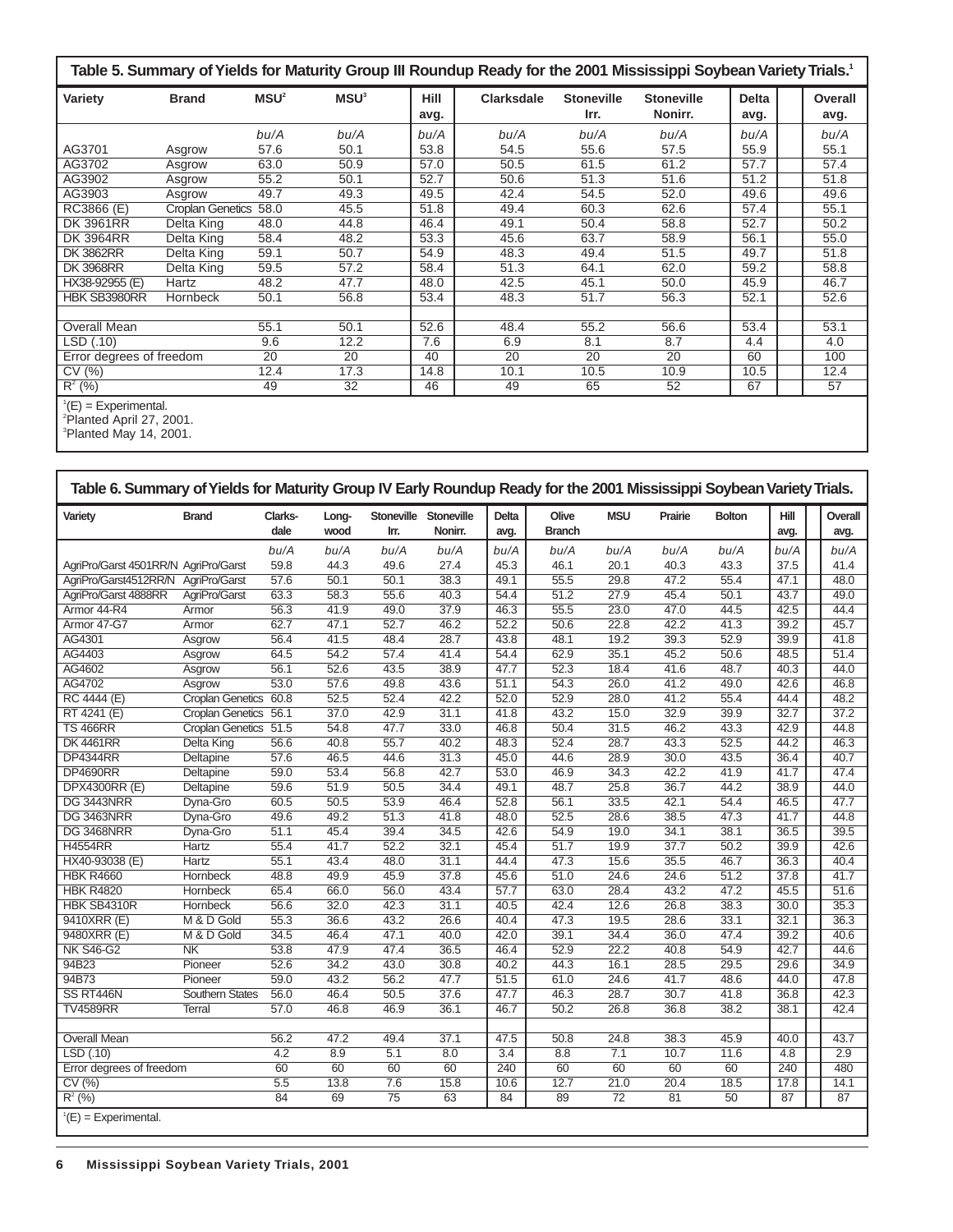## Table 5. Summary of Yields for Maturity Group III Roundup Ready for the 2001 Mississippi Soybean Variety Trials.[1]

| Variety | Brand | MSU[2] | MSU[3] | Hill avg. | Clarksdale | Stoneville Irr. | Stoneville Nonirr. | Delta avg. | Overall avg. |
|---|---|---|---|---|---|---|---|---|---|
| | | bu/A | bu/A | bu/A | bu/A | bu/A | bu/A | bu/A | bu/A |
| AG3701 | Asgrow | 57.6 | 50.1 | 53.8 | 54.5 | 55.6 | 57.5 | 55.9 | 55.1 |
| AG3702 | Asgrow | 63.0 | 50.9 | 57.0 | 50.5 | 61.5 | 61.2 | 57.7 | 57.4 |
| AG3902 | Asgrow | 55.2 | 50.1 | 52.7 | 50.6 | 51.3 | 51.6 | 51.2 | 51.8 |
| AG3903 | Asgrow | 49.7 | 49.3 | 49.5 | 42.4 | 54.5 | 52.0 | 49.6 | 49.6 |
| RC3866 (E) | Croplan Genetics | 58.0 | 45.5 | 51.8 | 49.4 | 60.3 | 62.6 | 57.4 | 55.1 |
| DK 3961RR | Delta King | 48.0 | 44.8 | 46.4 | 49.1 | 50.4 | 58.8 | 52.7 | 50.2 |
| DK 3964RR | Delta King | 58.4 | 48.2 | 53.3 | 45.6 | 63.7 | 58.9 | 56.1 | 55.0 |
| DK 3862RR | Delta King | 59.1 | 50.7 | 54.9 | 48.3 | 49.4 | 51.5 | 49.7 | 51.8 |
| DK 3968RR | Delta King | 59.5 | 57.2 | 58.4 | 51.3 | 64.1 | 62.0 | 59.2 | 58.8 |
| HX38-92955 (E) | Hartz | 48.2 | 47.7 | 48.0 | 42.5 | 45.1 | 50.0 | 45.9 | 46.7 |
| HBK SB3980RR | Hornbeck | 50.1 | 56.8 | 53.4 | 48.3 | 51.7 | 56.3 | 52.1 | 52.6 |
| | | | | | | | | | |
| Overall Mean | | 55.1 | 50.1 | 52.6 | 48.4 | 55.2 | 56.6 | 53.4 | 53.1 |
| LSD (.10) | | 9.6 | 12.2 | 7.6 | 6.9 | 8.1 | 8.7 | 4.4 | 4.0 |
| Error degrees of freedom | | 20 | 20 | 40 | 20 | 20 | 20 | 60 | 100 |
| CV (%) | | 12.4 | 17.3 | 14.8 | 10.1 | 10.5 | 10.9 | 10.5 | 12.4 |
| $R^2$ (%) | | 49 | 32 | 46 | 49 | 65 | 52 | 67 | 57 |

[1](E) = Experimental.
[2]Planted April 27, 2001.
[3]Planted May 14, 2001.

## Table 6. Summary of Yields for Maturity Group IV Early Roundup Ready for the 2001 Mississippi Soybean Variety Trials.

| Variety | Brand | Clarks-dale | Long-wood | Stoneville Irr. | Stoneville Nonirr. | Delta avg. | Olive Branch | MSU | Prairie | Bolton | Hill avg. | Overall avg. |
|---|---|---|---|---|---|---|---|---|---|---|---|---|
| | | bu/A | bu/A | bu/A | bu/A | bu/A | bu/A | bu/A | bu/A | bu/A | bu/A | bu/A |
| AgriPro/Garst 4501RR/N | AgriPro/Garst | 59.8 | 44.3 | 49.6 | 27.4 | 45.3 | 46.1 | 20.1 | 40.3 | 43.3 | 37.5 | 41.4 |
| AgriPro/Garst4512RR/N | AgriPro/Garst | 57.6 | 50.1 | 50.1 | 38.3 | 49.1 | 55.5 | 29.8 | 47.2 | 55.4 | 47.1 | 48.0 |
| AgriPro/Garst 4888RR | AgriPro/Garst | 63.3 | 58.3 | 55.6 | 40.3 | 54.4 | 51.2 | 27.9 | 45.4 | 50.1 | 43.7 | 49.0 |
| Armor 44-R4 | Armor | 56.3 | 41.9 | 49.0 | 37.9 | 46.3 | 55.5 | 23.0 | 47.0 | 44.5 | 42.5 | 44.4 |
| Armor 47-G7 | Armor | 62.7 | 47.1 | 52.7 | 46.2 | 52.2 | 50.6 | 22.8 | 42.2 | 41.3 | 39.2 | 45.7 |
| AG4301 | Asgrow | 56.4 | 41.5 | 48.4 | 28.7 | 43.8 | 48.1 | 19.2 | 39.3 | 52.9 | 39.9 | 41.8 |
| AG4403 | Asgrow | 64.5 | 54.2 | 57.4 | 41.4 | 54.4 | 62.9 | 35.1 | 45.2 | 50.6 | 48.5 | 51.4 |
| AG4602 | Asgrow | 56.1 | 52.6 | 43.5 | 38.9 | 47.7 | 52.3 | 18.4 | 41.6 | 48.7 | 40.3 | 44.0 |
| AG4702 | Asgrow | 53.0 | 57.6 | 49.8 | 43.6 | 51.1 | 54.3 | 26.0 | 41.2 | 49.0 | 42.6 | 46.8 |
| RC 4444 (E) | Croplan Genetics | 60.8 | 52.5 | 52.4 | 42.2 | 52.0 | 52.9 | 28.0 | 41.2 | 55.4 | 44.4 | 48.2 |
| RT 4241 (E) | Croplan Genetics | 56.1 | 37.0 | 42.9 | 31.1 | 41.8 | 43.2 | 15.0 | 32.9 | 39.9 | 32.7 | 37.2 |
| TS 466RR | Croplan Genetics | 51.5 | 54.8 | 47.7 | 33.0 | 46.8 | 50.4 | 31.5 | 46.2 | 43.3 | 42.9 | 44.8 |
| DK 4461RR | Delta King | 56.6 | 40.8 | 55.7 | 40.2 | 48.3 | 52.4 | 28.7 | 43.3 | 52.5 | 44.2 | 46.3 |
| DP4344RR | Deltapine | 57.6 | 46.5 | 44.6 | 31.3 | 45.0 | 44.6 | 28.9 | 30.0 | 43.5 | 36.4 | 40.7 |
| DP4690RR | Deltapine | 59.0 | 53.4 | 56.8 | 42.7 | 53.0 | 46.9 | 34.3 | 42.2 | 41.9 | 41.7 | 47.4 |
| DPX4300RR (E) | Deltapine | 59.6 | 51.9 | 50.5 | 34.4 | 49.1 | 48.7 | 25.8 | 36.7 | 44.2 | 38.9 | 44.0 |
| DG 3443NRR | Dyna-Gro | 60.5 | 50.5 | 53.9 | 46.4 | 52.8 | 56.1 | 33.5 | 42.1 | 54.4 | 46.5 | 47.7 |
| DG 3463NRR | Dyna-Gro | 49.6 | 49.2 | 51.3 | 41.8 | 48.0 | 52.5 | 28.6 | 38.5 | 47.3 | 41.7 | 44.8 |
| DG 3468NRR | Dyna-Gro | 51.1 | 45.4 | 39.4 | 34.5 | 42.6 | 54.9 | 19.0 | 34.1 | 38.1 | 36.5 | 39.5 |
| H4554RR | Hartz | 55.4 | 41.7 | 52.2 | 32.1 | 45.4 | 51.7 | 19.9 | 37.7 | 50.2 | 39.9 | 42.6 |
| HX40-93038 (E) | Hartz | 55.1 | 43.4 | 48.0 | 31.1 | 44.4 | 47.3 | 15.6 | 35.5 | 46.7 | 36.3 | 40.4 |
| HBK R4660 | Hornbeck | 48.8 | 49.9 | 45.9 | 37.8 | 45.6 | 51.0 | 24.6 | 24.6 | 51.2 | 37.8 | 41.7 |
| HBK R4820 | Hornbeck | 65.4 | 66.0 | 56.0 | 43.4 | 57.7 | 63.0 | 28.4 | 43.2 | 47.2 | 45.5 | 51.6 |
| HBK SB4310R | Hornbeck | 56.6 | 32.0 | 42.3 | 31.1 | 40.5 | 42.4 | 12.6 | 26.8 | 38.3 | 30.0 | 35.3 |
| 9410XRR (E) | M & D Gold | 55.3 | 36.6 | 43.2 | 26.6 | 40.4 | 47.3 | 19.5 | 28.6 | 33.1 | 32.1 | 36.3 |
| 9480XRR (E) | M & D Gold | 34.5 | 46.4 | 47.1 | 40.0 | 42.0 | 39.1 | 34.4 | 36.0 | 47.4 | 39.2 | 40.6 |
| NK S46-G2 | NK | 53.8 | 47.9 | 47.4 | 36.5 | 46.4 | 52.9 | 22.2 | 40.8 | 54.9 | 42.7 | 44.6 |
| 94B23 | Pioneer | 52.6 | 34.2 | 43.0 | 30.8 | 40.2 | 44.3 | 16.1 | 28.5 | 29.5 | 29.6 | 34.9 |
| 94B73 | Pioneer | 59.0 | 43.2 | 56.2 | 47.7 | 51.5 | 61.0 | 24.6 | 41.7 | 48.6 | 44.0 | 47.8 |
| SS RT446N | Southern States | 56.0 | 46.4 | 50.5 | 37.6 | 47.7 | 46.3 | 28.7 | 30.7 | 41.8 | 36.8 | 42.3 |
| TV4589RR | Terral | 57.0 | 46.8 | 46.9 | 36.1 | 46.7 | 50.2 | 26.8 | 36.8 | 38.2 | 38.1 | 42.4 |
| | | | | | | | | | | | | |
| Overall Mean | | 56.2 | 47.2 | 49.4 | 37.1 | 47.5 | 50.8 | 24.8 | 38.3 | 45.9 | 40.0 | 43.7 |
| LSD (.10) | | 4.2 | 8.9 | 5.1 | 8.0 | 3.4 | 8.8 | 7.1 | 10.7 | 11.6 | 4.8 | 2.9 |
| Error degrees of freedom | | 60 | 60 | 60 | 60 | 240 | 60 | 60 | 60 | 60 | 240 | 480 |
| CV (%) | | 5.5 | 13.8 | 7.6 | 15.8 | 10.6 | 12.7 | 21.0 | 20.4 | 18.5 | 17.8 | 14.1 |
| $R^2$ (%) | | 84 | 69 | 75 | 63 | 84 | 89 | 72 | 81 | 50 | 87 | 87 |

[1](E) = Experimental.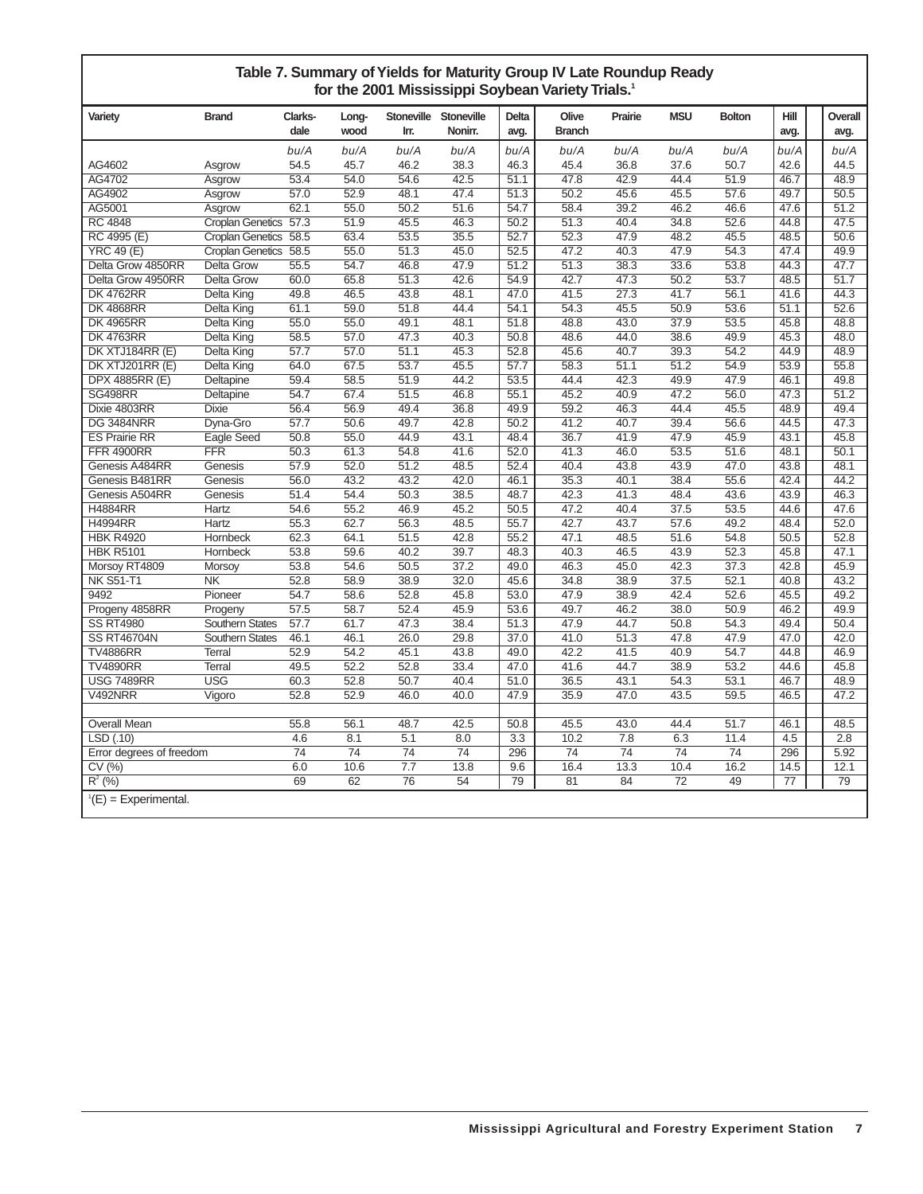## Table 7. Summary of Yields for Maturity Group IV Late Roundup Ready for the 2001 Mississippi Soybean Variety Trials.[1]

| Variety | Brand | Clarksdale | Longwood | Stoneville Irr. | Stoneville Nonirr. | Delta avg. | Olive Branch | Prairie | MSU | Bolton | Hill avg. | Overall avg. |
|---|---|---|---|---|---|---|---|---|---|---|---|---|
| | | bu/A | bu/A | bu/A | bu/A | bu/A | bu/A | bu/A | bu/A | bu/A | bu/A | bu/A |
| AG4602 | Asgrow | 54.5 | 45.7 | 46.2 | 38.3 | 46.3 | 45.4 | 36.8 | 37.6 | 50.7 | 42.6 | 44.5 |
| AG4702 | Asgrow | 53.4 | 54.0 | 54.6 | 42.5 | 51.1 | 47.8 | 42.9 | 44.4 | 51.9 | 46.7 | 48.9 |
| AG4902 | Asgrow | 57.0 | 52.9 | 48.1 | 47.4 | 51.3 | 50.2 | 45.6 | 45.5 | 57.6 | 49.7 | 50.5 |
| AG5001 | Asgrow | 62.1 | 55.0 | 50.2 | 51.6 | 54.7 | 58.4 | 39.2 | 46.2 | 46.6 | 47.6 | 51.2 |
| RC 4848 | Croplan Genetics | 57.3 | 51.9 | 45.5 | 46.3 | 50.2 | 51.3 | 40.4 | 34.8 | 52.6 | 44.8 | 47.5 |
| RC 4995 (E) | Croplan Genetics | 58.5 | 63.4 | 53.5 | 35.5 | 52.7 | 52.3 | 47.9 | 48.2 | 45.5 | 48.5 | 50.6 |
| YRC 49 (E) | Croplan Genetics | 58.5 | 55.0 | 51.3 | 45.0 | 52.5 | 47.2 | 40.3 | 47.9 | 54.3 | 47.4 | 49.9 |
| Delta Grow 4850RR | Delta Grow | 55.5 | 54.7 | 46.8 | 47.9 | 51.2 | 51.3 | 38.3 | 33.6 | 53.8 | 44.3 | 47.7 |
| Delta Grow 4950RR | Delta Grow | 60.0 | 65.8 | 51.3 | 42.6 | 54.9 | 42.7 | 47.3 | 50.2 | 53.7 | 48.5 | 51.7 |
| DK 4762RR | Delta King | 49.8 | 46.5 | 43.8 | 48.1 | 47.0 | 41.5 | 27.3 | 41.7 | 56.1 | 41.6 | 44.3 |
| DK 4868RR | Delta King | 61.1 | 59.0 | 51.8 | 44.4 | 54.1 | 54.3 | 45.5 | 50.9 | 53.6 | 51.1 | 52.6 |
| DK 4965RR | Delta King | 55.0 | 55.0 | 49.1 | 48.1 | 51.8 | 48.8 | 43.0 | 37.9 | 53.5 | 45.8 | 48.8 |
| DK 4763RR | Delta King | 58.5 | 57.0 | 47.3 | 40.3 | 50.8 | 48.6 | 44.0 | 38.6 | 49.9 | 45.3 | 48.0 |
| DK XTJ184RR (E) | Delta King | 57.7 | 57.0 | 51.1 | 45.3 | 52.8 | 45.6 | 40.7 | 39.3 | 54.2 | 44.9 | 48.9 |
| DK XTJ201RR (E) | Delta King | 64.0 | 67.5 | 53.7 | 45.5 | 57.7 | 58.3 | 51.1 | 51.2 | 54.9 | 53.9 | 55.8 |
| DPX 4885RR (E) | Deltapine | 59.4 | 58.5 | 51.9 | 44.2 | 53.5 | 44.4 | 42.3 | 49.9 | 47.9 | 46.1 | 49.8 |
| SG498RR | Deltapine | 54.7 | 67.4 | 51.5 | 46.8 | 55.1 | 45.2 | 40.9 | 47.2 | 56.0 | 47.3 | 51.2 |
| Dixie 4803RR | Dixie | 56.4 | 56.9 | 49.4 | 36.8 | 49.9 | 59.2 | 46.3 | 44.4 | 45.5 | 48.9 | 49.4 |
| DG 3484NRR | Dyna-Gro | 57.7 | 50.6 | 49.7 | 42.8 | 50.2 | 41.2 | 40.7 | 39.4 | 56.6 | 44.5 | 47.3 |
| ES Prairie RR | Eagle Seed | 50.8 | 55.0 | 44.9 | 43.1 | 48.4 | 36.7 | 41.9 | 47.9 | 45.9 | 43.1 | 45.8 |
| FFR 4900RR | FFR | 50.3 | 61.3 | 54.8 | 41.6 | 52.0 | 41.3 | 46.0 | 53.5 | 51.6 | 48.1 | 50.1 |
| Genesis A484RR | Genesis | 57.9 | 52.0 | 51.2 | 48.5 | 52.4 | 40.4 | 43.8 | 43.9 | 47.0 | 43.8 | 48.1 |
| Genesis B481RR | Genesis | 56.0 | 43.2 | 43.2 | 42.0 | 46.1 | 35.3 | 40.1 | 38.4 | 55.6 | 42.4 | 44.2 |
| Genesis A504RR | Genesis | 51.4 | 54.4 | 50.3 | 38.5 | 48.7 | 42.3 | 41.3 | 48.4 | 43.6 | 43.9 | 46.3 |
| H4884RR | Hartz | 54.6 | 55.2 | 46.9 | 45.2 | 50.5 | 47.2 | 40.4 | 37.5 | 53.5 | 44.6 | 47.6 |
| H4994RR | Hartz | 55.3 | 62.7 | 56.3 | 48.5 | 55.7 | 42.7 | 43.7 | 57.6 | 49.2 | 48.4 | 52.0 |
| HBK R4920 | Hornbeck | 62.3 | 64.1 | 51.5 | 42.8 | 55.2 | 47.1 | 48.5 | 51.6 | 54.8 | 50.5 | 52.8 |
| HBK R5101 | Hornbeck | 53.8 | 59.6 | 40.2 | 39.7 | 48.3 | 40.3 | 46.5 | 43.9 | 52.3 | 45.8 | 47.1 |
| Morsoy RT4809 | Morsoy | 53.8 | 54.6 | 50.5 | 37.2 | 49.0 | 46.3 | 45.0 | 42.3 | 37.3 | 42.8 | 45.9 |
| NK S51-T1 | NK | 52.8 | 58.9 | 38.9 | 32.0 | 45.6 | 34.8 | 38.9 | 37.5 | 52.1 | 40.8 | 43.2 |
| 9492 | Pioneer | 54.7 | 58.6 | 52.8 | 45.8 | 53.0 | 47.9 | 38.9 | 42.4 | 52.6 | 45.5 | 49.2 |
| Progeny 4858RR | Progeny | 57.5 | 58.7 | 52.4 | 45.9 | 53.6 | 49.7 | 46.2 | 38.0 | 50.9 | 46.2 | 49.9 |
| SS RT4980 | Southern States | 57.7 | 61.7 | 47.3 | 38.4 | 51.3 | 47.9 | 44.7 | 50.8 | 54.3 | 49.4 | 50.4 |
| SS RT46704N | Southern States | 46.1 | 46.1 | 26.0 | 29.8 | 37.0 | 41.0 | 51.3 | 47.8 | 47.9 | 47.0 | 42.0 |
| TV4886RR | Terral | 52.9 | 54.2 | 45.1 | 43.8 | 49.0 | 42.2 | 41.5 | 40.9 | 54.7 | 44.8 | 46.9 |
| TV4890RR | Terral | 49.5 | 52.2 | 52.8 | 33.4 | 47.0 | 41.6 | 44.7 | 38.9 | 53.2 | 44.6 | 45.8 |
| USG 7489RR | USG | 60.3 | 52.8 | 50.7 | 40.4 | 51.0 | 36.5 | 43.1 | 54.3 | 53.1 | 46.7 | 48.9 |
| V492NRR | Vigoro | 52.8 | 52.9 | 46.0 | 40.0 | 47.9 | 35.9 | 47.0 | 43.5 | 59.5 | 46.5 | 47.2 |
| Overall Mean | | 55.8 | 56.1 | 48.7 | 42.5 | 50.8 | 45.5 | 43.0 | 44.4 | 51.7 | 46.1 | 48.5 |
| LSD (.10) | | 4.6 | 8.1 | 5.1 | 8.0 | 3.3 | 10.2 | 7.8 | 6.3 | 11.4 | 4.5 | 2.8 |
| Error degrees of freedom | | 74 | 74 | 74 | 74 | 296 | 74 | 74 | 74 | 74 | 296 | 5.92 |
| CV (%) | | 6.0 | 10.6 | 7.7 | 13.8 | 9.6 | 16.4 | 13.3 | 10.4 | 16.2 | 14.5 | 12.1 |
| $R^2$ (%) | | 69 | 62 | 76 | 54 | 79 | 81 | 84 | 72 | 49 | 77 | 79 |

[1](E) = Experimental.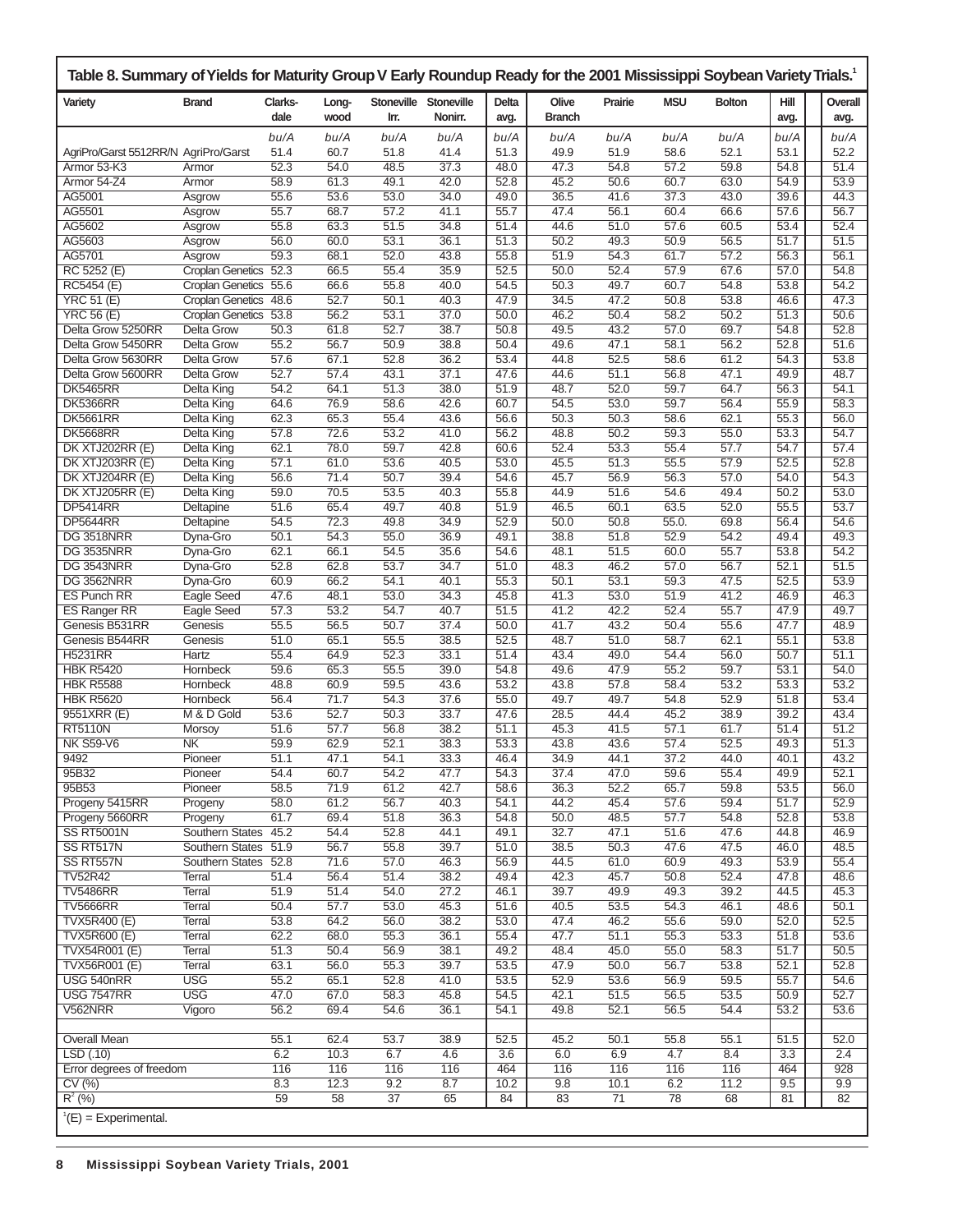# Table 8. Summary of Yields for Maturity Group V Early Roundup Ready for the 2001 Mississippi Soybean Variety Trials.[1]

| Variety | Brand | Clarks-dale | Long-wood | Stoneville Irr. | Stoneville Nonirr. | Delta avg. | Olive Branch | Prairie | MSU | Bolton | Hill avg. | Overall avg. |
|---|---|---|---|---|---|---|---|---|---|---|---|---|
| | | bu/A | bu/A | bu/A | bu/A | bu/A | bu/A | bu/A | bu/A | bu/A | bu/A | bu/A |
| AgriPro/Garst 5512RR/N | AgriPro/Garst | 51.4 | 60.7 | 51.8 | 41.4 | 51.3 | 49.9 | 51.9 | 58.6 | 52.1 | 53.1 | 52.2 |
| Armor 53-K3 | Armor | 52.3 | 54.0 | 48.5 | 37.3 | 48.0 | 47.3 | 54.8 | 57.2 | 59.8 | 54.8 | 51.4 |
| Armor 54-Z4 | Armor | 58.9 | 61.3 | 49.1 | 42.0 | 52.8 | 45.2 | 50.6 | 60.7 | 63.0 | 54.9 | 53.9 |
| AG5001 | Asgrow | 55.6 | 53.6 | 53.0 | 34.0 | 49.0 | 36.5 | 41.6 | 37.3 | 43.0 | 39.6 | 44.3 |
| AG5501 | Asgrow | 55.7 | 68.7 | 57.2 | 41.1 | 55.7 | 47.4 | 56.1 | 60.4 | 66.6 | 57.6 | 56.7 |
| AG5602 | Asgrow | 55.8 | 63.3 | 51.5 | 34.8 | 51.4 | 44.6 | 51.0 | 57.6 | 60.5 | 53.4 | 52.4 |
| AG5603 | Asgrow | 56.0 | 60.0 | 53.1 | 36.1 | 51.3 | 50.2 | 49.3 | 50.9 | 56.5 | 51.7 | 51.5 |
| AG5701 | Asgrow | 59.3 | 68.1 | 52.0 | 43.8 | 55.8 | 51.9 | 54.3 | 61.7 | 57.2 | 56.3 | 56.1 |
| RC 5252 (E) | Croplan Genetics | 52.3 | 66.5 | 55.4 | 35.9 | 52.5 | 50.0 | 52.4 | 57.9 | 67.6 | 57.0 | 54.8 |
| RC5454 (E) | Croplan Genetics | 55.6 | 66.6 | 55.8 | 40.0 | 54.5 | 50.3 | 49.7 | 60.7 | 54.8 | 53.8 | 54.2 |
| YRC 51 (E) | Croplan Genetics | 48.6 | 52.7 | 50.1 | 40.3 | 47.9 | 34.5 | 47.2 | 50.8 | 53.8 | 46.6 | 47.3 |
| YRC 56 (E) | Croplan Genetics | 53.8 | 56.2 | 53.1 | 37.0 | 50.0 | 46.2 | 50.4 | 58.2 | 50.2 | 51.3 | 50.6 |
| Delta Grow 5250RR | Delta Grow | 50.3 | 61.8 | 52.7 | 38.7 | 50.8 | 49.5 | 43.2 | 57.0 | 69.7 | 54.8 | 52.8 |
| Delta Grow 5450RR | Delta Grow | 55.2 | 56.7 | 50.9 | 38.8 | 50.4 | 49.6 | 47.1 | 58.1 | 56.2 | 52.8 | 51.6 |
| Delta Grow 5630RR | Delta Grow | 57.6 | 67.1 | 52.8 | 36.2 | 53.4 | 44.8 | 52.5 | 58.6 | 61.2 | 54.3 | 53.8 |
| Delta Grow 5600RR | Delta Grow | 52.7 | 57.4 | 43.1 | 37.1 | 47.6 | 44.6 | 51.1 | 56.8 | 47.1 | 49.9 | 48.7 |
| DK5465RR | Delta King | 54.2 | 64.1 | 51.3 | 38.0 | 51.9 | 48.7 | 52.0 | 59.7 | 64.7 | 56.3 | 54.1 |
| DK5366RR | Delta King | 64.6 | 76.9 | 58.6 | 42.6 | 60.7 | 54.5 | 53.0 | 59.7 | 56.4 | 55.9 | 58.3 |
| DK5661RR | Delta King | 62.3 | 65.3 | 55.4 | 43.6 | 56.6 | 50.3 | 50.3 | 58.6 | 62.1 | 55.3 | 56.0 |
| DK5668RR | Delta King | 57.8 | 72.6 | 53.2 | 41.0 | 56.2 | 48.8 | 50.2 | 59.3 | 55.0 | 53.3 | 54.7 |
| DK XTJ202RR (E) | Delta King | 62.1 | 78.0 | 59.7 | 42.8 | 60.6 | 52.4 | 53.3 | 55.4 | 57.7 | 54.7 | 57.4 |
| DK XTJ203RR (E) | Delta King | 57.1 | 61.0 | 53.6 | 40.5 | 53.0 | 45.5 | 51.3 | 55.5 | 57.9 | 52.5 | 52.8 |
| DK XTJ204RR (E) | Delta King | 56.6 | 71.4 | 50.7 | 39.4 | 54.6 | 45.7 | 56.9 | 56.3 | 57.0 | 54.0 | 54.3 |
| DK XTJ205RR (E) | Delta King | 59.0 | 70.5 | 53.5 | 40.3 | 55.8 | 44.9 | 51.6 | 54.6 | 49.4 | 50.2 | 53.0 |
| DP5414RR | Deltapine | 51.6 | 65.4 | 49.7 | 40.8 | 51.9 | 46.5 | 60.1 | 63.5 | 52.0 | 55.5 | 53.7 |
| DP5644RR | Deltapine | 54.5 | 72.3 | 49.8 | 34.9 | 52.9 | 50.0 | 50.8 | 55.0. | 69.8 | 56.4 | 54.6 |
| DG 3518NRR | Dyna-Gro | 50.1 | 54.3 | 55.0 | 36.9 | 49.1 | 38.8 | 51.8 | 52.9 | 54.2 | 49.4 | 49.3 |
| DG 3535NRR | Dyna-Gro | 62.1 | 66.1 | 54.5 | 35.6 | 54.6 | 48.1 | 51.5 | 60.0 | 55.7 | 53.8 | 54.2 |
| DG 3543NRR | Dyna-Gro | 52.8 | 62.8 | 53.7 | 34.7 | 51.0 | 48.3 | 46.2 | 57.0 | 56.7 | 52.1 | 51.5 |
| DG 3562NRR | Dyna-Gro | 60.9 | 66.2 | 54.1 | 40.1 | 55.3 | 50.1 | 53.1 | 59.3 | 47.5 | 52.5 | 53.9 |
| ES Punch RR | Eagle Seed | 47.6 | 48.1 | 53.0 | 34.3 | 45.8 | 41.3 | 53.0 | 51.9 | 41.2 | 46.9 | 46.3 |
| ES Ranger RR | Eagle Seed | 57.3 | 53.2 | 54.7 | 40.7 | 51.5 | 41.2 | 42.2 | 52.4 | 55.7 | 47.9 | 49.7 |
| Genesis B531RR | Genesis | 55.5 | 56.5 | 50.7 | 37.4 | 50.0 | 41.7 | 43.2 | 50.4 | 55.6 | 47.7 | 48.9 |
| Genesis B544RR | Genesis | 51.0 | 65.1 | 55.5 | 38.5 | 52.5 | 48.7 | 51.0 | 58.7 | 62.1 | 55.1 | 53.8 |
| H5231RR | Hartz | 55.4 | 64.9 | 52.3 | 33.1 | 51.4 | 43.4 | 49.0 | 54.4 | 56.0 | 50.7 | 51.1 |
| HBK R5420 | Hornbeck | 59.6 | 65.3 | 55.5 | 39.0 | 54.8 | 49.6 | 47.9 | 55.2 | 59.7 | 53.1 | 54.0 |
| HBK R5588 | Hornbeck | 48.8 | 60.9 | 59.5 | 43.6 | 53.2 | 43.8 | 57.8 | 58.4 | 53.2 | 53.3 | 53.2 |
| HBK R5620 | Hornbeck | 56.4 | 71.7 | 54.3 | 37.6 | 55.0 | 49.7 | 49.7 | 54.8 | 52.9 | 51.8 | 53.4 |
| 9551XRR (E) | M & D Gold | 53.6 | 52.7 | 50.3 | 33.7 | 47.6 | 28.5 | 44.4 | 45.2 | 38.9 | 39.2 | 43.4 |
| RT5110N | Morsoy | 51.6 | 57.7 | 56.8 | 38.2 | 51.1 | 45.3 | 41.5 | 57.1 | 61.7 | 51.4 | 51.2 |
| NK S59-V6 | NK | 59.9 | 62.9 | 52.1 | 38.3 | 53.3 | 43.8 | 43.6 | 57.4 | 52.5 | 49.3 | 51.3 |
| 9492 | Pioneer | 51.1 | 47.1 | 54.1 | 33.3 | 46.4 | 34.9 | 44.1 | 37.2 | 44.0 | 40.1 | 43.2 |
| 95B32 | Pioneer | 54.4 | 60.7 | 54.2 | 47.7 | 54.3 | 37.4 | 47.0 | 59.6 | 55.4 | 49.9 | 52.1 |
| 95B53 | Pioneer | 58.5 | 71.9 | 61.2 | 42.7 | 58.6 | 36.3 | 52.2 | 65.7 | 59.8 | 53.5 | 56.0 |
| Progeny 5415RR | Progeny | 58.0 | 61.2 | 56.7 | 40.3 | 54.1 | 44.2 | 45.4 | 57.6 | 59.4 | 51.7 | 52.9 |
| Progeny 5660RR | Progeny | 61.7 | 69.4 | 51.8 | 36.3 | 54.8 | 50.0 | 48.5 | 57.7 | 54.8 | 52.8 | 53.8 |
| SS RT5001N | Southern States | 45.2 | 54.4 | 52.8 | 44.1 | 49.1 | 32.7 | 47.1 | 51.6 | 47.6 | 44.8 | 46.9 |
| SS RT517N | Southern States | 51.9 | 56.7 | 55.8 | 39.7 | 51.0 | 38.5 | 50.3 | 47.6 | 47.5 | 46.0 | 48.5 |
| SS RT557N | Southern States | 52.8 | 71.6 | 57.0 | 46.3 | 56.9 | 44.5 | 61.0 | 60.9 | 49.3 | 53.9 | 55.4 |
| TV52R42 | Terral | 51.4 | 56.4 | 51.4 | 38.2 | 49.4 | 42.3 | 45.7 | 50.8 | 52.4 | 47.8 | 48.6 |
| TV5486RR | Terral | 51.9 | 51.4 | 54.0 | 27.2 | 46.1 | 39.7 | 49.9 | 49.3 | 39.2 | 44.5 | 45.3 |
| TV5666RR | Terral | 50.4 | 57.7 | 53.0 | 45.3 | 51.6 | 40.5 | 53.5 | 54.3 | 46.1 | 48.6 | 50.1 |
| TVX5R400 (E) | Terral | 53.8 | 64.2 | 56.0 | 38.2 | 53.0 | 47.4 | 46.2 | 55.6 | 59.0 | 52.0 | 52.5 |
| TVX5R600 (E) | Terral | 62.2 | 68.0 | 55.3 | 36.1 | 55.4 | 47.7 | 51.1 | 55.3 | 53.3 | 51.8 | 53.6 |
| TVX54R001 (E) | Terral | 51.3 | 50.4 | 56.9 | 38.1 | 49.2 | 48.4 | 45.0 | 55.0 | 58.3 | 51.7 | 50.5 |
| TVX56R001 (E) | Terral | 63.1 | 56.0 | 55.3 | 39.7 | 53.5 | 47.9 | 50.0 | 56.7 | 53.8 | 52.1 | 52.8 |
| USG 540nRR | USG | 55.2 | 65.1 | 52.8 | 41.0 | 53.5 | 52.9 | 53.6 | 56.9 | 59.5 | 55.7 | 54.6 |
| USG 7547RR | USG | 47.0 | 67.0 | 58.3 | 45.8 | 54.5 | 42.1 | 51.5 | 56.5 | 53.5 | 50.9 | 52.7 |
| V562NRR | Vigoro | 56.2 | 69.4 | 54.6 | 36.1 | 54.1 | 49.8 | 52.1 | 56.5 | 54.4 | 53.2 | 53.6 |
| | | | | | | | | | | | | |
| Overall Mean | | 55.1 | 62.4 | 53.7 | 38.9 | 52.5 | 45.2 | 50.1 | 55.8 | 55.1 | 51.5 | 52.0 |
| LSD (.10) | | 6.2 | 10.3 | 6.7 | 4.6 | 3.6 | 6.0 | 6.9 | 4.7 | 8.4 | 3.3 | 2.4 |
| Error degrees of freedom | | 116 | 116 | 116 | 116 | 464 | 116 | 116 | 116 | 116 | 464 | 928 |
| CV (%) | | 8.3 | 12.3 | 9.2 | 8.7 | 10.2 | 9.8 | 10.1 | 6.2 | 11.2 | 9.5 | 9.9 |
| $R^2$ (%) | | 59 | 58 | 37 | 65 | 84 | 83 | 71 | 78 | 68 | 81 | 82 |

[1](E) = Experimental.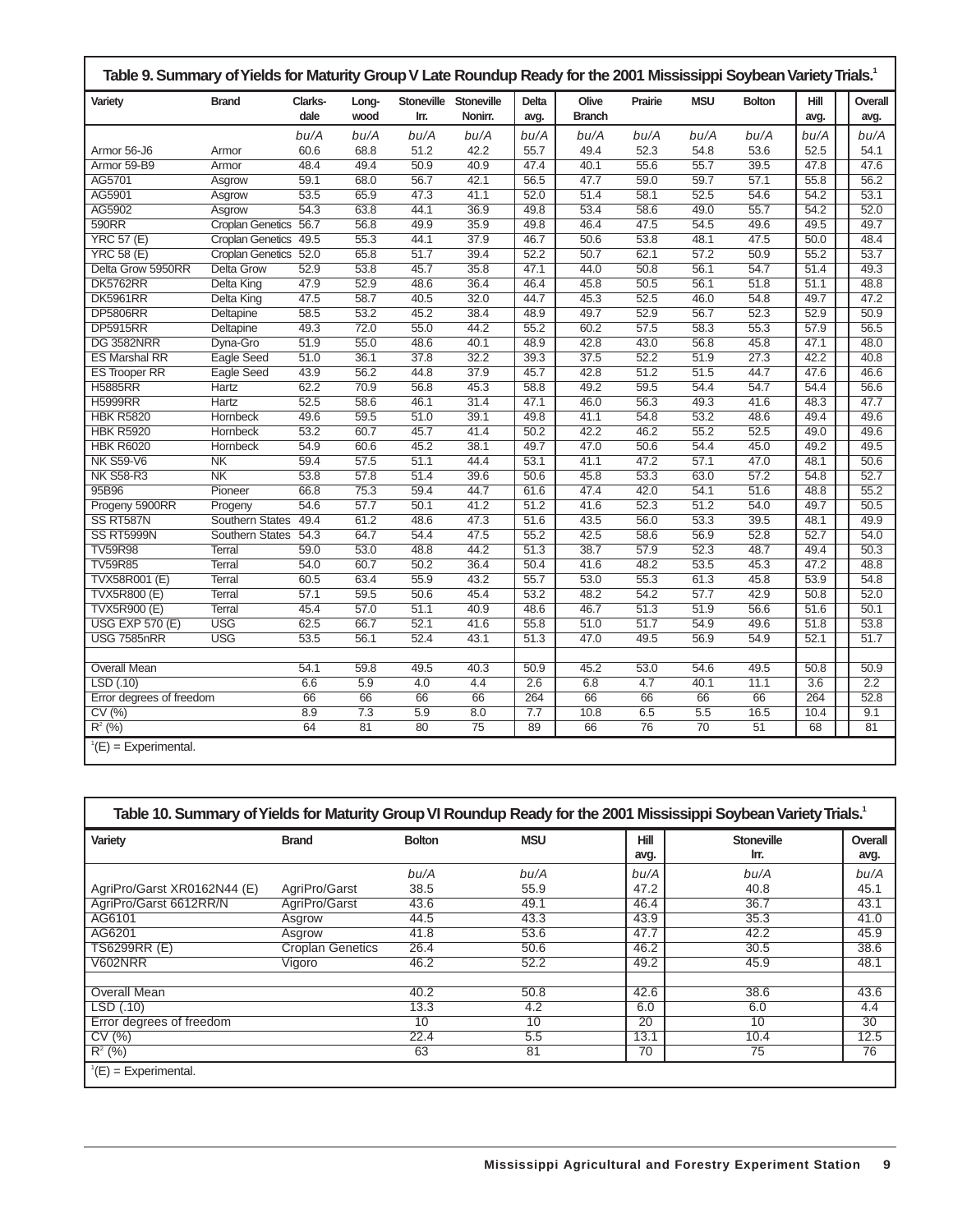### Table 9. Summary of Yields for Maturity Group V Late Roundup Ready for the 2001 Mississippi Soybean Variety Trials.[1]

| Variety | Brand | Clarksdale | Longwood | Stoneville Irr. | Stoneville Nonirr. | Delta avg. | Olive Branch | Prairie | MSU | Bolton | Hill avg. | Overall avg. |
|---|---|---|---|---|---|---|---|---|---|---|---|---|
| | | bu/A | bu/A | bu/A | bu/A | bu/A | bu/A | bu/A | bu/A | bu/A | bu/A | bu/A |
| Armor 56-J6 | Armor | 60.6 | 68.8 | 51.2 | 42.2 | 55.7 | 49.4 | 52.3 | 54.8 | 53.6 | 52.5 | 54.1 |
| Armor 59-B9 | Armor | 48.4 | 49.4 | 50.9 | 40.9 | 47.4 | 40.1 | 55.6 | 55.7 | 39.5 | 47.8 | 47.6 |
| AG5701 | Asgrow | 59.1 | 68.0 | 56.7 | 42.1 | 56.5 | 47.7 | 59.0 | 59.7 | 57.1 | 55.8 | 56.2 |
| AG5901 | Asgrow | 53.5 | 65.9 | 47.3 | 41.1 | 52.0 | 51.4 | 58.1 | 52.5 | 54.6 | 54.2 | 53.1 |
| AG5902 | Asgrow | 54.3 | 63.8 | 44.1 | 36.9 | 49.8 | 53.4 | 58.6 | 49.0 | 55.7 | 54.2 | 52.0 |
| 590RR | Croplan Genetics | 56.7 | 56.8 | 49.9 | 35.9 | 49.8 | 46.4 | 47.5 | 54.5 | 49.6 | 49.5 | 49.7 |
| YRC 57 (E) | Croplan Genetics | 49.5 | 55.3 | 44.1 | 37.9 | 46.7 | 50.6 | 53.8 | 48.1 | 47.5 | 50.0 | 48.4 |
| YRC 58 (E) | Croplan Genetics | 52.0 | 65.8 | 51.7 | 39.4 | 52.2 | 50.7 | 62.1 | 57.2 | 50.9 | 55.2 | 53.7 |
| Delta Grow 5950RR | Delta Grow | 52.9 | 53.8 | 45.7 | 35.8 | 47.1 | 44.0 | 50.8 | 56.1 | 54.7 | 51.4 | 49.3 |
| DK5762RR | Delta King | 47.9 | 52.9 | 48.6 | 36.4 | 46.4 | 45.8 | 50.5 | 56.1 | 51.8 | 51.1 | 48.8 |
| DK5961RR | Delta King | 47.5 | 58.7 | 40.5 | 32.0 | 44.7 | 45.3 | 52.5 | 46.0 | 54.8 | 49.7 | 47.2 |
| DP5806RR | Deltapine | 58.5 | 53.2 | 45.2 | 38.4 | 48.9 | 49.7 | 52.9 | 56.7 | 52.3 | 52.9 | 50.9 |
| DP5915RR | Deltapine | 49.3 | 72.0 | 55.0 | 44.2 | 55.2 | 60.2 | 57.5 | 58.3 | 55.3 | 57.9 | 56.5 |
| DG 3582NRR | Dyna-Gro | 51.9 | 55.0 | 48.6 | 40.1 | 48.9 | 42.8 | 43.0 | 56.8 | 45.8 | 47.1 | 48.0 |
| ES Marshal RR | Eagle Seed | 51.0 | 36.1 | 37.8 | 32.2 | 39.3 | 37.5 | 52.2 | 51.9 | 27.3 | 42.2 | 40.8 |
| ES Trooper RR | Eagle Seed | 43.9 | 56.2 | 44.8 | 37.9 | 45.7 | 42.8 | 51.2 | 51.5 | 44.7 | 47.6 | 46.6 |
| H5885RR | Hartz | 62.2 | 70.9 | 56.8 | 45.3 | 58.8 | 49.2 | 59.5 | 54.4 | 54.7 | 54.4 | 56.6 |
| H5999RR | Hartz | 52.5 | 58.6 | 46.1 | 31.4 | 47.1 | 46.0 | 56.3 | 49.3 | 41.6 | 48.3 | 47.7 |
| HBK R5820 | Hornbeck | 49.6 | 59.5 | 51.0 | 39.1 | 49.8 | 41.1 | 54.8 | 53.2 | 48.6 | 49.4 | 49.6 |
| HBK R5920 | Hornbeck | 53.2 | 60.7 | 45.7 | 41.4 | 50.2 | 42.2 | 46.2 | 55.2 | 52.5 | 49.0 | 49.6 |
| HBK R6020 | Hornbeck | 54.9 | 60.6 | 45.2 | 38.1 | 49.7 | 47.0 | 50.6 | 54.4 | 45.0 | 49.2 | 49.5 |
| NK S59-V6 | NK | 59.4 | 57.5 | 51.1 | 44.4 | 53.1 | 41.1 | 47.2 | 57.1 | 47.0 | 48.1 | 50.6 |
| NK S58-R3 | NK | 53.8 | 57.8 | 51.4 | 39.6 | 50.6 | 45.8 | 53.3 | 63.0 | 57.2 | 54.8 | 52.7 |
| 95B96 | Pioneer | 66.8 | 75.3 | 59.4 | 44.7 | 61.6 | 47.4 | 42.0 | 54.1 | 51.6 | 48.8 | 55.2 |
| Progeny 5900RR | Progeny | 54.6 | 57.7 | 50.1 | 41.2 | 51.2 | 41.6 | 52.3 | 51.2 | 54.0 | 49.7 | 50.5 |
| SS RT587N | Southern States | 49.4 | 61.2 | 48.6 | 47.3 | 51.6 | 43.5 | 56.0 | 53.3 | 39.5 | 48.1 | 49.9 |
| SS RT5999N | Southern States | 54.3 | 64.7 | 54.4 | 47.5 | 55.2 | 42.5 | 58.6 | 56.9 | 52.8 | 52.7 | 54.0 |
| TV59R98 | Terral | 59.0 | 53.0 | 48.8 | 44.2 | 51.3 | 38.7 | 57.9 | 52.3 | 48.7 | 49.4 | 50.3 |
| TV59R85 | Terral | 54.0 | 60.7 | 50.2 | 36.4 | 50.4 | 41.6 | 48.2 | 53.5 | 45.3 | 47.2 | 48.8 |
| TVX58R001 (E) | Terral | 60.5 | 63.4 | 55.9 | 43.2 | 55.7 | 53.0 | 55.3 | 61.3 | 45.8 | 53.9 | 54.8 |
| TVX5R800 (E) | Terral | 57.1 | 59.5 | 50.6 | 45.4 | 53.2 | 48.2 | 54.2 | 57.7 | 42.9 | 50.8 | 52.0 |
| TVX5R900 (E) | Terral | 45.4 | 57.0 | 51.1 | 40.9 | 48.6 | 46.7 | 51.3 | 51.9 | 56.6 | 51.6 | 50.1 |
| USG EXP 570 (E) | USG | 62.5 | 66.7 | 52.1 | 41.6 | 55.8 | 51.0 | 51.7 | 54.9 | 49.6 | 51.8 | 53.8 |
| USG 7585nRR | USG | 53.5 | 56.1 | 52.4 | 43.1 | 51.3 | 47.0 | 49.5 | 56.9 | 54.9 | 52.1 | 51.7 |
| Overall Mean | | 54.1 | 59.8 | 49.5 | 40.3 | 50.9 | 45.2 | 53.0 | 54.6 | 49.5 | 50.8 | 50.9 |
| LSD (.10) | | 6.6 | 5.9 | 4.0 | 4.4 | 2.6 | 6.8 | 4.7 | 40.1 | 11.1 | 3.6 | 2.2 |
| Error degrees of freedom | | 66 | 66 | 66 | 66 | 264 | 66 | 66 | 66 | 66 | 264 | 52.8 |
| CV (%) | | 8.9 | 7.3 | 5.9 | 8.0 | 7.7 | 10.8 | 6.5 | 5.5 | 16.5 | 10.4 | 9.1 |
| $R^2$ (%) | | 64 | 81 | 80 | 75 | 89 | 66 | 76 | 70 | 51 | 68 | 81 |

[1](E) = Experimental.

### Table 10. Summary of Yields for Maturity Group VI Roundup Ready for the 2001 Mississippi Soybean Variety Trials.[1]

| Variety | Brand | Bolton | MSU | Hill avg. | Stoneville Irr. | Overall avg. |
|---|---|---|---|---|---|---|
| | | bu/A | bu/A | bu/A | bu/A | bu/A |
| AgriPro/Garst XR0162N44 (E) | AgriPro/Garst | 38.5 | 55.9 | 47.2 | 40.8 | 45.1 |
| AgriPro/Garst 6612RR/N | AgriPro/Garst | 43.6 | 49.1 | 46.4 | 36.7 | 43.1 |
| AG6101 | Asgrow | 44.5 | 43.3 | 43.9 | 35.3 | 41.0 |
| AG6201 | Asgrow | 41.8 | 53.6 | 47.7 | 42.2 | 45.9 |
| TS6299RR (E) | Croplan Genetics | 26.4 | 50.6 | 46.2 | 30.5 | 38.6 |
| V602NRR | Vigoro | 46.2 | 52.2 | 49.2 | 45.9 | 48.1 |
| Overall Mean | | 40.2 | 50.8 | 42.6 | 38.6 | 43.6 |
| LSD (.10) | | 13.3 | 4.2 | 6.0 | 6.0 | 4.4 |
| Error degrees of freedom | | 10 | 10 | 20 | 10 | 30 |
| CV (%) | | 22.4 | 5.5 | 13.1 | 10.4 | 12.5 |
| $R^2$ (%) | | 63 | 81 | 70 | 75 | 76 |

[1](E) = Experimental.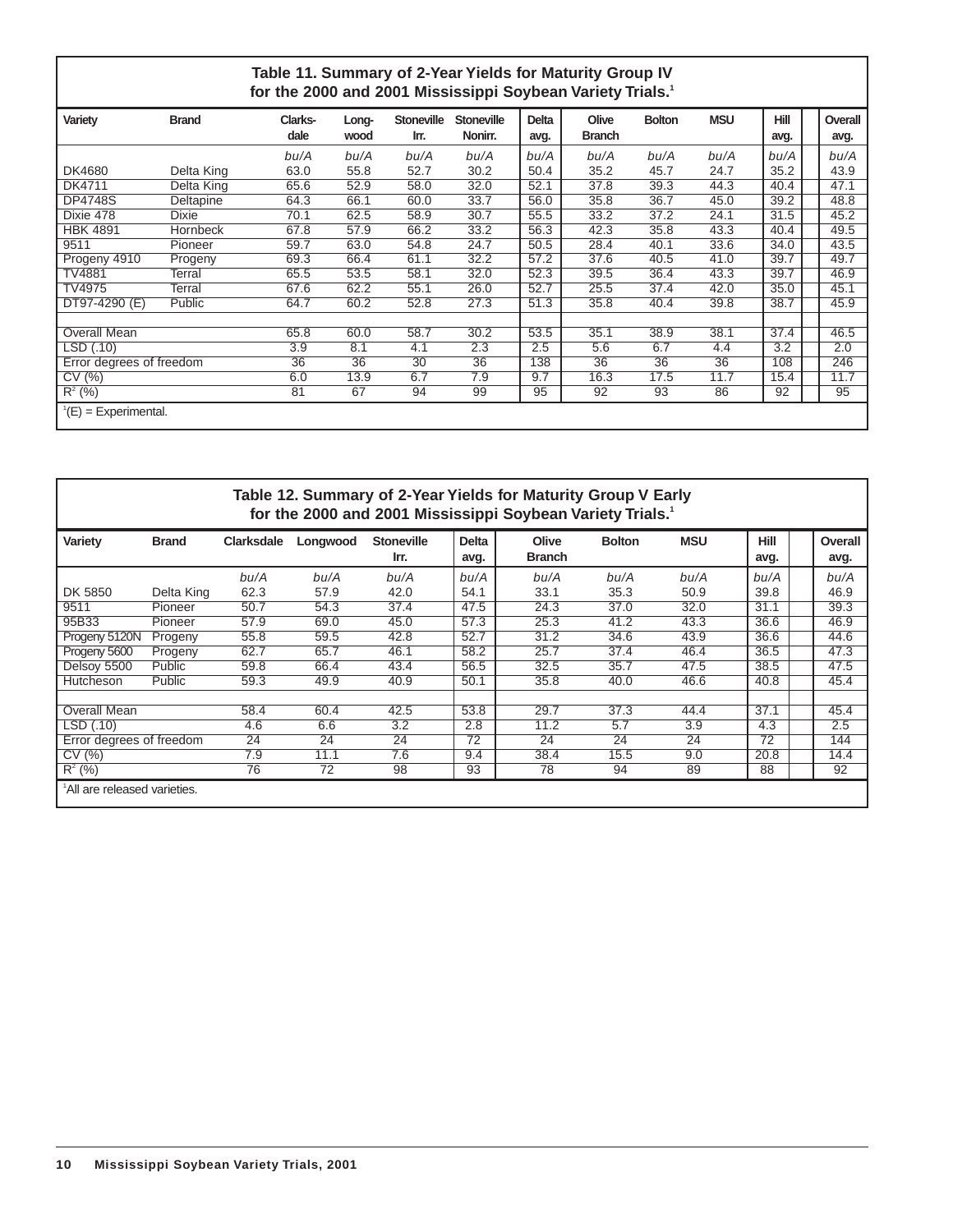## Table 11. Summary of 2-Year Yields for Maturity Group IV for the 2000 and 2001 Mississippi Soybean Variety Trials.[1]

| Variety | Brand | Clarks-dale | Long-wood | Stoneville Irr. | Stoneville Nonirr. | Delta avg. | Olive Branch | Bolton | MSU | Hill avg. | Overall avg. |
|---|---|---|---|---|---|---|---|---|---|---|---|
| | | bu/A | bu/A | bu/A | bu/A | bu/A | bu/A | bu/A | bu/A | bu/A | bu/A |
| DK4680 | Delta King | 63.0 | 55.8 | 52.7 | 30.2 | 50.4 | 35.2 | 45.7 | 24.7 | 35.2 | 43.9 |
| DK4711 | Delta King | 65.6 | 52.9 | 58.0 | 32.0 | 52.1 | 37.8 | 39.3 | 44.3 | 40.4 | 47.1 |
| DP4748S | Deltapine | 64.3 | 66.1 | 60.0 | 33.7 | 56.0 | 35.8 | 36.7 | 45.0 | 39.2 | 48.8 |
| Dixie 478 | Dixie | 70.1 | 62.5 | 58.9 | 30.7 | 55.5 | 33.2 | 37.2 | 24.1 | 31.5 | 45.2 |
| HBK 4891 | Hornbeck | 67.8 | 57.9 | 66.2 | 33.2 | 56.3 | 42.3 | 35.8 | 43.3 | 40.4 | 49.5 |
| 9511 | Pioneer | 59.7 | 63.0 | 54.8 | 24.7 | 50.5 | 28.4 | 40.1 | 33.6 | 34.0 | 43.5 |
| Progeny 4910 | Progeny | 69.3 | 66.4 | 61.1 | 32.2 | 57.2 | 37.6 | 40.5 | 41.0 | 39.7 | 49.7 |
| TV4881 | Terral | 65.5 | 53.5 | 58.1 | 32.0 | 52.3 | 39.5 | 36.4 | 43.3 | 39.7 | 46.9 |
| TV4975 | Terral | 67.6 | 62.2 | 55.1 | 26.0 | 52.7 | 25.5 | 37.4 | 42.0 | 35.0 | 45.1 |
| DT97-4290 (E) | Public | 64.7 | 60.2 | 52.8 | 27.3 | 51.3 | 35.8 | 40.4 | 39.8 | 38.7 | 45.9 |
| Overall Mean | | 65.8 | 60.0 | 58.7 | 30.2 | 53.5 | 35.1 | 38.9 | 38.1 | 37.4 | 46.5 |
| LSD (.10) | | 3.9 | 8.1 | 4.1 | 2.3 | 2.5 | 5.6 | 6.7 | 4.4 | 3.2 | 2.0 |
| Error degrees of freedom | | 36 | 36 | 30 | 36 | 138 | 36 | 36 | 36 | 108 | 246 |
| CV (%) | | 6.0 | 13.9 | 6.7 | 7.9 | 9.7 | 16.3 | 17.5 | 11.7 | 15.4 | 11.7 |
| $R^2$ (%) | | 81 | 67 | 94 | 99 | 95 | 92 | 93 | 86 | 92 | 95 |

[1](E) = Experimental.

## Table 12. Summary of 2-Year Yields for Maturity Group V Early for the 2000 and 2001 Mississippi Soybean Variety Trials.[1]

| Variety | Brand | Clarksdale | Longwood | Stoneville Irr. | Delta avg. | Olive Branch | Bolton | MSU | Hill avg. | Overall avg. |
|---|---|---|---|---|---|---|---|---|---|---|
| | | bu/A | bu/A | bu/A | bu/A | bu/A | bu/A | bu/A | bu/A | bu/A |
| DK 5850 | Delta King | 62.3 | 57.9 | 42.0 | 54.1 | 33.1 | 35.3 | 50.9 | 39.8 | 46.9 |
| 9511 | Pioneer | 50.7 | 54.3 | 37.4 | 47.5 | 24.3 | 37.0 | 32.0 | 31.1 | 39.3 |
| 95B33 | Pioneer | 57.9 | 69.0 | 45.0 | 57.3 | 25.3 | 41.2 | 43.3 | 36.6 | 46.9 |
| Progeny 5120N | Progeny | 55.8 | 59.5 | 42.8 | 52.7 | 31.2 | 34.6 | 43.9 | 36.6 | 44.6 |
| Progeny 5600 | Progeny | 62.7 | 65.7 | 46.1 | 58.2 | 25.7 | 37.4 | 46.4 | 36.5 | 47.3 |
| Delsoy 5500 | Public | 59.8 | 66.4 | 43.4 | 56.5 | 32.5 | 35.7 | 47.5 | 38.5 | 47.5 |
| Hutcheson | Public | 59.3 | 49.9 | 40.9 | 50.1 | 35.8 | 40.0 | 46.6 | 40.8 | 45.4 |
| Overall Mean | | 58.4 | 60.4 | 42.5 | 53.8 | 29.7 | 37.3 | 44.4 | 37.1 | 45.4 |
| LSD (.10) | | 4.6 | 6.6 | 3.2 | 2.8 | 11.2 | 5.7 | 3.9 | 4.3 | 2.5 |
| Error degrees of freedom | | 24 | 24 | 24 | 72 | 24 | 24 | 24 | 72 | 144 |
| CV (%) | | 7.9 | 11.1 | 7.6 | 9.4 | 38.4 | 15.5 | 9.0 | 20.8 | 14.4 |
| $R^2$ (%) | | 76 | 72 | 98 | 93 | 78 | 94 | 89 | 88 | 92 |

[1]All are released varieties.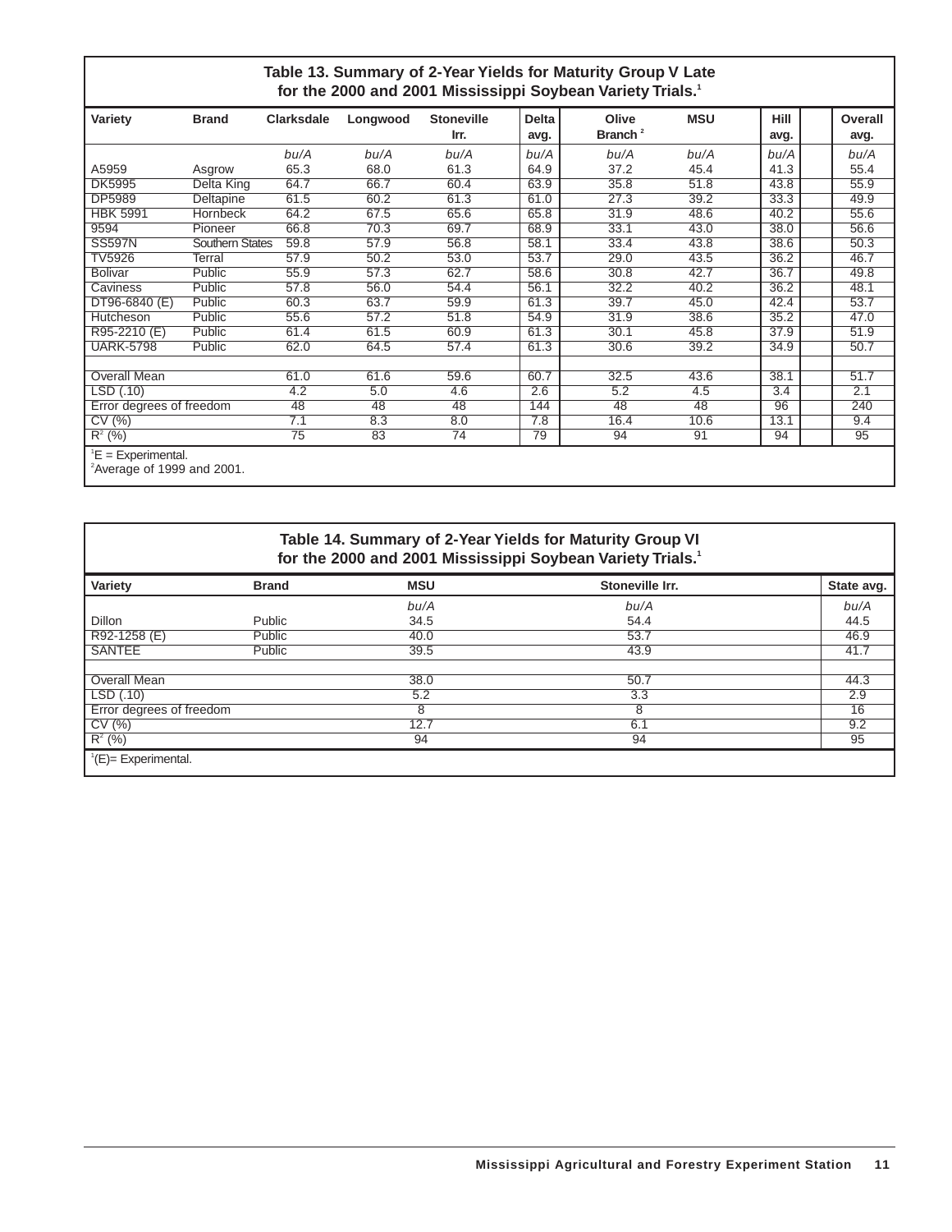### Table 13. Summary of 2-Year Yields for Maturity Group V Late for the 2000 and 2001 Mississippi Soybean Variety Trials.[1]

| Variety | Brand | Clarksdale | Longwood | Stoneville Irr. | Delta avg. | Olive Branch [2] | MSU | Hill avg. | Overall avg. |
|---|---|---|---|---|---|---|---|---|---|
| | | *bu/A* | *bu/A* | *bu/A* | *bu/A* | *bu/A* | *bu/A* | *bu/A* | *bu/A* |
| A5959 | Asgrow | 65.3 | 68.0 | 61.3 | 64.9 | 37.2 | 45.4 | 41.3 | 55.4 |
| DK5995 | Delta King | 64.7 | 66.7 | 60.4 | 63.9 | 35.8 | 51.8 | 43.8 | 55.9 |
| DP5989 | Deltapine | 61.5 | 60.2 | 61.3 | 61.0 | 27.3 | 39.2 | 33.3 | 49.9 |
| HBK 5991 | Hornbeck | 64.2 | 67.5 | 65.6 | 65.8 | 31.9 | 48.6 | 40.2 | 55.6 |
| 9594 | Pioneer | 66.8 | 70.3 | 69.7 | 68.9 | 33.1 | 43.0 | 38.0 | 56.6 |
| SS597N | Southern States | 59.8 | 57.9 | 56.8 | 58.1 | 33.4 | 43.8 | 38.6 | 50.3 |
| TV5926 | Terral | 57.9 | 50.2 | 53.0 | 53.7 | 29.0 | 43.5 | 36.2 | 46.7 |
| Bolivar | Public | 55.9 | 57.3 | 62.7 | 58.6 | 30.8 | 42.7 | 36.7 | 49.8 |
| Caviness | Public | 57.8 | 56.0 | 54.4 | 56.1 | 32.2 | 40.2 | 36.2 | 48.1 |
| DT96-6840 (E) | Public | 60.3 | 63.7 | 59.9 | 61.3 | 39.7 | 45.0 | 42.4 | 53.7 |
| Hutcheson | Public | 55.6 | 57.2 | 51.8 | 54.9 | 31.9 | 38.6 | 35.2 | 47.0 |
| R95-2210 (E) | Public | 61.4 | 61.5 | 60.9 | 61.3 | 30.1 | 45.8 | 37.9 | 51.9 |
| UARK-5798 | Public | 62.0 | 64.5 | 57.4 | 61.3 | 30.6 | 39.2 | 34.9 | 50.7 |
| | | | | | | | | | |
| Overall Mean | | 61.0 | 61.6 | 59.6 | 60.7 | 32.5 | 43.6 | 38.1 | 51.7 |
| LSD (.10) | | 4.2 | 5.0 | 4.6 | 2.6 | 5.2 | 4.5 | 3.4 | 2.1 |
| Error degrees of freedom | | 48 | 48 | 48 | 144 | 48 | 48 | 96 | 240 |
| CV (%) | | 7.1 | 8.3 | 8.0 | 7.8 | 16.4 | 10.6 | 13.1 | 9.4 |
| $R^2$ (%) | | 75 | 83 | 74 | 79 | 94 | 91 | 94 | 95 |

[1]E = Experimental.
[2]Average of 1999 and 2001.

### Table 14. Summary of 2-Year Yields for Maturity Group VI for the 2000 and 2001 Mississippi Soybean Variety Trials.[1]

| Variety | Brand | MSU | Stoneville Irr. | State avg. |
|---|---|---|---|---|
| | | *bu/A* | *bu/A* | *bu/A* |
| Dillon | Public | 34.5 | 54.4 | 44.5 |
| R92-1258 (E) | Public | 40.0 | 53.7 | 46.9 |
| SANTEE | Public | 39.5 | 43.9 | 41.7 |
| | | | | |
| Overall Mean | | 38.0 | 50.7 | 44.3 |
| LSD (.10) | | 5.2 | 3.3 | 2.9 |
| Error degrees of freedom | | 8 | 8 | 16 |
| CV (%) | | 12.7 | 6.1 | 9.2 |
| $R^2$ (%) | | 94 | 94 | 95 |

[1](E)= Experimental.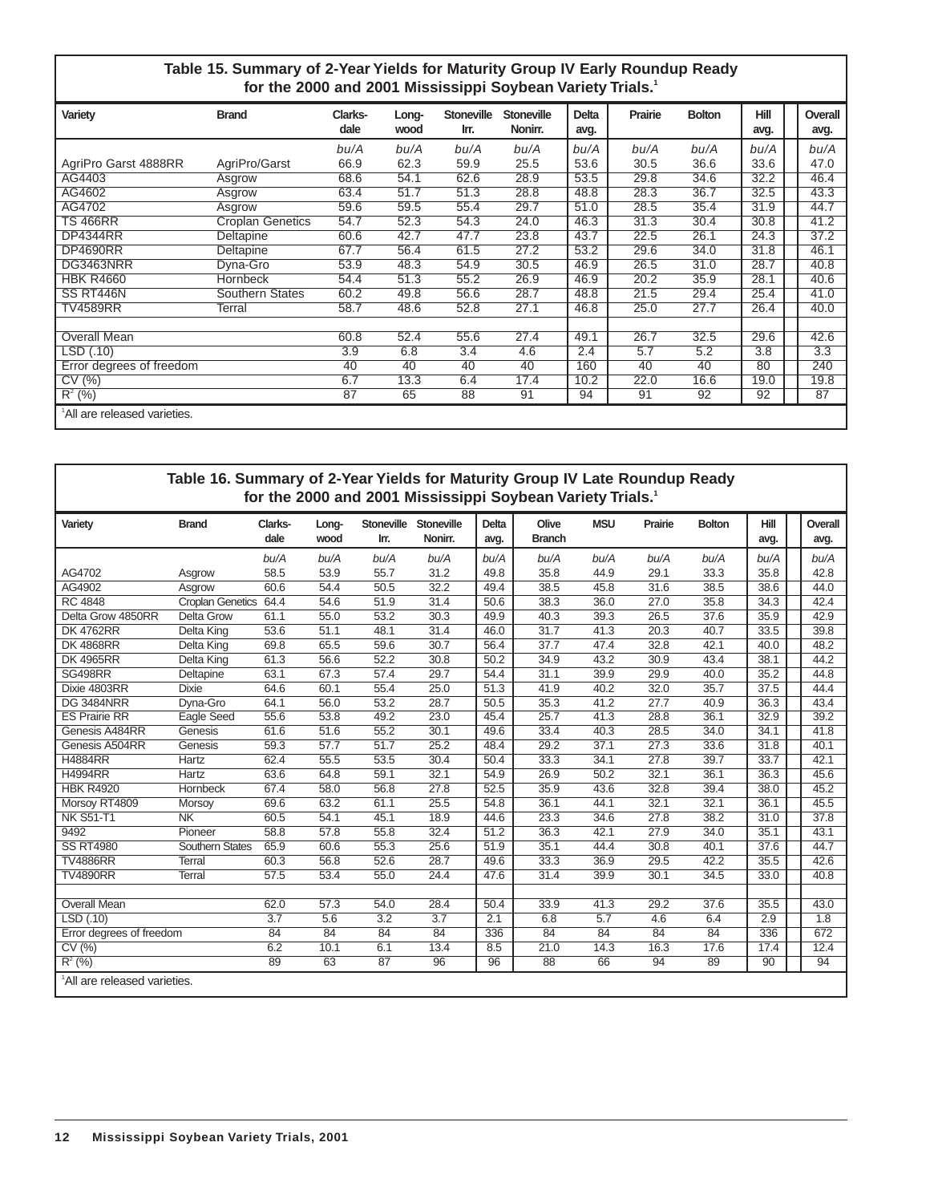### Table 15. Summary of 2-Year Yields for Maturity Group IV Early Roundup Ready for the 2000 and 2001 Mississippi Soybean Variety Trials.[1]

| Variety | Brand | Clarks-dale | Long-wood | Stoneville Irr. | Stoneville Nonirr. | Delta avg. | Prairie | Bolton | Hill avg. | Overall avg. |
|---|---|---|---|---|---|---|---|---|---|---|
| | | *bu/A* | *bu/A* | *bu/A* | *bu/A* | *bu/A* | *bu/A* | *bu/A* | *bu/A* | *bu/A* |
| AgriPro Garst 4888RR | AgriPro/Garst | 66.9 | 62.3 | 59.9 | 25.5 | 53.6 | 30.5 | 36.6 | 33.6 | 47.0 |
| AG4403 | Asgrow | 68.6 | 54.1 | 62.6 | 28.9 | 53.5 | 29.8 | 34.6 | 32.2 | 46.4 |
| AG4602 | Asgrow | 63.4 | 51.7 | 51.3 | 28.8 | 48.8 | 28.3 | 36.7 | 32.5 | 43.3 |
| AG4702 | Asgrow | 59.6 | 59.5 | 55.4 | 29.7 | 51.0 | 28.5 | 35.4 | 31.9 | 44.7 |
| TS 466RR | Croplan Genetics | 54.7 | 52.3 | 54.3 | 24.0 | 46.3 | 31.3 | 30.4 | 30.8 | 41.2 |
| DP4344RR | Deltapine | 60.6 | 42.7 | 47.7 | 23.8 | 43.7 | 22.5 | 26.1 | 24.3 | 37.2 |
| DP4690RR | Deltapine | 67.7 | 56.4 | 61.5 | 27.2 | 53.2 | 29.6 | 34.0 | 31.8 | 46.1 |
| DG3463NRR | Dyna-Gro | 53.9 | 48.3 | 54.9 | 30.5 | 46.9 | 26.5 | 31.0 | 28.7 | 40.8 |
| HBK R4660 | Hornbeck | 54.4 | 51.3 | 55.2 | 26.9 | 46.9 | 20.2 | 35.9 | 28.1 | 40.6 |
| SS RT446N | Southern States | 60.2 | 49.8 | 56.6 | 28.7 | 48.8 | 21.5 | 29.4 | 25.4 | 41.0 |
| TV4589RR | Terral | 58.7 | 48.6 | 52.8 | 27.1 | 46.8 | 25.0 | 27.7 | 26.4 | 40.0 |
| | | | | | | | | | | |
| Overall Mean | | 60.8 | 52.4 | 55.6 | 27.4 | 49.1 | 26.7 | 32.5 | 29.6 | 42.6 |
| LSD (.10) | | 3.9 | 6.8 | 3.4 | 4.6 | 2.4 | 5.7 | 5.2 | 3.8 | 3.3 |
| Error degrees of freedom | | 40 | 40 | 40 | 40 | 160 | 40 | 40 | 80 | 240 |
| CV (%) | | 6.7 | 13.3 | 6.4 | 17.4 | 10.2 | 22.0 | 16.6 | 19.0 | 19.8 |
| $R^2$ (%) | | 87 | 65 | 88 | 91 | 94 | 91 | 92 | 92 | 87 |

[1]All are released varieties.

### Table 16. Summary of 2-Year Yields for Maturity Group IV Late Roundup Ready for the 2000 and 2001 Mississippi Soybean Variety Trials.[1]

| Variety | Brand | Clarks-dale | Long-wood | Stoneville Irr. | Stoneville Nonirr. | Delta avg. | Olive Branch | MSU | Prairie | Bolton | Hill avg. | Overall avg. |
|---|---|---|---|---|---|---|---|---|---|---|---|---|
| | | *bu/A* | *bu/A* | *bu/A* | *bu/A* | *bu/A* | *bu/A* | *bu/A* | *bu/A* | *bu/A* | *bu/A* | *bu/A* |
| AG4702 | Asgrow | 58.5 | 53.9 | 55.7 | 31.2 | 49.8 | 35.8 | 44.9 | 29.1 | 33.3 | 35.8 | 42.8 |
| AG4902 | Asgrow | 60.6 | 54.4 | 50.5 | 32.2 | 49.4 | 38.5 | 45.8 | 31.6 | 38.5 | 38.6 | 44.0 |
| RC 4848 | Croplan Genetics | 64.4 | 54.6 | 51.9 | 31.4 | 50.6 | 38.3 | 36.0 | 27.0 | 35.8 | 34.3 | 42.4 |
| Delta Grow 4850RR | Delta Grow | 61.1 | 55.0 | 53.2 | 30.3 | 49.9 | 40.3 | 39.3 | 26.5 | 37.6 | 35.9 | 42.9 |
| DK 4762RR | Delta King | 53.6 | 51.1 | 48.1 | 31.4 | 46.0 | 31.7 | 41.3 | 20.3 | 40.7 | 33.5 | 39.8 |
| DK 4868RR | Delta King | 69.8 | 65.5 | 59.6 | 30.7 | 56.4 | 37.7 | 47.4 | 32.8 | 42.1 | 40.0 | 48.2 |
| DK 4965RR | Delta King | 61.3 | 56.6 | 52.2 | 30.8 | 50.2 | 34.9 | 43.2 | 30.9 | 43.4 | 38.1 | 44.2 |
| SG498RR | Deltapine | 63.1 | 67.3 | 57.4 | 29.7 | 54.4 | 31.1 | 39.9 | 29.9 | 40.0 | 35.2 | 44.8 |
| Dixie 4803RR | Dixie | 64.6 | 60.1 | 55.4 | 25.0 | 51.3 | 41.9 | 40.2 | 32.0 | 35.7 | 37.5 | 44.4 |
| DG 3484NRR | Dyna-Gro | 64.1 | 56.0 | 53.2 | 28.7 | 50.5 | 35.3 | 41.2 | 27.7 | 40.9 | 36.3 | 43.4 |
| ES Prairie RR | Eagle Seed | 55.6 | 53.8 | 49.2 | 23.0 | 45.4 | 25.7 | 41.3 | 28.8 | 36.1 | 32.9 | 39.2 |
| Genesis A484RR | Genesis | 61.6 | 51.6 | 55.2 | 30.1 | 49.6 | 33.4 | 40.3 | 28.5 | 34.0 | 34.1 | 41.8 |
| Genesis A504RR | Genesis | 59.3 | 57.7 | 51.7 | 25.2 | 48.4 | 29.2 | 37.1 | 27.3 | 33.6 | 31.8 | 40.1 |
| H4884RR | Hartz | 62.4 | 55.5 | 53.5 | 30.4 | 50.4 | 33.3 | 34.1 | 27.8 | 39.7 | 33.7 | 42.1 |
| H4994RR | Hartz | 63.6 | 64.8 | 59.1 | 32.1 | 54.9 | 26.9 | 50.2 | 32.1 | 36.1 | 36.3 | 45.6 |
| HBK R4920 | Hornbeck | 67.4 | 58.0 | 56.8 | 27.8 | 52.5 | 35.9 | 43.6 | 32.8 | 39.4 | 38.0 | 45.2 |
| Morsoy RT4809 | Morsoy | 69.6 | 63.2 | 61.1 | 25.5 | 54.8 | 36.1 | 44.1 | 32.1 | 32.1 | 36.1 | 45.5 |
| NK S51-T1 | NK | 60.5 | 54.1 | 45.1 | 18.9 | 44.6 | 23.3 | 34.6 | 27.8 | 38.2 | 31.0 | 37.8 |
| 9492 | Pioneer | 58.8 | 57.8 | 55.8 | 32.4 | 51.2 | 36.3 | 42.1 | 27.9 | 34.0 | 35.1 | 43.1 |
| SS RT4980 | Southern States | 65.9 | 60.6 | 55.3 | 25.6 | 51.9 | 35.1 | 44.4 | 30.8 | 40.1 | 37.6 | 44.7 |
| TV4886RR | Terral | 60.3 | 56.8 | 52.6 | 28.7 | 49.6 | 33.3 | 36.9 | 29.5 | 42.2 | 35.5 | 42.6 |
| TV4890RR | Terral | 57.5 | 53.4 | 55.0 | 24.4 | 47.6 | 31.4 | 39.9 | 30.1 | 34.5 | 33.0 | 40.8 |
| | | | | | | | | | | | | |
| Overall Mean | | 62.0 | 57.3 | 54.0 | 28.4 | 50.4 | 33.9 | 41.3 | 29.2 | 37.6 | 35.5 | 43.0 |
| LSD (.10) | | 3.7 | 5.6 | 3.2 | 3.7 | 2.1 | 6.8 | 5.7 | 4.6 | 6.4 | 2.9 | 1.8 |
| Error degrees of freedom | | 84 | 84 | 84 | 84 | 336 | 84 | 84 | 84 | 84 | 336 | 672 |
| CV (%) | | 6.2 | 10.1 | 6.1 | 13.4 | 8.5 | 21.0 | 14.3 | 16.3 | 17.6 | 17.4 | 12.4 |
| $R^2$ (%) | | 89 | 63 | 87 | 96 | 96 | 88 | 66 | 94 | 89 | 90 | 94 |

[1]All are released varieties.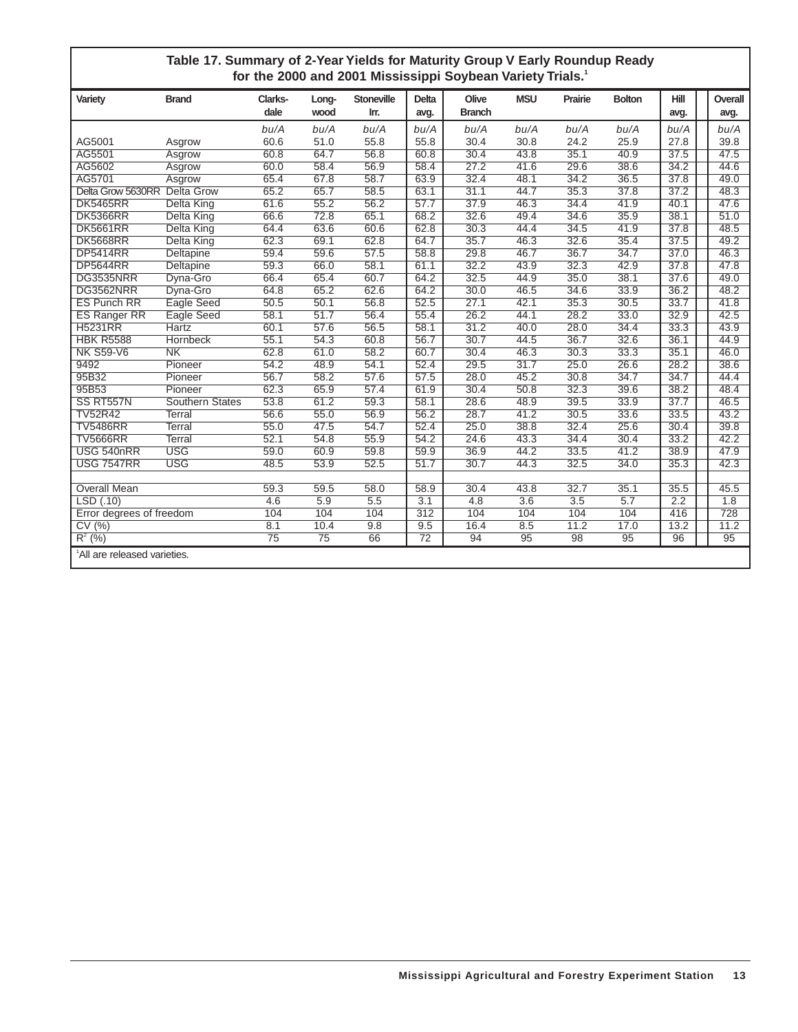### Table 17. Summary of 2-Year Yields for Maturity Group V Early Roundup Ready for the 2000 and 2001 Mississippi Soybean Variety Trials.[1]

| Variety | Brand | Clarks-dale | Long-wood | Stoneville Irr. | Delta avg. | Olive Branch | MSU | Prairie | Bolton | Hill avg. | Overall avg. |
|---|---|---|---|---|---|---|---|---|---|---|---|
| | | *bu/A* | *bu/A* | *bu/A* | *bu/A* | *bu/A* | *bu/A* | *bu/A* | *bu/A* | *bu/A* | *bu/A* |
| AG5001 | Asgrow | 60.6 | 51.0 | 55.8 | 55.8 | 30.4 | 30.8 | 24.2 | 25.9 | 27.8 | 39.8 |
| AG5501 | Asgrow | 60.8 | 64.7 | 56.8 | 60.8 | 30.4 | 43.8 | 35.1 | 40.9 | 37.5 | 47.5 |
| AG5602 | Asgrow | 60.0 | 58.4 | 56.9 | 58.4 | 27.2 | 41.6 | 29.6 | 38.6 | 34.2 | 44.6 |
| AG5701 | Asgrow | 65.4 | 67.8 | 58.7 | 63.9 | 32.4 | 48.1 | 34.2 | 36.5 | 37.8 | 49.0 |
| Delta Grow 5630RR | Delta Grow | 65.2 | 65.7 | 58.5 | 63.1 | 31.1 | 44.7 | 35.3 | 37.8 | 37.2 | 48.3 |
| DK5465RR | Delta King | 61.6 | 55.2 | 56.2 | 57.7 | 37.9 | 46.3 | 34.4 | 41.9 | 40.1 | 47.6 |
| DK5366RR | Delta King | 66.6 | 72.8 | 65.1 | 68.2 | 32.6 | 49.4 | 34.6 | 35.9 | 38.1 | 51.0 |
| DK5661RR | Delta King | 64.4 | 63.6 | 60.6 | 62.8 | 30.3 | 44.4 | 34.5 | 41.9 | 37.8 | 48.5 |
| DK5668RR | Delta King | 62.3 | 69.1 | 62.8 | 64.7 | 35.7 | 46.3 | 32.6 | 35.4 | 37.5 | 49.2 |
| DP5414RR | Deltapine | 59.4 | 59.6 | 57.5 | 58.8 | 29.8 | 46.7 | 36.7 | 34.7 | 37.0 | 46.3 |
| DP5644RR | Deltapine | 59.3 | 66.0 | 58.1 | 61.1 | 32.2 | 43.9 | 32.3 | 42.9 | 37.8 | 47.8 |
| DG3535NRR | Dyna-Gro | 66.4 | 65.4 | 60.7 | 64.2 | 32.5 | 44.9 | 35.0 | 38.1 | 37.6 | 49.0 |
| DG3562NRR | Dyna-Gro | 64.8 | 65.2 | 62.6 | 64.2 | 30.0 | 46.5 | 34.6 | 33.9 | 36.2 | 48.2 |
| ES Punch RR | Eagle Seed | 50.5 | 50.1 | 56.8 | 52.5 | 27.1 | 42.1 | 35.3 | 30.5 | 33.7 | 41.8 |
| ES Ranger RR | Eagle Seed | 58.1 | 51.7 | 56.4 | 55.4 | 26.2 | 44.1 | 28.2 | 33.0 | 32.9 | 42.5 |
| H5231RR | Hartz | 60.1 | 57.6 | 56.5 | 58.1 | 31.2 | 40.0 | 28.0 | 34.4 | 33.3 | 43.9 |
| HBK R5588 | Hornbeck | 55.1 | 54.3 | 60.8 | 56.7 | 30.7 | 44.5 | 36.7 | 32.6 | 36.1 | 44.9 |
| NK S59-V6 | NK | 62.8 | 61.0 | 58.2 | 60.7 | 30.4 | 46.3 | 30.3 | 33.3 | 35.1 | 46.0 |
| 9492 | Pioneer | 54.2 | 48.9 | 54.1 | 52.4 | 29.5 | 31.7 | 25.0 | 26.6 | 28.2 | 38.6 |
| 95B32 | Pioneer | 56.7 | 58.2 | 57.6 | 57.5 | 28.0 | 45.2 | 30.8 | 34.7 | 34.7 | 44.4 |
| 95B53 | Pioneer | 62.3 | 65.9 | 57.4 | 61.9 | 30.4 | 50.8 | 32.3 | 39.6 | 38.2 | 48.4 |
| SS RT557N | Southern States | 53.8 | 61.2 | 59.3 | 58.1 | 28.6 | 48.9 | 39.5 | 33.9 | 37.7 | 46.5 |
| TV52R42 | Terral | 56.6 | 55.0 | 56.9 | 56.2 | 28.7 | 41.2 | 30.5 | 33.6 | 33.5 | 43.2 |
| TV5486RR | Terral | 55.0 | 47.5 | 54.7 | 52.4 | 25.0 | 38.8 | 32.4 | 25.6 | 30.4 | 39.8 |
| TV5666RR | Terral | 52.1 | 54.8 | 55.9 | 54.2 | 24.6 | 43.3 | 34.4 | 30.4 | 33.2 | 42.2 |
| USG 540nRR | USG | 59.0 | 60.9 | 59.8 | 59.9 | 36.9 | 44.2 | 33.5 | 41.2 | 38.9 | 47.9 |
| USG 7547RR | USG | 48.5 | 53.9 | 52.5 | 51.7 | 30.7 | 44.3 | 32.5 | 34.0 | 35.3 | 42.3 |
| | | | | | | | | | | | |
| Overall Mean | | 59.3 | 59.5 | 58.0 | 58.9 | 30.4 | 43.8 | 32.7 | 35.1 | 35.5 | 45.5 |
| LSD (.10) | | 4.6 | 5.9 | 5.5 | 3.1 | 4.8 | 3.6 | 3.5 | 5.7 | 2.2 | 1.8 |
| Error degrees of freedom | | 104 | 104 | 104 | 312 | 104 | 104 | 104 | 104 | 416 | 728 |
| CV (%) | | 8.1 | 10.4 | 9.8 | 9.5 | 16.4 | 8.5 | 11.2 | 17.0 | 13.2 | 11.2 |
| $R^2$ (%) | | 75 | 75 | 66 | 72 | 94 | 95 | 98 | 95 | 96 | 95 |

[1]All are released varieties.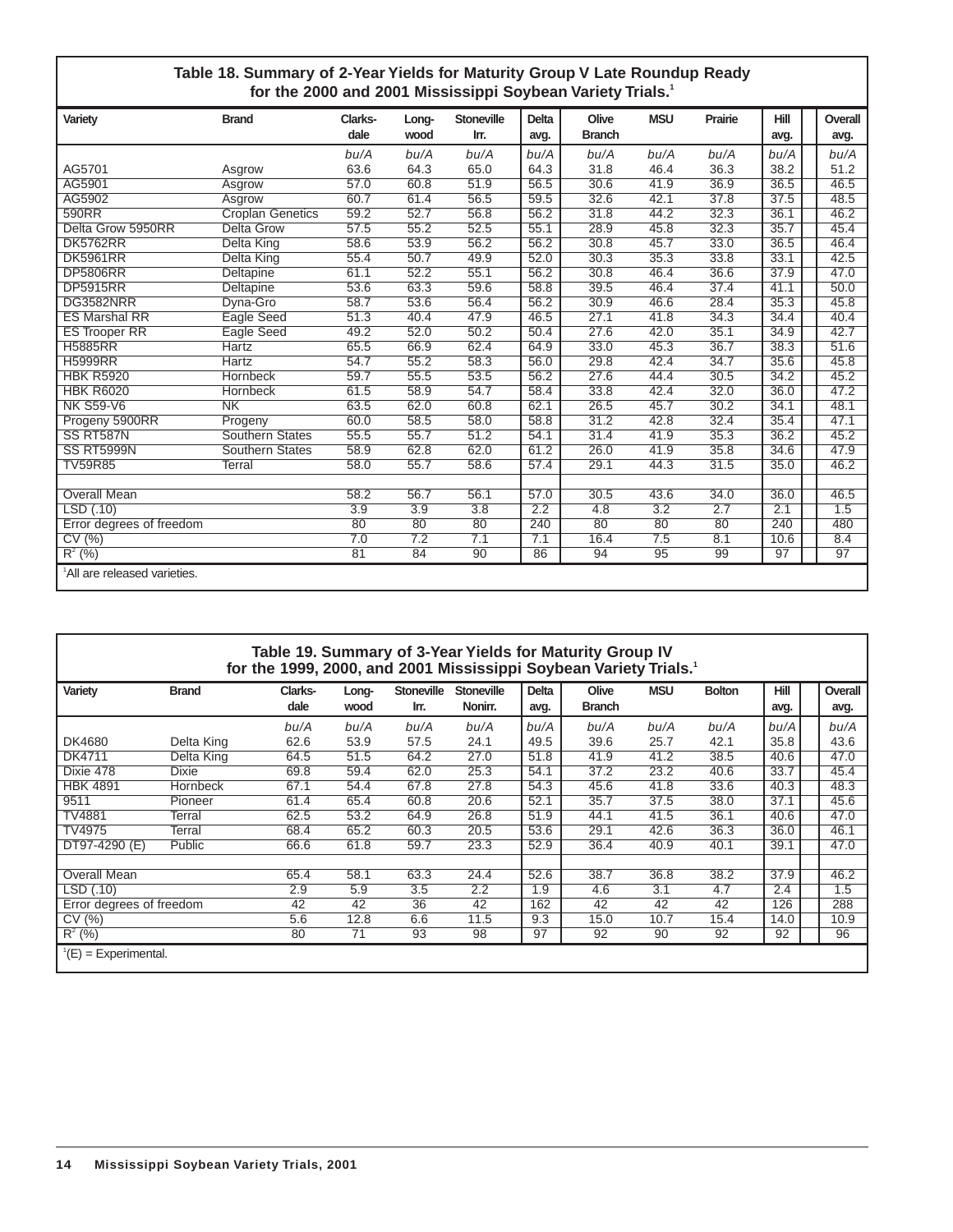**Table 18. Summary of 2-Year Yields for Maturity Group V Late Roundup Ready for the 2000 and 2001 Mississippi Soybean Variety Trials.[1]**

| Variety | Brand | Clarksdale | Longwood | Stoneville Irr. | Delta avg. | Olive Branch | MSU | Prairie | Hill avg. | Overall avg. |
|---|---|---|---|---|---|---|---|---|---|---|
| | | bu/A | bu/A | bu/A | bu/A | bu/A | bu/A | bu/A | bu/A | bu/A |
| AG5701 | Asgrow | 63.6 | 64.3 | 65.0 | 64.3 | 31.8 | 46.4 | 36.3 | 38.2 | 51.2 |
| AG5901 | Asgrow | 57.0 | 60.8 | 51.9 | 56.5 | 30.6 | 41.9 | 36.9 | 36.5 | 46.5 |
| AG5902 | Asgrow | 60.7 | 61.4 | 56.5 | 59.5 | 32.6 | 42.1 | 37.8 | 37.5 | 48.5 |
| 590RR | Croplan Genetics | 59.2 | 52.7 | 56.8 | 56.2 | 31.8 | 44.2 | 32.3 | 36.1 | 46.2 |
| Delta Grow 5950RR | Delta Grow | 57.5 | 55.2 | 52.5 | 55.1 | 28.9 | 45.8 | 32.3 | 35.7 | 45.4 |
| DK5762RR | Delta King | 58.6 | 53.9 | 56.2 | 56.2 | 30.8 | 45.7 | 33.0 | 36.5 | 46.4 |
| DK5961RR | Delta King | 55.4 | 50.7 | 49.9 | 52.0 | 30.3 | 35.3 | 33.8 | 33.1 | 42.5 |
| DP5806RR | Deltapine | 61.1 | 52.2 | 55.1 | 56.2 | 30.8 | 46.4 | 36.6 | 37.9 | 47.0 |
| DP5915RR | Deltapine | 53.6 | 63.3 | 59.6 | 58.8 | 39.5 | 46.4 | 37.4 | 41.1 | 50.0 |
| DG3582NRR | Dyna-Gro | 58.7 | 53.6 | 56.4 | 56.2 | 30.9 | 46.6 | 28.4 | 35.3 | 45.8 |
| ES Marshal RR | Eagle Seed | 51.3 | 40.4 | 47.9 | 46.5 | 27.1 | 41.8 | 34.3 | 34.4 | 40.4 |
| ES Trooper RR | Eagle Seed | 49.2 | 52.0 | 50.2 | 50.4 | 27.6 | 42.0 | 35.1 | 34.9 | 42.7 |
| H5885RR | Hartz | 65.5 | 66.9 | 62.4 | 64.9 | 33.0 | 45.3 | 36.7 | 38.3 | 51.6 |
| H5999RR | Hartz | 54.7 | 55.2 | 58.3 | 56.0 | 29.8 | 42.4 | 34.7 | 35.6 | 45.8 |
| HBK R5920 | Hornbeck | 59.7 | 55.5 | 53.5 | 56.2 | 27.6 | 44.4 | 30.5 | 34.2 | 45.2 |
| HBK R6020 | Hornbeck | 61.5 | 58.9 | 54.7 | 58.4 | 33.8 | 42.4 | 32.0 | 36.0 | 47.2 |
| NK S59-V6 | NK | 63.5 | 62.0 | 60.8 | 62.1 | 26.5 | 45.7 | 30.2 | 34.1 | 48.1 |
| Progeny 5900RR | Progeny | 60.0 | 58.5 | 58.0 | 58.8 | 31.2 | 42.8 | 32.4 | 35.4 | 47.1 |
| SS RT587N | Southern States | 55.5 | 55.7 | 51.2 | 54.1 | 31.4 | 41.9 | 35.3 | 36.2 | 45.2 |
| SS RT5999N | Southern States | 58.9 | 62.8 | 62.0 | 61.2 | 26.0 | 41.9 | 35.8 | 34.6 | 47.9 |
| TV59R85 | Terral | 58.0 | 55.7 | 58.6 | 57.4 | 29.1 | 44.3 | 31.5 | 35.0 | 46.2 |
| Overall Mean | | 58.2 | 56.7 | 56.1 | 57.0 | 30.5 | 43.6 | 34.0 | 36.0 | 46.5 |
| LSD (.10) | | 3.9 | 3.9 | 3.8 | 2.2 | 4.8 | 3.2 | 2.7 | 2.1 | 1.5 |
| Error degrees of freedom | | 80 | 80 | 80 | 240 | 80 | 80 | 80 | 240 | 480 |
| CV (%) | | 7.0 | 7.2 | 7.1 | 7.1 | 16.4 | 7.5 | 8.1 | 10.6 | 8.4 |
| $R^2$ (%) | | 81 | 84 | 90 | 86 | 94 | 95 | 99 | 97 | 97 |

[1]All are released varieties.

**Table 19. Summary of 3-Year Yields for Maturity Group IV for the 1999, 2000, and 2001 Mississippi Soybean Variety Trials.[1]**

| Variety | Brand | Clarksdale | Longwood | Stoneville Irr. | Stoneville Nonirr. | Delta avg. | Olive Branch | MSU | Bolton | Hill avg. | Overall avg. |
|---|---|---|---|---|---|---|---|---|---|---|---|
| | | bu/A | bu/A | bu/A | bu/A | bu/A | bu/A | bu/A | bu/A | bu/A | bu/A |
| DK4680 | Delta King | 62.6 | 53.9 | 57.5 | 24.1 | 49.5 | 39.6 | 25.7 | 42.1 | 35.8 | 43.6 |
| DK4711 | Delta King | 64.5 | 51.5 | 64.2 | 27.0 | 51.8 | 41.9 | 41.2 | 38.5 | 40.6 | 47.0 |
| Dixie 478 | Dixie | 69.8 | 59.4 | 62.0 | 25.3 | 54.1 | 37.2 | 23.2 | 40.6 | 33.7 | 45.4 |
| HBK 4891 | Hornbeck | 67.1 | 54.4 | 67.8 | 27.8 | 54.3 | 45.6 | 41.8 | 33.6 | 40.3 | 48.3 |
| 9511 | Pioneer | 61.4 | 65.4 | 60.8 | 20.6 | 52.1 | 35.7 | 37.5 | 38.0 | 37.1 | 45.6 |
| TV4881 | Terral | 62.5 | 53.2 | 64.9 | 26.8 | 51.9 | 44.1 | 41.5 | 36.1 | 40.6 | 47.0 |
| TV4975 | Terral | 68.4 | 65.2 | 60.3 | 20.5 | 53.6 | 29.1 | 42.6 | 36.3 | 36.0 | 46.1 |
| DT97-4290 (E) | Public | 66.6 | 61.8 | 59.7 | 23.3 | 52.9 | 36.4 | 40.9 | 40.1 | 39.1 | 47.0 |
| Overall Mean | | 65.4 | 58.1 | 63.3 | 24.4 | 52.6 | 38.7 | 36.8 | 38.2 | 37.9 | 46.2 |
| LSD (.10) | | 2.9 | 5.9 | 3.5 | 2.2 | 1.9 | 4.6 | 3.1 | 4.7 | 2.4 | 1.5 |
| Error degrees of freedom | | 42 | 42 | 36 | 42 | 162 | 42 | 42 | 42 | 126 | 288 |
| CV (%) | | 5.6 | 12.8 | 6.6 | 11.5 | 9.3 | 15.0 | 10.7 | 15.4 | 14.0 | 10.9 |
| $R^2$ (%) | | 80 | 71 | 93 | 98 | 97 | 92 | 90 | 92 | 92 | 96 |

[1](E) = Experimental.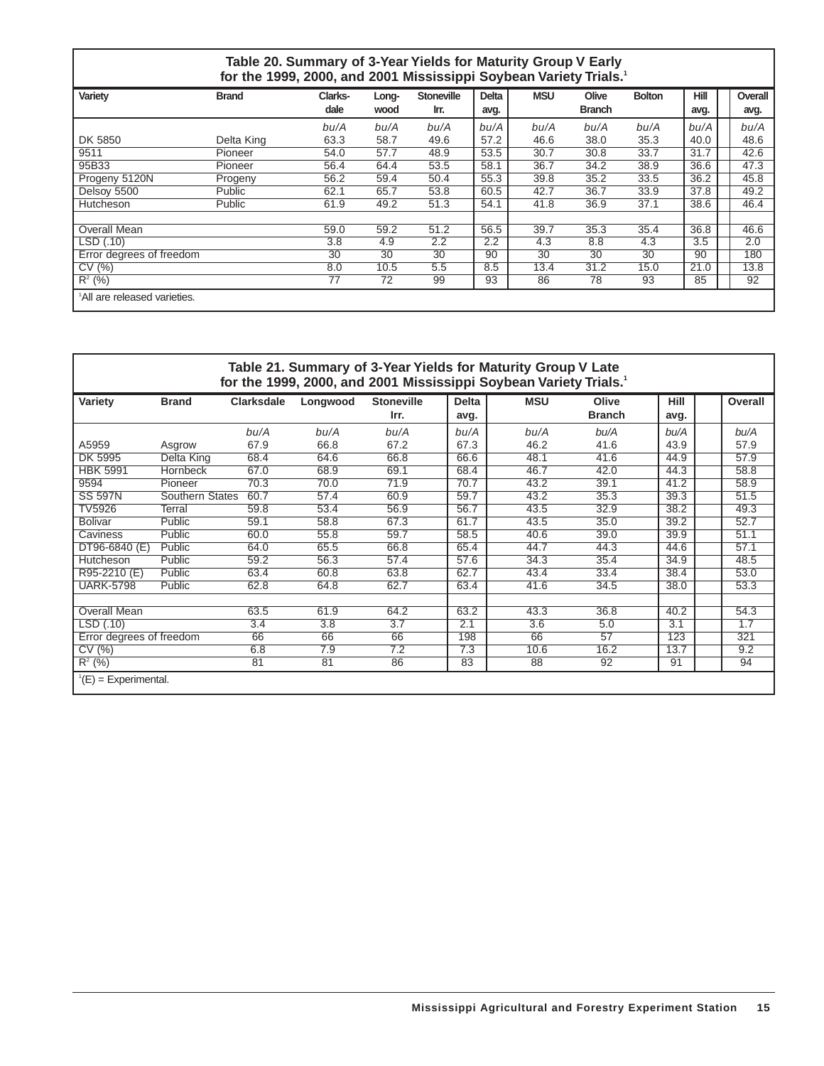### Table 20. Summary of 3-Year Yields for Maturity Group V Early for the 1999, 2000, and 2001 Mississippi Soybean Variety Trials.[1]

| Variety | Brand | Clarksdale | Longwood | Stoneville Irr. | Delta avg. | MSU | Olive Branch | Bolton | Hill avg. | Overall avg. |
|---|---|---|---|---|---|---|---|---|---|---|
| | | bu/A | bu/A | bu/A | bu/A | bu/A | bu/A | bu/A | bu/A | bu/A |
| DK 5850 | Delta King | 63.3 | 58.7 | 49.6 | 57.2 | 46.6 | 38.0 | 35.3 | 40.0 | 48.6 |
| 9511 | Pioneer | 54.0 | 57.7 | 48.9 | 53.5 | 30.7 | 30.8 | 33.7 | 31.7 | 42.6 |
| 95B33 | Pioneer | 56.4 | 64.4 | 53.5 | 58.1 | 36.7 | 34.2 | 38.9 | 36.6 | 47.3 |
| Progeny 5120N | Progeny | 56.2 | 59.4 | 50.4 | 55.3 | 39.8 | 35.2 | 33.5 | 36.2 | 45.8 |
| Delsoy 5500 | Public | 62.1 | 65.7 | 53.8 | 60.5 | 42.7 | 36.7 | 33.9 | 37.8 | 49.2 |
| Hutcheson | Public | 61.9 | 49.2 | 51.3 | 54.1 | 41.8 | 36.9 | 37.1 | 38.6 | 46.4 |
| | | | | | | | | | | |
| Overall Mean | | 59.0 | 59.2 | 51.2 | 56.5 | 39.7 | 35.3 | 35.4 | 36.8 | 46.6 |
| LSD (.10) | | 3.8 | 4.9 | 2.2 | 2.2 | 4.3 | 8.8 | 4.3 | 3.5 | 2.0 |
| Error degrees of freedom | | 30 | 30 | 30 | 90 | 30 | 30 | 30 | 90 | 180 |
| CV (%) | | 8.0 | 10.5 | 5.5 | 8.5 | 13.4 | 31.2 | 15.0 | 21.0 | 13.8 |
| $R^2$ (%) | | 77 | 72 | 99 | 93 | 86 | 78 | 93 | 85 | 92 |

[1]All are released varieties.

### Table 21. Summary of 3-Year Yields for Maturity Group V Late for the 1999, 2000, and 2001 Mississippi Soybean Variety Trials.[1]

| Variety | Brand | Clarksdale | Longwood | Stoneville Irr. | Delta avg. | MSU | Olive Branch | Hill avg. | Overall |
|---|---|---|---|---|---|---|---|---|---|
| | | bu/A | bu/A | bu/A | bu/A | bu/A | bu/A | bu/A | bu/A |
| A5959 | Asgrow | 67.9 | 66.8 | 67.2 | 67.3 | 46.2 | 41.6 | 43.9 | 57.9 |
| DK 5995 | Delta King | 68.4 | 64.6 | 66.8 | 66.6 | 48.1 | 41.6 | 44.9 | 57.9 |
| HBK 5991 | Hornbeck | 67.0 | 68.9 | 69.1 | 68.4 | 46.7 | 42.0 | 44.3 | 58.8 |
| 9594 | Pioneer | 70.3 | 70.0 | 71.9 | 70.7 | 43.2 | 39.1 | 41.2 | 58.9 |
| SS 597N | Southern States | 60.7 | 57.4 | 60.9 | 59.7 | 43.2 | 35.3 | 39.3 | 51.5 |
| TV5926 | Terral | 59.8 | 53.4 | 56.9 | 56.7 | 43.5 | 32.9 | 38.2 | 49.3 |
| Bolivar | Public | 59.1 | 58.8 | 67.3 | 61.7 | 43.5 | 35.0 | 39.2 | 52.7 |
| Caviness | Public | 60.0 | 55.8 | 59.7 | 58.5 | 40.6 | 39.0 | 39.9 | 51.1 |
| DT96-6840 (E) | Public | 64.0 | 65.5 | 66.8 | 65.4 | 44.7 | 44.3 | 44.6 | 57.1 |
| Hutcheson | Public | 59.2 | 56.3 | 57.4 | 57.6 | 34.3 | 35.4 | 34.9 | 48.5 |
| R95-2210 (E) | Public | 63.4 | 60.8 | 63.8 | 62.7 | 43.4 | 33.4 | 38.4 | 53.0 |
| UARK-5798 | Public | 62.8 | 64.8 | 62.7 | 63.4 | 41.6 | 34.5 | 38.0 | 53.3 |
| | | | | | | | | | |
| Overall Mean | | 63.5 | 61.9 | 64.2 | 63.2 | 43.3 | 36.8 | 40.2 | 54.3 |
| LSD (.10) | | 3.4 | 3.8 | 3.7 | 2.1 | 3.6 | 5.0 | 3.1 | 1.7 |
| Error degrees of freedom | | 66 | 66 | 66 | 198 | 66 | 57 | 123 | 321 |
| CV (%) | | 6.8 | 7.9 | 7.2 | 7.3 | 10.6 | 16.2 | 13.7 | 9.2 |
| $R^2$ (%) | | 81 | 81 | 86 | 83 | 88 | 92 | 91 | 94 |

[1](E) = Experimental.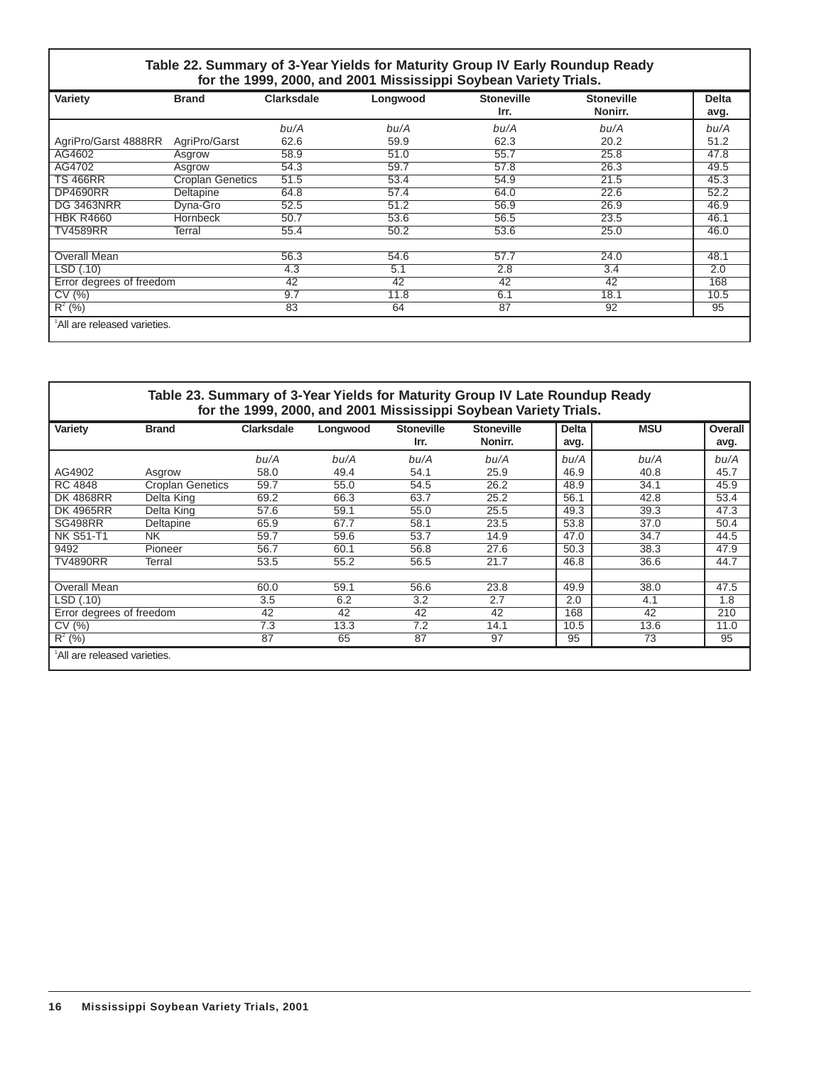## Table 22. Summary of 3-Year Yields for Maturity Group IV Early Roundup Ready for the 1999, 2000, and 2001 Mississippi Soybean Variety Trials.

| Variety | Brand | Clarksdale | Longwood | Stoneville Irr. | Stoneville Nonirr. | Delta avg. |
|---|---|---|---|---|---|---|
| | | *bu/A* | *bu/A* | *bu/A* | *bu/A* | *bu/A* |
| AgriPro/Garst 4888RR | AgriPro/Garst | 62.6 | 59.9 | 62.3 | 20.2 | 51.2 |
| AG4602 | Asgrow | 58.9 | 51.0 | 55.7 | 25.8 | 47.8 |
| AG4702 | Asgrow | 54.3 | 59.7 | 57.8 | 26.3 | 49.5 |
| TS 466RR | Croplan Genetics | 51.5 | 53.4 | 54.9 | 21.5 | 45.3 |
| DP4690RR | Deltapine | 64.8 | 57.4 | 64.0 | 22.6 | 52.2 |
| DG 3463NRR | Dyna-Gro | 52.5 | 51.2 | 56.9 | 26.9 | 46.9 |
| HBK R4660 | Hornbeck | 50.7 | 53.6 | 56.5 | 23.5 | 46.1 |
| TV4589RR | Terral | 55.4 | 50.2 | 53.6 | 25.0 | 46.0 |
| | | | | | | |
| Overall Mean | | 56.3 | 54.6 | 57.7 | 24.0 | 48.1 |
| LSD (.10) | | 4.3 | 5.1 | 2.8 | 3.4 | 2.0 |
| Error degrees of freedom | | 42 | 42 | 42 | 42 | 168 |
| CV (%) | | 9.7 | 11.8 | 6.1 | 18.1 | 10.5 |
| $R^2$ (%) | | 83 | 64 | 87 | 92 | 95 |

[1]All are released varieties.

## Table 23. Summary of 3-Year Yields for Maturity Group IV Late Roundup Ready for the 1999, 2000, and 2001 Mississippi Soybean Variety Trials.

| Variety | Brand | Clarksdale | Longwood | Stoneville Irr. | Stoneville Nonirr. | Delta avg. | MSU | Overall avg. |
|---|---|---|---|---|---|---|---|---|
| | | *bu/A* | *bu/A* | *bu/A* | *bu/A* | *bu/A* | *bu/A* | *bu/A* |
| AG4902 | Asgrow | 58.0 | 49.4 | 54.1 | 25.9 | 46.9 | 40.8 | 45.7 |
| RC 4848 | Croplan Genetics | 59.7 | 55.0 | 54.5 | 26.2 | 48.9 | 34.1 | 45.9 |
| DK 4868RR | Delta King | 69.2 | 66.3 | 63.7 | 25.2 | 56.1 | 42.8 | 53.4 |
| DK 4965RR | Delta King | 57.6 | 59.1 | 55.0 | 25.5 | 49.3 | 39.3 | 47.3 |
| SG498RR | Deltapine | 65.9 | 67.7 | 58.1 | 23.5 | 53.8 | 37.0 | 50.4 |
| NK S51-T1 | NK | 59.7 | 59.6 | 53.7 | 14.9 | 47.0 | 34.7 | 44.5 |
| 9492 | Pioneer | 56.7 | 60.1 | 56.8 | 27.6 | 50.3 | 38.3 | 47.9 |
| TV4890RR | Terral | 53.5 | 55.2 | 56.5 | 21.7 | 46.8 | 36.6 | 44.7 |
| | | | | | | | | |
| Overall Mean | | 60.0 | 59.1 | 56.6 | 23.8 | 49.9 | 38.0 | 47.5 |
| LSD (.10) | | 3.5 | 6.2 | 3.2 | 2.7 | 2.0 | 4.1 | 1.8 |
| Error degrees of freedom | | 42 | 42 | 42 | 42 | 168 | 42 | 210 |
| CV (%) | | 7.3 | 13.3 | 7.2 | 14.1 | 10.5 | 13.6 | 11.0 |
| $R^2$ (%) | | 87 | 65 | 87 | 97 | 95 | 73 | 95 |

[1]All are released varieties.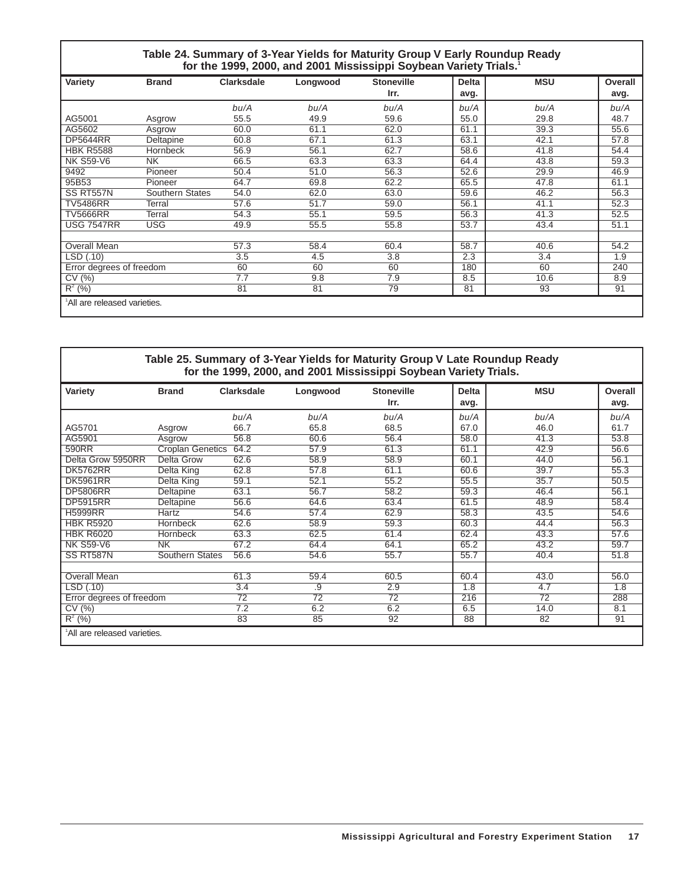## Table 24. Summary of 3-Year Yields for Maturity Group V Early Roundup Ready for the 1999, 2000, and 2001 Mississippi Soybean Variety Trials.[1]

| Variety | Brand | Clarksdale | Longwood | Stoneville Irr. | Delta avg. | MSU | Overall avg. |
|---|---|---|---|---|---|---|---|
| | | *bu/A* | *bu/A* | *bu/A* | *bu/A* | *bu/A* | *bu/A* |
| AG5001 | Asgrow | 55.5 | 49.9 | 59.6 | 55.0 | 29.8 | 48.7 |
| AG5602 | Asgrow | 60.0 | 61.1 | 62.0 | 61.1 | 39.3 | 55.6 |
| DP5644RR | Deltapine | 60.8 | 67.1 | 61.3 | 63.1 | 42.1 | 57.8 |
| HBK R5588 | Hornbeck | 56.9 | 56.1 | 62.7 | 58.6 | 41.8 | 54.4 |
| NK S59-V6 | NK | 66.5 | 63.3 | 63.3 | 64.4 | 43.8 | 59.3 |
| 9492 | Pioneer | 50.4 | 51.0 | 56.3 | 52.6 | 29.9 | 46.9 |
| 95B53 | Pioneer | 64.7 | 69.8 | 62.2 | 65.5 | 47.8 | 61.1 |
| SS RT557N | Southern States | 54.0 | 62.0 | 63.0 | 59.6 | 46.2 | 56.3 |
| TV5486RR | Terral | 57.6 | 51.7 | 59.0 | 56.1 | 41.1 | 52.3 |
| TV5666RR | Terral | 54.3 | 55.1 | 59.5 | 56.3 | 41.3 | 52.5 |
| USG 7547RR | USG | 49.9 | 55.5 | 55.8 | 53.7 | 43.4 | 51.1 |
| | | | | | | | |
| Overall Mean | | 57.3 | 58.4 | 60.4 | 58.7 | 40.6 | 54.2 |
| LSD (.10) | | 3.5 | 4.5 | 3.8 | 2.3 | 3.4 | 1.9 |
| Error degrees of freedom | | 60 | 60 | 60 | 180 | 60 | 240 |
| CV (%) | | 7.7 | 9.8 | 7.9 | 8.5 | 10.6 | 8.9 |
| $R^2$ (%) | | 81 | 81 | 79 | 81 | 93 | 91 |

[1]All are released varieties.

## Table 25. Summary of 3-Year Yields for Maturity Group V Late Roundup Ready for the 1999, 2000, and 2001 Mississippi Soybean Variety Trials.

| Variety | Brand | Clarksdale | Longwood | Stoneville Irr. | Delta avg. | MSU | Overall avg. |
|---|---|---|---|---|---|---|---|
| | | *bu/A* | *bu/A* | *bu/A* | *bu/A* | *bu/A* | *bu/A* |
| AG5701 | Asgrow | 66.7 | 65.8 | 68.5 | 67.0 | 46.0 | 61.7 |
| AG5901 | Asgrow | 56.8 | 60.6 | 56.4 | 58.0 | 41.3 | 53.8 |
| 590RR | Croplan Genetics | 64.2 | 57.9 | 61.3 | 61.1 | 42.9 | 56.6 |
| Delta Grow 5950RR | Delta Grow | 62.6 | 58.9 | 58.9 | 60.1 | 44.0 | 56.1 |
| DK5762RR | Delta King | 62.8 | 57.8 | 61.1 | 60.6 | 39.7 | 55.3 |
| DK5961RR | Delta King | 59.1 | 52.1 | 55.2 | 55.5 | 35.7 | 50.5 |
| DP5806RR | Deltapine | 63.1 | 56.7 | 58.2 | 59.3 | 46.4 | 56.1 |
| DP5915RR | Deltapine | 56.6 | 64.6 | 63.4 | 61.5 | 48.9 | 58.4 |
| H5999RR | Hartz | 54.6 | 57.4 | 62.9 | 58.3 | 43.5 | 54.6 |
| HBK R5920 | Hornbeck | 62.6 | 58.9 | 59.3 | 60.3 | 44.4 | 56.3 |
| HBK R6020 | Hornbeck | 63.3 | 62.5 | 61.4 | 62.4 | 43.3 | 57.6 |
| NK S59-V6 | NK | 67.2 | 64.4 | 64.1 | 65.2 | 43.2 | 59.7 |
| SS RT587N | Southern States | 56.6 | 54.6 | 55.7 | 55.7 | 40.4 | 51.8 |
| | | | | | | | |
| Overall Mean | | 61.3 | 59.4 | 60.5 | 60.4 | 43.0 | 56.0 |
| LSD (.10) | | 3.4 | .9 | 2.9 | 1.8 | 4.7 | 1.8 |
| Error degrees of freedom | | 72 | 72 | 72 | 216 | 72 | 288 |
| CV (%) | | 7.2 | 6.2 | 6.2 | 6.5 | 14.0 | 8.1 |
| $R^2$ (%) | | 83 | 85 | 92 | 88 | 82 | 91 |

[1]All are released varieties.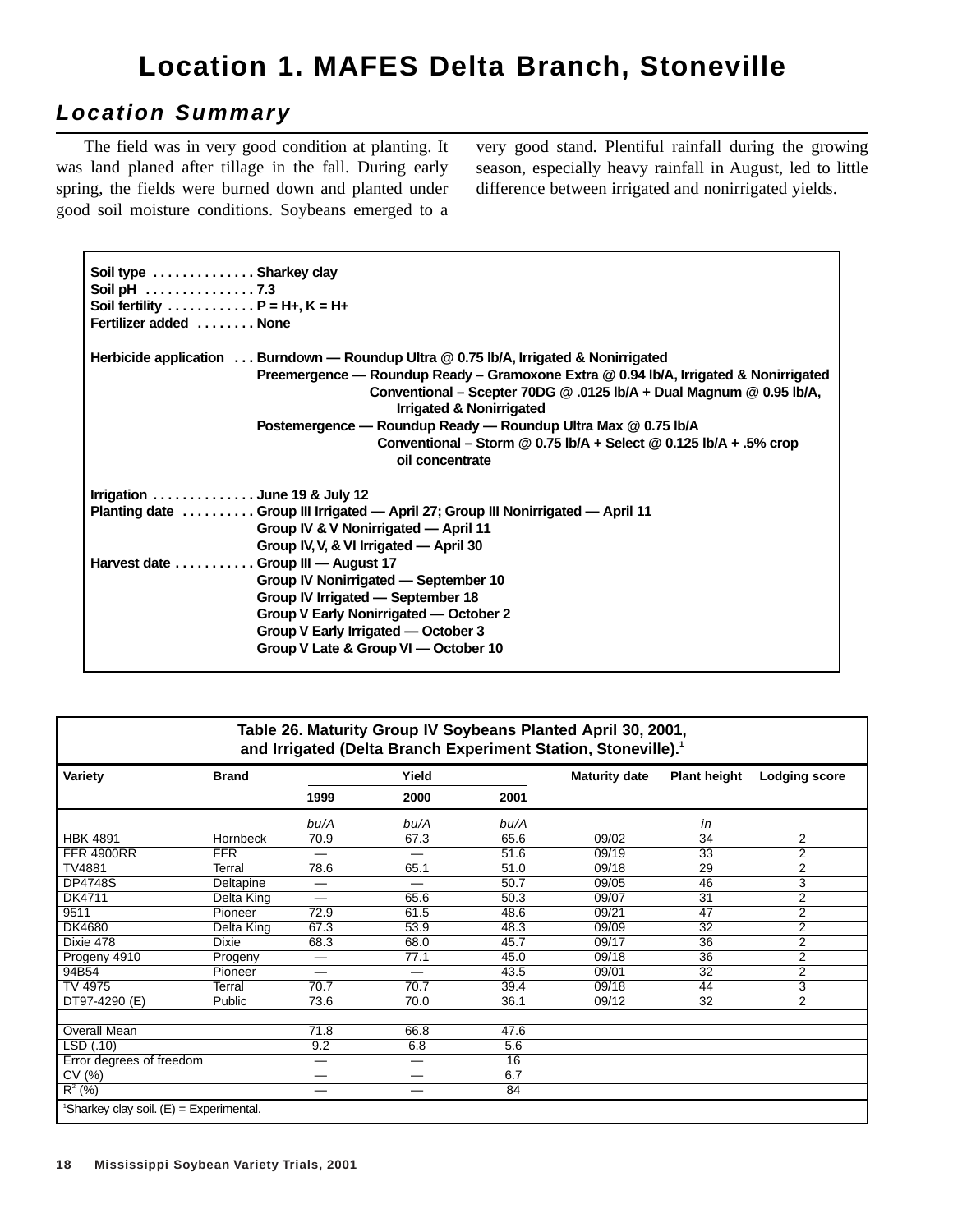# Location 1. MAFES Delta Branch, Stoneville

## Location Summary

The field was in very good condition at planting. It was land planed after tillage in the fall. During early spring, the fields were burned down and planted under good soil moisture conditions. Soybeans emerged to a very good stand. Plentiful rainfall during the growing season, especially heavy rainfall in August, led to little difference between irrigated and nonirrigated yields.

**Soil type** . . . . . . . . . . . . . **Sharkey clay**
**Soil pH** . . . . . . . . . . . . . . **7.3**
**Soil fertility** . . . . . . . . . . . **P = H+, K = H+**
**Fertilizer added** . . . . . . . . **None**

**Herbicide application** . . . **Burndown — Roundup Ultra @ 0.75 lb/A, Irrigated & Nonirrigated**
**Preemergence — Roundup Ready – Gramoxone Extra @ 0.94 lb/A, Irrigated & Nonirrigated**
**Conventional – Scepter 70DG @ .0125 lb/A + Dual Magnum @ 0.95 lb/A, Irrigated & Nonirrigated**
**Postemergence — Roundup Ready — Roundup Ultra Max @ 0.75 lb/A**
**Conventional – Storm @ 0.75 lb/A + Select @ 0.125 lb/A + .5% crop oil concentrate**

**Irrigation** . . . . . . . . . . . . . **June 19 & July 12**
**Planting date** . . . . . . . . . **Group III Irrigated — April 27; Group III Nonirrigated — April 11**
**Group IV & V Nonirrigated — April 11**
**Group IV, V, & VI Irrigated — April 30**
**Harvest date** . . . . . . . . . . **Group III — August 17**
**Group IV Nonirrigated — September 10**
**Group IV Irrigated — September 18**
**Group V Early Nonirrigated — October 2**
**Group V Early Irrigated — October 3**
**Group V Late & Group VI — October 10**

**Table 26. Maturity Group IV Soybeans Planted April 30, 2001, and Irrigated (Delta Branch Experiment Station, Stoneville).[1]**

| Variety | Brand | Yield | | | Maturity date | Plant height | Lodging score |
|---|---|---|---|---|---|---|---|
| | | 1999 | 2000 | 2001 | | | |
| | | *bu/A* | *bu/A* | *bu/A* | | *in* | |
| HBK 4891 | Hornbeck | 70.9 | 67.3 | 65.6 | 09/02 | 34 | 2 |
| FFR 4900RR | FFR | — | — | 51.6 | 09/19 | 33 | 2 |
| TV4881 | Terral | 78.6 | 65.1 | 51.0 | 09/18 | 29 | 2 |
| DP4748S | Deltapine | — | — | 50.7 | 09/05 | 46 | 3 |
| DK4711 | Delta King | — | 65.6 | 50.3 | 09/07 | 31 | 2 |
| 9511 | Pioneer | 72.9 | 61.5 | 48.6 | 09/21 | 47 | 2 |
| DK4680 | Delta King | 67.3 | 53.9 | 48.3 | 09/09 | 32 | 2 |
| Dixie 478 | Dixie | 68.3 | 68.0 | 45.7 | 09/17 | 36 | 2 |
| Progeny 4910 | Progeny | — | 77.1 | 45.0 | 09/18 | 36 | 2 |
| 94B54 | Pioneer | — | — | 43.5 | 09/01 | 32 | 2 |
| TV 4975 | Terral | 70.7 | 70.7 | 39.4 | 09/18 | 44 | 3 |
| DT97-4290 (E) | Public | 73.6 | 70.0 | 36.1 | 09/12 | 32 | 2 |
| | | | | | | | |
| Overall Mean | | 71.8 | 66.8 | 47.6 | | | |
| LSD (.10) | | 9.2 | 6.8 | 5.6 | | | |
| Error degrees of freedom | | — | — | 16 | | | |
| CV (%) | | — | — | 6.7 | | | |
| $R^2$ (%) | | — | — | 84 | | | |

[1]Sharkey clay soil. (E) = Experimental.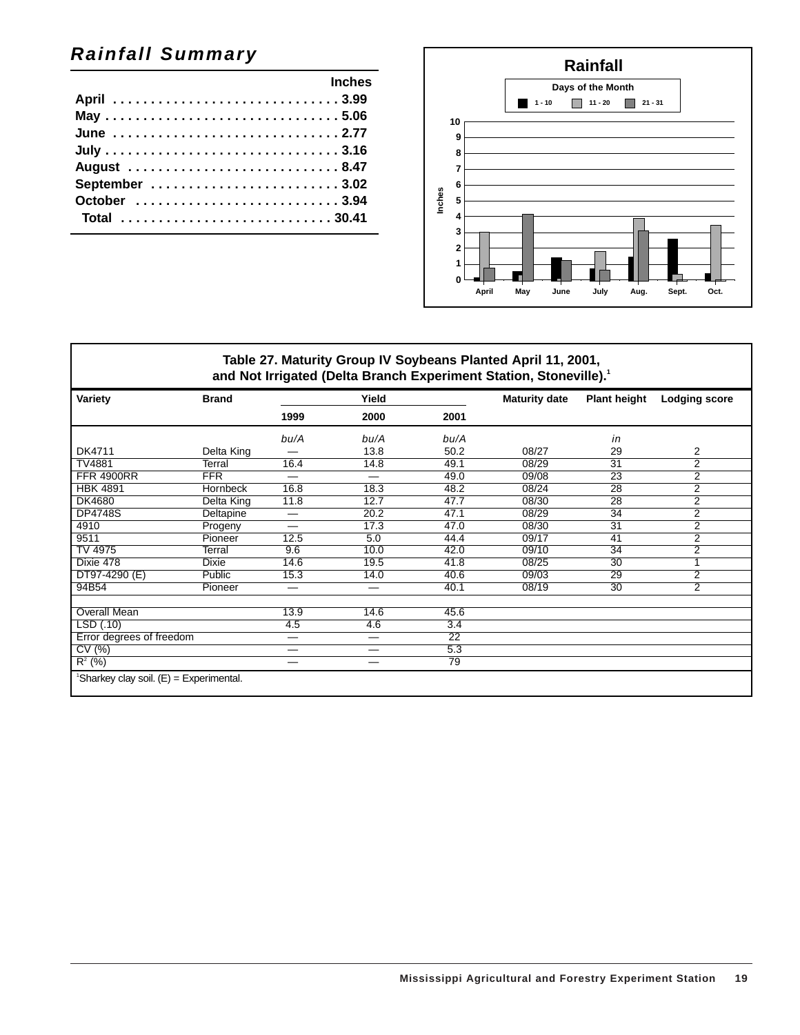## *Rainfall Summary*

| | Inches |
|---|---|
| April | 3.99 |
| May | 5.06 |
| June | 2.77 |
| July | 3.16 |
| August | 8.47 |
| September | 3.02 |
| October | 3.94 |
| Total | 30.41 |

**Rainfall**

Days of the Month: 1 - 10; 11 - 20; 21 - 31

Inches (0–10); April, May, June, July, Aug., Sept., Oct.

**Table 27. Maturity Group IV Soybeans Planted April 11, 2001, and Not Irrigated (Delta Branch Experiment Station, Stoneville).[1]**

| Variety | Brand | Yield | | | Maturity date | Plant height | Lodging score |
|---|---|---|---|---|---|---|---|
| | | 1999 | 2000 | 2001 | | | |
| | | *bu/A* | *bu/A* | *bu/A* | | *in* | |
| DK4711 | Delta King | — | 13.8 | 50.2 | 08/27 | 29 | 2 |
| TV4881 | Terral | 16.4 | 14.8 | 49.1 | 08/29 | 31 | 2 |
| FFR 4900RR | FFR | — | — | 49.0 | 09/08 | 23 | 2 |
| HBK 4891 | Hornbeck | 16.8 | 18.3 | 48.2 | 08/24 | 28 | 2 |
| DK4680 | Delta King | 11.8 | 12.7 | 47.7 | 08/30 | 28 | 2 |
| DP4748S | Deltapine | — | 20.2 | 47.1 | 08/29 | 34 | 2 |
| 4910 | Progeny | — | 17.3 | 47.0 | 08/30 | 31 | 2 |
| 9511 | Pioneer | 12.5 | 5.0 | 44.4 | 09/17 | 41 | 2 |
| TV 4975 | Terral | 9.6 | 10.0 | 42.0 | 09/10 | 34 | 2 |
| Dixie 478 | Dixie | 14.6 | 19.5 | 41.8 | 08/25 | 30 | 1 |
| DT97-4290 (E) | Public | 15.3 | 14.0 | 40.6 | 09/03 | 29 | 2 |
| 94B54 | Pioneer | — | — | 40.1 | 08/19 | 30 | 2 |
| | | | | | | | |
| Overall Mean | | 13.9 | 14.6 | 45.6 | | | |
| LSD (.10) | | 4.5 | 4.6 | 3.4 | | | |
| Error degrees of freedom | | — | — | 22 | | | |
| CV (%) | | — | — | 5.3 | | | |
| $R^2$ (%) | | — | — | 79 | | | |

[1]Sharkey clay soil. (E) = Experimental.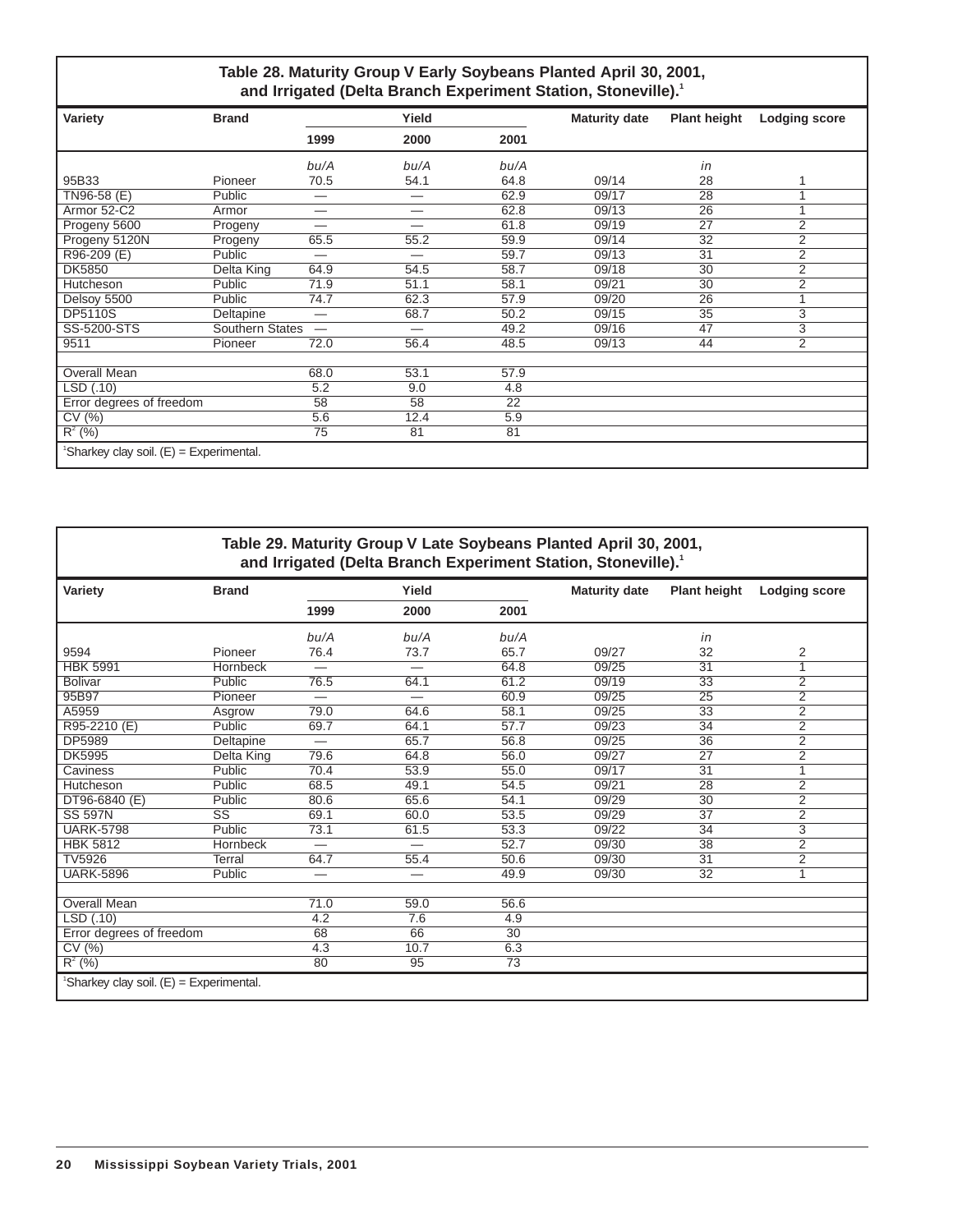## Table 28. Maturity Group V Early Soybeans Planted April 30, 2001, and Irrigated (Delta Branch Experiment Station, Stoneville).[1]

| Variety | Brand | Yield | | | Maturity date | Plant height | Lodging score |
|---|---|---|---|---|---|---|---|
| | | 1999 | 2000 | 2001 | | | |
| | | *bu/A* | *bu/A* | *bu/A* | | *in* | |
| 95B33 | Pioneer | 70.5 | 54.1 | 64.8 | 09/14 | 28 | 1 |
| TN96-58 (E) | Public | — | — | 62.9 | 09/17 | 28 | 1 |
| Armor 52-C2 | Armor | — | — | 62.8 | 09/13 | 26 | 1 |
| Progeny 5600 | Progeny | — | — | 61.8 | 09/19 | 27 | 2 |
| Progeny 5120N | Progeny | 65.5 | 55.2 | 59.9 | 09/14 | 32 | 2 |
| R96-209 (E) | Public | — | — | 59.7 | 09/13 | 31 | 2 |
| DK5850 | Delta King | 64.9 | 54.5 | 58.7 | 09/18 | 30 | 2 |
| Hutcheson | Public | 71.9 | 51.1 | 58.1 | 09/21 | 30 | 2 |
| Delsoy 5500 | Public | 74.7 | 62.3 | 57.9 | 09/20 | 26 | 1 |
| DP5110S | Deltapine | — | 68.7 | 50.2 | 09/15 | 35 | 3 |
| SS-5200-STS | Southern States | — | — | 49.2 | 09/16 | 47 | 3 |
| 9511 | Pioneer | 72.0 | 56.4 | 48.5 | 09/13 | 44 | 2 |
| | | | | | | | |
| Overall Mean | | 68.0 | 53.1 | 57.9 | | | |
| LSD (.10) | | 5.2 | 9.0 | 4.8 | | | |
| Error degrees of freedom | | 58 | 58 | 22 | | | |
| CV (%) | | 5.6 | 12.4 | 5.9 | | | |
| $R^2$ (%) | | 75 | 81 | 81 | | | |

[1]Sharkey clay soil. (E) = Experimental.

## Table 29. Maturity Group V Late Soybeans Planted April 30, 2001, and Irrigated (Delta Branch Experiment Station, Stoneville).[1]

| Variety | Brand | Yield | | | Maturity date | Plant height | Lodging score |
|---|---|---|---|---|---|---|---|
| | | 1999 | 2000 | 2001 | | | |
| | | *bu/A* | *bu/A* | *bu/A* | | *in* | |
| 9594 | Pioneer | 76.4 | 73.7 | 65.7 | 09/27 | 32 | 2 |
| HBK 5991 | Hornbeck | — | — | 64.8 | 09/25 | 31 | 1 |
| Bolivar | Public | 76.5 | 64.1 | 61.2 | 09/19 | 33 | 2 |
| 95B97 | Pioneer | — | — | 60.9 | 09/25 | 25 | 2 |
| A5959 | Asgrow | 79.0 | 64.6 | 58.1 | 09/25 | 33 | 2 |
| R95-2210 (E) | Public | 69.7 | 64.1 | 57.7 | 09/23 | 34 | 2 |
| DP5989 | Deltapine | — | 65.7 | 56.8 | 09/25 | 36 | 2 |
| DK5995 | Delta King | 79.6 | 64.8 | 56.0 | 09/27 | 27 | 2 |
| Caviness | Public | 70.4 | 53.9 | 55.0 | 09/17 | 31 | 1 |
| Hutcheson | Public | 68.5 | 49.1 | 54.5 | 09/21 | 28 | 2 |
| DT96-6840 (E) | Public | 80.6 | 65.6 | 54.1 | 09/29 | 30 | 2 |
| SS 597N | SS | 69.1 | 60.0 | 53.5 | 09/29 | 37 | 2 |
| UARK-5798 | Public | 73.1 | 61.5 | 53.3 | 09/22 | 34 | 3 |
| HBK 5812 | Hornbeck | — | — | 52.7 | 09/30 | 38 | 2 |
| TV5926 | Terral | 64.7 | 55.4 | 50.6 | 09/30 | 31 | 2 |
| UARK-5896 | Public | — | — | 49.9 | 09/30 | 32 | 1 |
| | | | | | | | |
| Overall Mean | | 71.0 | 59.0 | 56.6 | | | |
| LSD (.10) | | 4.2 | 7.6 | 4.9 | | | |
| Error degrees of freedom | | 68 | 66 | 30 | | | |
| CV (%) | | 4.3 | 10.7 | 6.3 | | | |
| $R^2$ (%) | | 80 | 95 | 73 | | | |

[1]Sharkey clay soil. (E) = Experimental.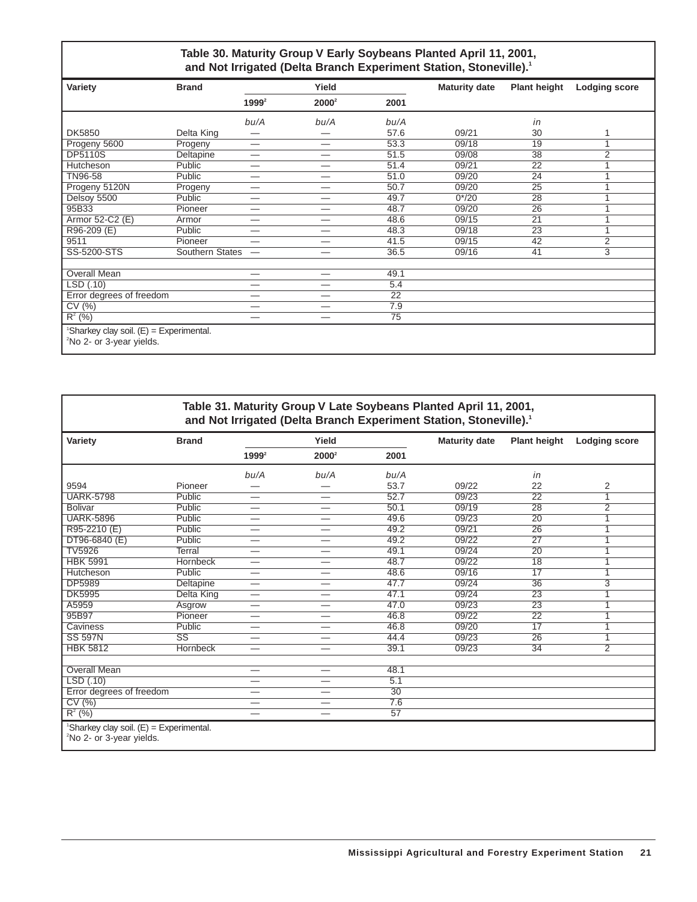### Table 30. Maturity Group V Early Soybeans Planted April 11, 2001, and Not Irrigated (Delta Branch Experiment Station, Stoneville).[1]

| Variety | Brand | Yield | | | Maturity date | Plant height | Lodging score |
|---|---|---|---|---|---|---|---|
| | | 1999[2] | 2000[2] | 2001 | | | |
| | | *bu/A* | *bu/A* | *bu/A* | | *in* | |
| DK5850 | Delta King | — | — | 57.6 | 09/21 | 30 | 1 |
| Progeny 5600 | Progeny | — | — | 53.3 | 09/18 | 19 | 1 |
| DP5110S | Deltapine | — | — | 51.5 | 09/08 | 38 | 2 |
| Hutcheson | Public | — | — | 51.4 | 09/21 | 22 | 1 |
| TN96-58 | Public | — | — | 51.0 | 09/20 | 24 | 1 |
| Progeny 5120N | Progeny | — | — | 50.7 | 09/20 | 25 | 1 |
| Delsoy 5500 | Public | — | — | 49.7 | 0*/20 | 28 | 1 |
| 95B33 | Pioneer | — | — | 48.7 | 09/20 | 26 | 1 |
| Armor 52-C2 (E) | Armor | — | — | 48.6 | 09/15 | 21 | 1 |
| R96-209 (E) | Public | — | — | 48.3 | 09/18 | 23 | 1 |
| 9511 | Pioneer | — | — | 41.5 | 09/15 | 42 | 2 |
| SS-5200-STS | Southern States | — | — | 36.5 | 09/16 | 41 | 3 |
| | | | | | | | |
| Overall Mean | | — | — | 49.1 | | | |
| LSD (.10) | | — | — | 5.4 | | | |
| Error degrees of freedom | | — | — | 22 | | | |
| CV (%) | | — | — | 7.9 | | | |
| $R^2$ (%) | | — | — | 75 | | | |

[1]Sharkey clay soil. (E) = Experimental.
[2]No 2- or 3-year yields.

### Table 31. Maturity Group V Late Soybeans Planted April 11, 2001, and Not Irrigated (Delta Branch Experiment Station, Stoneville).[1]

| Variety | Brand | Yield | | | Maturity date | Plant height | Lodging score |
|---|---|---|---|---|---|---|---|
| | | 1999[2] | 2000[2] | 2001 | | | |
| | | *bu/A* | *bu/A* | *bu/A* | | *in* | |
| 9594 | Pioneer | — | — | 53.7 | 09/22 | 22 | 2 |
| UARK-5798 | Public | — | — | 52.7 | 09/23 | 22 | 1 |
| Bolivar | Public | — | — | 50.1 | 09/19 | 28 | 2 |
| UARK-5896 | Public | — | — | 49.6 | 09/23 | 20 | 1 |
| R95-2210 (E) | Public | — | — | 49.2 | 09/21 | 26 | 1 |
| DT96-6840 (E) | Public | — | — | 49.2 | 09/22 | 27 | 1 |
| TV5926 | Terral | — | — | 49.1 | 09/24 | 20 | 1 |
| HBK 5991 | Hornbeck | — | — | 48.7 | 09/22 | 18 | 1 |
| Hutcheson | Public | — | — | 48.6 | 09/16 | 17 | 1 |
| DP5989 | Deltapine | — | — | 47.7 | 09/24 | 36 | 3 |
| DK5995 | Delta King | — | — | 47.1 | 09/24 | 23 | 1 |
| A5959 | Asgrow | — | — | 47.0 | 09/23 | 23 | 1 |
| 95B97 | Pioneer | — | — | 46.8 | 09/22 | 22 | 1 |
| Caviness | Public | — | — | 46.8 | 09/20 | 17 | 1 |
| SS 597N | SS | — | — | 44.4 | 09/23 | 26 | 1 |
| HBK 5812 | Hornbeck | — | — | 39.1 | 09/23 | 34 | 2 |
| | | | | | | | |
| Overall Mean | | — | — | 48.1 | | | |
| LSD (.10) | | — | — | 5.1 | | | |
| Error degrees of freedom | | — | — | 30 | | | |
| CV (%) | | — | — | 7.6 | | | |
| $R^2$ (%) | | — | — | 57 | | | |

[1]Sharkey clay soil. (E) = Experimental.
[2]No 2- or 3-year yields.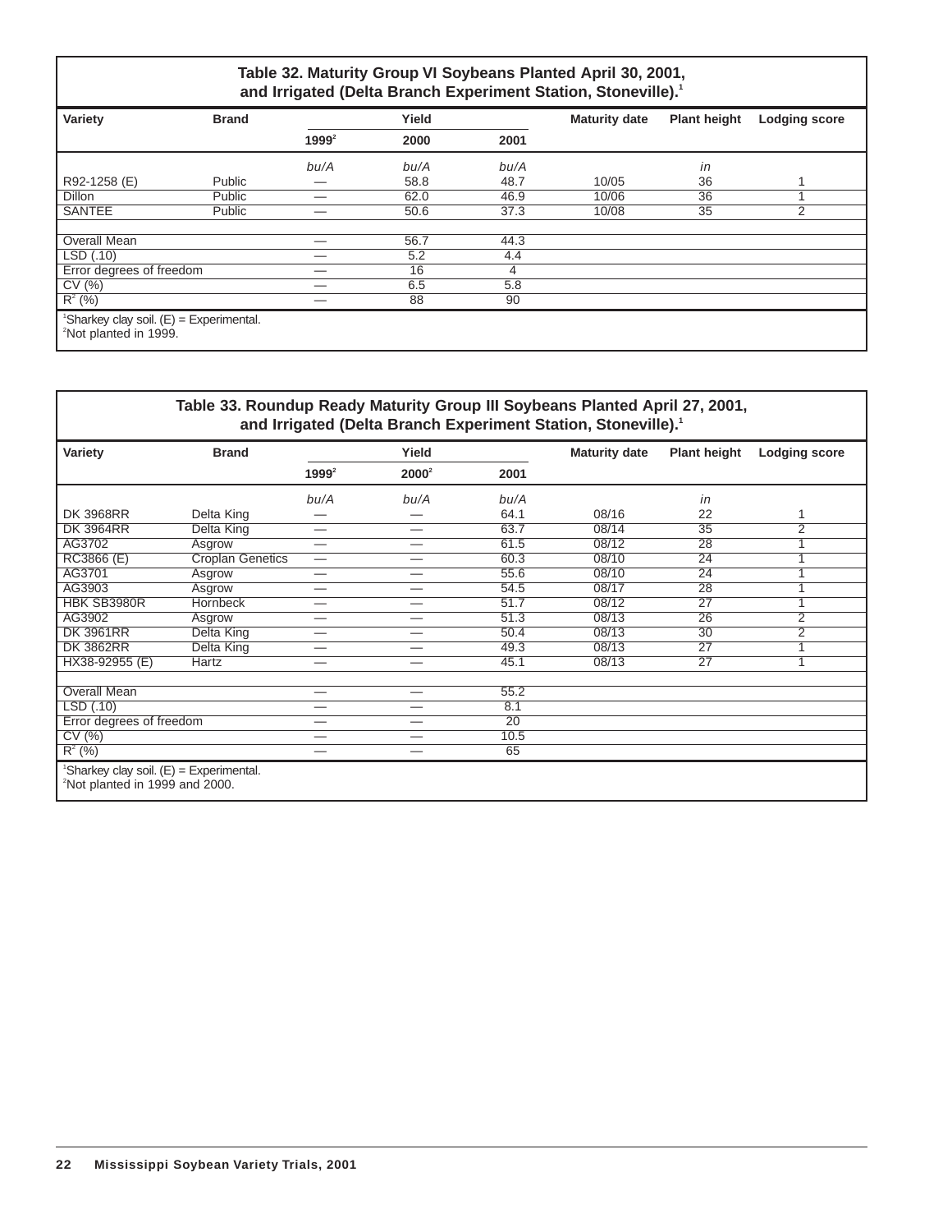**Table 32. Maturity Group VI Soybeans Planted April 30, 2001, and Irrigated (Delta Branch Experiment Station, Stoneville).[1]**

| Variety | Brand | Yield | | | Maturity date | Plant height | Lodging score |
|---|---|---|---|---|---|---|---|
| | | 1999[2] | 2000 | 2001 | | | |
| | | *bu/A* | *bu/A* | *bu/A* | | *in* | |
| R92-1258 (E) | Public | — | 58.8 | 48.7 | 10/05 | 36 | 1 |
| Dillon | Public | — | 62.0 | 46.9 | 10/06 | 36 | 1 |
| SANTEE | Public | — | 50.6 | 37.3 | 10/08 | 35 | 2 |
| | | | | | | | |
| Overall Mean | | — | 56.7 | 44.3 | | | |
| LSD (.10) | | — | 5.2 | 4.4 | | | |
| Error degrees of freedom | | — | 16 | 4 | | | |
| CV (%) | | — | 6.5 | 5.8 | | | |
| $R^2$ (%) | | — | 88 | 90 | | | |

[1]Sharkey clay soil. (E) = Experimental.
[2]Not planted in 1999.

**Table 33. Roundup Ready Maturity Group III Soybeans Planted April 27, 2001, and Irrigated (Delta Branch Experiment Station, Stoneville).[1]**

| Variety | Brand | Yield | | | Maturity date | Plant height | Lodging score |
|---|---|---|---|---|---|---|---|
| | | 1999[2] | 2000[2] | 2001 | | | |
| | | *bu/A* | *bu/A* | *bu/A* | | *in* | |
| DK 3968RR | Delta King | — | — | 64.1 | 08/16 | 22 | 1 |
| DK 3964RR | Delta King | — | — | 63.7 | 08/14 | 35 | 2 |
| AG3702 | Asgrow | — | — | 61.5 | 08/12 | 28 | 1 |
| RC3866 (E) | Croplan Genetics | — | — | 60.3 | 08/10 | 24 | 1 |
| AG3701 | Asgrow | — | — | 55.6 | 08/10 | 24 | 1 |
| AG3903 | Asgrow | — | — | 54.5 | 08/17 | 28 | 1 |
| HBK SB3980R | Hornbeck | — | — | 51.7 | 08/12 | 27 | 1 |
| AG3902 | Asgrow | — | — | 51.3 | 08/13 | 26 | 2 |
| DK 3961RR | Delta King | — | — | 50.4 | 08/13 | 30 | 2 |
| DK 3862RR | Delta King | — | — | 49.3 | 08/13 | 27 | 1 |
| HX38-92955 (E) | Hartz | — | — | 45.1 | 08/13 | 27 | 1 |
| | | | | | | | |
| Overall Mean | | — | — | 55.2 | | | |
| LSD (.10) | | — | — | 8.1 | | | |
| Error degrees of freedom | | — | — | 20 | | | |
| CV (%) | | — | — | 10.5 | | | |
| $R^2$ (%) | | — | — | 65 | | | |

[1]Sharkey clay soil. (E) = Experimental.
[2]Not planted in 1999 and 2000.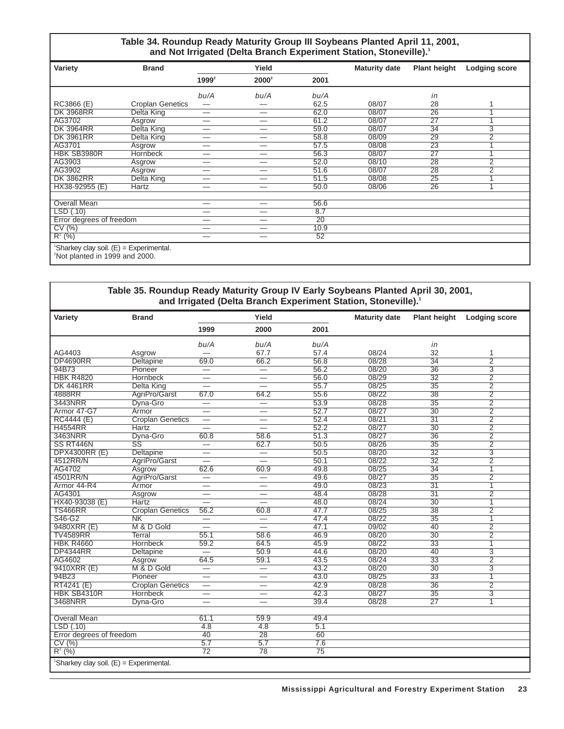### Table 34. Roundup Ready Maturity Group III Soybeans Planted April 11, 2001, and Not Irrigated (Delta Branch Experiment Station, Stoneville).[1]

| Variety | Brand | Yield | | | Maturity date | Plant height | Lodging score |
|---|---|---|---|---|---|---|---|
| | | 1999[2] | 2000[2] | 2001 | | | |
| | | *bu/A* | *bu/A* | *bu/A* | | *in* | |
| RC3866 (E) | Croplan Genetics | — | — | 62.5 | 08/07 | 28 | 1 |
| DK 3968RR | Delta King | — | — | 62.0 | 08/07 | 26 | 1 |
| AG3702 | Asgrow | — | — | 61.2 | 08/07 | 27 | 1 |
| DK 3964RR | Delta King | — | — | 59.0 | 08/07 | 34 | 3 |
| DK 3961RR | Delta King | — | — | 58.8 | 08/09 | 29 | 2 |
| AG3701 | Asgrow | — | — | 57.5 | 08/08 | 23 | 1 |
| HBK SB3980R | Hornbeck | — | — | 56.3 | 08/07 | 27 | 1 |
| AG3903 | Asgrow | — | — | 52.0 | 08/10 | 28 | 2 |
| AG3902 | Asgrow | — | — | 51.6 | 08/07 | 28 | 2 |
| DK 3862RR | Delta King | — | — | 51.5 | 08/08 | 25 | 1 |
| HX38-92955 (E) | Hartz | — | — | 50.0 | 08/06 | 26 | 1 |
| Overall Mean | | — | — | 56.6 | | | |
| LSD (.10) | | — | — | 8.7 | | | |
| Error degrees of freedom | | — | — | 20 | | | |
| CV (%) | | — | — | 10.9 | | | |
| $R^2$ (%) | | — | — | 52 | | | |

[1]Sharkey clay soil. (E) = Experimental.
[2]Not planted in 1999 and 2000.

### Table 35. Roundup Ready Maturity Group IV Early Soybeans Planted April 30, 2001, and Irrigated (Delta Branch Experiment Station, Stoneville).[1]

| Variety | Brand | Yield | | | Maturity date | Plant height | Lodging score |
|---|---|---|---|---|---|---|---|
| | | 1999 | 2000 | 2001 | | | |
| | | *bu/A* | *bu/A* | *bu/A* | | *in* | |
| AG4403 | Asgrow | — | 67.7 | 57.4 | 08/24 | 32 | 1 |
| DP4690RR | Deltapine | 69.0 | 66.2 | 56.8 | 08/28 | 34 | 2 |
| 94B73 | Pioneer | — | — | 56.2 | 08/20 | 36 | 3 |
| HBK R4820 | Hornbeck | — | — | 56.0 | 08/29 | 32 | 2 |
| DK 4461RR | Delta King | — | — | 55.7 | 08/25 | 35 | 2 |
| 4888RR | AgriPro/Garst | 67.0 | 64.2 | 55.6 | 08/22 | 38 | 2 |
| 3443NRR | Dyna-Gro | — | — | 53.9 | 08/28 | 35 | 2 |
| Armor 47-G7 | Armor | — | — | 52.7 | 08/27 | 30 | 2 |
| RC4444 (E) | Croplan Genetics | — | — | 52.4 | 08/21 | 31 | 2 |
| H4554RR | Hartz | — | — | 52.2 | 08/27 | 30 | 2 |
| 3463NRR | Dyna-Gro | 60.8 | 58.6 | 51.3 | 08/27 | 36 | 2 |
| SS RT446N | SS | — | 62.7 | 50.5 | 08/26 | 35 | 2 |
| DPX4300RR (E) | Deltapine | — | — | 50.5 | 08/20 | 32 | 3 |
| 4512RR/N | AgriPro/Garst | — | — | 50.1 | 08/22 | 32 | 2 |
| AG4702 | Asgrow | 62.6 | 60.9 | 49.8 | 08/25 | 34 | 1 |
| 4501RR/N | AgriPro/Garst | — | — | 49.6 | 08/27 | 35 | 2 |
| Armor 44-R4 | Armor | — | — | 49.0 | 08/23 | 31 | 1 |
| AG4301 | Asgrow | — | — | 48.4 | 08/28 | 31 | 2 |
| HX40-93038 (E) | Hartz | — | — | 48.0 | 08/24 | 30 | 1 |
| TS466RR | Croplan Genetics | 56.2 | 60.8 | 47.7 | 08/25 | 38 | 2 |
| S46-G2 | NK | — | — | 47.4 | 08/22 | 35 | 1 |
| 9480XRR (E) | M & D Gold | — | — | 47.1 | 09/02 | 40 | 2 |
| TV4589RR | Terral | 55.1 | 58.6 | 46.9 | 08/20 | 30 | 2 |
| HBK R4660 | Hornbeck | 59.2 | 64.5 | 45.9 | 08/22 | 33 | 1 |
| DP4344RR | Deltapine | — | 50.9 | 44.6 | 08/20 | 40 | 3 |
| AG4602 | Asgrow | 64.5 | 59.1 | 43.5 | 08/24 | 33 | 2 |
| 9410XRR (E) | M & D Gold | — | — | 43.2 | 08/20 | 30 | 3 |
| 94B23 | Pioneer | — | — | 43.0 | 08/25 | 33 | 1 |
| RT4241 (E) | Croplan Genetics | — | — | 42.9 | 08/28 | 36 | 2 |
| HBK SB4310R | Hornbeck | — | — | 42.3 | 08/27 | 35 | 3 |
| 3468NRR | Dyna-Gro | — | — | 39.4 | 08/28 | 27 | 1 |
| Overall Mean | | 61.1 | 59.9 | 49.4 | | | |
| LSD (.10) | | 4.8 | 4.8 | 5.1 | | | |
| Error degrees of freedom | | 40 | 28 | 60 | | | |
| CV (%) | | 5.7 | 5.7 | 7.6 | | | |
| $R^2$ (%) | | 72 | 78 | 75 | | | |

[1]Sharkey clay soil. (E) = Experimental.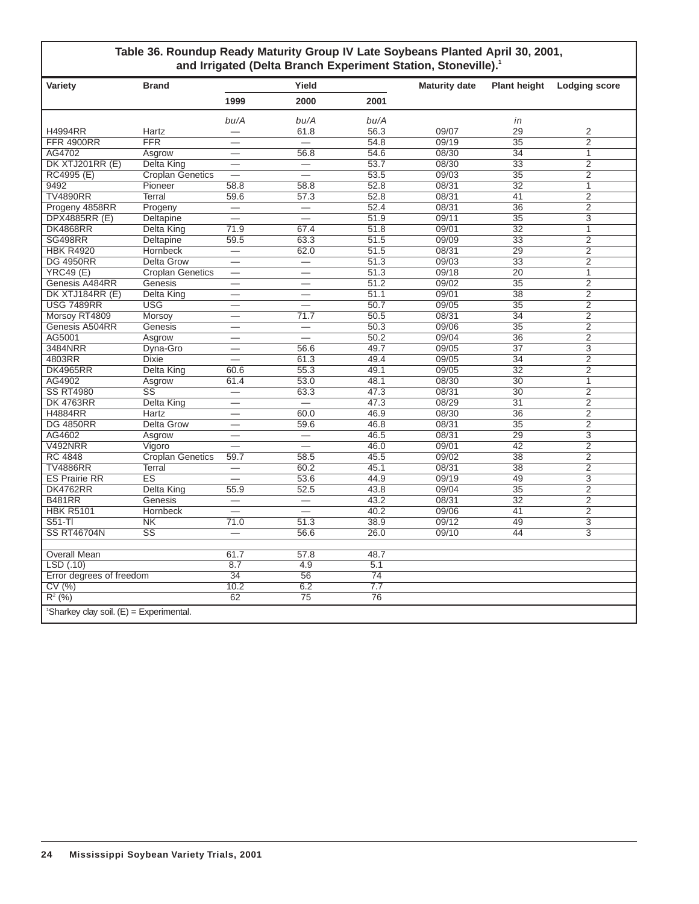**Table 36. Roundup Ready Maturity Group IV Late Soybeans Planted April 30, 2001, and Irrigated (Delta Branch Experiment Station, Stoneville).[1]**

| Variety | Brand | Yield | | | Maturity date | Plant height | Lodging score |
|---|---|---|---|---|---|---|---|
| | | 1999 | 2000 | 2001 | | | |
| | | *bu/A* | *bu/A* | *bu/A* | | *in* | |
| H4994RR | Hartz | — | 61.8 | 56.3 | 09/07 | 29 | 2 |
| FFR 4900RR | FFR | — | — | 54.8 | 09/19 | 35 | 2 |
| AG4702 | Asgrow | — | 56.8 | 54.6 | 08/30 | 34 | 1 |
| DK XTJ201RR (E) | Delta King | — | — | 53.7 | 08/30 | 33 | 2 |
| RC4995 (E) | Croplan Genetics | — | — | 53.5 | 09/03 | 35 | 2 |
| 9492 | Pioneer | 58.8 | 58.8 | 52.8 | 08/31 | 32 | 1 |
| TV4890RR | Terral | 59.6 | 57.3 | 52.8 | 08/31 | 41 | 2 |
| Progeny 4858RR | Progeny | — | — | 52.4 | 08/31 | 36 | 2 |
| DPX4885RR (E) | Deltapine | — | — | 51.9 | 09/11 | 35 | 3 |
| DK4868RR | Delta King | 71.9 | 67.4 | 51.8 | 09/01 | 32 | 1 |
| SG498RR | Deltapine | 59.5 | 63.3 | 51.5 | 09/09 | 33 | 2 |
| HBK R4920 | Hornbeck | — | 62.0 | 51.5 | 08/31 | 29 | 2 |
| DG 4950RR | Delta Grow | — | — | 51.3 | 09/03 | 33 | 2 |
| YRC49 (E) | Croplan Genetics | — | — | 51.3 | 09/18 | 20 | 1 |
| Genesis A484RR | Genesis | — | — | 51.2 | 09/02 | 35 | 2 |
| DK XTJ184RR (E) | Delta King | — | — | 51.1 | 09/01 | 38 | 2 |
| USG 7489RR | USG | — | — | 50.7 | 09/05 | 35 | 2 |
| Morsoy RT4809 | Morsoy | — | 71.7 | 50.5 | 08/31 | 34 | 2 |
| Genesis A504RR | Genesis | — | — | 50.3 | 09/06 | 35 | 2 |
| AG5001 | Asgrow | — | — | 50.2 | 09/04 | 36 | 2 |
| 3484NRR | Dyna-Gro | — | 56.6 | 49.7 | 09/05 | 37 | 3 |
| 4803RR | Dixie | — | 61.3 | 49.4 | 09/05 | 34 | 2 |
| DK4965RR | Delta King | 60.6 | 55.3 | 49.1 | 09/05 | 32 | 2 |
| AG4902 | Asgrow | 61.4 | 53.0 | 48.1 | 08/30 | 30 | 1 |
| SS RT4980 | SS | — | 63.3 | 47.3 | 08/31 | 30 | 2 |
| DK 4763RR | Delta King | — | — | 47.3 | 08/29 | 31 | 2 |
| H4884RR | Hartz | — | 60.0 | 46.9 | 08/30 | 36 | 2 |
| DG 4850RR | Delta Grow | — | 59.6 | 46.8 | 08/31 | 35 | 2 |
| AG4602 | Asgrow | — | — | 46.5 | 08/31 | 29 | 3 |
| V492NRR | Vigoro | — | — | 46.0 | 09/01 | 42 | 2 |
| RC 4848 | Croplan Genetics | 59.7 | 58.5 | 45.5 | 09/02 | 38 | 2 |
| TV4886RR | Terral | — | 60.2 | 45.1 | 08/31 | 38 | 2 |
| ES Prairie RR | ES | — | 53.6 | 44.9 | 09/19 | 49 | 3 |
| DK4762RR | Delta King | 55.9 | 52.5 | 43.8 | 09/04 | 35 | 2 |
| B481RR | Genesis | — | — | 43.2 | 08/31 | 32 | 2 |
| HBK R5101 | Hornbeck | — | — | 40.2 | 09/06 | 41 | 2 |
| S51-TI | NK | 71.0 | 51.3 | 38.9 | 09/12 | 49 | 3 |
| SS RT46704N | SS | — | 56.6 | 26.0 | 09/10 | 44 | 3 |
| | | | | | | | |
| Overall Mean | | 61.7 | 57.8 | 48.7 | | | |
| LSD (.10) | | 8.7 | 4.9 | 5.1 | | | |
| Error degrees of freedom | | 34 | 56 | 74 | | | |
| CV (%) | | 10.2 | 6.2 | 7.7 | | | |
| $R^2$ (%) | | 62 | 75 | 76 | | | |

[1]Sharkey clay soil. (E) = Experimental.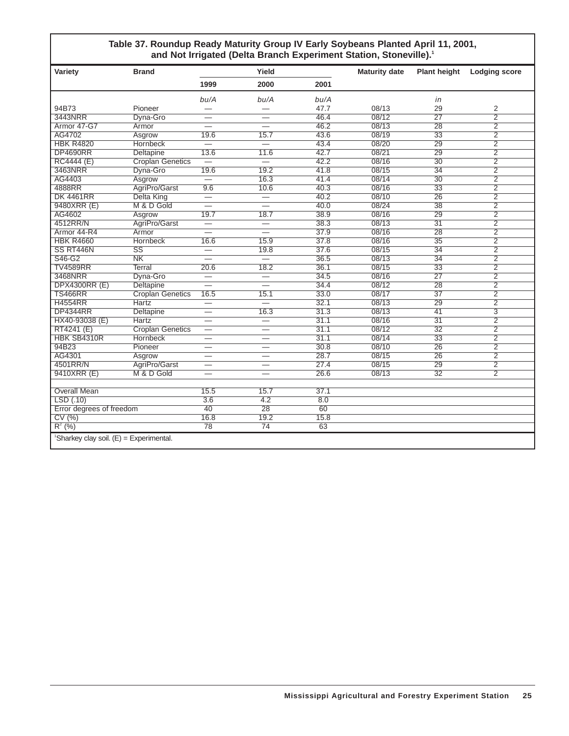**Table 37. Roundup Ready Maturity Group IV Early Soybeans Planted April 11, 2001, and Not Irrigated (Delta Branch Experiment Station, Stoneville).[1]**

| Variety | Brand | Yield | | | Maturity date | Plant height | Lodging score |
|---|---|---|---|---|---|---|---|
| | | 1999 | 2000 | 2001 | | | |
| | | bu/A | bu/A | bu/A | | in | |
| 94B73 | Pioneer | — | — | 47.7 | 08/13 | 29 | 2 |
| 3443NRR | Dyna-Gro | — | — | 46.4 | 08/12 | 27 | 2 |
| Armor 47-G7 | Armor | — | — | 46.2 | 08/13 | 28 | 2 |
| AG4702 | Asgrow | 19.6 | 15.7 | 43.6 | 08/19 | 33 | 2 |
| HBK R4820 | Hornbeck | — | — | 43.4 | 08/20 | 29 | 2 |
| DP4690RR | Deltapine | 13.6 | 11.6 | 42.7 | 08/21 | 29 | 2 |
| RC4444 (E) | Croplan Genetics | — | — | 42.2 | 08/16 | 30 | 2 |
| 3463NRR | Dyna-Gro | 19.6 | 19.2 | 41.8 | 08/15 | 34 | 2 |
| AG4403 | Asgrow | — | 16.3 | 41.4 | 08/14 | 30 | 2 |
| 4888RR | AgriPro/Garst | 9.6 | 10.6 | 40.3 | 08/16 | 33 | 2 |
| DK 4461RR | Delta King | — | — | 40.2 | 08/10 | 26 | 2 |
| 9480XRR (E) | M & D Gold | — | — | 40.0 | 08/24 | 38 | 2 |
| AG4602 | Asgrow | 19.7 | 18.7 | 38.9 | 08/16 | 29 | 2 |
| 4512RR/N | AgriPro/Garst | — | — | 38.3 | 08/13 | 31 | 2 |
| Armor 44-R4 | Armor | — | — | 37.9 | 08/16 | 28 | 2 |
| HBK R4660 | Hornbeck | 16.6 | 15.9 | 37.8 | 08/16 | 35 | 2 |
| SS RT446N | SS | — | 19.8 | 37.6 | 08/15 | 34 | 2 |
| S46-G2 | NK | — | — | 36.5 | 08/13 | 34 | 2 |
| TV4589RR | Terral | 20.6 | 18.2 | 36.1 | 08/15 | 33 | 2 |
| 3468NRR | Dyna-Gro | — | — | 34.5 | 08/16 | 27 | 2 |
| DPX4300RR (E) | Deltapine | — | — | 34.4 | 08/12 | 28 | 2 |
| TS466RR | Croplan Genetics | 16.5 | 15.1 | 33.0 | 08/17 | 37 | 2 |
| H4554RR | Hartz | — | — | 32.1 | 08/13 | 29 | 2 |
| DP4344RR | Deltapine | — | 16.3 | 31.3 | 08/13 | 41 | 3 |
| HX40-93038 (E) | Hartz | — | — | 31.1 | 08/16 | 31 | 2 |
| RT4241 (E) | Croplan Genetics | — | — | 31.1 | 08/12 | 32 | 2 |
| HBK SB4310R | Hornbeck | — | — | 31.1 | 08/14 | 33 | 2 |
| 94B23 | Pioneer | — | — | 30.8 | 08/10 | 26 | 2 |
| AG4301 | Asgrow | — | — | 28.7 | 08/15 | 26 | 2 |
| 4501RR/N | AgriPro/Garst | — | — | 27.4 | 08/15 | 29 | 2 |
| 9410XRR (E) | M & D Gold | — | — | 26.6 | 08/13 | 32 | 2 |
| | | | | | | | |
| Overall Mean | | 15.5 | 15.7 | 37.1 | | | |
| LSD (.10) | | 3.6 | 4.2 | 8.0 | | | |
| Error degrees of freedom | | 40 | 28 | 60 | | | |
| CV (%) | | 16.8 | 19.2 | 15.8 | | | |
| $R^2$ (%) | | 78 | 74 | 63 | | | |

[1]Sharkey clay soil. (E) = Experimental.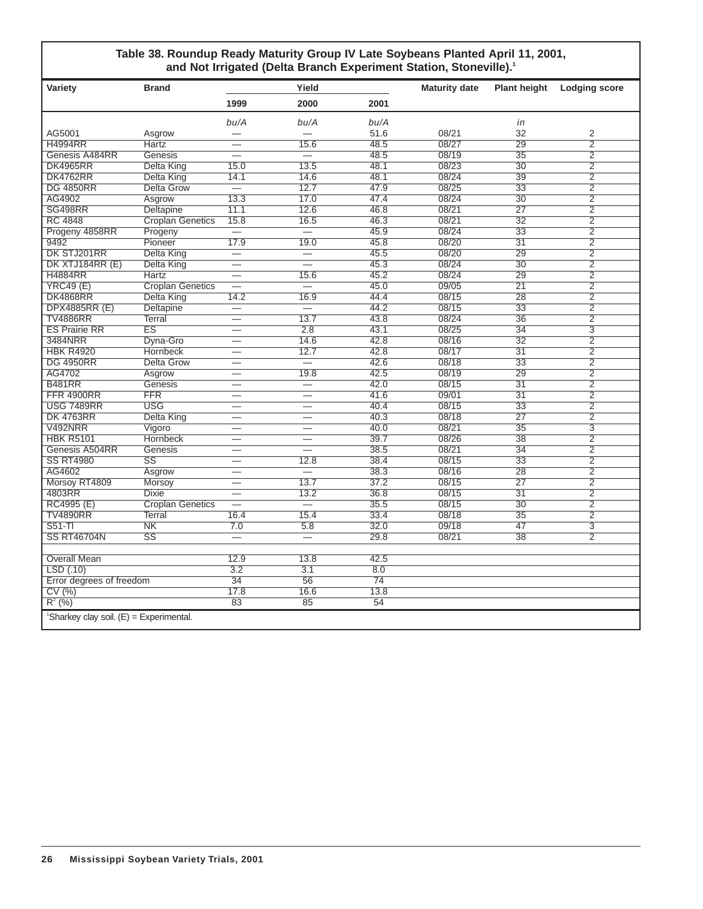**Table 38. Roundup Ready Maturity Group IV Late Soybeans Planted April 11, 2001, and Not Irrigated (Delta Branch Experiment Station, Stoneville).[1]**

| Variety | Brand | Yield | | | Maturity date | Plant height | Lodging score |
|---|---|---|---|---|---|---|---|
| | | 1999 | 2000 | 2001 | | | |
| | | *bu/A* | *bu/A* | *bu/A* | | *in* | |
| AG5001 | Asgrow | — | — | 51.6 | 08/21 | 32 | 2 |
| H4994RR | Hartz | — | 15.6 | 48.5 | 08/27 | 29 | 2 |
| Genesis A484RR | Genesis | — | — | 48.5 | 08/19 | 35 | 2 |
| DK4965RR | Delta King | 15.0 | 13.5 | 48.1 | 08/23 | 30 | 2 |
| DK4762RR | Delta King | 14.1 | 14.6 | 48.1 | 08/24 | 39 | 2 |
| DG 4850RR | Delta Grow | — | 12.7 | 47.9 | 08/25 | 33 | 2 |
| AG4902 | Asgrow | 13.3 | 17.0 | 47.4 | 08/24 | 30 | 2 |
| SG498RR | Deltapine | 11.1 | 12.6 | 46.8 | 08/21 | 27 | 2 |
| RC 4848 | Croplan Genetics | 15.8 | 16.5 | 46.3 | 08/21 | 32 | 2 |
| Progeny 4858RR | Progeny | — | — | 45.9 | 08/24 | 33 | 2 |
| 9492 | Pioneer | 17.9 | 19.0 | 45.8 | 08/20 | 31 | 2 |
| DK STJ201RR | Delta King | — | — | 45.5 | 08/20 | 29 | 2 |
| DK XTJ184RR (E) | Delta King | — | — | 45.3 | 08/24 | 30 | 2 |
| H4884RR | Hartz | — | 15.6 | 45.2 | 08/24 | 29 | 2 |
| YRC49 (E) | Croplan Genetics | — | — | 45.0 | 09/05 | 21 | 2 |
| DK4868RR | Delta King | 14.2 | 16.9 | 44.4 | 08/15 | 28 | 2 |
| DPX4885RR (E) | Deltapine | — | — | 44.2 | 08/15 | 33 | 2 |
| TV4886RR | Terral | — | 13.7 | 43.8 | 08/24 | 36 | 2 |
| ES Prairie RR | ES | — | 2.8 | 43.1 | 08/25 | 34 | 3 |
| 3484NRR | Dyna-Gro | — | 14.6 | 42.8 | 08/16 | 32 | 2 |
| HBK R4920 | Hornbeck | — | 12.7 | 42.8 | 08/17 | 31 | 2 |
| DG 4950RR | Delta Grow | — | — | 42.6 | 08/18 | 33 | 2 |
| AG4702 | Asgrow | — | 19.8 | 42.5 | 08/19 | 29 | 2 |
| B481RR | Genesis | — | — | 42.0 | 08/15 | 31 | 2 |
| FFR 4900RR | FFR | — | — | 41.6 | 09/01 | 31 | 2 |
| USG 7489RR | USG | — | — | 40.4 | 08/15 | 33 | 2 |
| DK 4763RR | Delta King | — | — | 40.3 | 08/18 | 27 | 2 |
| V492NRR | Vigoro | — | — | 40.0 | 08/21 | 35 | 3 |
| HBK R5101 | Hornbeck | — | — | 39.7 | 08/26 | 38 | 2 |
| Genesis A504RR | Genesis | — | — | 38.5 | 08/21 | 34 | 2 |
| SS RT4980 | SS | — | 12.8 | 38.4 | 08/15 | 33 | 2 |
| AG4602 | Asgrow | — | — | 38.3 | 08/16 | 28 | 2 |
| Morsoy RT4809 | Morsoy | — | 13.7 | 37.2 | 08/15 | 27 | 2 |
| 4803RR | Dixie | — | 13.2 | 36.8 | 08/15 | 31 | 2 |
| RC4995 (E) | Croplan Genetics | — | — | 35.5 | 08/15 | 30 | 2 |
| TV4890RR | Terral | 16.4 | 15.4 | 33.4 | 08/18 | 35 | 2 |
| S51-TI | NK | 7.0 | 5.8 | 32.0 | 09/18 | 47 | 3 |
| SS RT46704N | SS | — | — | 29.8 | 08/21 | 38 | 2 |
| | | | | | | | |
| Overall Mean | | 12.9 | 13.8 | 42.5 | | | |
| LSD (.10) | | 3.2 | 3.1 | 8.0 | | | |
| Error degrees of freedom | | 34 | 56 | 74 | | | |
| CV (%) | | 17.8 | 16.6 | 13.8 | | | |
| $R^2$ (%) | | 83 | 85 | 54 | | | |

[1]Sharkey clay soil. (E) = Experimental.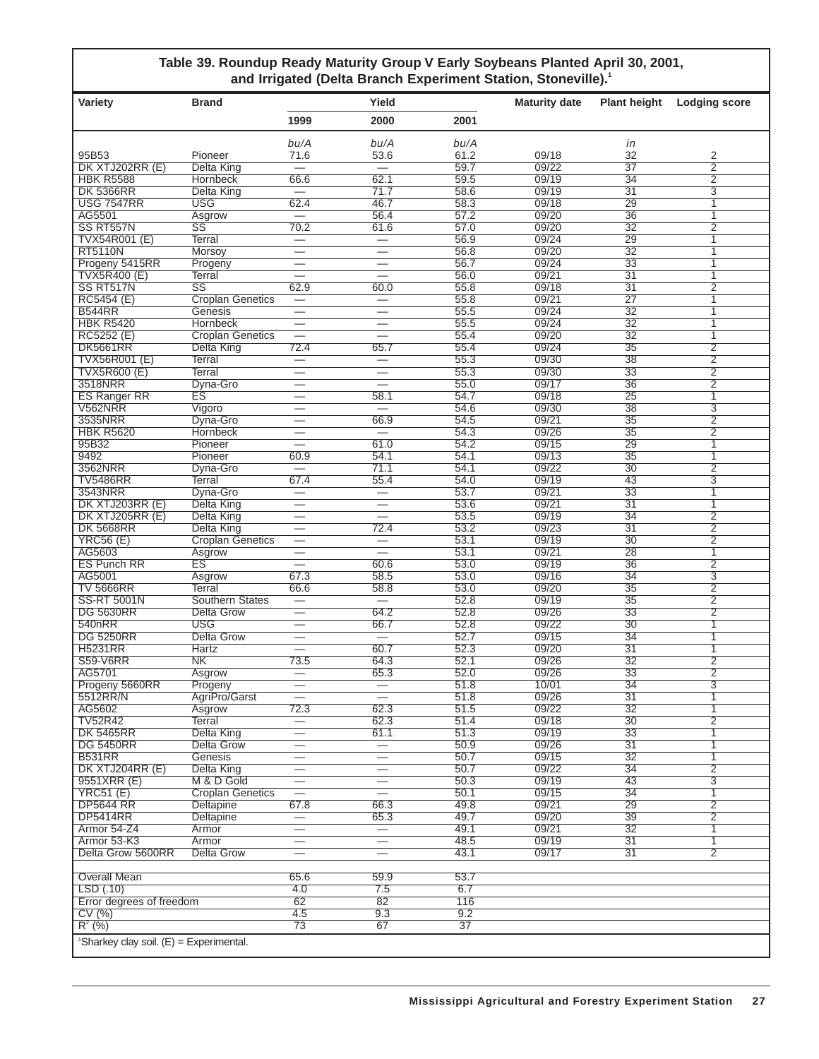### Table 39. Roundup Ready Maturity Group V Early Soybeans Planted April 30, 2001, and Irrigated (Delta Branch Experiment Station, Stoneville).[1]

| Variety | Brand | Yield | | | Maturity date | Plant height | Lodging score |
|---|---|---|---|---|---|---|---|
| | | 1999 | 2000 | 2001 | | | |
| | | *bu/A* | *bu/A* | *bu/A* | | *in* | |
| 95B53 | Pioneer | 71.6 | 53.6 | 61.2 | 09/18 | 32 | 2 |
| DK XTJ202RR (E) | Delta King | — | — | 59.7 | 09/22 | 37 | 2 |
| HBK R5588 | Hornbeck | 66.6 | 62.1 | 59.5 | 09/19 | 34 | 2 |
| DK 5366RR | Delta King | — | 71.7 | 58.6 | 09/19 | 31 | 3 |
| USG 7547RR | USG | 62.4 | 46.7 | 58.3 | 09/18 | 29 | 1 |
| AG5501 | Asgrow | — | 56.4 | 57.2 | 09/20 | 36 | 1 |
| SS RT557N | SS | 70.2 | 61.6 | 57.0 | 09/20 | 32 | 2 |
| TVX54R001 (E) | Terral | — | — | 56.9 | 09/24 | 29 | 1 |
| RT5110N | Morsoy | — | — | 56.8 | 09/20 | 32 | 1 |
| Progeny 5415RR | Progeny | — | — | 56.7 | 09/24 | 33 | 1 |
| TVX5R400 (E) | Terral | — | — | 56.0 | 09/21 | 31 | 1 |
| SS RT517N | SS | 62.9 | 60.0 | 55.8 | 09/18 | 31 | 2 |
| RC5454 (E) | Croplan Genetics | — | — | 55.8 | 09/21 | 27 | 1 |
| B544RR | Genesis | — | — | 55.5 | 09/24 | 32 | 1 |
| HBK R5420 | Hornbeck | — | — | 55.5 | 09/24 | 32 | 1 |
| RC5252 (E) | Croplan Genetics | — | — | 55.4 | 09/20 | 32 | 1 |
| DK5661RR | Delta King | 72.4 | 65.7 | 55.4 | 09/24 | 35 | 2 |
| TVX56R001 (E) | Terral | — | — | 55.3 | 09/30 | 38 | 2 |
| TVX5R600 (E) | Terral | — | — | 55.3 | 09/30 | 33 | 2 |
| 3518NRR | Dyna-Gro | — | — | 55.0 | 09/17 | 36 | 2 |
| ES Ranger RR | ES | — | 58.1 | 54.7 | 09/18 | 25 | 1 |
| V562NRR | Vigoro | — | — | 54.6 | 09/30 | 38 | 3 |
| 3535NRR | Dyna-Gro | — | 66.9 | 54.5 | 09/21 | 35 | 2 |
| HBK R5620 | Hornbeck | — | — | 54.3 | 09/26 | 35 | 2 |
| 95B32 | Pioneer | — | 61.0 | 54.2 | 09/15 | 29 | 1 |
| 9492 | Pioneer | 60.9 | 54.1 | 54.1 | 09/13 | 35 | 1 |
| 3562NRR | Dyna-Gro | — | 71.1 | 54.1 | 09/22 | 30 | 2 |
| TV5486RR | Terral | 67.4 | 55.4 | 54.0 | 09/19 | 43 | 3 |
| 3543NRR | Dyna-Gro | — | — | 53.7 | 09/21 | 33 | 1 |
| DK XTJ203RR (E) | Delta King | — | — | 53.6 | 09/21 | 31 | 1 |
| DK XTJ205RR (E) | Delta King | — | — | 53.5 | 09/19 | 34 | 2 |
| DK 5668RR | Delta King | — | 72.4 | 53.2 | 09/23 | 31 | 2 |
| YRC56 (E) | Croplan Genetics | — | — | 53.1 | 09/19 | 30 | 2 |
| AG5603 | Asgrow | — | — | 53.1 | 09/21 | 28 | 1 |
| ES Punch RR | ES | — | 60.6 | 53.0 | 09/19 | 36 | 2 |
| AG5001 | Asgrow | 67.3 | 58.5 | 53.0 | 09/16 | 34 | 3 |
| TV 5666RR | Terral | 66.6 | 58.8 | 53.0 | 09/20 | 35 | 2 |
| SS-RT 5001N | Southern States | — | — | 52.8 | 09/19 | 35 | 2 |
| DG 5630RR | Delta Grow | — | 64.2 | 52.8 | 09/26 | 33 | 2 |
| 540nRR | USG | — | 66.7 | 52.8 | 09/22 | 30 | 1 |
| DG 5250RR | Delta Grow | — | — | 52.7 | 09/15 | 34 | 1 |
| H5231RR | Hartz | — | 60.7 | 52.3 | 09/20 | 31 | 1 |
| S59-V6RR | NK | 73.5 | 64.3 | 52.1 | 09/26 | 32 | 2 |
| AG5701 | Asgrow | — | 65.3 | 52.0 | 09/26 | 33 | 2 |
| Progeny 5660RR | Progeny | — | — | 51.8 | 10/01 | 34 | 3 |
| 5512RR/N | AgriPro/Garst | — | — | 51.8 | 09/26 | 31 | 1 |
| AG5602 | Asgrow | 72.3 | 62.3 | 51.5 | 09/22 | 32 | 1 |
| TV52R42 | Terral | — | 62.3 | 51.4 | 09/18 | 30 | 2 |
| DK 5465RR | Delta King | — | 61.1 | 51.3 | 09/19 | 33 | 1 |
| DG 5450RR | Delta Grow | — | — | 50.9 | 09/26 | 31 | 1 |
| B531RR | Genesis | — | — | 50.7 | 09/15 | 32 | 1 |
| DK XTJ204RR (E) | Delta King | — | — | 50.7 | 09/22 | 34 | 2 |
| 9551XRR (E) | M & D Gold | — | — | 50.3 | 09/19 | 43 | 3 |
| YRC51 (E) | Croplan Genetics | — | — | 50.1 | 09/15 | 34 | 1 |
| DP5644 RR | Deltapine | 67.8 | 66.3 | 49.8 | 09/21 | 29 | 2 |
| DP5414RR | Deltapine | — | 65.3 | 49.7 | 09/20 | 39 | 2 |
| Armor 54-Z4 | Armor | — | — | 49.1 | 09/21 | 32 | 1 |
| Armor 53-K3 | Armor | — | — | 48.5 | 09/19 | 31 | 1 |
| Delta Grow 5600RR | Delta Grow | — | — | 43.1 | 09/17 | 31 | 2 |
| Overall Mean | | 65.6 | 59.9 | 53.7 | | | |
| LSD (.10) | | 4.0 | 7.5 | 6.7 | | | |
| Error degrees of freedom | | 62 | 82 | 116 | | | |
| CV (%) | | 4.5 | 9.3 | 9.2 | | | |
| $R^2$ (%) | | 73 | 67 | 37 | | | |

[1]Sharkey clay soil. (E) = Experimental.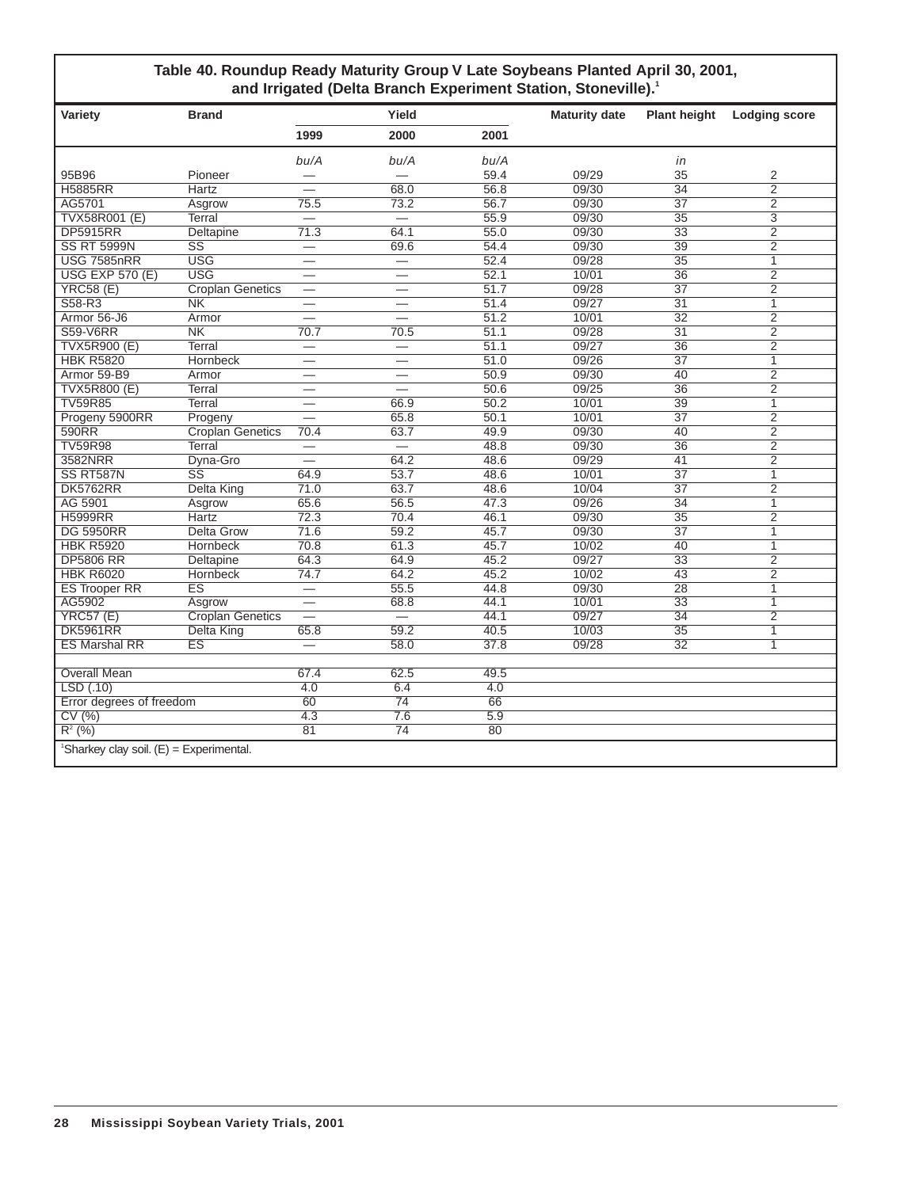## Table 40. Roundup Ready Maturity Group V Late Soybeans Planted April 30, 2001, and Irrigated (Delta Branch Experiment Station, Stoneville).[1]

| Variety | Brand | Yield | | | Maturity date | Plant height | Lodging score |
|---|---|---|---|---|---|---|---|
| | | 1999 | 2000 | 2001 | | | |
| | | *bu/A* | *bu/A* | *bu/A* | | *in* | |
| 95B96 | Pioneer | — | — | 59.4 | 09/29 | 35 | 2 |
| H5885RR | Hartz | — | 68.0 | 56.8 | 09/30 | 34 | 2 |
| AG5701 | Asgrow | 75.5 | 73.2 | 56.7 | 09/30 | 37 | 2 |
| TVX58R001 (E) | Terral | — | — | 55.9 | 09/30 | 35 | 3 |
| DP5915RR | Deltapine | 71.3 | 64.1 | 55.0 | 09/30 | 33 | 2 |
| SS RT 5999N | SS | — | 69.6 | 54.4 | 09/30 | 39 | 2 |
| USG 7585nRR | USG | — | — | 52.4 | 09/28 | 35 | 1 |
| USG EXP 570 (E) | USG | — | — | 52.1 | 10/01 | 36 | 2 |
| YRC58 (E) | Croplan Genetics | — | — | 51.7 | 09/28 | 37 | 2 |
| S58-R3 | NK | — | — | 51.4 | 09/27 | 31 | 1 |
| Armor 56-J6 | Armor | — | — | 51.2 | 10/01 | 32 | 2 |
| S59-V6RR | NK | 70.7 | 70.5 | 51.1 | 09/28 | 31 | 2 |
| TVX5R900 (E) | Terral | — | — | 51.1 | 09/27 | 36 | 2 |
| HBK R5820 | Hornbeck | — | — | 51.0 | 09/26 | 37 | 1 |
| Armor 59-B9 | Armor | — | — | 50.9 | 09/30 | 40 | 2 |
| TVX5R800 (E) | Terral | — | — | 50.6 | 09/25 | 36 | 2 |
| TV59R85 | Terral | — | 66.9 | 50.2 | 10/01 | 39 | 1 |
| Progeny 5900RR | Progeny | — | 65.8 | 50.1 | 10/01 | 37 | 2 |
| 590RR | Croplan Genetics | 70.4 | 63.7 | 49.9 | 09/30 | 40 | 2 |
| TV59R98 | Terral | — | — | 48.8 | 09/30 | 36 | 2 |
| 3582NRR | Dyna-Gro | — | 64.2 | 48.6 | 09/29 | 41 | 2 |
| SS RT587N | SS | 64.9 | 53.7 | 48.6 | 10/01 | 37 | 1 |
| DK5762RR | Delta King | 71.0 | 63.7 | 48.6 | 10/04 | 37 | 2 |
| AG 5901 | Asgrow | 65.6 | 56.5 | 47.3 | 09/26 | 34 | 1 |
| H5999RR | Hartz | 72.3 | 70.4 | 46.1 | 09/30 | 35 | 2 |
| DG 5950RR | Delta Grow | 71.6 | 59.2 | 45.7 | 09/30 | 37 | 1 |
| HBK R5920 | Hornbeck | 70.8 | 61.3 | 45.7 | 10/02 | 40 | 1 |
| DP5806 RR | Deltapine | 64.3 | 64.9 | 45.2 | 09/27 | 33 | 2 |
| HBK R6020 | Hornbeck | 74.7 | 64.2 | 45.2 | 10/02 | 43 | 2 |
| ES Trooper RR | ES | — | 55.5 | 44.8 | 09/30 | 28 | 1 |
| AG5902 | Asgrow | — | 68.8 | 44.1 | 10/01 | 33 | 1 |
| YRC57 (E) | Croplan Genetics | — | — | 44.1 | 09/27 | 34 | 2 |
| DK5961RR | Delta King | 65.8 | 59.2 | 40.5 | 10/03 | 35 | 1 |
| ES Marshal RR | ES | — | 58.0 | 37.8 | 09/28 | 32 | 1 |
| | | | | | | | |
| Overall Mean | | 67.4 | 62.5 | 49.5 | | | |
| LSD (.10) | | 4.0 | 6.4 | 4.0 | | | |
| Error degrees of freedom | | 60 | 74 | 66 | | | |
| CV (%) | | 4.3 | 7.6 | 5.9 | | | |
| $R^2$ (%) | | 81 | 74 | 80 | | | |

[1]Sharkey clay soil. (E) = Experimental.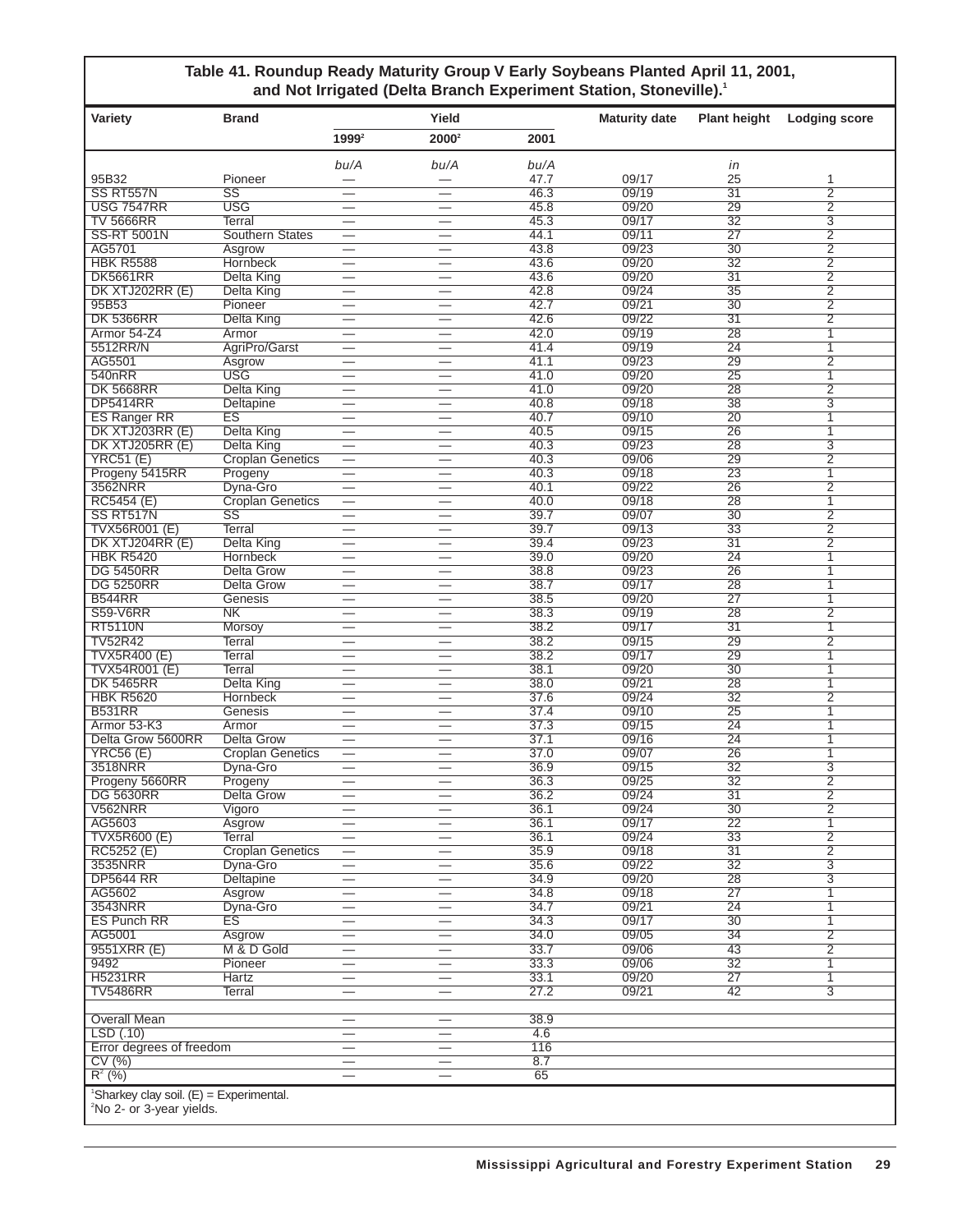**Table 41. Roundup Ready Maturity Group V Early Soybeans Planted April 11, 2001, and Not Irrigated (Delta Branch Experiment Station, Stoneville).[1]**

| Variety | Brand | Yield | | | Maturity date | Plant height | Lodging score |
|---|---|---|---|---|---|---|---|
| | | 1999[2] | 2000[2] | 2001 | | | |
| | | *bu/A* | *bu/A* | *bu/A* | | *in* | |
| 95B32 | Pioneer | — | — | 47.7 | 09/17 | 25 | 1 |
| SS RT557N | SS | — | — | 46.3 | 09/19 | 31 | 2 |
| USG 7547RR | USG | — | — | 45.8 | 09/20 | 29 | 2 |
| TV 5666RR | Terral | — | — | 45.3 | 09/17 | 32 | 3 |
| SS-RT 5001N | Southern States | — | — | 44.1 | 09/11 | 27 | 2 |
| AG5701 | Asgrow | — | — | 43.8 | 09/23 | 30 | 2 |
| HBK R5588 | Hornbeck | — | — | 43.6 | 09/20 | 32 | 2 |
| DK5661RR | Delta King | — | — | 43.6 | 09/20 | 31 | 2 |
| DK XTJ202RR (E) | Delta King | — | — | 42.8 | 09/24 | 35 | 2 |
| 95B53 | Pioneer | — | — | 42.7 | 09/21 | 30 | 2 |
| DK 5366RR | Delta King | — | — | 42.6 | 09/22 | 31 | 2 |
| Armor 54-Z4 | Armor | — | — | 42.0 | 09/19 | 28 | 1 |
| 5512RR/N | AgriPro/Garst | — | — | 41.4 | 09/19 | 24 | 1 |
| AG5501 | Asgrow | — | — | 41.1 | 09/23 | 29 | 2 |
| 540nRR | USG | — | — | 41.0 | 09/20 | 25 | 1 |
| DK 5668RR | Delta King | — | — | 41.0 | 09/20 | 28 | 2 |
| DP5414RR | Deltapine | — | — | 40.8 | 09/18 | 38 | 3 |
| ES Ranger RR | ES | — | — | 40.7 | 09/10 | 20 | 1 |
| DK XTJ203RR (E) | Delta King | — | — | 40.5 | 09/15 | 26 | 1 |
| DK XTJ205RR (E) | Delta King | — | — | 40.3 | 09/23 | 28 | 3 |
| YRC51 (E) | Croplan Genetics | — | — | 40.3 | 09/06 | 29 | 2 |
| Progeny 5415RR | Progeny | — | — | 40.3 | 09/18 | 23 | 1 |
| 3562NRR | Dyna-Gro | — | — | 40.1 | 09/22 | 26 | 2 |
| RC5454 (E) | Croplan Genetics | — | — | 40.0 | 09/18 | 28 | 1 |
| SS RT517N | SS | — | — | 39.7 | 09/07 | 30 | 2 |
| TVX56R001 (E) | Terral | — | — | 39.7 | 09/13 | 33 | 2 |
| DK XTJ204RR (E) | Delta King | — | — | 39.4 | 09/23 | 31 | 2 |
| HBK R5420 | Hornbeck | — | — | 39.0 | 09/20 | 24 | 1 |
| DG 5450RR | Delta Grow | — | — | 38.8 | 09/23 | 26 | 1 |
| DG 5250RR | Delta Grow | — | — | 38.7 | 09/17 | 28 | 1 |
| B544RR | Genesis | — | — | 38.5 | 09/20 | 27 | 1 |
| S59-V6RR | NK | — | — | 38.3 | 09/19 | 28 | 2 |
| RT5110N | Morsoy | — | — | 38.2 | 09/17 | 31 | 1 |
| TV52R42 | Terral | — | — | 38.2 | 09/15 | 29 | 2 |
| TVX5R400 (E) | Terral | — | — | 38.2 | 09/17 | 29 | 1 |
| TVX54R001 (E) | Terral | — | — | 38.1 | 09/20 | 30 | 1 |
| DK 5465RR | Delta King | — | — | 38.0 | 09/21 | 28 | 1 |
| HBK R5620 | Hornbeck | — | — | 37.6 | 09/24 | 32 | 2 |
| B531RR | Genesis | — | — | 37.4 | 09/10 | 25 | 1 |
| Armor 53-K3 | Armor | — | — | 37.3 | 09/15 | 24 | 1 |
| Delta Grow 5600RR | Delta Grow | — | — | 37.1 | 09/16 | 24 | 1 |
| YRC56 (E) | Croplan Genetics | — | — | 37.0 | 09/07 | 26 | 1 |
| 3518NRR | Dyna-Gro | — | — | 36.9 | 09/15 | 32 | 3 |
| Progeny 5660RR | Progeny | — | — | 36.3 | 09/25 | 32 | 2 |
| DG 5630RR | Delta Grow | — | — | 36.2 | 09/24 | 31 | 2 |
| V562NRR | Vigoro | — | — | 36.1 | 09/24 | 30 | 2 |
| AG5603 | Asgrow | — | — | 36.1 | 09/17 | 22 | 1 |
| TVX5R600 (E) | Terral | — | — | 36.1 | 09/24 | 33 | 2 |
| RC5252 (E) | Croplan Genetics | — | — | 35.9 | 09/18 | 31 | 2 |
| 3535NRR | Dyna-Gro | — | — | 35.6 | 09/22 | 32 | 3 |
| DP5644 RR | Deltapine | — | — | 34.9 | 09/20 | 28 | 3 |
| AG5602 | Asgrow | — | — | 34.8 | 09/18 | 27 | 1 |
| 3543NRR | Dyna-Gro | — | — | 34.7 | 09/21 | 24 | 1 |
| ES Punch RR | ES | — | — | 34.3 | 09/17 | 30 | 1 |
| AG5001 | Asgrow | — | — | 34.0 | 09/05 | 34 | 2 |
| 9551XRR (E) | M & D Gold | — | — | 33.7 | 09/06 | 43 | 2 |
| 9492 | Pioneer | — | — | 33.3 | 09/06 | 32 | 1 |
| H5231RR | Hartz | — | — | 33.1 | 09/20 | 27 | 1 |
| TV5486RR | Terral | — | — | 27.2 | 09/21 | 42 | 3 |
| Overall Mean | | — | — | 38.9 | | | |
| LSD (.10) | | — | — | 4.6 | | | |
| Error degrees of freedom | | — | — | 116 | | | |
| CV (%) | | — | — | 8.7 | | | |
| $R^2$ (%) | | — | — | 65 | | | |

[1]Sharkey clay soil. (E) = Experimental.
[2]No 2- or 3-year yields.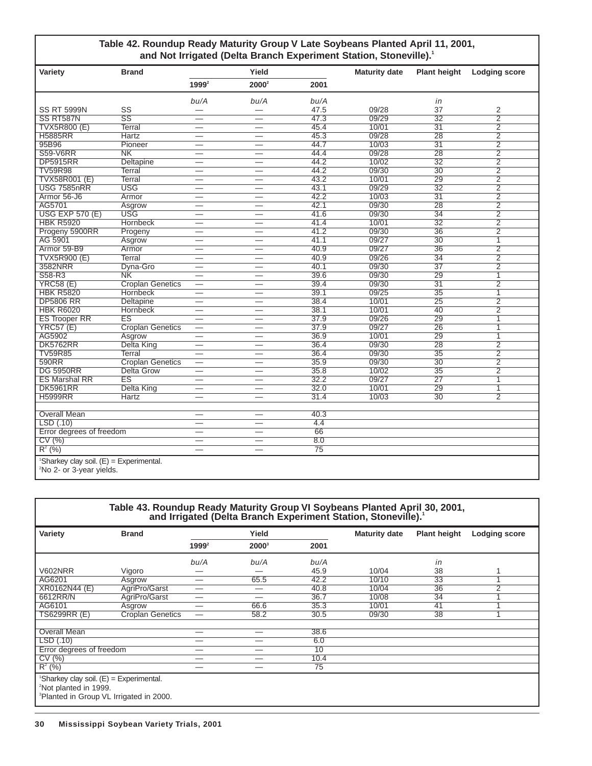## Table 42. Roundup Ready Maturity Group V Late Soybeans Planted April 11, 2001, and Not Irrigated (Delta Branch Experiment Station, Stoneville).[1]

| Variety | Brand | Yield 1999[2] | Yield 2000[2] | Yield 2001 | Maturity date | Plant height | Lodging score |
|---|---|---|---|---|---|---|---|
| | | *bu/A* | *bu/A* | *bu/A* | | *in* | |
| SS RT 5999N | SS | — | — | 47.5 | 09/28 | 37 | 2 |
| SS RT587N | SS | — | — | 47.3 | 09/29 | 32 | 2 |
| TVX5R800 (E) | Terral | — | — | 45.4 | 10/01 | 31 | 2 |
| H5885RR | Hartz | — | — | 45.3 | 09/28 | 28 | 2 |
| 95B96 | Pioneer | — | — | 44.7 | 10/03 | 31 | 2 |
| S59-V6RR | NK | — | — | 44.4 | 09/28 | 28 | 2 |
| DP5915RR | Deltapine | — | — | 44.2 | 10/02 | 32 | 2 |
| TV59R98 | Terral | — | — | 44.2 | 09/30 | 30 | 2 |
| TVX58R001 (E) | Terral | — | — | 43.2 | 10/01 | 29 | 2 |
| USG 7585nRR | USG | — | — | 43.1 | 09/29 | 32 | 2 |
| Armor 56-J6 | Armor | — | — | 42.2 | 10/03 | 31 | 2 |
| AG5701 | Asgrow | — | — | 42.1 | 09/30 | 28 | 2 |
| USG EXP 570 (E) | USG | — | — | 41.6 | 09/30 | 34 | 2 |
| HBK R5920 | Hornbeck | — | — | 41.4 | 10/01 | 32 | 2 |
| Progeny 5900RR | Progeny | — | — | 41.2 | 09/30 | 36 | 2 |
| AG 5901 | Asgrow | — | — | 41.1 | 09/27 | 30 | 1 |
| Armor 59-B9 | Armor | — | — | 40.9 | 09/27 | 36 | 2 |
| TVX5R900 (E) | Terral | — | — | 40.9 | 09/26 | 34 | 2 |
| 3582NRR | Dyna-Gro | — | — | 40.1 | 09/30 | 37 | 2 |
| S58-R3 | NK | — | — | 39.6 | 09/30 | 29 | 1 |
| YRC58 (E) | Croplan Genetics | — | — | 39.4 | 09/30 | 31 | 2 |
| HBK R5820 | Hornbeck | — | — | 39.1 | 09/25 | 35 | 1 |
| DP5806 RR | Deltapine | — | — | 38.4 | 10/01 | 25 | 2 |
| HBK R6020 | Hornbeck | — | — | 38.1 | 10/01 | 40 | 2 |
| ES Trooper RR | ES | — | — | 37.9 | 09/26 | 29 | 1 |
| YRC57 (E) | Croplan Genetics | — | — | 37.9 | 09/27 | 26 | 1 |
| AG5902 | Asgrow | — | — | 36.9 | 10/01 | 29 | 1 |
| DK5762RR | Delta King | — | — | 36.4 | 09/30 | 28 | 2 |
| TV59R85 | Terral | — | — | 36.4 | 09/30 | 35 | 2 |
| 590RR | Croplan Genetics | — | — | 35.9 | 09/30 | 30 | 2 |
| DG 5950RR | Delta Grow | — | — | 35.8 | 10/02 | 35 | 2 |
| ES Marshal RR | ES | — | — | 32.2 | 09/27 | 27 | 1 |
| DK5961RR | Delta King | — | — | 32.0 | 10/01 | 29 | 1 |
| H5999RR | Hartz | — | — | 31.4 | 10/03 | 30 | 2 |
| Overall Mean | | — | — | 40.3 | | | |
| LSD (.10) | | — | — | 4.4 | | | |
| Error degrees of freedom | | — | — | 66 | | | |
| CV (%) | | — | — | 8.0 | | | |
| $R^2$ (%) | | — | — | 75 | | | |

[1]Sharkey clay soil. (E) = Experimental.
[2]No 2- or 3-year yields.

## Table 43. Roundup Ready Maturity Group VI Soybeans Planted April 30, 2001, and Irrigated (Delta Branch Experiment Station, Stoneville).[1]

| Variety | Brand | Yield 1999[2] | Yield 2000[3] | Yield 2001 | Maturity date | Plant height | Lodging score |
|---|---|---|---|---|---|---|---|
| | | *bu/A* | *bu/A* | *bu/A* | | *in* | |
| V602NRR | Vigoro | — | — | 45.9 | 10/04 | 38 | 1 |
| AG6201 | Asgrow | — | 65.5 | 42.2 | 10/10 | 33 | 1 |
| XR0162N44 (E) | AgriPro/Garst | — | — | 40.8 | 10/04 | 36 | 2 |
| 6612RR/N | AgriPro/Garst | — | — | 36.7 | 10/08 | 34 | 1 |
| AG6101 | Asgrow | — | 66.6 | 35.3 | 10/01 | 41 | 1 |
| TS6299RR (E) | Croplan Genetics | — | 58.2 | 30.5 | 09/30 | 38 | 1 |
| Overall Mean | | — | — | 38.6 | | | |
| LSD (.10) | | — | — | 6.0 | | | |
| Error degrees of freedom | | — | — | 10 | | | |
| CV (%) | | — | — | 10.4 | | | |
| $R^2$ (%) | | — | — | 75 | | | |

[1]Sharkey clay soil. (E) = Experimental.
[2]Not planted in 1999.
[3]Planted in Group VL Irrigated in 2000.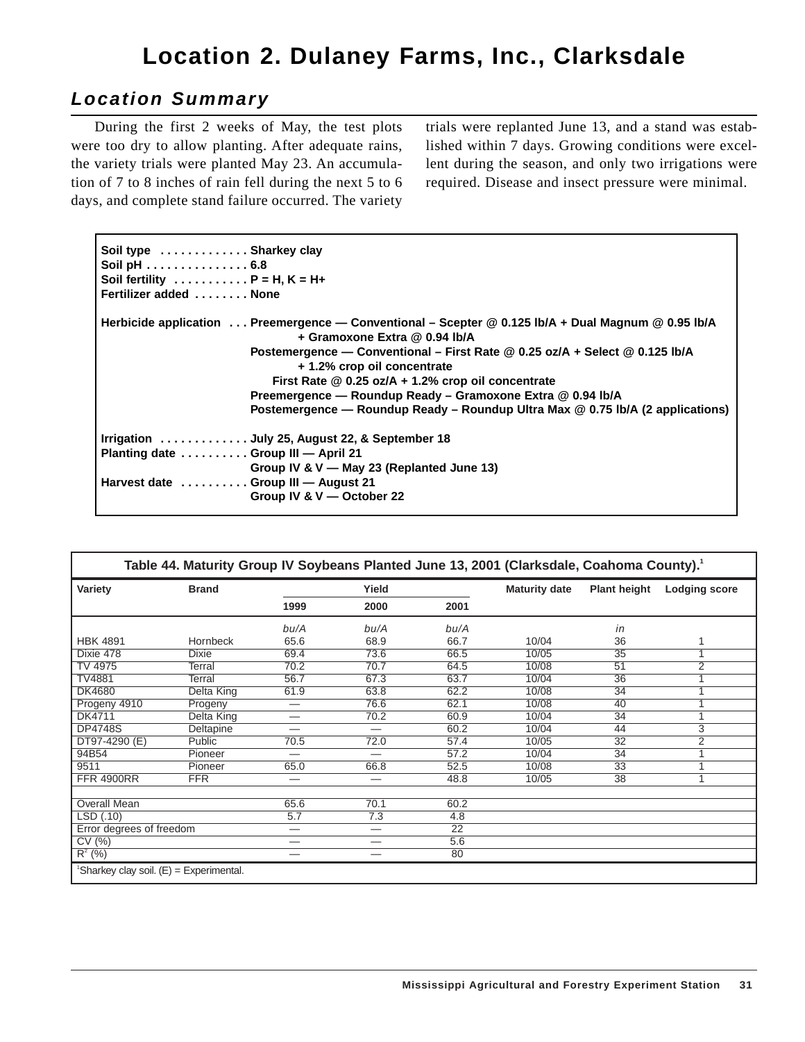# Location 2. Dulaney Farms, Inc., Clarksdale

## *Location Summary*

During the first 2 weeks of May, the test plots were too dry to allow planting. After adequate rains, the variety trials were planted May 23. An accumulation of 7 to 8 inches of rain fell during the next 5 to 6 days, and complete stand failure occurred. The variety trials were replanted June 13, and a stand was established within 7 days. Growing conditions were excellent during the season, and only two irrigations were required. Disease and insect pressure were minimal.

**Soil type** . . . . . . . . . . . . . **Sharkey clay**
**Soil pH** . . . . . . . . . . . . . . . **6.8**
**Soil fertility** . . . . . . . . . . . **P = H, K = H+**
**Fertilizer added** . . . . . . . . **None**

**Herbicide application** . . . **Preemergence — Conventional – Scepter @ 0.125 lb/A + Dual Magnum @ 0.95 lb/A + Gramoxone Extra @ 0.94 lb/A**
**Postemergence — Conventional – First Rate @ 0.25 oz/A + Select @ 0.125 lb/A + 1.2% crop oil concentrate**
**First Rate @ 0.25 oz/A + 1.2% crop oil concentrate**
**Preemergence — Roundup Ready – Gramoxone Extra @ 0.94 lb/A**
**Postemergence — Roundup Ready – Roundup Ultra Max @ 0.75 lb/A (2 applications)**

**Irrigation** . . . . . . . . . . . . . **July 25, August 22, & September 18**
**Planting date** . . . . . . . . . . **Group III — April 21**
**Group IV & V — May 23 (Replanted June 13)**
**Harvest date** . . . . . . . . . . **Group III — August 21**
**Group IV & V — October 22**

**Table 44. Maturity Group IV Soybeans Planted June 13, 2001 (Clarksdale, Coahoma County).[1]**

| Variety | Brand | Yield | | | Maturity date | Plant height | Lodging score |
|---|---|---|---|---|---|---|---|
| | | 1999 | 2000 | 2001 | | | |
| | | *bu/A* | *bu/A* | *bu/A* | | *in* | |
| HBK 4891 | Hornbeck | 65.6 | 68.9 | 66.7 | 10/04 | 36 | 1 |
| Dixie 478 | Dixie | 69.4 | 73.6 | 66.5 | 10/05 | 35 | 1 |
| TV 4975 | Terral | 70.2 | 70.7 | 64.5 | 10/08 | 51 | 2 |
| TV4881 | Terral | 56.7 | 67.3 | 63.7 | 10/04 | 36 | 1 |
| DK4680 | Delta King | 61.9 | 63.8 | 62.2 | 10/08 | 34 | 1 |
| Progeny 4910 | Progeny | — | 76.6 | 62.1 | 10/08 | 40 | 1 |
| DK4711 | Delta King | — | 70.2 | 60.9 | 10/04 | 34 | 1 |
| DP4748S | Deltapine | — | — | 60.2 | 10/04 | 44 | 3 |
| DT97-4290 (E) | Public | 70.5 | 72.0 | 57.4 | 10/05 | 32 | 2 |
| 94B54 | Pioneer | — | — | 57.2 | 10/04 | 34 | 1 |
| 9511 | Pioneer | 65.0 | 66.8 | 52.5 | 10/08 | 33 | 1 |
| FFR 4900RR | FFR | — | — | 48.8 | 10/05 | 38 | 1 |
| | | | | | | | |
| Overall Mean | | 65.6 | 70.1 | 60.2 | | | |
| LSD (.10) | | 5.7 | 7.3 | 4.8 | | | |
| Error degrees of freedom | | — | — | 22 | | | |
| CV (%) | | — | — | 5.6 | | | |
| $R^2$ (%) | | — | — | 80 | | | |

[1]Sharkey clay soil. (E) = Experimental.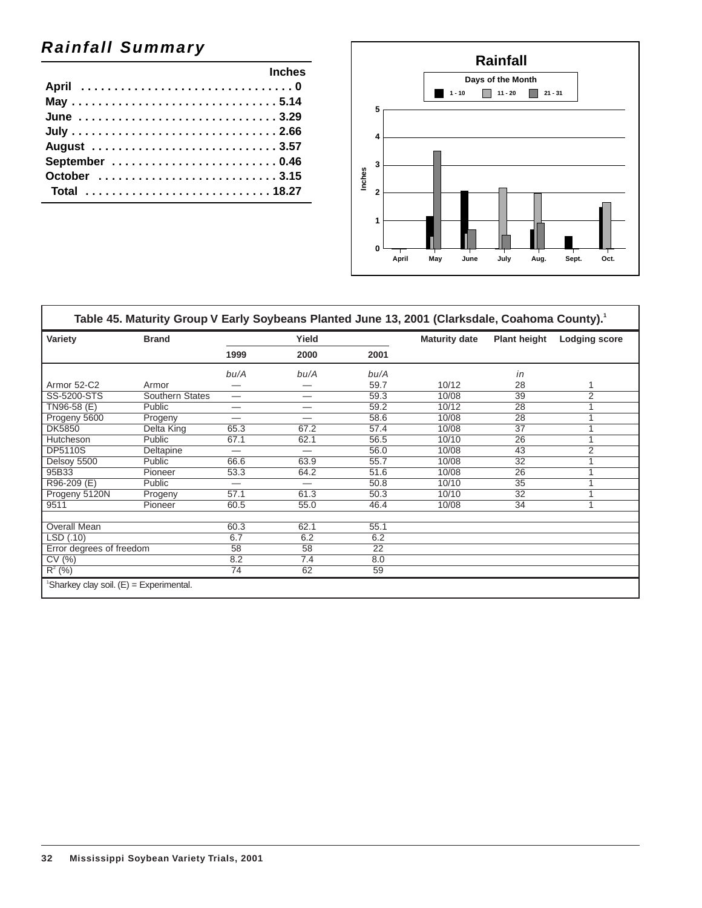## *Rainfall Summary*

| | Inches |
|---|---|
| April | 0 |
| May | 5.14 |
| June | 3.29 |
| July | 2.66 |
| August | 3.57 |
| September | 0.46 |
| October | 3.15 |
| Total | 18.27 |

**Rainfall**

Days of the Month: 1 - 10, 11 - 20, 21 - 31

| Variety | Brand | Yield | | | Maturity date | Plant height | Lodging score |
|---|---|---|---|---|---|---|---|
| | | 1999 | 2000 | 2001 | | | |
| | | *bu/A* | *bu/A* | *bu/A* | | *in* | |
| Armor 52-C2 | Armor | — | — | 59.7 | 10/12 | 28 | 1 |
| SS-5200-STS | Southern States | — | — | 59.3 | 10/08 | 39 | 2 |
| TN96-58 (E) | Public | — | — | 59.2 | 10/12 | 28 | 1 |
| Progeny 5600 | Progeny | — | — | 58.6 | 10/08 | 28 | 1 |
| DK5850 | Delta King | 65.3 | 67.2 | 57.4 | 10/08 | 37 | 1 |
| Hutcheson | Public | 67.1 | 62.1 | 56.5 | 10/10 | 26 | 1 |
| DP5110S | Deltapine | — | — | 56.0 | 10/08 | 43 | 2 |
| Delsoy 5500 | Public | 66.6 | 63.9 | 55.7 | 10/08 | 32 | 1 |
| 95B33 | Pioneer | 53.3 | 64.2 | 51.6 | 10/08 | 26 | 1 |
| R96-209 (E) | Public | — | — | 50.8 | 10/10 | 35 | 1 |
| Progeny 5120N | Progeny | 57.1 | 61.3 | 50.3 | 10/10 | 32 | 1 |
| 9511 | Pioneer | 60.5 | 55.0 | 46.4 | 10/08 | 34 | 1 |
| | | | | | | | |
| Overall Mean | | 60.3 | 62.1 | 55.1 | | | |
| LSD (.10) | | 6.7 | 6.2 | 6.2 | | | |
| Error degrees of freedom | | 58 | 58 | 22 | | | |
| CV (%) | | 8.2 | 7.4 | 8.0 | | | |
| $R^2$ (%) | | 74 | 62 | 59 | | | |

**Table 45. Maturity Group V Early Soybeans Planted June 13, 2001 (Clarksdale, Coahoma County).[1]**

[1]Sharkey clay soil. (E) = Experimental.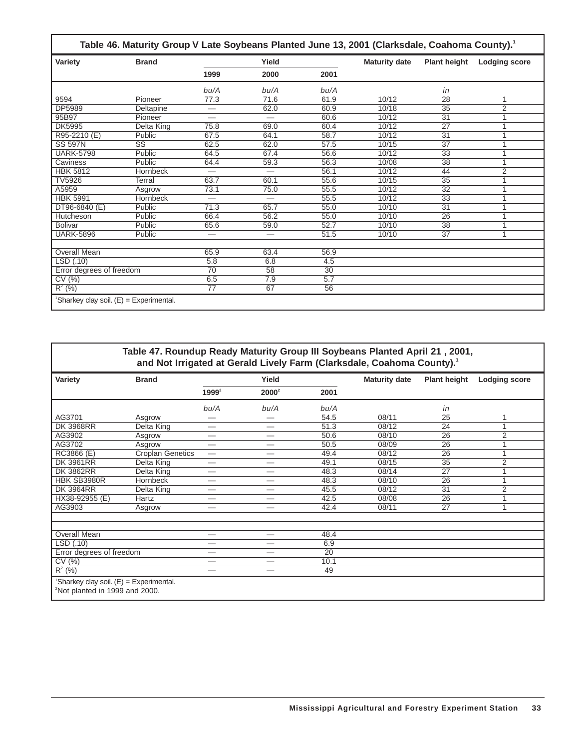## Table 46. Maturity Group V Late Soybeans Planted June 13, 2001 (Clarksdale, Coahoma County).[1]

| Variety | Brand | Yield | | | Maturity date | Plant height | Lodging score |
|---|---|---|---|---|---|---|---|
| | | 1999 | 2000 | 2001 | | | |
| | | *bu/A* | *bu/A* | *bu/A* | | *in* | |
| 9594 | Pioneer | 77.3 | 71.6 | 61.9 | 10/12 | 28 | 1 |
| DP5989 | Deltapine | — | 62.0 | 60.9 | 10/18 | 35 | 2 |
| 95B97 | Pioneer | — | — | 60.6 | 10/12 | 31 | 1 |
| DK5995 | Delta King | 75.8 | 69.0 | 60.4 | 10/12 | 27 | 1 |
| R95-2210 (E) | Public | 67.5 | 64.1 | 58.7 | 10/12 | 31 | 1 |
| SS 597N | SS | 62.5 | 62.0 | 57.5 | 10/15 | 37 | 1 |
| UARK-5798 | Public | 64.5 | 67.4 | 56.6 | 10/12 | 33 | 1 |
| Caviness | Public | 64.4 | 59.3 | 56.3 | 10/08 | 38 | 1 |
| HBK 5812 | Hornbeck | — | — | 56.1 | 10/12 | 44 | 2 |
| TV5926 | Terral | 63.7 | 60.1 | 55.6 | 10/15 | 35 | 1 |
| A5959 | Asgrow | 73.1 | 75.0 | 55.5 | 10/12 | 32 | 1 |
| HBK 5991 | Hornbeck | — | — | 55.5 | 10/12 | 33 | 1 |
| DT96-6840 (E) | Public | 71.3 | 65.7 | 55.0 | 10/10 | 31 | 1 |
| Hutcheson | Public | 66.4 | 56.2 | 55.0 | 10/10 | 26 | 1 |
| Bolivar | Public | 65.6 | 59.0 | 52.7 | 10/10 | 38 | 1 |
| UARK-5896 | Public | — | — | 51.5 | 10/10 | 37 | 1 |
| | | | | | | | |
| Overall Mean | | 65.9 | 63.4 | 56.9 | | | |
| LSD (.10) | | 5.8 | 6.8 | 4.5 | | | |
| Error degrees of freedom | | 70 | 58 | 30 | | | |
| CV (%) | | 6.5 | 7.9 | 5.7 | | | |
| $R^2$ (%) | | 77 | 67 | 56 | | | |

[1]Sharkey clay soil. (E) = Experimental.

## Table 47. Roundup Ready Maturity Group III Soybeans Planted April 21 , 2001, and Not Irrigated at Gerald Lively Farm (Clarksdale, Coahoma County).[1]

| Variety | Brand | Yield | | | Maturity date | Plant height | Lodging score |
|---|---|---|---|---|---|---|---|
| | | 1999[2] | 2000[2] | 2001 | | | |
| | | *bu/A* | *bu/A* | *bu/A* | | *in* | |
| AG3701 | Asgrow | — | — | 54.5 | 08/11 | 25 | 1 |
| DK 3968RR | Delta King | — | — | 51.3 | 08/12 | 24 | 1 |
| AG3902 | Asgrow | — | — | 50.6 | 08/10 | 26 | 2 |
| AG3702 | Asgrow | — | — | 50.5 | 08/09 | 26 | 1 |
| RC3866 (E) | Croplan Genetics | — | — | 49.4 | 08/12 | 26 | 1 |
| DK 3961RR | Delta King | — | — | 49.1 | 08/15 | 35 | 2 |
| DK 3862RR | Delta King | — | — | 48.3 | 08/14 | 27 | 1 |
| HBK SB3980R | Hornbeck | — | — | 48.3 | 08/10 | 26 | 1 |
| DK 3964RR | Delta King | — | — | 45.5 | 08/12 | 31 | 2 |
| HX38-92955 (E) | Hartz | — | — | 42.5 | 08/08 | 26 | 1 |
| AG3903 | Asgrow | — | — | 42.4 | 08/11 | 27 | 1 |
| | | | | | | | |
| Overall Mean | | — | — | 48.4 | | | |
| LSD (.10) | | — | — | 6.9 | | | |
| Error degrees of freedom | | — | — | 20 | | | |
| CV (%) | | — | — | 10.1 | | | |
| $R^2$ (%) | | — | — | 49 | | | |

[1]Sharkey clay soil. (E) = Experimental.
[2]Not planted in 1999 and 2000.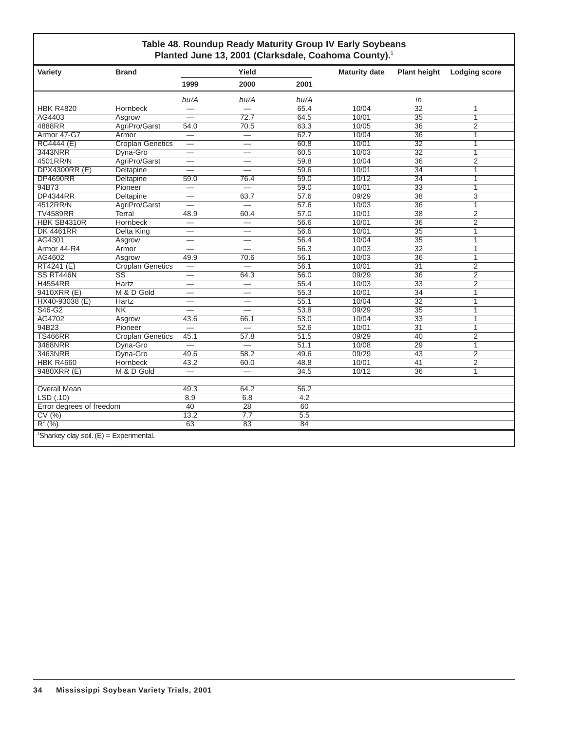## Table 48. Roundup Ready Maturity Group IV Early Soybeans Planted June 13, 2001 (Clarksdale, Coahoma County).[1]

| Variety | Brand | Yield | | | Maturity date | Plant height | Lodging score |
|---|---|---|---|---|---|---|---|
| | | 1999 | 2000 | 2001 | | | |
| | | *bu/A* | *bu/A* | *bu/A* | | *in* | |
| HBK R4820 | Hornbeck | — | — | 65.4 | 10/04 | 32 | 1 |
| AG4403 | Asgrow | — | 72.7 | 64.5 | 10/01 | 35 | 1 |
| 4888RR | AgriPro/Garst | 54.0 | 70.5 | 63.3 | 10/05 | 36 | 2 |
| Armor 47-G7 | Armor | — | — | 62.7 | 10/04 | 36 | 1 |
| RC4444 (E) | Croplan Genetics | — | — | 60.8 | 10/01 | 32 | 1 |
| 3443NRR | Dyna-Gro | — | — | 60.5 | 10/03 | 32 | 1 |
| 4501RR/N | AgriPro/Garst | — | — | 59.8 | 10/04 | 36 | 2 |
| DPX4300RR (E) | Deltapine | — | — | 59.6 | 10/01 | 34 | 1 |
| DP4690RR | Deltapine | 59.0 | 76.4 | 59.0 | 10/12 | 34 | 1 |
| 94B73 | Pioneer | — | — | 59.0 | 10/01 | 33 | 1 |
| DP4344RR | Deltapine | — | 63.7 | 57.6 | 09/29 | 38 | 3 |
| 4512RR/N | AgriPro/Garst | — | — | 57.6 | 10/03 | 36 | 1 |
| TV4589RR | Terral | 48.9 | 60.4 | 57.0 | 10/01 | 38 | 2 |
| HBK SB4310R | Hornbeck | — | — | 56.6 | 10/01 | 36 | 2 |
| DK 4461RR | Delta King | — | — | 56.6 | 10/01 | 35 | 1 |
| AG4301 | Asgrow | — | — | 56.4 | 10/04 | 35 | 1 |
| Armor 44-R4 | Armor | — | — | 56.3 | 10/03 | 32 | 1 |
| AG4602 | Asgrow | 49.9 | 70.6 | 56.1 | 10/03 | 36 | 1 |
| RT4241 (E) | Croplan Genetics | — | — | 56.1 | 10/01 | 31 | 2 |
| SS RT446N | SS | — | 64.3 | 56.0 | 09/29 | 36 | 2 |
| H4554RR | Hartz | — | — | 55.4 | 10/03 | 33 | 2 |
| 9410XRR (E) | M & D Gold | — | — | 55.3 | 10/01 | 34 | 1 |
| HX40-93038 (E) | Hartz | — | — | 55.1 | 10/04 | 32 | 1 |
| S46-G2 | NK | — | — | 53.8 | 09/29 | 35 | 1 |
| AG4702 | Asgrow | 43.6 | 66.1 | 53.0 | 10/04 | 33 | 1 |
| 94B23 | Pioneer | — | — | 52.6 | 10/01 | 31 | 1 |
| TS466RR | Croplan Genetics | 45.1 | 57.8 | 51.5 | 09/29 | 40 | 2 |
| 3468NRR | Dyna-Gro | — | — | 51.1 | 10/08 | 29 | 1 |
| 3463NRR | Dyna-Gro | 49.6 | 58.2 | 49.6 | 09/29 | 43 | 2 |
| HBK R4660 | Hornbeck | 43.2 | 60.0 | 48.8 | 10/01 | 41 | 2 |
| 9480XRR (E) | M & D Gold | — | — | 34.5 | 10/12 | 36 | 1 |
| | | | | | | | |
| Overall Mean | | 49.3 | 64.2 | 56.2 | | | |
| LSD (.10) | | 8.9 | 6.8 | 4.2 | | | |
| Error degrees of freedom | | 40 | 28 | 60 | | | |
| CV (%) | | 13.2 | 7.7 | 5.5 | | | |
| $R^2$ (%) | | 63 | 83 | 84 | | | |

[1]Sharkey clay soil. (E) = Experimental.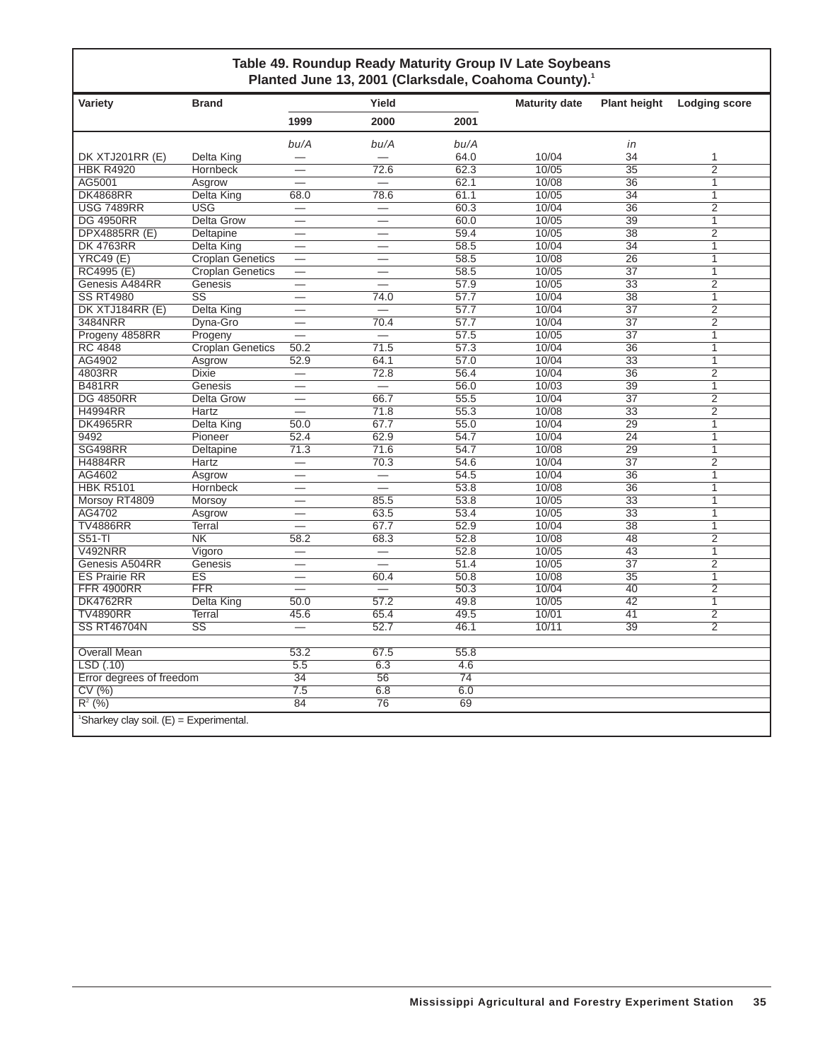**Table 49. Roundup Ready Maturity Group IV Late Soybeans Planted June 13, 2001 (Clarksdale, Coahoma County).[1]**

| Variety | Brand | Yield | | | Maturity date | Plant height | Lodging score |
|---|---|---|---|---|---|---|---|
| | | 1999 | 2000 | 2001 | | | |
| | | *bu/A* | *bu/A* | *bu/A* | | *in* | |
| DK XTJ201RR (E) | Delta King | — | — | 64.0 | 10/04 | 34 | 1 |
| HBK R4920 | Hornbeck | — | 72.6 | 62.3 | 10/05 | 35 | 2 |
| AG5001 | Asgrow | — | — | 62.1 | 10/08 | 36 | 1 |
| DK4868RR | Delta King | 68.0 | 78.6 | 61.1 | 10/05 | 34 | 1 |
| USG 7489RR | USG | — | — | 60.3 | 10/04 | 36 | 2 |
| DG 4950RR | Delta Grow | — | — | 60.0 | 10/05 | 39 | 1 |
| DPX4885RR (E) | Deltapine | — | — | 59.4 | 10/05 | 38 | 2 |
| DK 4763RR | Delta King | — | — | 58.5 | 10/04 | 34 | 1 |
| YRC49 (E) | Croplan Genetics | — | — | 58.5 | 10/08 | 26 | 1 |
| RC4995 (E) | Croplan Genetics | — | — | 58.5 | 10/05 | 37 | 1 |
| Genesis A484RR | Genesis | — | — | 57.9 | 10/05 | 33 | 2 |
| SS RT4980 | SS | — | 74.0 | 57.7 | 10/04 | 38 | 1 |
| DK XTJ184RR (E) | Delta King | — | — | 57.7 | 10/04 | 37 | 2 |
| 3484NRR | Dyna-Gro | — | 70.4 | 57.7 | 10/04 | 37 | 2 |
| Progeny 4858RR | Progeny | — | — | 57.5 | 10/05 | 37 | 1 |
| RC 4848 | Croplan Genetics | 50.2 | 71.5 | 57.3 | 10/04 | 36 | 1 |
| AG4902 | Asgrow | 52.9 | 64.1 | 57.0 | 10/04 | 33 | 1 |
| 4803RR | Dixie | — | 72.8 | 56.4 | 10/04 | 36 | 2 |
| B481RR | Genesis | — | — | 56.0 | 10/03 | 39 | 1 |
| DG 4850RR | Delta Grow | — | 66.7 | 55.5 | 10/04 | 37 | 2 |
| H4994RR | Hartz | — | 71.8 | 55.3 | 10/08 | 33 | 2 |
| DK4965RR | Delta King | 50.0 | 67.7 | 55.0 | 10/04 | 29 | 1 |
| 9492 | Pioneer | 52.4 | 62.9 | 54.7 | 10/04 | 24 | 1 |
| SG498RR | Deltapine | 71.3 | 71.6 | 54.7 | 10/08 | 29 | 1 |
| H4884RR | Hartz | — | 70.3 | 54.6 | 10/04 | 37 | 2 |
| AG4602 | Asgrow | — | — | 54.5 | 10/04 | 36 | 1 |
| HBK R5101 | Hornbeck | — | — | 53.8 | 10/08 | 36 | 1 |
| Morsoy RT4809 | Morsoy | — | 85.5 | 53.8 | 10/05 | 33 | 1 |
| AG4702 | Asgrow | — | 63.5 | 53.4 | 10/05 | 33 | 1 |
| TV4886RR | Terral | — | 67.7 | 52.9 | 10/04 | 38 | 1 |
| S51-TI | NK | 58.2 | 68.3 | 52.8 | 10/08 | 48 | 2 |
| V492NRR | Vigoro | — | — | 52.8 | 10/05 | 43 | 1 |
| Genesis A504RR | Genesis | — | — | 51.4 | 10/05 | 37 | 2 |
| ES Prairie RR | ES | — | 60.4 | 50.8 | 10/08 | 35 | 1 |
| FFR 4900RR | FFR | — | — | 50.3 | 10/04 | 40 | 2 |
| DK4762RR | Delta King | 50.0 | 57.2 | 49.8 | 10/05 | 42 | 1 |
| TV4890RR | Terral | 45.6 | 65.4 | 49.5 | 10/01 | 41 | 2 |
| SS RT46704N | SS | — | 52.7 | 46.1 | 10/11 | 39 | 2 |
| | | | | | | | |
| Overall Mean | | 53.2 | 67.5 | 55.8 | | | |
| LSD (.10) | | 5.5 | 6.3 | 4.6 | | | |
| Error degrees of freedom | | 34 | 56 | 74 | | | |
| CV (%) | | 7.5 | 6.8 | 6.0 | | | |
| $R^2$ (%) | | 84 | 76 | 69 | | | |

[1]Sharkey clay soil. (E) = Experimental.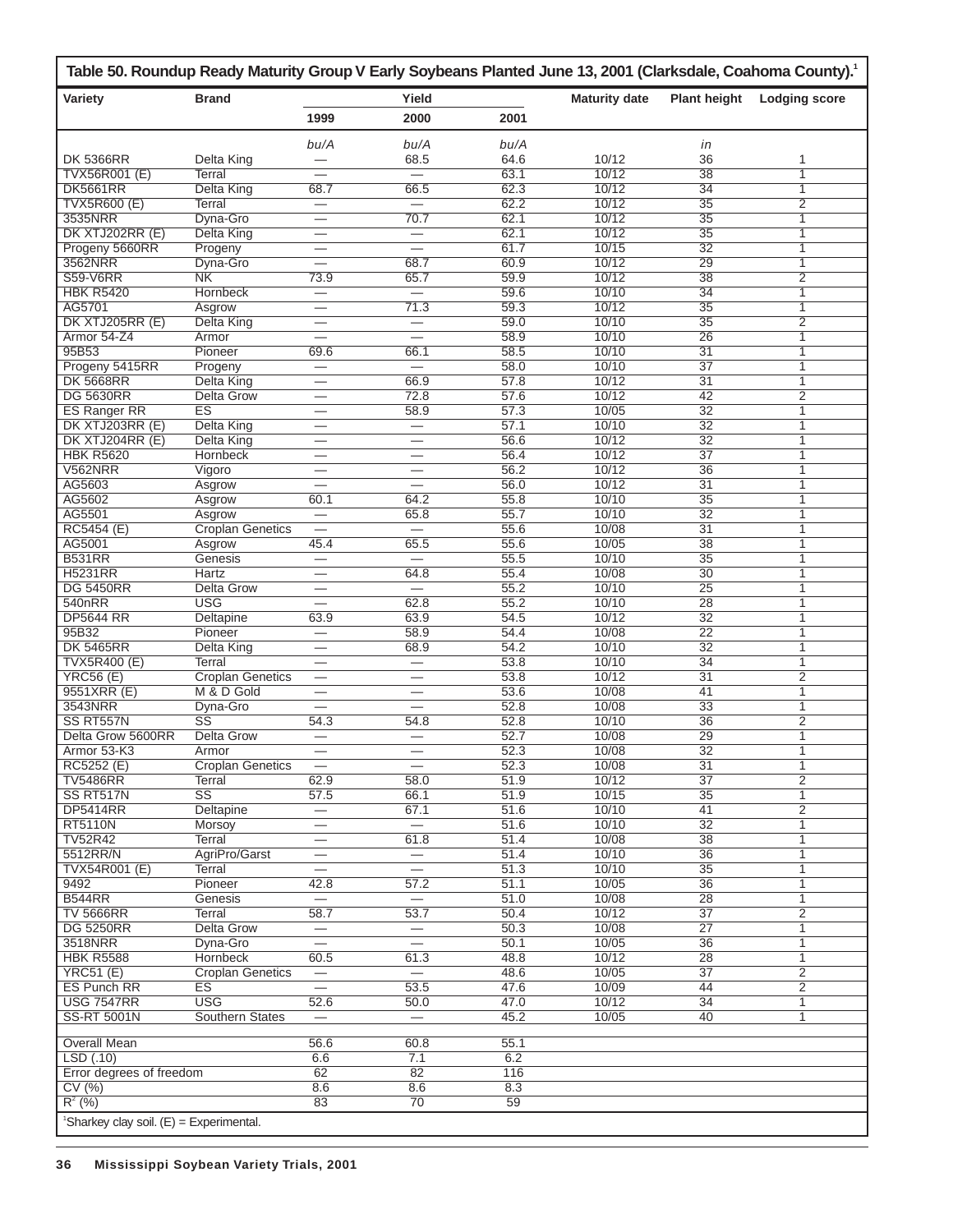**Table 50. Roundup Ready Maturity Group V Early Soybeans Planted June 13, 2001 (Clarksdale, Coahoma County).[1]**

| Variety | Brand | Yield 1999 | Yield 2000 | Yield 2001 | Maturity date | Plant height | Lodging score |
|---|---|---|---|---|---|---|---|
| | | *bu/A* | *bu/A* | *bu/A* | | *in* | |
| DK 5366RR | Delta King | — | 68.5 | 64.6 | 10/12 | 36 | 1 |
| TVX56R001 (E) | Terral | — | — | 63.1 | 10/12 | 38 | 1 |
| DK5661RR | Delta King | 68.7 | 66.5 | 62.3 | 10/12 | 34 | 1 |
| TVX5R600 (E) | Terral | — | — | 62.2 | 10/12 | 35 | 2 |
| 3535NRR | Dyna-Gro | — | 70.7 | 62.1 | 10/12 | 35 | 1 |
| DK XTJ202RR (E) | Delta King | — | — | 62.1 | 10/12 | 35 | 1 |
| Progeny 5660RR | Progeny | — | — | 61.7 | 10/15 | 32 | 1 |
| 3562NRR | Dyna-Gro | — | 68.7 | 60.9 | 10/12 | 29 | 1 |
| S59-V6RR | NK | 73.9 | 65.7 | 59.9 | 10/12 | 38 | 2 |
| HBK R5420 | Hornbeck | — | — | 59.6 | 10/10 | 34 | 1 |
| AG5701 | Asgrow | — | 71.3 | 59.3 | 10/12 | 35 | 1 |
| DK XTJ205RR (E) | Delta King | — | — | 59.0 | 10/10 | 35 | 2 |
| Armor 54-Z4 | Armor | — | — | 58.9 | 10/10 | 26 | 1 |
| 95B53 | Pioneer | 69.6 | 66.1 | 58.5 | 10/10 | 31 | 1 |
| Progeny 5415RR | Progeny | — | — | 58.0 | 10/10 | 37 | 1 |
| DK 5668RR | Delta King | — | 66.9 | 57.8 | 10/12 | 31 | 1 |
| DG 5630RR | Delta Grow | — | 72.8 | 57.6 | 10/12 | 42 | 2 |
| ES Ranger RR | ES | — | 58.9 | 57.3 | 10/05 | 32 | 1 |
| DK XTJ203RR (E) | Delta King | — | — | 57.1 | 10/10 | 32 | 1 |
| DK XTJ204RR (E) | Delta King | — | — | 56.6 | 10/12 | 32 | 1 |
| HBK R5620 | Hornbeck | — | — | 56.4 | 10/12 | 37 | 1 |
| V562NRR | Vigoro | — | — | 56.2 | 10/12 | 36 | 1 |
| AG5603 | Asgrow | — | — | 56.0 | 10/12 | 31 | 1 |
| AG5602 | Asgrow | 60.1 | 64.2 | 55.8 | 10/10 | 35 | 1 |
| AG5501 | Asgrow | — | 65.8 | 55.7 | 10/10 | 32 | 1 |
| RC5454 (E) | Croplan Genetics | — | — | 55.6 | 10/08 | 31 | 1 |
| AG5001 | Asgrow | 45.4 | 65.5 | 55.6 | 10/05 | 38 | 1 |
| B531RR | Genesis | — | — | 55.5 | 10/10 | 35 | 1 |
| H5231RR | Hartz | — | 64.8 | 55.4 | 10/08 | 30 | 1 |
| DG 5450RR | Delta Grow | — | — | 55.2 | 10/10 | 25 | 1 |
| 540nRR | USG | — | 62.8 | 55.2 | 10/10 | 28 | 1 |
| DP5644 RR | Deltapine | 63.9 | 63.9 | 54.5 | 10/12 | 32 | 1 |
| 95B32 | Pioneer | — | 58.9 | 54.4 | 10/08 | 22 | 1 |
| DK 5465RR | Delta King | — | 68.9 | 54.2 | 10/10 | 32 | 1 |
| TVX5R400 (E) | Terral | — | — | 53.8 | 10/10 | 34 | 1 |
| YRC56 (E) | Croplan Genetics | — | — | 53.8 | 10/12 | 31 | 2 |
| 9551XRR (E) | M & D Gold | — | — | 53.6 | 10/08 | 41 | 1 |
| 3543NRR | Dyna-Gro | — | — | 52.8 | 10/08 | 33 | 1 |
| SS RT557N | SS | 54.3 | 54.8 | 52.8 | 10/10 | 36 | 2 |
| Delta Grow 5600RR | Delta Grow | — | — | 52.7 | 10/08 | 29 | 1 |
| Armor 53-K3 | Armor | — | — | 52.3 | 10/08 | 32 | 1 |
| RC5252 (E) | Croplan Genetics | — | — | 52.3 | 10/08 | 31 | 1 |
| TV5486RR | Terral | 62.9 | 58.0 | 51.9 | 10/12 | 37 | 2 |
| SS RT517N | SS | 57.5 | 66.1 | 51.9 | 10/15 | 35 | 1 |
| DP5414RR | Deltapine | — | 67.1 | 51.6 | 10/10 | 41 | 2 |
| RT5110N | Morsoy | — | — | 51.6 | 10/10 | 32 | 1 |
| TV52R42 | Terral | — | 61.8 | 51.4 | 10/08 | 38 | 1 |
| 5512RR/N | AgriPro/Garst | — | — | 51.4 | 10/10 | 36 | 1 |
| TVX54R001 (E) | Terral | — | — | 51.3 | 10/10 | 35 | 1 |
| 9492 | Pioneer | 42.8 | 57.2 | 51.1 | 10/05 | 36 | 1 |
| B544RR | Genesis | — | — | 51.0 | 10/08 | 28 | 1 |
| TV 5666RR | Terral | 58.7 | 53.7 | 50.4 | 10/12 | 37 | 2 |
| DG 5250RR | Delta Grow | — | — | 50.3 | 10/08 | 27 | 1 |
| 3518NRR | Dyna-Gro | — | — | 50.1 | 10/05 | 36 | 1 |
| HBK R5588 | Hornbeck | 60.5 | 61.3 | 48.8 | 10/12 | 28 | 1 |
| YRC51 (E) | Croplan Genetics | — | — | 48.6 | 10/05 | 37 | 2 |
| ES Punch RR | ES | — | 53.5 | 47.6 | 10/09 | 44 | 2 |
| USG 7547RR | USG | 52.6 | 50.0 | 47.0 | 10/12 | 34 | 1 |
| SS-RT 5001N | Southern States | — | — | 45.2 | 10/05 | 40 | 1 |
| Overall Mean | | 56.6 | 60.8 | 55.1 | | | |
| LSD (.10) | | 6.6 | 7.1 | 6.2 | | | |
| Error degrees of freedom | | 62 | 82 | 116 | | | |
| CV (%) | | 8.6 | 8.6 | 8.3 | | | |
| $R^2$ (%) | | 83 | 70 | 59 | | | |

[1]Sharkey clay soil. (E) = Experimental.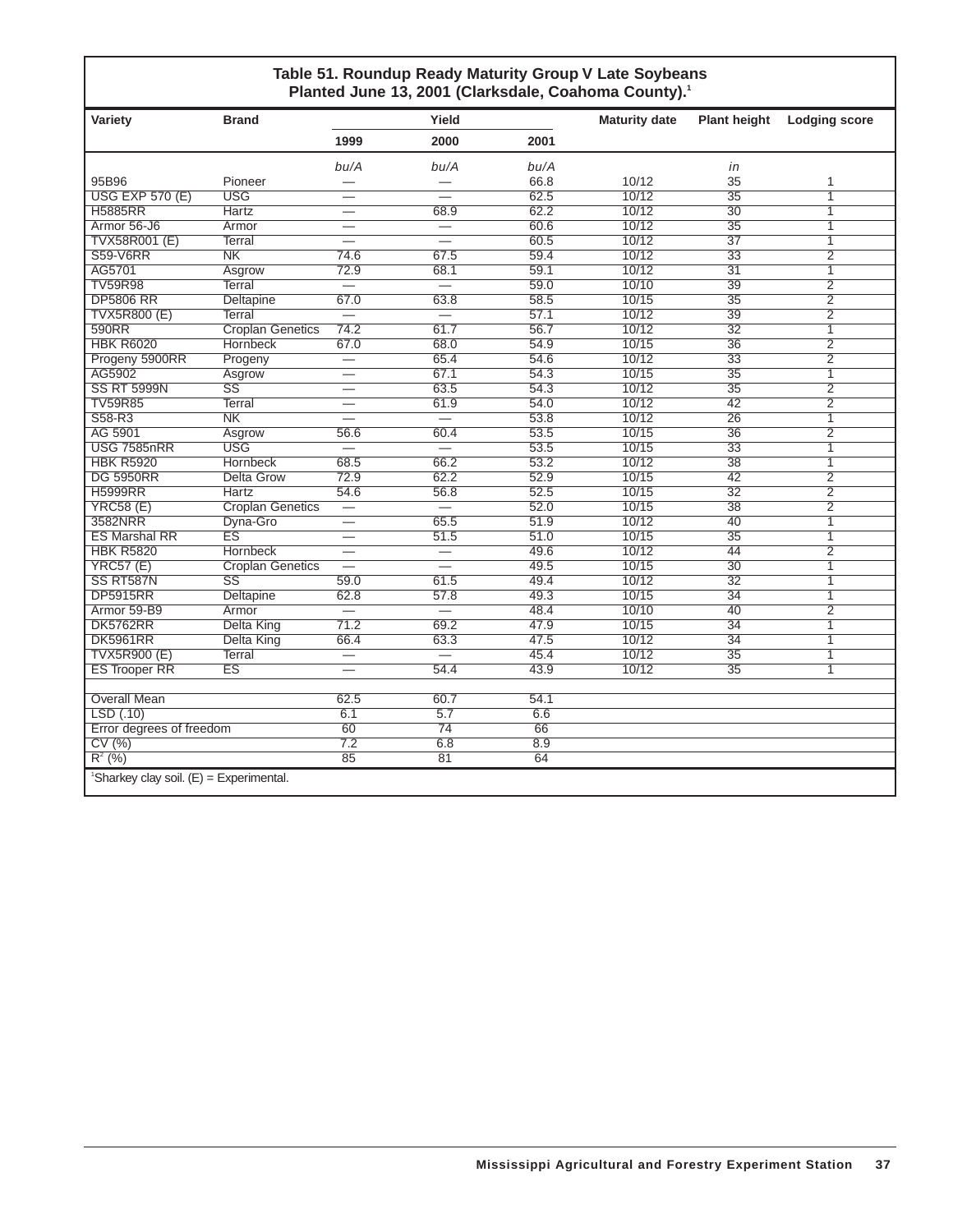**Table 51. Roundup Ready Maturity Group V Late Soybeans Planted June 13, 2001 (Clarksdale, Coahoma County).[1]**

| Variety | Brand | Yield | | | Maturity date | Plant height | Lodging score |
|---|---|---|---|---|---|---|---|
| | | 1999 | 2000 | 2001 | | | |
| | | bu/A | bu/A | bu/A | | in | |
| 95B96 | Pioneer | — | — | 66.8 | 10/12 | 35 | 1 |
| USG EXP 570 (E) | USG | — | — | 62.5 | 10/12 | 35 | 1 |
| H5885RR | Hartz | — | 68.9 | 62.2 | 10/12 | 30 | 1 |
| Armor 56-J6 | Armor | — | — | 60.6 | 10/12 | 35 | 1 |
| TVX58R001 (E) | Terral | — | — | 60.5 | 10/12 | 37 | 1 |
| S59-V6RR | NK | 74.6 | 67.5 | 59.4 | 10/12 | 33 | 2 |
| AG5701 | Asgrow | 72.9 | 68.1 | 59.1 | 10/12 | 31 | 1 |
| TV59R98 | Terral | — | — | 59.0 | 10/10 | 39 | 2 |
| DP5806 RR | Deltapine | 67.0 | 63.8 | 58.5 | 10/15 | 35 | 2 |
| TVX5R800 (E) | Terral | — | — | 57.1 | 10/12 | 39 | 2 |
| 590RR | Croplan Genetics | 74.2 | 61.7 | 56.7 | 10/12 | 32 | 1 |
| HBK R6020 | Hornbeck | 67.0 | 68.0 | 54.9 | 10/15 | 36 | 2 |
| Progeny 5900RR | Progeny | — | 65.4 | 54.6 | 10/12 | 33 | 2 |
| AG5902 | Asgrow | — | 67.1 | 54.3 | 10/15 | 35 | 1 |
| SS RT 5999N | SS | — | 63.5 | 54.3 | 10/12 | 35 | 2 |
| TV59R85 | Terral | — | 61.9 | 54.0 | 10/12 | 42 | 2 |
| S58-R3 | NK | — | — | 53.8 | 10/12 | 26 | 1 |
| AG 5901 | Asgrow | 56.6 | 60.4 | 53.5 | 10/15 | 36 | 2 |
| USG 7585nRR | USG | — | — | 53.5 | 10/15 | 33 | 1 |
| HBK R5920 | Hornbeck | 68.5 | 66.2 | 53.2 | 10/12 | 38 | 1 |
| DG 5950RR | Delta Grow | 72.9 | 62.2 | 52.9 | 10/15 | 42 | 2 |
| H5999RR | Hartz | 54.6 | 56.8 | 52.5 | 10/15 | 32 | 2 |
| YRC58 (E) | Croplan Genetics | — | — | 52.0 | 10/15 | 38 | 2 |
| 3582NRR | Dyna-Gro | — | 65.5 | 51.9 | 10/12 | 40 | 1 |
| ES Marshal RR | ES | — | 51.5 | 51.0 | 10/15 | 35 | 1 |
| HBK R5820 | Hornbeck | — | — | 49.6 | 10/12 | 44 | 2 |
| YRC57 (E) | Croplan Genetics | — | — | 49.5 | 10/15 | 30 | 1 |
| SS RT587N | SS | 59.0 | 61.5 | 49.4 | 10/12 | 32 | 1 |
| DP5915RR | Deltapine | 62.8 | 57.8 | 49.3 | 10/15 | 34 | 1 |
| Armor 59-B9 | Armor | — | — | 48.4 | 10/10 | 40 | 2 |
| DK5762RR | Delta King | 71.2 | 69.2 | 47.9 | 10/15 | 34 | 1 |
| DK5961RR | Delta King | 66.4 | 63.3 | 47.5 | 10/12 | 34 | 1 |
| TVX5R900 (E) | Terral | — | — | 45.4 | 10/12 | 35 | 1 |
| ES Trooper RR | ES | — | 54.4 | 43.9 | 10/12 | 35 | 1 |
| | | | | | | | |
| Overall Mean | | 62.5 | 60.7 | 54.1 | | | |
| LSD (.10) | | 6.1 | 5.7 | 6.6 | | | |
| Error degrees of freedom | | 60 | 74 | 66 | | | |
| CV (%) | | 7.2 | 6.8 | 8.9 | | | |
| $R^2$ (%) | | 85 | 81 | 64 | | | |

[1]Sharkey clay soil. (E) = Experimental.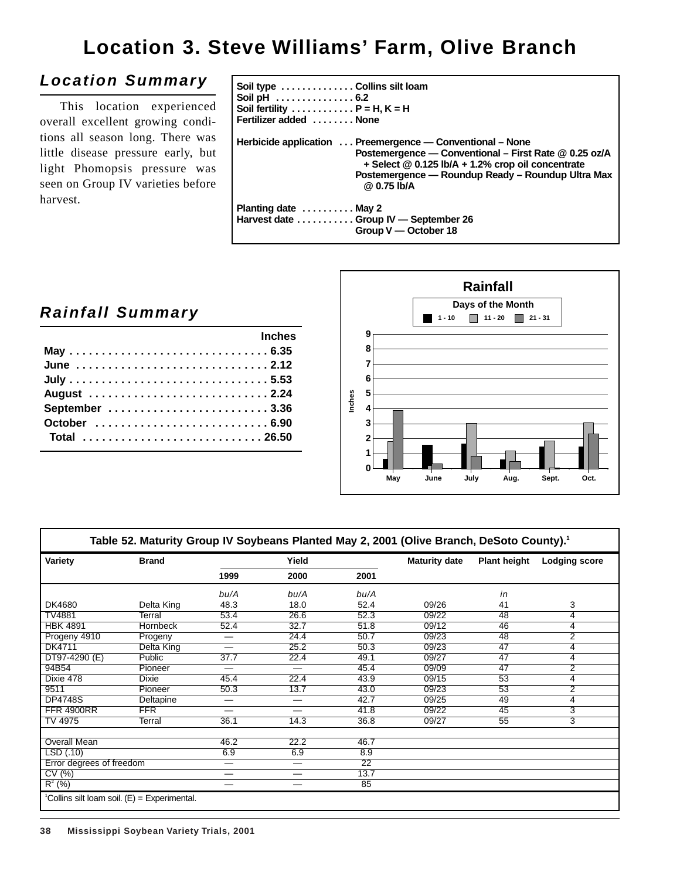# Location 3. Steve Williams' Farm, Olive Branch

## Location Summary

This location experienced overall excellent growing conditions all season long. There was little disease pressure early, but light Phomopsis pressure was seen on Group IV varieties before harvest.

**Soil type** . . . . . . . . . . . . . Collins silt loam
**Soil pH** . . . . . . . . . . . . . . 6.2
**Soil fertility** . . . . . . . . . . . P = H, K = H
**Fertilizer added** . . . . . . . . None

**Herbicide application** . . . Preemergence — Conventional – None
Postemergence — Conventional – First Rate @ 0.25 oz/A + Select @ 0.125 lb/A + 1.2% crop oil concentrate
Postemergence — Roundup Ready – Roundup Ultra Max @ 0.75 lb/A

**Planting date** . . . . . . . . . May 2
**Harvest date** . . . . . . . . . . Group IV — September 26
Group V — October 18

## Rainfall Summary

| | Inches |
|---|---|
| May | 6.35 |
| June | 2.12 |
| July | 5.53 |
| August | 2.24 |
| September | 3.36 |
| October | 6.90 |
| Total | 26.50 |

**Table 52. Maturity Group IV Soybeans Planted May 2, 2001 (Olive Branch, DeSoto County).[1]**

| Variety | Brand | Yield | | | Maturity date | Plant height | Lodging score |
|---|---|---|---|---|---|---|---|
| | | 1999 | 2000 | 2001 | | | |
| | | *bu/A* | *bu/A* | *bu/A* | | *in* | |
| DK4680 | Delta King | 48.3 | 18.0 | 52.4 | 09/26 | 41 | 3 |
| TV4881 | Terral | 53.4 | 26.6 | 52.3 | 09/22 | 48 | 4 |
| HBK 4891 | Hornbeck | 52.4 | 32.7 | 51.8 | 09/12 | 46 | 4 |
| Progeny 4910 | Progeny | — | 24.4 | 50.7 | 09/23 | 48 | 2 |
| DK4711 | Delta King | — | 25.2 | 50.3 | 09/23 | 47 | 4 |
| DT97-4290 (E) | Public | 37.7 | 22.4 | 49.1 | 09/27 | 47 | 4 |
| 94B54 | Pioneer | — | — | 45.4 | 09/09 | 47 | 2 |
| Dixie 478 | Dixie | 45.4 | 22.4 | 43.9 | 09/15 | 53 | 4 |
| 9511 | Pioneer | 50.3 | 13.7 | 43.0 | 09/23 | 53 | 2 |
| DP4748S | Deltapine | — | — | 42.7 | 09/25 | 49 | 4 |
| FFR 4900RR | FFR | — | — | 41.8 | 09/22 | 45 | 3 |
| TV 4975 | Terral | 36.1 | 14.3 | 36.8 | 09/27 | 55 | 3 |
| | | | | | | | |
| Overall Mean | | 46.2 | 22.2 | 46.7 | | | |
| LSD (.10) | | 6.9 | 6.9 | 8.9 | | | |
| Error degrees of freedom | | — | — | 22 | | | |
| CV (%) | | — | — | 13.7 | | | |
| $R^2$ (%) | | — | — | 85 | | | |

[1]Collins silt loam soil. (E) = Experimental.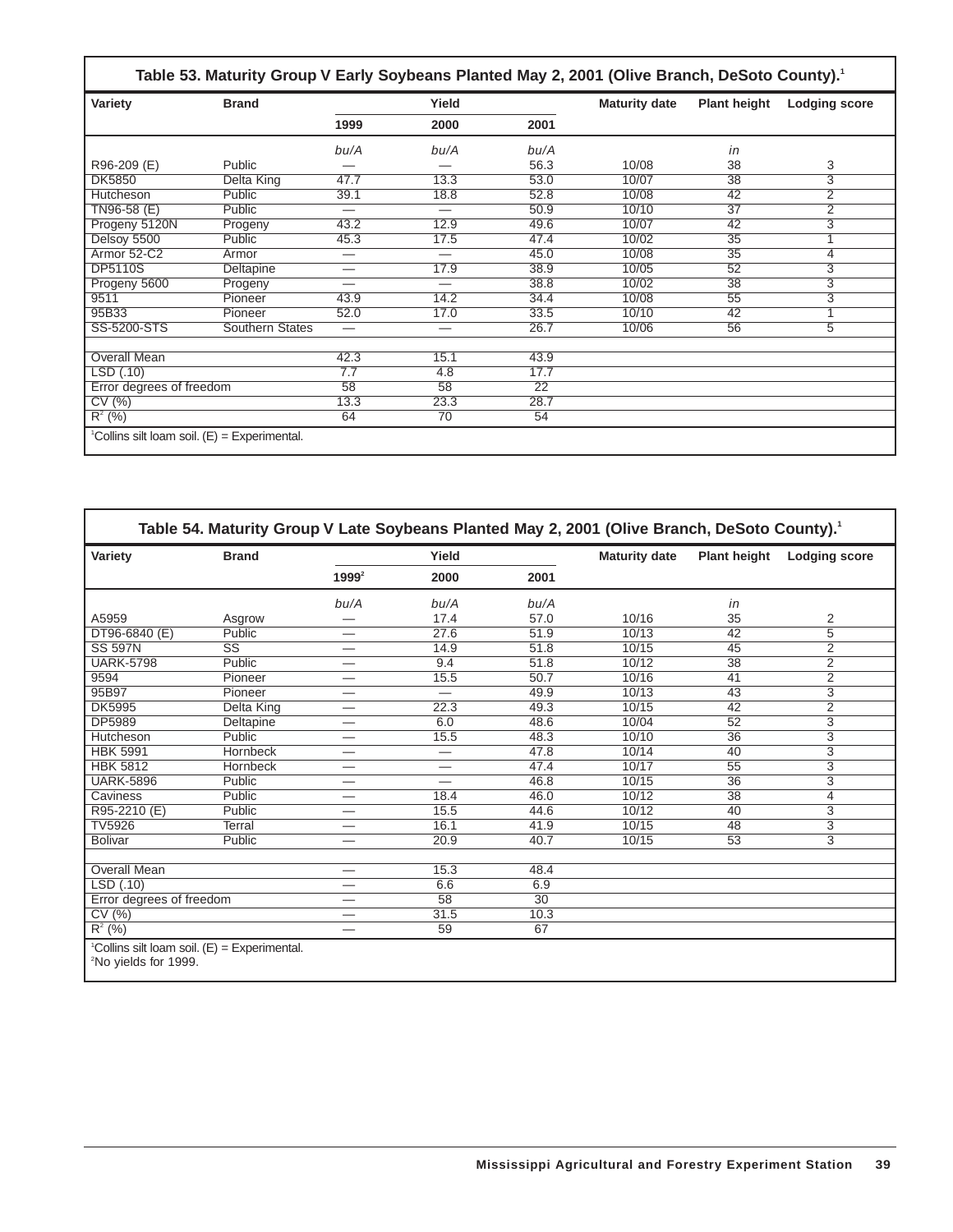**Table 53. Maturity Group V Early Soybeans Planted May 2, 2001 (Olive Branch, DeSoto County).[1]**

| Variety | Brand | Yield | | | Maturity date | Plant height | Lodging score |
|---|---|---|---|---|---|---|---|
| | | 1999 | 2000 | 2001 | | | |
| | | bu/A | bu/A | bu/A | | in | |
| R96-209 (E) | Public | — | — | 56.3 | 10/08 | 38 | 3 |
| DK5850 | Delta King | 47.7 | 13.3 | 53.0 | 10/07 | 38 | 3 |
| Hutcheson | Public | 39.1 | 18.8 | 52.8 | 10/08 | 42 | 2 |
| TN96-58 (E) | Public | — | — | 50.9 | 10/10 | 37 | 2 |
| Progeny 5120N | Progeny | 43.2 | 12.9 | 49.6 | 10/07 | 42 | 3 |
| Delsoy 5500 | Public | 45.3 | 17.5 | 47.4 | 10/02 | 35 | 1 |
| Armor 52-C2 | Armor | — | — | 45.0 | 10/08 | 35 | 4 |
| DP5110S | Deltapine | — | 17.9 | 38.9 | 10/05 | 52 | 3 |
| Progeny 5600 | Progeny | — | — | 38.8 | 10/02 | 38 | 3 |
| 9511 | Pioneer | 43.9 | 14.2 | 34.4 | 10/08 | 55 | 3 |
| 95B33 | Pioneer | 52.0 | 17.0 | 33.5 | 10/10 | 42 | 1 |
| SS-5200-STS | Southern States | — | — | 26.7 | 10/06 | 56 | 5 |
| | | | | | | | |
| Overall Mean | | 42.3 | 15.1 | 43.9 | | | |
| LSD (.10) | | 7.7 | 4.8 | 17.7 | | | |
| Error degrees of freedom | | 58 | 58 | 22 | | | |
| CV (%) | | 13.3 | 23.3 | 28.7 | | | |
| $R^2$ (%) | | 64 | 70 | 54 | | | |

[1]Collins silt loam soil. (E) = Experimental.

**Table 54. Maturity Group V Late Soybeans Planted May 2, 2001 (Olive Branch, DeSoto County).[1]**

| Variety | Brand | Yield | | | Maturity date | Plant height | Lodging score |
|---|---|---|---|---|---|---|---|
| | | 1999[2] | 2000 | 2001 | | | |
| | | bu/A | bu/A | bu/A | | in | |
| A5959 | Asgrow | — | 17.4 | 57.0 | 10/16 | 35 | 2 |
| DT96-6840 (E) | Public | — | 27.6 | 51.9 | 10/13 | 42 | 5 |
| SS 597N | SS | — | 14.9 | 51.8 | 10/15 | 45 | 2 |
| UARK-5798 | Public | — | 9.4 | 51.8 | 10/12 | 38 | 2 |
| 9594 | Pioneer | — | 15.5 | 50.7 | 10/16 | 41 | 2 |
| 95B97 | Pioneer | — | — | 49.9 | 10/13 | 43 | 3 |
| DK5995 | Delta King | — | 22.3 | 49.3 | 10/15 | 42 | 2 |
| DP5989 | Deltapine | — | 6.0 | 48.6 | 10/04 | 52 | 3 |
| Hutcheson | Public | — | 15.5 | 48.3 | 10/10 | 36 | 3 |
| HBK 5991 | Hornbeck | — | — | 47.8 | 10/14 | 40 | 3 |
| HBK 5812 | Hornbeck | — | — | 47.4 | 10/17 | 55 | 3 |
| UARK-5896 | Public | — | — | 46.8 | 10/15 | 36 | 3 |
| Caviness | Public | — | 18.4 | 46.0 | 10/12 | 38 | 4 |
| R95-2210 (E) | Public | — | 15.5 | 44.6 | 10/12 | 40 | 3 |
| TV5926 | Terral | — | 16.1 | 41.9 | 10/15 | 48 | 3 |
| Bolivar | Public | — | 20.9 | 40.7 | 10/15 | 53 | 3 |
| | | | | | | | |
| Overall Mean | | — | 15.3 | 48.4 | | | |
| LSD (.10) | | — | 6.6 | 6.9 | | | |
| Error degrees of freedom | | — | 58 | 30 | | | |
| CV (%) | | — | 31.5 | 10.3 | | | |
| $R^2$ (%) | | — | 59 | 67 | | | |

[1]Collins silt loam soil. (E) = Experimental.
[2]No yields for 1999.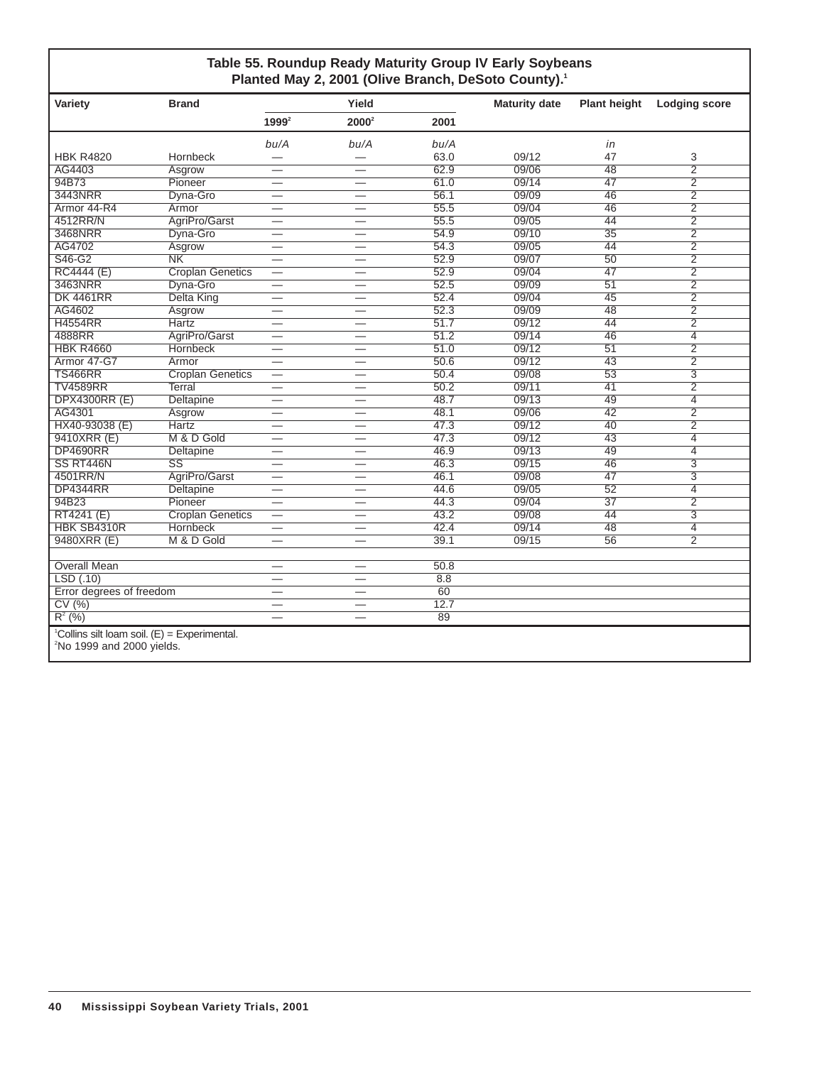**Table 55. Roundup Ready Maturity Group IV Early Soybeans Planted May 2, 2001 (Olive Branch, DeSoto County).[1]**

| Variety | Brand | Yield | | | Maturity date | Plant height | Lodging score |
|---|---|---|---|---|---|---|---|
| | | 1999[2] | 2000[2] | 2001 | | | |
| | | *bu/A* | *bu/A* | *bu/A* | | *in* | |
| HBK R4820 | Hornbeck | — | — | 63.0 | 09/12 | 47 | 3 |
| AG4403 | Asgrow | — | — | 62.9 | 09/06 | 48 | 2 |
| 94B73 | Pioneer | — | — | 61.0 | 09/14 | 47 | 2 |
| 3443NRR | Dyna-Gro | — | — | 56.1 | 09/09 | 46 | 2 |
| Armor 44-R4 | Armor | — | — | 55.5 | 09/04 | 46 | 2 |
| 4512RR/N | AgriPro/Garst | — | — | 55.5 | 09/05 | 44 | 2 |
| 3468NRR | Dyna-Gro | — | — | 54.9 | 09/10 | 35 | 2 |
| AG4702 | Asgrow | — | — | 54.3 | 09/05 | 44 | 2 |
| S46-G2 | NK | — | — | 52.9 | 09/07 | 50 | 2 |
| RC4444 (E) | Croplan Genetics | — | — | 52.9 | 09/04 | 47 | 2 |
| 3463NRR | Dyna-Gro | — | — | 52.5 | 09/09 | 51 | 2 |
| DK 4461RR | Delta King | — | — | 52.4 | 09/04 | 45 | 2 |
| AG4602 | Asgrow | — | — | 52.3 | 09/09 | 48 | 2 |
| H4554RR | Hartz | — | — | 51.7 | 09/12 | 44 | 2 |
| 4888RR | AgriPro/Garst | — | — | 51.2 | 09/14 | 46 | 4 |
| HBK R4660 | Hornbeck | — | — | 51.0 | 09/12 | 51 | 2 |
| Armor 47-G7 | Armor | — | — | 50.6 | 09/12 | 43 | 2 |
| TS466RR | Croplan Genetics | — | — | 50.4 | 09/08 | 53 | 3 |
| TV4589RR | Terral | — | — | 50.2 | 09/11 | 41 | 2 |
| DPX4300RR (E) | Deltapine | — | — | 48.7 | 09/13 | 49 | 4 |
| AG4301 | Asgrow | — | — | 48.1 | 09/06 | 42 | 2 |
| HX40-93038 (E) | Hartz | — | — | 47.3 | 09/12 | 40 | 2 |
| 9410XRR (E) | M & D Gold | — | — | 47.3 | 09/12 | 43 | 4 |
| DP4690RR | Deltapine | — | — | 46.9 | 09/13 | 49 | 4 |
| SS RT446N | SS | — | — | 46.3 | 09/15 | 46 | 3 |
| 4501RR/N | AgriPro/Garst | — | — | 46.1 | 09/08 | 47 | 3 |
| DP4344RR | Deltapine | — | — | 44.6 | 09/05 | 52 | 4 |
| 94B23 | Pioneer | — | — | 44.3 | 09/04 | 37 | 2 |
| RT4241 (E) | Croplan Genetics | — | — | 43.2 | 09/08 | 44 | 3 |
| HBK SB4310R | Hornbeck | — | — | 42.4 | 09/14 | 48 | 4 |
| 9480XRR (E) | M & D Gold | — | — | 39.1 | 09/15 | 56 | 2 |
| | | | | | | | |
| Overall Mean | | — | — | 50.8 | | | |
| LSD (.10) | | — | — | 8.8 | | | |
| Error degrees of freedom | | — | — | 60 | | | |
| CV (%) | | — | — | 12.7 | | | |
| $R^2$ (%) | | — | — | 89 | | | |

[1]Collins silt loam soil. (E) = Experimental.
[2]No 1999 and 2000 yields.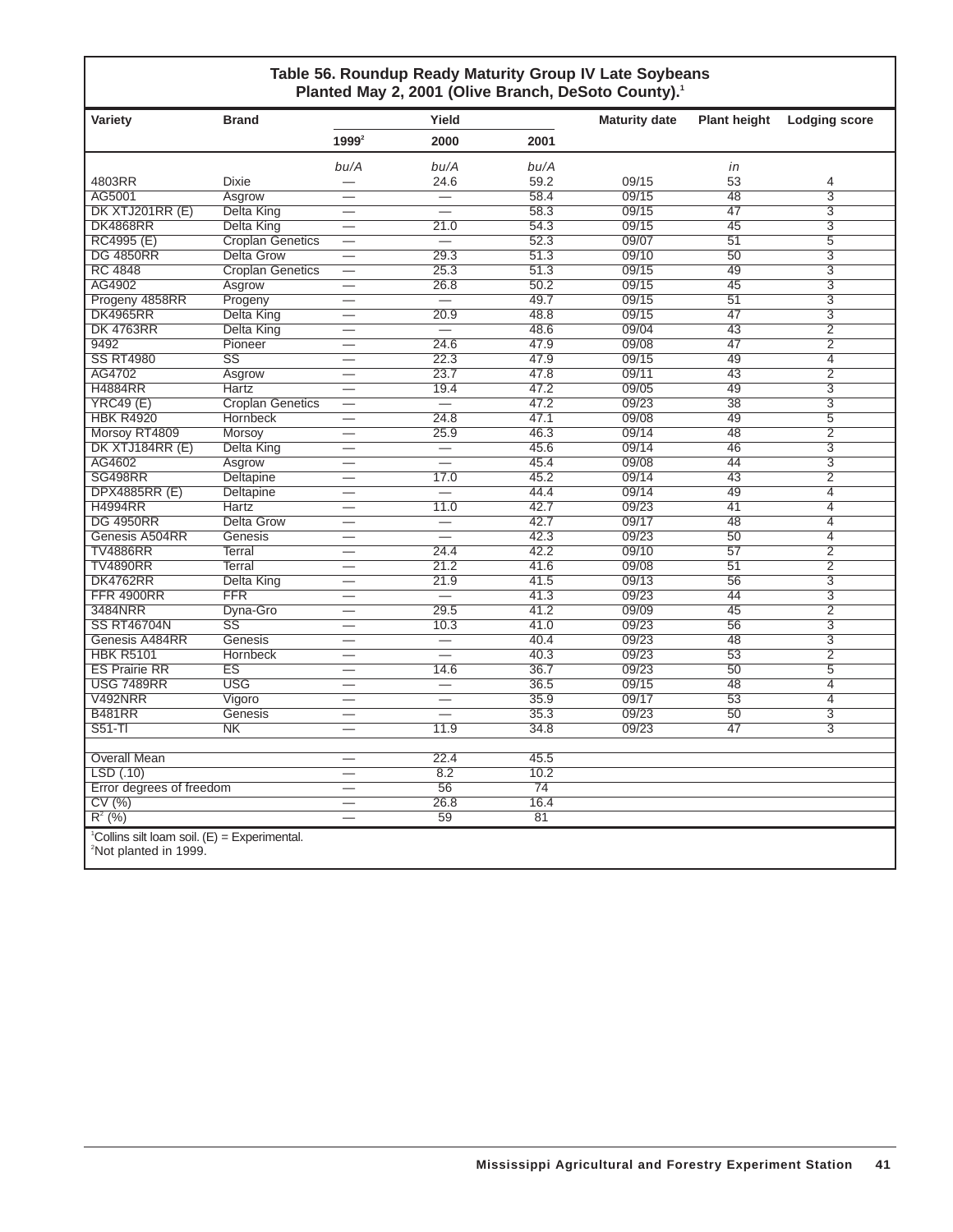### Table 56. Roundup Ready Maturity Group IV Late Soybeans Planted May 2, 2001 (Olive Branch, DeSoto County).[1]

| Variety | Brand | Yield | | | Maturity date | Plant height | Lodging score |
|---|---|---|---|---|---|---|---|
| | | 1999[2] | 2000 | 2001 | | | |
| | | *bu/A* | *bu/A* | *bu/A* | | *in* | |
| 4803RR | Dixie | — | 24.6 | 59.2 | 09/15 | 53 | 4 |
| AG5001 | Asgrow | — | — | 58.4 | 09/15 | 48 | 3 |
| DK XTJ201RR (E) | Delta King | — | — | 58.3 | 09/15 | 47 | 3 |
| DK4868RR | Delta King | — | 21.0 | 54.3 | 09/15 | 45 | 3 |
| RC4995 (E) | Croplan Genetics | — | — | 52.3 | 09/07 | 51 | 5 |
| DG 4850RR | Delta Grow | — | 29.3 | 51.3 | 09/10 | 50 | 3 |
| RC 4848 | Croplan Genetics | — | 25.3 | 51.3 | 09/15 | 49 | 3 |
| AG4902 | Asgrow | — | 26.8 | 50.2 | 09/15 | 45 | 3 |
| Progeny 4858RR | Progeny | — | — | 49.7 | 09/15 | 51 | 3 |
| DK4965RR | Delta King | — | 20.9 | 48.8 | 09/15 | 47 | 3 |
| DK 4763RR | Delta King | — | — | 48.6 | 09/04 | 43 | 2 |
| 9492 | Pioneer | — | 24.6 | 47.9 | 09/08 | 47 | 2 |
| SS RT4980 | SS | — | 22.3 | 47.9 | 09/15 | 49 | 4 |
| AG4702 | Asgrow | — | 23.7 | 47.8 | 09/11 | 43 | 2 |
| H4884RR | Hartz | — | 19.4 | 47.2 | 09/05 | 49 | 3 |
| YRC49 (E) | Croplan Genetics | — | — | 47.2 | 09/23 | 38 | 3 |
| HBK R4920 | Hornbeck | — | 24.8 | 47.1 | 09/08 | 49 | 5 |
| Morsoy RT4809 | Morsoy | — | 25.9 | 46.3 | 09/14 | 48 | 2 |
| DK XTJ184RR (E) | Delta King | — | — | 45.6 | 09/14 | 46 | 3 |
| AG4602 | Asgrow | — | — | 45.4 | 09/08 | 44 | 3 |
| SG498RR | Deltapine | — | 17.0 | 45.2 | 09/14 | 43 | 2 |
| DPX4885RR (E) | Deltapine | — | — | 44.4 | 09/14 | 49 | 4 |
| H4994RR | Hartz | — | 11.0 | 42.7 | 09/23 | 41 | 4 |
| DG 4950RR | Delta Grow | — | — | 42.7 | 09/17 | 48 | 4 |
| Genesis A504RR | Genesis | — | — | 42.3 | 09/23 | 50 | 4 |
| TV4886RR | Terral | — | 24.4 | 42.2 | 09/10 | 57 | 2 |
| TV4890RR | Terral | — | 21.2 | 41.6 | 09/08 | 51 | 2 |
| DK4762RR | Delta King | — | 21.9 | 41.5 | 09/13 | 56 | 3 |
| FFR 4900RR | FFR | — | — | 41.3 | 09/23 | 44 | 3 |
| 3484NRR | Dyna-Gro | — | 29.5 | 41.2 | 09/09 | 45 | 2 |
| SS RT46704N | SS | — | 10.3 | 41.0 | 09/23 | 56 | 3 |
| Genesis A484RR | Genesis | — | — | 40.4 | 09/23 | 48 | 3 |
| HBK R5101 | Hornbeck | — | — | 40.3 | 09/23 | 53 | 2 |
| ES Prairie RR | ES | — | 14.6 | 36.7 | 09/23 | 50 | 5 |
| USG 7489RR | USG | — | — | 36.5 | 09/15 | 48 | 4 |
| V492NRR | Vigoro | — | — | 35.9 | 09/17 | 53 | 4 |
| B481RR | Genesis | — | — | 35.3 | 09/23 | 50 | 3 |
| S51-TI | NK | — | 11.9 | 34.8 | 09/23 | 47 | 3 |
| | | | | | | | |
| Overall Mean | | — | 22.4 | 45.5 | | | |
| LSD (.10) | | — | 8.2 | 10.2 | | | |
| Error degrees of freedom | | — | 56 | 74 | | | |
| CV (%) | | — | 26.8 | 16.4 | | | |
| $R^2$ (%) | | — | 59 | 81 | | | |

[1]Collins silt loam soil. (E) = Experimental.
[2]Not planted in 1999.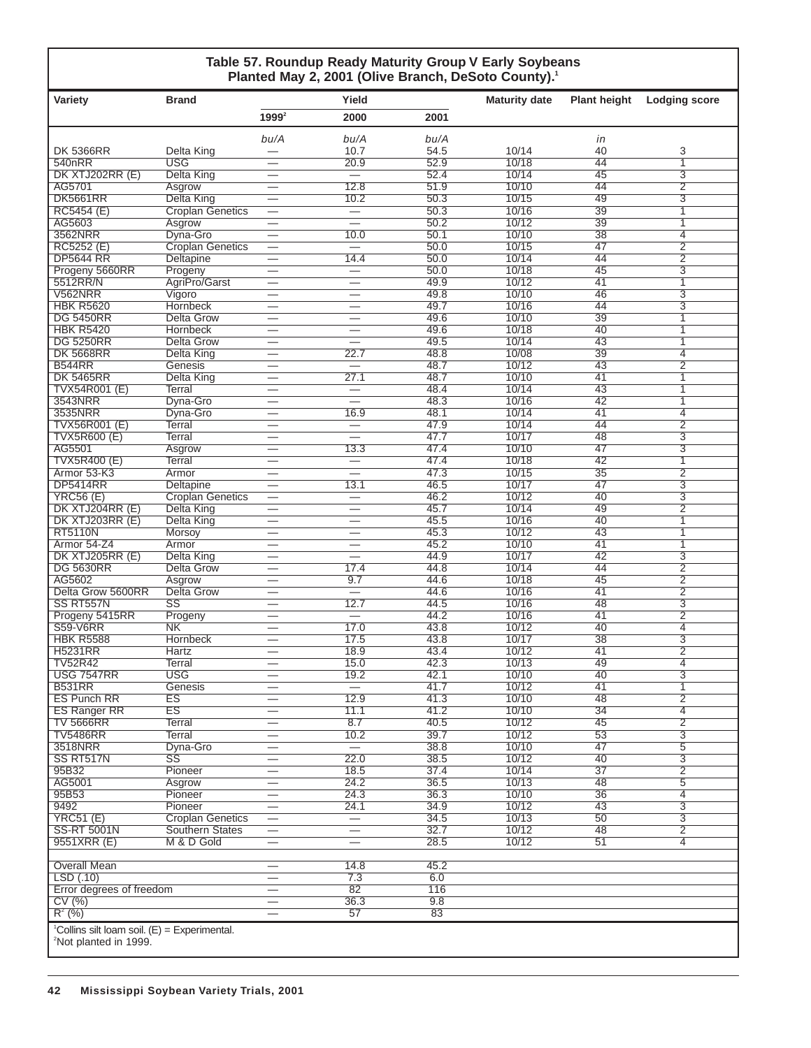## Table 57. Roundup Ready Maturity Group V Early Soybeans Planted May 2, 2001 (Olive Branch, DeSoto County).[1]

| Variety | Brand | Yield | | | Maturity date | Plant height | Lodging score |
|---|---|---|---|---|---|---|---|
| | | 1999[2] | 2000 | 2001 | | | |
| | | bu/A | bu/A | bu/A | | in | |
| DK 5366RR | Delta King | — | 10.7 | 54.5 | 10/14 | 40 | 3 |
| 540nRR | USG | — | 20.9 | 52.9 | 10/18 | 44 | 1 |
| DK XTJ202RR (E) | Delta King | — | — | 52.4 | 10/14 | 45 | 3 |
| AG5701 | Asgrow | — | 12.8 | 51.9 | 10/10 | 44 | 2 |
| DK5661RR | Delta King | — | 10.2 | 50.3 | 10/15 | 49 | 3 |
| RC5454 (E) | Croplan Genetics | — | — | 50.3 | 10/16 | 39 | 1 |
| AG5603 | Asgrow | — | — | 50.2 | 10/12 | 39 | 1 |
| 3562NRR | Dyna-Gro | — | 10.0 | 50.1 | 10/10 | 38 | 4 |
| RC5252 (E) | Croplan Genetics | — | — | 50.0 | 10/15 | 47 | 2 |
| DP5644 RR | Deltapine | — | 14.4 | 50.0 | 10/14 | 44 | 2 |
| Progeny 5660RR | Progeny | — | — | 50.0 | 10/18 | 45 | 3 |
| 5512RR/N | AgriPro/Garst | — | — | 49.9 | 10/12 | 41 | 1 |
| V562NRR | Vigoro | — | — | 49.8 | 10/10 | 46 | 3 |
| HBK R5620 | Hornbeck | — | — | 49.7 | 10/16 | 44 | 3 |
| DG 5450RR | Delta Grow | — | — | 49.6 | 10/10 | 39 | 1 |
| HBK R5420 | Hornbeck | — | — | 49.6 | 10/18 | 40 | 1 |
| DG 5250RR | Delta Grow | — | — | 49.5 | 10/14 | 43 | 1 |
| DK 5668RR | Delta King | — | 22.7 | 48.8 | 10/08 | 39 | 4 |
| B544RR | Genesis | — | — | 48.7 | 10/12 | 43 | 2 |
| DK 5465RR | Delta King | — | 27.1 | 48.7 | 10/10 | 41 | 1 |
| TVX54R001 (E) | Terral | — | — | 48.4 | 10/14 | 43 | 1 |
| 3543NRR | Dyna-Gro | — | — | 48.3 | 10/16 | 42 | 1 |
| 3535NRR | Dyna-Gro | — | 16.9 | 48.1 | 10/14 | 41 | 4 |
| TVX56R001 (E) | Terral | — | — | 47.9 | 10/14 | 44 | 2 |
| TVX5R600 (E) | Terral | — | — | 47.7 | 10/17 | 48 | 3 |
| AG5501 | Asgrow | — | 13.3 | 47.4 | 10/10 | 47 | 3 |
| TVX5R400 (E) | Terral | — | — | 47.4 | 10/18 | 42 | 1 |
| Armor 53-K3 | Armor | — | — | 47.3 | 10/15 | 35 | 2 |
| DP5414RR | Deltapine | — | 13.1 | 46.5 | 10/17 | 47 | 3 |
| YRC56 (E) | Croplan Genetics | — | — | 46.2 | 10/12 | 40 | 3 |
| DK XTJ204RR (E) | Delta King | — | — | 45.7 | 10/14 | 49 | 2 |
| DK XTJ203RR (E) | Delta King | — | — | 45.5 | 10/16 | 40 | 1 |
| RT5110N | Morsoy | — | — | 45.3 | 10/12 | 43 | 1 |
| Armor 54-Z4 | Armor | — | — | 45.2 | 10/10 | 41 | 1 |
| DK XTJ205RR (E) | Delta King | — | — | 44.9 | 10/17 | 42 | 3 |
| DG 5630RR | Delta Grow | — | 17.4 | 44.8 | 10/14 | 44 | 2 |
| AG5602 | Asgrow | — | 9.7 | 44.6 | 10/18 | 45 | 2 |
| Delta Grow 5600RR | Delta Grow | — | — | 44.6 | 10/16 | 41 | 2 |
| SS RT557N | SS | — | 12.7 | 44.5 | 10/16 | 48 | 3 |
| Progeny 5415RR | Progeny | — | — | 44.2 | 10/16 | 41 | 2 |
| S59-V6RR | NK | — | 17.0 | 43.8 | 10/12 | 40 | 4 |
| HBK R5588 | Hornbeck | — | 17.5 | 43.8 | 10/17 | 38 | 3 |
| H5231RR | Hartz | — | 18.9 | 43.4 | 10/12 | 41 | 2 |
| TV52R42 | Terral | — | 15.0 | 42.3 | 10/13 | 49 | 4 |
| USG 7547RR | USG | — | 19.2 | 42.1 | 10/10 | 40 | 3 |
| B531RR | Genesis | — | — | 41.7 | 10/12 | 41 | 1 |
| ES Punch RR | ES | — | 12.9 | 41.3 | 10/10 | 48 | 2 |
| ES Ranger RR | ES | — | 11.1 | 41.2 | 10/10 | 34 | 4 |
| TV 5666RR | Terral | — | 8.7 | 40.5 | 10/12 | 45 | 2 |
| TV5486RR | Terral | — | 10.2 | 39.7 | 10/12 | 53 | 3 |
| 3518NRR | Dyna-Gro | — | — | 38.8 | 10/10 | 47 | 5 |
| SS RT517N | SS | — | 22.0 | 38.5 | 10/12 | 40 | 3 |
| 95B32 | Pioneer | — | 18.5 | 37.4 | 10/14 | 37 | 2 |
| AG5001 | Asgrow | — | 24.2 | 36.5 | 10/13 | 48 | 5 |
| 95B53 | Pioneer | — | 24.3 | 36.3 | 10/10 | 36 | 4 |
| 9492 | Pioneer | — | 24.1 | 34.9 | 10/12 | 43 | 3 |
| YRC51 (E) | Croplan Genetics | — | — | 34.5 | 10/13 | 50 | 3 |
| SS-RT 5001N | Southern States | — | — | 32.7 | 10/12 | 48 | 2 |
| 9551XRR (E) | M & D Gold | — | — | 28.5 | 10/12 | 51 | 4 |
| Overall Mean | | — | 14.8 | 45.2 | | | |
| LSD (.10) | | — | 7.3 | 6.0 | | | |
| Error degrees of freedom | | — | 82 | 116 | | | |
| CV (%) | | — | 36.3 | 9.8 | | | |
| $R^2$ (%) | | — | 57 | 83 | | | |

[1]Collins silt loam soil. (E) = Experimental.
[2]Not planted in 1999.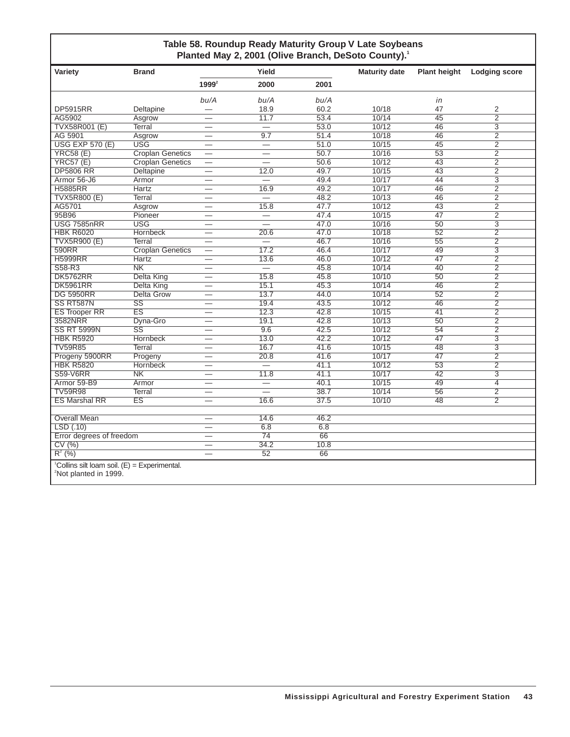### Table 58. Roundup Ready Maturity Group V Late Soybeans Planted May 2, 2001 (Olive Branch, DeSoto County).[1]

| Variety | Brand | Yield | | | Maturity date | Plant height | Lodging score |
|---|---|---|---|---|---|---|---|
| | | 1999[2] | 2000 | 2001 | | | |
| | | *bu/A* | *bu/A* | *bu/A* | | *in* | |
| DP5915RR | Deltapine | — | 18.9 | 60.2 | 10/18 | 47 | 2 |
| AG5902 | Asgrow | — | 11.7 | 53.4 | 10/14 | 45 | 2 |
| TVX58R001 (E) | Terral | — | — | 53.0 | 10/12 | 46 | 3 |
| AG 5901 | Asgrow | — | 9.7 | 51.4 | 10/18 | 46 | 2 |
| USG EXP 570 (E) | USG | — | — | 51.0 | 10/15 | 45 | 2 |
| YRC58 (E) | Croplan Genetics | — | — | 50.7 | 10/16 | 53 | 2 |
| YRC57 (E) | Croplan Genetics | — | — | 50.6 | 10/12 | 43 | 2 |
| DP5806 RR | Deltapine | — | 12.0 | 49.7 | 10/15 | 43 | 2 |
| Armor 56-J6 | Armor | — | — | 49.4 | 10/17 | 44 | 3 |
| H5885RR | Hartz | — | 16.9 | 49.2 | 10/17 | 46 | 2 |
| TVX5R800 (E) | Terral | — | — | 48.2 | 10/13 | 46 | 2 |
| AG5701 | Asgrow | — | 15.8 | 47.7 | 10/12 | 43 | 2 |
| 95B96 | Pioneer | — | — | 47.4 | 10/15 | 47 | 2 |
| USG 7585nRR | USG | — | — | 47.0 | 10/16 | 50 | 3 |
| HBK R6020 | Hornbeck | — | 20.6 | 47.0 | 10/18 | 52 | 2 |
| TVX5R900 (E) | Terral | — | — | 46.7 | 10/16 | 55 | 2 |
| 590RR | Croplan Genetics | — | 17.2 | 46.4 | 10/17 | 49 | 3 |
| H5999RR | Hartz | — | 13.6 | 46.0 | 10/12 | 47 | 2 |
| S58-R3 | NK | — | — | 45.8 | 10/14 | 40 | 2 |
| DK5762RR | Delta King | — | 15.8 | 45.8 | 10/10 | 50 | 2 |
| DK5961RR | Delta King | — | 15.1 | 45.3 | 10/14 | 46 | 2 |
| DG 5950RR | Delta Grow | — | 13.7 | 44.0 | 10/14 | 52 | 2 |
| SS RT587N | SS | — | 19.4 | 43.5 | 10/12 | 46 | 2 |
| ES Trooper RR | ES | — | 12.3 | 42.8 | 10/15 | 41 | 2 |
| 3582NRR | Dyna-Gro | — | 19.1 | 42.8 | 10/13 | 50 | 2 |
| SS RT 5999N | SS | — | 9.6 | 42.5 | 10/12 | 54 | 2 |
| HBK R5920 | Hornbeck | — | 13.0 | 42.2 | 10/12 | 47 | 3 |
| TV59R85 | Terral | — | 16.7 | 41.6 | 10/15 | 48 | 3 |
| Progeny 5900RR | Progeny | — | 20.8 | 41.6 | 10/17 | 47 | 2 |
| HBK R5820 | Hornbeck | — | — | 41.1 | 10/12 | 53 | 2 |
| S59-V6RR | NK | — | 11.8 | 41.1 | 10/17 | 42 | 3 |
| Armor 59-B9 | Armor | — | — | 40.1 | 10/15 | 49 | 4 |
| TV59R98 | Terral | — | — | 38.7 | 10/14 | 56 | 2 |
| ES Marshal RR | ES | — | 16.6 | 37.5 | 10/10 | 48 | 2 |
| | | | | | | | |
| Overall Mean | | — | 14.6 | 46.2 | | | |
| LSD (.10) | | — | 6.8 | 6.8 | | | |
| Error degrees of freedom | | — | 74 | 66 | | | |
| CV (%) | | — | 34.2 | 10.8 | | | |
| $R^2$ (%) | | — | 52 | 66 | | | |

[1]Collins silt loam soil. (E) = Experimental.
[2]Not planted in 1999.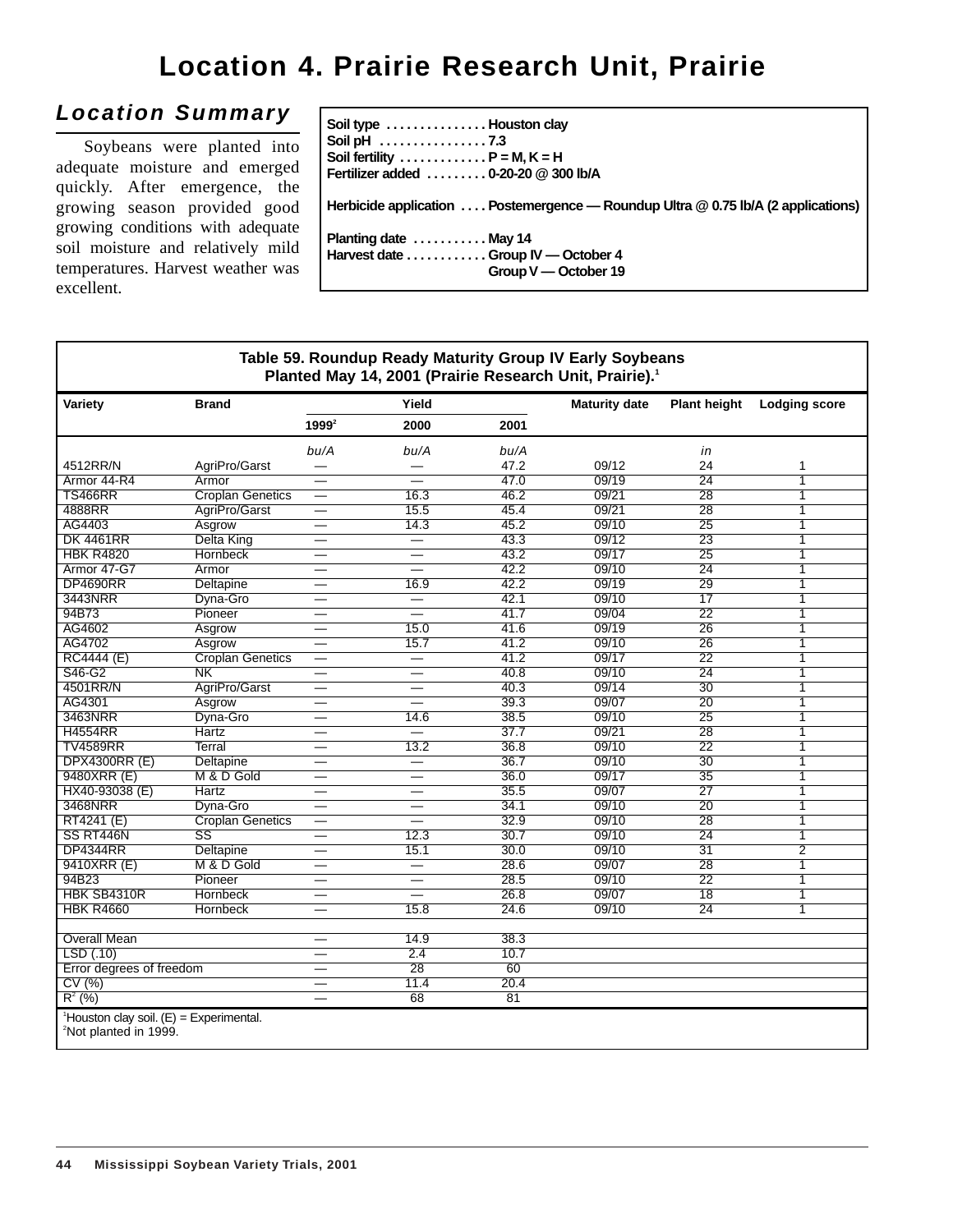# Location 4. Prairie Research Unit, Prairie

## Location Summary

Soybeans were planted into adequate moisture and emerged quickly. After emergence, the growing season provided good growing conditions with adequate soil moisture and relatively mild temperatures. Harvest weather was excellent.

**Soil type** . . . . . . . . . . . . . . . **Houston clay**
**Soil pH** . . . . . . . . . . . . . . . . **7.3**
**Soil fertility** . . . . . . . . . . . . . **P = M, K = H**
**Fertilizer added** . . . . . . . . . **0-20-20 @ 300 lb/A**

**Herbicide application** . . . . **Postemergence — Roundup Ultra @ 0.75 lb/A (2 applications)**

**Planting date** . . . . . . . . . . . **May 14**
**Harvest date** . . . . . . . . . . . . **Group IV — October 4**
**Group V — October 19**

**Table 59. Roundup Ready Maturity Group IV Early Soybeans Planted May 14, 2001 (Prairie Research Unit, Prairie).[1]**

| Variety | Brand | Yield 1999[2] | Yield 2000 | Yield 2001 | Maturity date | Plant height | Lodging score |
|---|---|---|---|---|---|---|---|
| | | *bu/A* | *bu/A* | *bu/A* | | *in* | |
| 4512RR/N | AgriPro/Garst | — | — | 47.2 | 09/12 | 24 | 1 |
| Armor 44-R4 | Armor | — | — | 47.0 | 09/19 | 24 | 1 |
| TS466RR | Croplan Genetics | — | 16.3 | 46.2 | 09/21 | 28 | 1 |
| 4888RR | AgriPro/Garst | — | 15.5 | 45.4 | 09/21 | 28 | 1 |
| AG4403 | Asgrow | — | 14.3 | 45.2 | 09/10 | 25 | 1 |
| DK 4461RR | Delta King | — | — | 43.3 | 09/12 | 23 | 1 |
| HBK R4820 | Hornbeck | — | — | 43.2 | 09/17 | 25 | 1 |
| Armor 47-G7 | Armor | — | — | 42.2 | 09/10 | 24 | 1 |
| DP4690RR | Deltapine | — | 16.9 | 42.2 | 09/19 | 29 | 1 |
| 3443NRR | Dyna-Gro | — | — | 42.1 | 09/10 | 17 | 1 |
| 94B73 | Pioneer | — | — | 41.7 | 09/04 | 22 | 1 |
| AG4602 | Asgrow | — | 15.0 | 41.6 | 09/19 | 26 | 1 |
| AG4702 | Asgrow | — | 15.7 | 41.2 | 09/10 | 26 | 1 |
| RC4444 (E) | Croplan Genetics | — | — | 41.2 | 09/17 | 22 | 1 |
| S46-G2 | NK | — | — | 40.8 | 09/10 | 24 | 1 |
| 4501RR/N | AgriPro/Garst | — | — | 40.3 | 09/14 | 30 | 1 |
| AG4301 | Asgrow | — | — | 39.3 | 09/07 | 20 | 1 |
| 3463NRR | Dyna-Gro | — | 14.6 | 38.5 | 09/10 | 25 | 1 |
| H4554RR | Hartz | — | — | 37.7 | 09/21 | 28 | 1 |
| TV4589RR | Terral | — | 13.2 | 36.8 | 09/10 | 22 | 1 |
| DPX4300RR (E) | Deltapine | — | — | 36.7 | 09/10 | 30 | 1 |
| 9480XRR (E) | M & D Gold | — | — | 36.0 | 09/17 | 35 | 1 |
| HX40-93038 (E) | Hartz | — | — | 35.5 | 09/07 | 27 | 1 |
| 3468NRR | Dyna-Gro | — | — | 34.1 | 09/10 | 20 | 1 |
| RT4241 (E) | Croplan Genetics | — | — | 32.9 | 09/10 | 28 | 1 |
| SS RT446N | SS | — | 12.3 | 30.7 | 09/10 | 24 | 1 |
| DP4344RR | Deltapine | — | 15.1 | 30.0 | 09/10 | 31 | 2 |
| 9410XRR (E) | M & D Gold | — | — | 28.6 | 09/07 | 28 | 1 |
| 94B23 | Pioneer | — | — | 28.5 | 09/10 | 22 | 1 |
| HBK SB4310R | Hornbeck | — | — | 26.8 | 09/07 | 18 | 1 |
| HBK R4660 | Hornbeck | — | 15.8 | 24.6 | 09/10 | 24 | 1 |
| | | | | | | | |
| Overall Mean | | — | 14.9 | 38.3 | | | |
| LSD (.10) | | — | 2.4 | 10.7 | | | |
| Error degrees of freedom | | — | 28 | 60 | | | |
| CV (%) | | — | 11.4 | 20.4 | | | |
| $R^2$ (%) | | — | 68 | 81 | | | |

[1]Houston clay soil. (E) = Experimental.
[2]Not planted in 1999.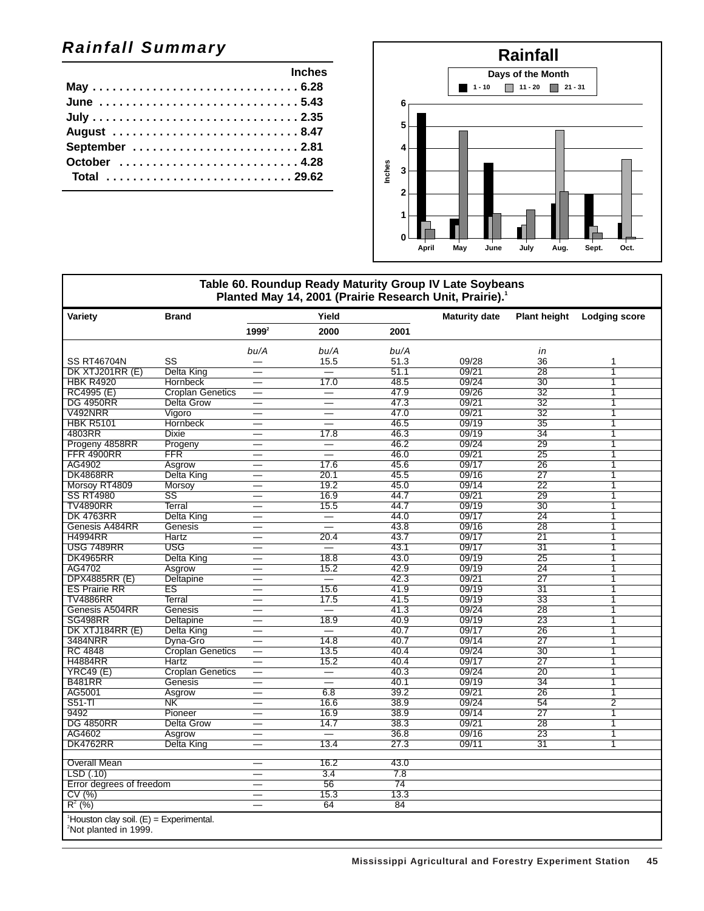## Rainfall Summary

| | Inches |
|---|---|
| May | 6.28 |
| June | 5.43 |
| July | 2.35 |
| August | 8.47 |
| September | 2.81 |
| October | 4.28 |
| Total | 29.62 |

**Rainfall**

Days of the Month: 1 - 10, 11 - 20, 21 - 31

Inches (0–6) by month: April, May, June, July, Aug., Sept., Oct.

**Table 60. Roundup Ready Maturity Group IV Late Soybeans Planted May 14, 2001 (Prairie Research Unit, Prairie).[1]**

| Variety | Brand | Yield | | | Maturity date | Plant height | Lodging score |
|---|---|---|---|---|---|---|---|
| | | 1999[2] | 2000 | 2001 | | | |
| | | *bu/A* | *bu/A* | *bu/A* | | *in* | |
| SS RT46704N | SS | — | 15.5 | 51.3 | 09/28 | 36 | 1 |
| DK XTJ201RR (E) | Delta King | — | — | 51.1 | 09/21 | 28 | 1 |
| HBK R4920 | Hornbeck | — | 17.0 | 48.5 | 09/24 | 30 | 1 |
| RC4995 (E) | Croplan Genetics | — | — | 47.9 | 09/26 | 32 | 1 |
| DG 4950RR | Delta Grow | — | — | 47.3 | 09/21 | 32 | 1 |
| V492NRR | Vigoro | — | — | 47.0 | 09/21 | 32 | 1 |
| HBK R5101 | Hornbeck | — | — | 46.5 | 09/19 | 35 | 1 |
| 4803RR | Dixie | — | 17.8 | 46.3 | 09/19 | 34 | 1 |
| Progeny 4858RR | Progeny | — | — | 46.2 | 09/24 | 29 | 1 |
| FFR 4900RR | FFR | — | — | 46.0 | 09/21 | 25 | 1 |
| AG4902 | Asgrow | — | 17.6 | 45.6 | 09/17 | 26 | 1 |
| DK4868RR | Delta King | — | 20.1 | 45.5 | 09/16 | 27 | 1 |
| Morsoy RT4809 | Morsoy | — | 19.2 | 45.0 | 09/14 | 22 | 1 |
| SS RT4980 | SS | — | 16.9 | 44.7 | 09/21 | 29 | 1 |
| TV4890RR | Terral | — | 15.5 | 44.7 | 09/19 | 30 | 1 |
| DK 4763RR | Delta King | — | — | 44.0 | 09/17 | 24 | 1 |
| Genesis A484RR | Genesis | — | — | 43.8 | 09/16 | 28 | 1 |
| H4994RR | Hartz | — | 20.4 | 43.7 | 09/17 | 21 | 1 |
| USG 7489RR | USG | — | — | 43.1 | 09/17 | 31 | 1 |
| DK4965RR | Delta King | — | 18.8 | 43.0 | 09/19 | 25 | 1 |
| AG4702 | Asgrow | — | 15.2 | 42.9 | 09/19 | 24 | 1 |
| DPX4885RR (E) | Deltapine | — | — | 42.3 | 09/21 | 27 | 1 |
| ES Prairie RR | ES | — | 15.6 | 41.9 | 09/19 | 31 | 1 |
| TV4886RR | Terral | — | 17.5 | 41.5 | 09/19 | 33 | 1 |
| Genesis A504RR | Genesis | — | — | 41.3 | 09/24 | 28 | 1 |
| SG498RR | Deltapine | — | 18.9 | 40.9 | 09/19 | 23 | 1 |
| DK XTJ184RR (E) | Delta King | — | — | 40.7 | 09/17 | 26 | 1 |
| 3484NRR | Dyna-Gro | — | 14.8 | 40.7 | 09/14 | 27 | 1 |
| RC 4848 | Croplan Genetics | — | 13.5 | 40.4 | 09/24 | 30 | 1 |
| H4884RR | Hartz | — | 15.2 | 40.4 | 09/17 | 27 | 1 |
| YRC49 (E) | Croplan Genetics | — | — | 40.3 | 09/24 | 20 | 1 |
| B481RR | Genesis | — | — | 40.1 | 09/19 | 34 | 1 |
| AG5001 | Asgrow | — | 6.8 | 39.2 | 09/21 | 26 | 1 |
| S51-TI | NK | — | 16.6 | 38.9 | 09/24 | 54 | 2 |
| 9492 | Pioneer | — | 16.9 | 38.9 | 09/14 | 27 | 1 |
| DG 4850RR | Delta Grow | — | 14.7 | 38.3 | 09/21 | 28 | 1 |
| AG4602 | Asgrow | — | — | 36.8 | 09/16 | 23 | 1 |
| DK4762RR | Delta King | — | 13.4 | 27.3 | 09/11 | 31 | 1 |
| Overall Mean | | — | 16.2 | 43.0 | | | |
| LSD (.10) | | — | 3.4 | 7.8 | | | |
| Error degrees of freedom | | — | 56 | 74 | | | |
| CV (%) | | — | 15.3 | 13.3 | | | |
| $R^2$ (%) | | — | 64 | 84 | | | |

[1]Houston clay soil. (E) = Experimental.
[2]Not planted in 1999.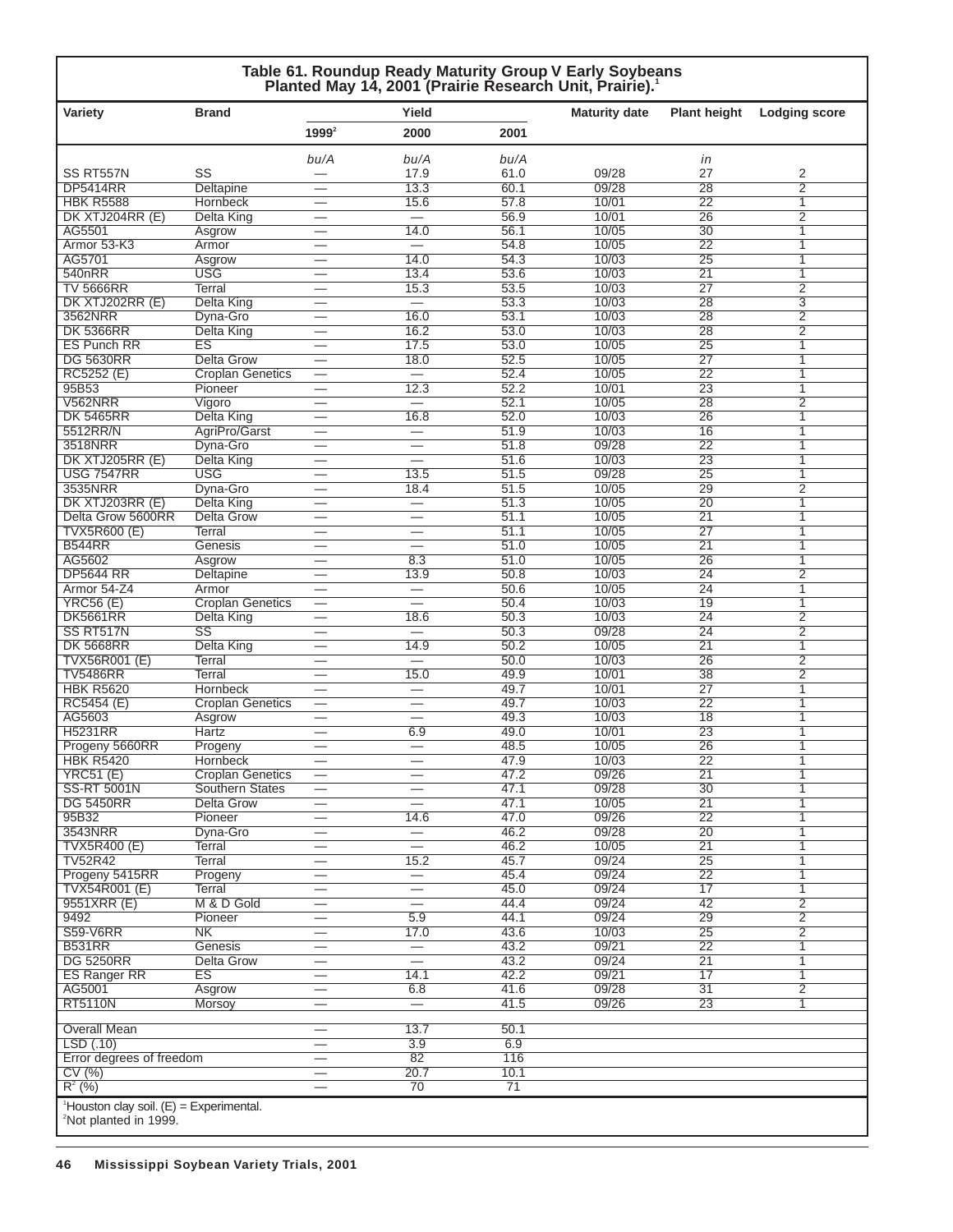## Table 61. Roundup Ready Maturity Group V Early Soybeans Planted May 14, 2001 (Prairie Research Unit, Prairie).[1]

| Variety | Brand | Yield | | | Maturity date | Plant height | Lodging score |
|---|---|---|---|---|---|---|---|
| | | 1999[2] | 2000 | 2001 | | | |
| | | bu/A | bu/A | bu/A | | in | |
| SS RT557N | SS | — | 17.9 | 61.0 | 09/28 | 27 | 2 |
| DP5414RR | Deltapine | — | 13.3 | 60.1 | 09/28 | 28 | 2 |
| HBK R5588 | Hornbeck | — | 15.6 | 57.8 | 10/01 | 22 | 1 |
| DK XTJ204RR (E) | Delta King | — | — | 56.9 | 10/01 | 26 | 2 |
| AG5501 | Asgrow | — | 14.0 | 56.1 | 10/05 | 30 | 1 |
| Armor 53-K3 | Armor | — | — | 54.8 | 10/05 | 22 | 1 |
| AG5701 | Asgrow | — | 14.0 | 54.3 | 10/03 | 25 | 1 |
| 540nRR | USG | — | 13.4 | 53.6 | 10/03 | 21 | 1 |
| TV 5666RR | Terral | — | 15.3 | 53.5 | 10/03 | 27 | 2 |
| DK XTJ202RR (E) | Delta King | — | — | 53.3 | 10/03 | 28 | 3 |
| 3562NRR | Dyna-Gro | — | 16.0 | 53.1 | 10/03 | 28 | 2 |
| DK 5366RR | Delta King | — | 16.2 | 53.0 | 10/03 | 28 | 2 |
| ES Punch RR | ES | — | 17.5 | 53.0 | 10/05 | 25 | 1 |
| DG 5630RR | Delta Grow | — | 18.0 | 52.5 | 10/05 | 27 | 1 |
| RC5252 (E) | Croplan Genetics | — | — | 52.4 | 10/05 | 22 | 1 |
| 95B53 | Pioneer | — | 12.3 | 52.2 | 10/01 | 23 | 1 |
| V562NRR | Vigoro | — | — | 52.1 | 10/05 | 28 | 2 |
| DK 5465RR | Delta King | — | 16.8 | 52.0 | 10/03 | 26 | 1 |
| 5512RR/N | AgriPro/Garst | — | — | 51.9 | 10/03 | 16 | 1 |
| 3518NRR | Dyna-Gro | — | — | 51.8 | 09/28 | 22 | 1 |
| DK XTJ205RR (E) | Delta King | — | — | 51.6 | 10/03 | 23 | 1 |
| USG 7547RR | USG | — | 13.5 | 51.5 | 09/28 | 25 | 1 |
| 3535NRR | Dyna-Gro | — | 18.4 | 51.5 | 10/05 | 29 | 2 |
| DK XTJ203RR (E) | Delta King | — | — | 51.3 | 10/05 | 20 | 1 |
| Delta Grow 5600RR | Delta Grow | — | — | 51.1 | 10/05 | 21 | 1 |
| TVX5R600 (E) | Terral | — | — | 51.1 | 10/05 | 27 | 1 |
| B544RR | Genesis | — | — | 51.0 | 10/05 | 21 | 1 |
| AG5602 | Asgrow | — | 8.3 | 51.0 | 10/05 | 26 | 1 |
| DP5644 RR | Deltapine | — | 13.9 | 50.8 | 10/03 | 24 | 2 |
| Armor 54-Z4 | Armor | — | — | 50.6 | 10/05 | 24 | 1 |
| YRC56 (E) | Croplan Genetics | — | — | 50.4 | 10/03 | 19 | 1 |
| DK5661RR | Delta King | — | 18.6 | 50.3 | 10/03 | 24 | 2 |
| SS RT517N | SS | — | — | 50.3 | 09/28 | 24 | 2 |
| DK 5668RR | Delta King | — | 14.9 | 50.2 | 10/05 | 21 | 1 |
| TVX56R001 (E) | Terral | — | — | 50.0 | 10/03 | 26 | 2 |
| TV5486RR | Terral | — | 15.0 | 49.9 | 10/01 | 38 | 2 |
| HBK R5620 | Hornbeck | — | — | 49.7 | 10/01 | 27 | 1 |
| RC5454 (E) | Croplan Genetics | — | — | 49.7 | 10/03 | 22 | 1 |
| AG5603 | Asgrow | — | — | 49.3 | 10/03 | 18 | 1 |
| H5231RR | Hartz | — | 6.9 | 49.0 | 10/01 | 23 | 1 |
| Progeny 5660RR | Progeny | — | — | 48.5 | 10/05 | 26 | 1 |
| HBK R5420 | Hornbeck | — | — | 47.9 | 10/03 | 22 | 1 |
| YRC51 (E) | Croplan Genetics | — | — | 47.2 | 09/26 | 21 | 1 |
| SS-RT 5001N | Southern States | — | — | 47.1 | 09/28 | 30 | 1 |
| DG 5450RR | Delta Grow | — | — | 47.1 | 10/05 | 21 | 1 |
| 95B32 | Pioneer | — | 14.6 | 47.0 | 09/26 | 22 | 1 |
| 3543NRR | Dyna-Gro | — | — | 46.2 | 09/28 | 20 | 1 |
| TVX5R400 (E) | Terral | — | — | 46.2 | 10/05 | 21 | 1 |
| TV52R42 | Terral | — | 15.2 | 45.7 | 09/24 | 25 | 1 |
| Progeny 5415RR | Progeny | — | — | 45.4 | 09/24 | 22 | 1 |
| TVX54R001 (E) | Terral | — | — | 45.0 | 09/24 | 17 | 1 |
| 9551XRR (E) | M & D Gold | — | — | 44.4 | 09/24 | 42 | 2 |
| 9492 | Pioneer | — | 5.9 | 44.1 | 09/24 | 29 | 2 |
| S59-V6RR | NK | — | 17.0 | 43.6 | 10/03 | 25 | 2 |
| B531RR | Genesis | — | — | 43.2 | 09/21 | 22 | 1 |
| DG 5250RR | Delta Grow | — | — | 43.2 | 09/24 | 21 | 1 |
| ES Ranger RR | ES | — | 14.1 | 42.2 | 09/21 | 17 | 1 |
| AG5001 | Asgrow | — | 6.8 | 41.6 | 09/28 | 31 | 2 |
| RT5110N | Morsoy | — | — | 41.5 | 09/26 | 23 | 1 |
| Overall Mean | | — | 13.7 | 50.1 | | | |
| LSD (.10) | | — | 3.9 | 6.9 | | | |
| Error degrees of freedom | | — | 82 | 116 | | | |
| CV (%) | | — | 20.7 | 10.1 | | | |
| $R^2$ (%) | | — | 70 | 71 | | | |

[1]Houston clay soil. (E) = Experimental.
[2]Not planted in 1999.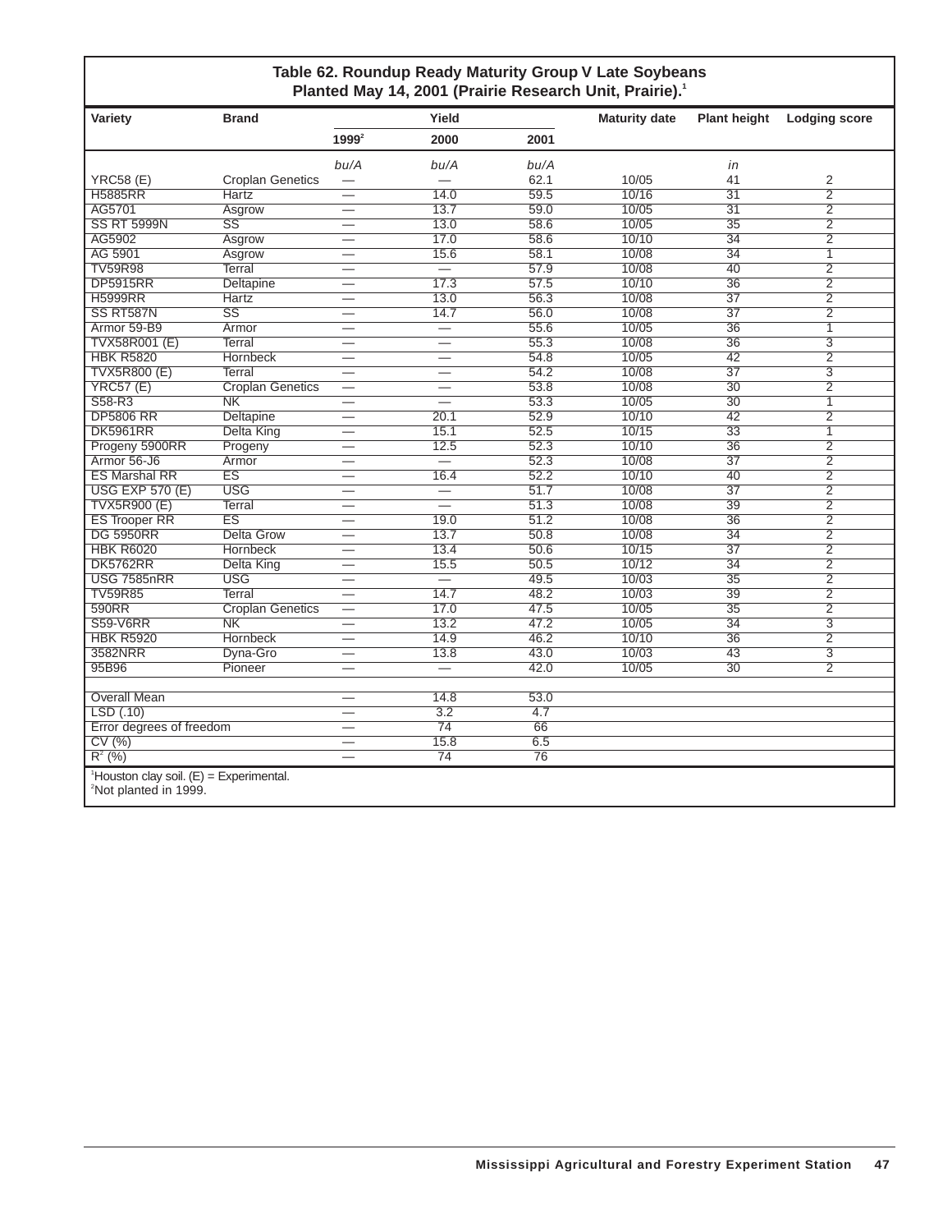**Table 62. Roundup Ready Maturity Group V Late Soybeans Planted May 14, 2001 (Prairie Research Unit, Prairie).[1]**

| Variety | Brand | Yield | | | Maturity date | Plant height | Lodging score |
|---|---|---|---|---|---|---|---|
| | | 1999[2] | 2000 | 2001 | | | |
| | | bu/A | bu/A | bu/A | | in | |
| YRC58 (E) | Croplan Genetics | — | — | 62.1 | 10/05 | 41 | 2 |
| H5885RR | Hartz | — | 14.0 | 59.5 | 10/16 | 31 | 2 |
| AG5701 | Asgrow | — | 13.7 | 59.0 | 10/05 | 31 | 2 |
| SS RT 5999N | SS | — | 13.0 | 58.6 | 10/05 | 35 | 2 |
| AG5902 | Asgrow | — | 17.0 | 58.6 | 10/10 | 34 | 2 |
| AG 5901 | Asgrow | — | 15.6 | 58.1 | 10/08 | 34 | 1 |
| TV59R98 | Terral | — | — | 57.9 | 10/08 | 40 | 2 |
| DP5915RR | Deltapine | — | 17.3 | 57.5 | 10/10 | 36 | 2 |
| H5999RR | Hartz | — | 13.0 | 56.3 | 10/08 | 37 | 2 |
| SS RT587N | SS | — | 14.7 | 56.0 | 10/08 | 37 | 2 |
| Armor 59-B9 | Armor | — | — | 55.6 | 10/05 | 36 | 1 |
| TVX58R001 (E) | Terral | — | — | 55.3 | 10/08 | 36 | 3 |
| HBK R5820 | Hornbeck | — | — | 54.8 | 10/05 | 42 | 2 |
| TVX5R800 (E) | Terral | — | — | 54.2 | 10/08 | 37 | 3 |
| YRC57 (E) | Croplan Genetics | — | — | 53.8 | 10/08 | 30 | 2 |
| S58-R3 | NK | — | — | 53.3 | 10/05 | 30 | 1 |
| DP5806 RR | Deltapine | — | 20.1 | 52.9 | 10/10 | 42 | 2 |
| DK5961RR | Delta King | — | 15.1 | 52.5 | 10/15 | 33 | 1 |
| Progeny 5900RR | Progeny | — | 12.5 | 52.3 | 10/10 | 36 | 2 |
| Armor 56-J6 | Armor | — | — | 52.3 | 10/08 | 37 | 2 |
| ES Marshal RR | ES | — | 16.4 | 52.2 | 10/10 | 40 | 2 |
| USG EXP 570 (E) | USG | — | — | 51.7 | 10/08 | 37 | 2 |
| TVX5R900 (E) | Terral | — | — | 51.3 | 10/08 | 39 | 2 |
| ES Trooper RR | ES | — | 19.0 | 51.2 | 10/08 | 36 | 2 |
| DG 5950RR | Delta Grow | — | 13.7 | 50.8 | 10/08 | 34 | 2 |
| HBK R6020 | Hornbeck | — | 13.4 | 50.6 | 10/15 | 37 | 2 |
| DK5762RR | Delta King | — | 15.5 | 50.5 | 10/12 | 34 | 2 |
| USG 7585nRR | USG | — | — | 49.5 | 10/03 | 35 | 2 |
| TV59R85 | Terral | — | 14.7 | 48.2 | 10/03 | 39 | 2 |
| 590RR | Croplan Genetics | — | 17.0 | 47.5 | 10/05 | 35 | 2 |
| S59-V6RR | NK | — | 13.2 | 47.2 | 10/05 | 34 | 3 |
| HBK R5920 | Hornbeck | — | 14.9 | 46.2 | 10/10 | 36 | 2 |
| 3582NRR | Dyna-Gro | — | 13.8 | 43.0 | 10/03 | 43 | 3 |
| 95B96 | Pioneer | — | — | 42.0 | 10/05 | 30 | 2 |
| Overall Mean | | — | 14.8 | 53.0 | | | |
| LSD (.10) | | — | 3.2 | 4.7 | | | |
| Error degrees of freedom | | — | 74 | 66 | | | |
| CV (%) | | — | 15.8 | 6.5 | | | |
| $R^2$ (%) | | — | 74 | 76 | | | |

[1]Houston clay soil. (E) = Experimental.
[2]Not planted in 1999.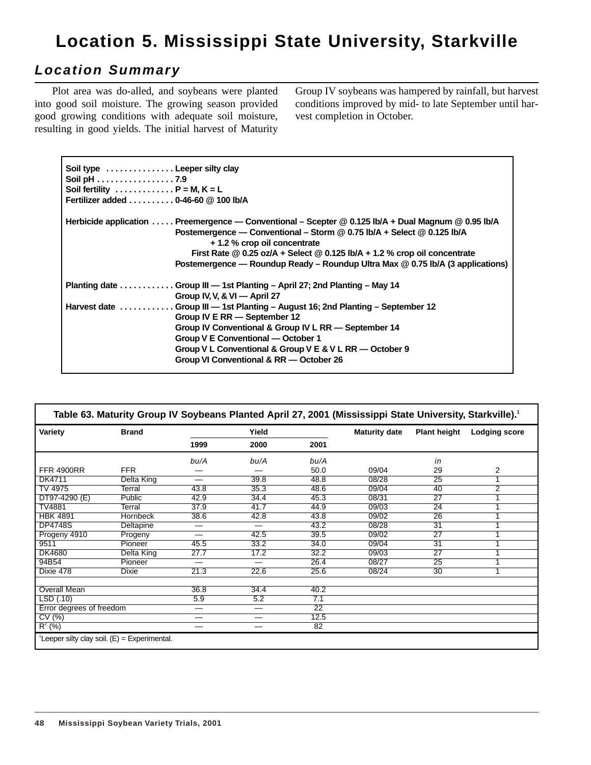# Location 5. Mississippi State University, Starkville

## *Location Summary*

Plot area was do-alled, and soybeans were planted into good soil moisture. The growing season provided good growing conditions with adequate soil moisture, resulting in good yields. The initial harvest of Maturity Group IV soybeans was hampered by rainfall, but harvest conditions improved by mid- to late September until harvest completion in October.

**Soil type** . . . . . . . . . . . . . . . **Leeper silty clay**
**Soil pH** . . . . . . . . . . . . . . . . . **7.9**
**Soil fertility** . . . . . . . . . . . . . **P = M, K = L**
**Fertilizer added** . . . . . . . . . . **0-46-60 @ 100 lb/A**

**Herbicide application** . . . . . **Preemergence — Conventional – Scepter @ 0.125 lb/A + Dual Magnum @ 0.95 lb/A**
**Postemergence — Conventional – Storm @ 0.75 lb/A + Select @ 0.125 lb/A + 1.2 % crop oil concentrate**
**First Rate @ 0.25 oz/A + Select @ 0.125 lb/A + 1.2 % crop oil concentrate**
**Postemergence — Roundup Ready – Roundup Ultra Max @ 0.75 lb/A (3 applications)**

**Planting date** . . . . . . . . . . . . **Group III — 1st Planting – April 27; 2nd Planting – May 14**
**Group IV, V, & VI — April 27**
**Harvest date** . . . . . . . . . . . . **Group III — 1st Planting – August 16; 2nd Planting – September 12**
**Group IV E RR — September 12**
**Group IV Conventional & Group IV L RR — September 14**
**Group V E Conventional — October 1**
**Group V L Conventional & Group V E & V L RR — October 9**
**Group VI Conventional & RR — October 26**

**Table 63. Maturity Group IV Soybeans Planted April 27, 2001 (Mississippi State University, Starkville).[1]**

| Variety | Brand | Yield | | | Maturity date | Plant height | Lodging score |
|---|---|---|---|---|---|---|---|
| | | 1999 | 2000 | 2001 | | | |
| | | *bu/A* | *bu/A* | *bu/A* | | *in* | |
| FFR 4900RR | FFR | — | — | 50.0 | 09/04 | 29 | 2 |
| DK4711 | Delta King | — | 39.8 | 48.8 | 08/28 | 25 | 1 |
| TV 4975 | Terral | 43.8 | 35.3 | 48.6 | 09/04 | 40 | 2 |
| DT97-4290 (E) | Public | 42.9 | 34.4 | 45.3 | 08/31 | 27 | 1 |
| TV4881 | Terral | 37.9 | 41.7 | 44.9 | 09/03 | 24 | 1 |
| HBK 4891 | Hornbeck | 38.6 | 42.8 | 43.8 | 09/02 | 26 | 1 |
| DP4748S | Deltapine | — | — | 43.2 | 08/28 | 31 | 1 |
| Progeny 4910 | Progeny | — | 42.5 | 39.5 | 09/02 | 27 | 1 |
| 9511 | Pioneer | 45.5 | 33.2 | 34.0 | 09/04 | 31 | 1 |
| DK4680 | Delta King | 27.7 | 17.2 | 32.2 | 09/03 | 27 | 1 |
| 94B54 | Pioneer | — | — | 26.4 | 08/27 | 25 | 1 |
| Dixie 478 | Dixie | 21.3 | 22.6 | 25.6 | 08/24 | 30 | 1 |
| | | | | | | | |
| Overall Mean | | 36.8 | 34.4 | 40.2 | | | |
| LSD (.10) | | 5.9 | 5.2 | 7.1 | | | |
| Error degrees of freedom | | — | — | 22 | | | |
| CV (%) | | — | — | 12.5 | | | |
| $R^2$ (%) | | — | — | 82 | | | |

[1]Leeper silty clay soil. (E) = Experimental.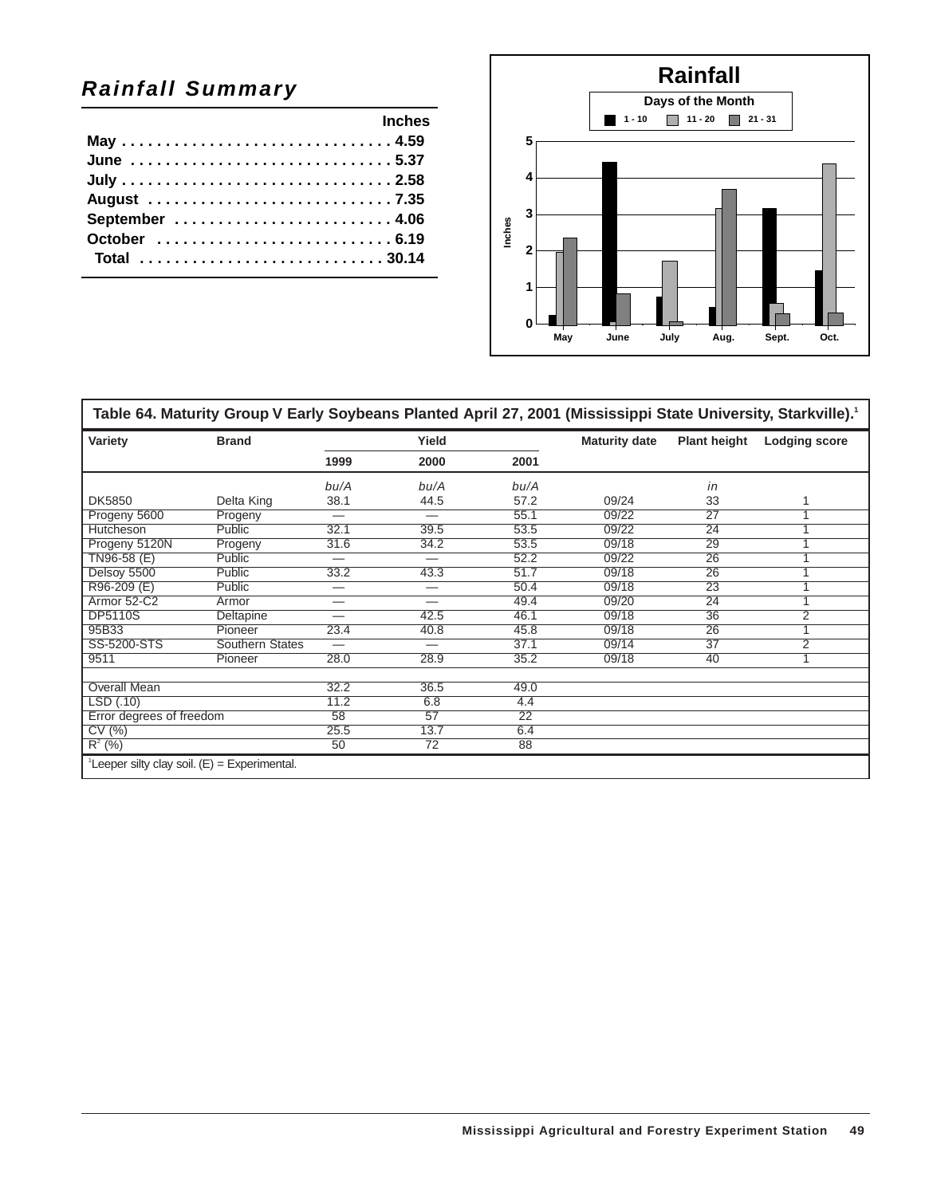## *Rainfall Summary*

| | Inches |
|---|---|
| May | 4.59 |
| June | 5.37 |
| July | 2.58 |
| August | 7.35 |
| September | 4.06 |
| October | 6.19 |
| Total | 30.14 |

**Rainfall**

Days of the Month: 1 - 10, 11 - 20, 21 - 31

Inches

May June July Aug. Sept. Oct.

**Table 64. Maturity Group V Early Soybeans Planted April 27, 2001 (Mississippi State University, Starkville).[1]**

| Variety | Brand | Yield | | | Maturity date | Plant height | Lodging score |
|---|---|---|---|---|---|---|---|
| | | 1999 | 2000 | 2001 | | | |
| | | *bu/A* | *bu/A* | *bu/A* | | *in* | |
| DK5850 | Delta King | 38.1 | 44.5 | 57.2 | 09/24 | 33 | 1 |
| Progeny 5600 | Progeny | — | — | 55.1 | 09/22 | 27 | 1 |
| Hutcheson | Public | 32.1 | 39.5 | 53.5 | 09/22 | 24 | 1 |
| Progeny 5120N | Progeny | 31.6 | 34.2 | 53.5 | 09/18 | 29 | 1 |
| TN96-58 (E) | Public | — | — | 52.2 | 09/22 | 26 | 1 |
| Delsoy 5500 | Public | 33.2 | 43.3 | 51.7 | 09/18 | 26 | 1 |
| R96-209 (E) | Public | — | — | 50.4 | 09/18 | 23 | 1 |
| Armor 52-C2 | Armor | — | — | 49.4 | 09/20 | 24 | 1 |
| DP5110S | Deltapine | — | 42.5 | 46.1 | 09/18 | 36 | 2 |
| 95B33 | Pioneer | 23.4 | 40.8 | 45.8 | 09/18 | 26 | 1 |
| SS-5200-STS | Southern States | — | — | 37.1 | 09/14 | 37 | 2 |
| 9511 | Pioneer | 28.0 | 28.9 | 35.2 | 09/18 | 40 | 1 |
| | | | | | | | |
| Overall Mean | | 32.2 | 36.5 | 49.0 | | | |
| LSD (.10) | | 11.2 | 6.8 | 4.4 | | | |
| Error degrees of freedom | | 58 | 57 | 22 | | | |
| CV (%) | | 25.5 | 13.7 | 6.4 | | | |
| $R^2$ (%) | | 50 | 72 | 88 | | | |

[1]Leeper silty clay soil. (E) = Experimental.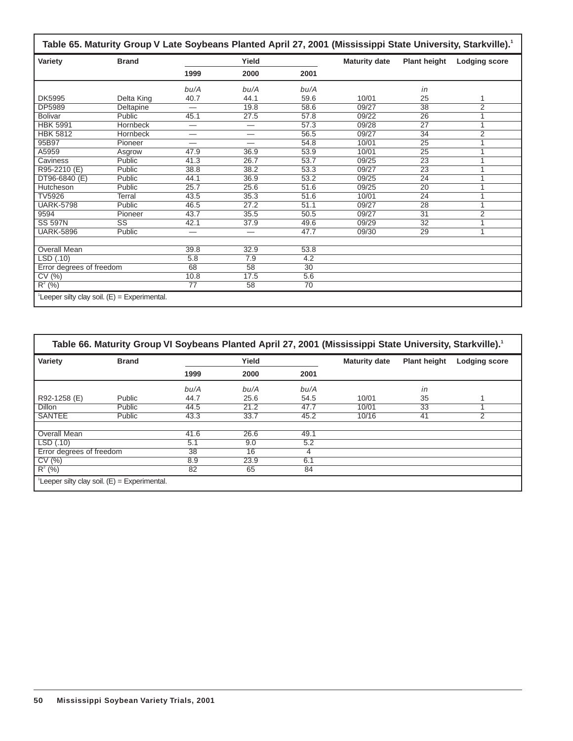**Table 65. Maturity Group V Late Soybeans Planted April 27, 2001 (Mississippi State University, Starkville).[1]**

| Variety | Brand | Yield | | | Maturity date | Plant height | Lodging score |
|---|---|---|---|---|---|---|---|
| | | 1999 | 2000 | 2001 | | | |
| | | *bu/A* | *bu/A* | *bu/A* | | *in* | |
| DK5995 | Delta King | 40.7 | 44.1 | 59.6 | 10/01 | 25 | 1 |
| DP5989 | Deltapine | — | 19.8 | 58.6 | 09/27 | 38 | 2 |
| Bolivar | Public | 45.1 | 27.5 | 57.8 | 09/22 | 26 | 1 |
| HBK 5991 | Hornbeck | — | — | 57.3 | 09/28 | 27 | 1 |
| HBK 5812 | Hornbeck | — | — | 56.5 | 09/27 | 34 | 2 |
| 95B97 | Pioneer | — | — | 54.8 | 10/01 | 25 | 1 |
| A5959 | Asgrow | 47.9 | 36.9 | 53.9 | 10/01 | 25 | 1 |
| Caviness | Public | 41.3 | 26.7 | 53.7 | 09/25 | 23 | 1 |
| R95-2210 (E) | Public | 38.8 | 38.2 | 53.3 | 09/27 | 23 | 1 |
| DT96-6840 (E) | Public | 44.1 | 36.9 | 53.2 | 09/25 | 24 | 1 |
| Hutcheson | Public | 25.7 | 25.6 | 51.6 | 09/25 | 20 | 1 |
| TV5926 | Terral | 43.5 | 35.3 | 51.6 | 10/01 | 24 | 1 |
| UARK-5798 | Public | 46.5 | 27.2 | 51.1 | 09/27 | 28 | 1 |
| 9594 | Pioneer | 43.7 | 35.5 | 50.5 | 09/27 | 31 | 2 |
| SS 597N | SS | 42.1 | 37.9 | 49.6 | 09/29 | 32 | 1 |
| UARK-5896 | Public | — | — | 47.7 | 09/30 | 29 | 1 |
| | | | | | | | |
| Overall Mean | | 39.8 | 32.9 | 53.8 | | | |
| LSD (.10) | | 5.8 | 7.9 | 4.2 | | | |
| Error degrees of freedom | | 68 | 58 | 30 | | | |
| CV (%) | | 10.8 | 17.5 | 5.6 | | | |
| $R^2$ (%) | | 77 | 58 | 70 | | | |

[1]Leeper silty clay soil. (E) = Experimental.

**Table 66. Maturity Group VI Soybeans Planted April 27, 2001 (Mississippi State University, Starkville).[1]**

| Variety | Brand | Yield | | | Maturity date | Plant height | Lodging score |
|---|---|---|---|---|---|---|---|
| | | 1999 | 2000 | 2001 | | | |
| | | *bu/A* | *bu/A* | *bu/A* | | *in* | |
| R92-1258 (E) | Public | 44.7 | 25.6 | 54.5 | 10/01 | 35 | 1 |
| Dillon | Public | 44.5 | 21.2 | 47.7 | 10/01 | 33 | 1 |
| SANTEE | Public | 43.3 | 33.7 | 45.2 | 10/16 | 41 | 2 |
| | | | | | | | |
| Overall Mean | | 41.6 | 26.6 | 49.1 | | | |
| LSD (.10) | | 5.1 | 9.0 | 5.2 | | | |
| Error degrees of freedom | | 38 | 16 | 4 | | | |
| CV (%) | | 8.9 | 23.9 | 6.1 | | | |
| $R^2$ (%) | | 82 | 65 | 84 | | | |

[1]Leeper silty clay soil. (E) = Experimental.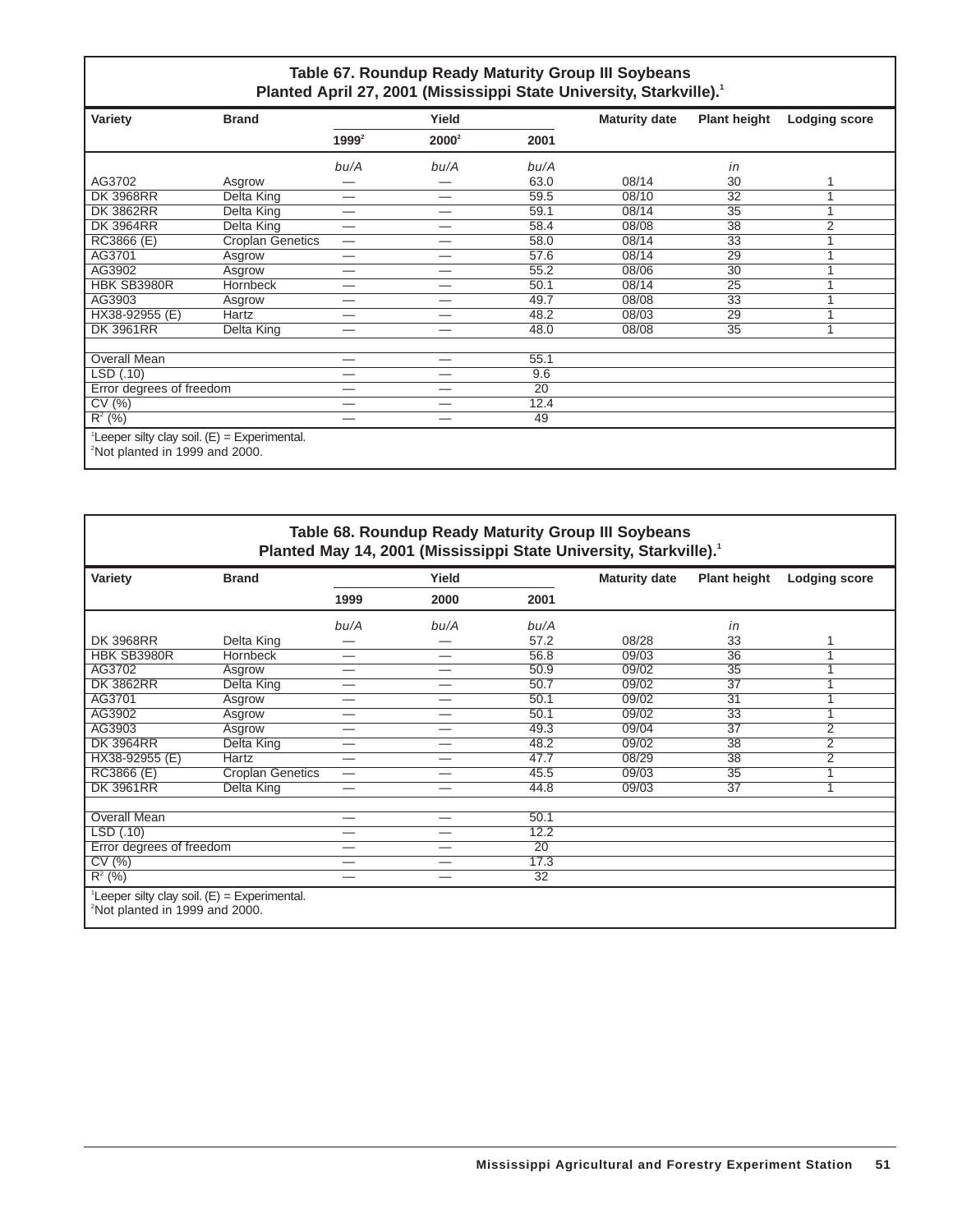### Table 67. Roundup Ready Maturity Group III Soybeans Planted April 27, 2001 (Mississippi State University, Starkville).[1]

| Variety | Brand | Yield | | | Maturity date | Plant height | Lodging score |
|---|---|---|---|---|---|---|---|
| | | 1999[2] | 2000[2] | 2001 | | | |
| | | bu/A | bu/A | bu/A | | in | |
| AG3702 | Asgrow | — | — | 63.0 | 08/14 | 30 | 1 |
| DK 3968RR | Delta King | — | — | 59.5 | 08/10 | 32 | 1 |
| DK 3862RR | Delta King | — | — | 59.1 | 08/14 | 35 | 1 |
| DK 3964RR | Delta King | — | — | 58.4 | 08/08 | 38 | 2 |
| RC3866 (E) | Croplan Genetics | — | — | 58.0 | 08/14 | 33 | 1 |
| AG3701 | Asgrow | — | — | 57.6 | 08/14 | 29 | 1 |
| AG3902 | Asgrow | — | — | 55.2 | 08/06 | 30 | 1 |
| HBK SB3980R | Hornbeck | — | — | 50.1 | 08/14 | 25 | 1 |
| AG3903 | Asgrow | — | — | 49.7 | 08/08 | 33 | 1 |
| HX38-92955 (E) | Hartz | — | — | 48.2 | 08/03 | 29 | 1 |
| DK 3961RR | Delta King | — | — | 48.0 | 08/08 | 35 | 1 |
| | | | | | | | |
| Overall Mean | | — | — | 55.1 | | | |
| LSD (.10) | | — | — | 9.6 | | | |
| Error degrees of freedom | | — | — | 20 | | | |
| CV (%) | | — | — | 12.4 | | | |
| $R^2$ (%) | | — | — | 49 | | | |

[1]Leeper silty clay soil. (E) = Experimental.
[2]Not planted in 1999 and 2000.

### Table 68. Roundup Ready Maturity Group III Soybeans Planted May 14, 2001 (Mississippi State University, Starkville).[1]

| Variety | Brand | Yield | | | Maturity date | Plant height | Lodging score |
|---|---|---|---|---|---|---|---|
| | | 1999 | 2000 | 2001 | | | |
| | | bu/A | bu/A | bu/A | | in | |
| DK 3968RR | Delta King | — | — | 57.2 | 08/28 | 33 | 1 |
| HBK SB3980R | Hornbeck | — | — | 56.8 | 09/03 | 36 | 1 |
| AG3702 | Asgrow | — | — | 50.9 | 09/02 | 35 | 1 |
| DK 3862RR | Delta King | — | — | 50.7 | 09/02 | 37 | 1 |
| AG3701 | Asgrow | — | — | 50.1 | 09/02 | 31 | 1 |
| AG3902 | Asgrow | — | — | 50.1 | 09/02 | 33 | 1 |
| AG3903 | Asgrow | — | — | 49.3 | 09/04 | 37 | 2 |
| DK 3964RR | Delta King | — | — | 48.2 | 09/02 | 38 | 2 |
| HX38-92955 (E) | Hartz | — | — | 47.7 | 08/29 | 38 | 2 |
| RC3866 (E) | Croplan Genetics | — | — | 45.5 | 09/03 | 35 | 1 |
| DK 3961RR | Delta King | — | — | 44.8 | 09/03 | 37 | 1 |
| | | | | | | | |
| Overall Mean | | — | — | 50.1 | | | |
| LSD (.10) | | — | — | 12.2 | | | |
| Error degrees of freedom | | — | — | 20 | | | |
| CV (%) | | — | — | 17.3 | | | |
| $R^2$ (%) | | — | — | 32 | | | |

[1]Leeper silty clay soil. (E) = Experimental.
[2]Not planted in 1999 and 2000.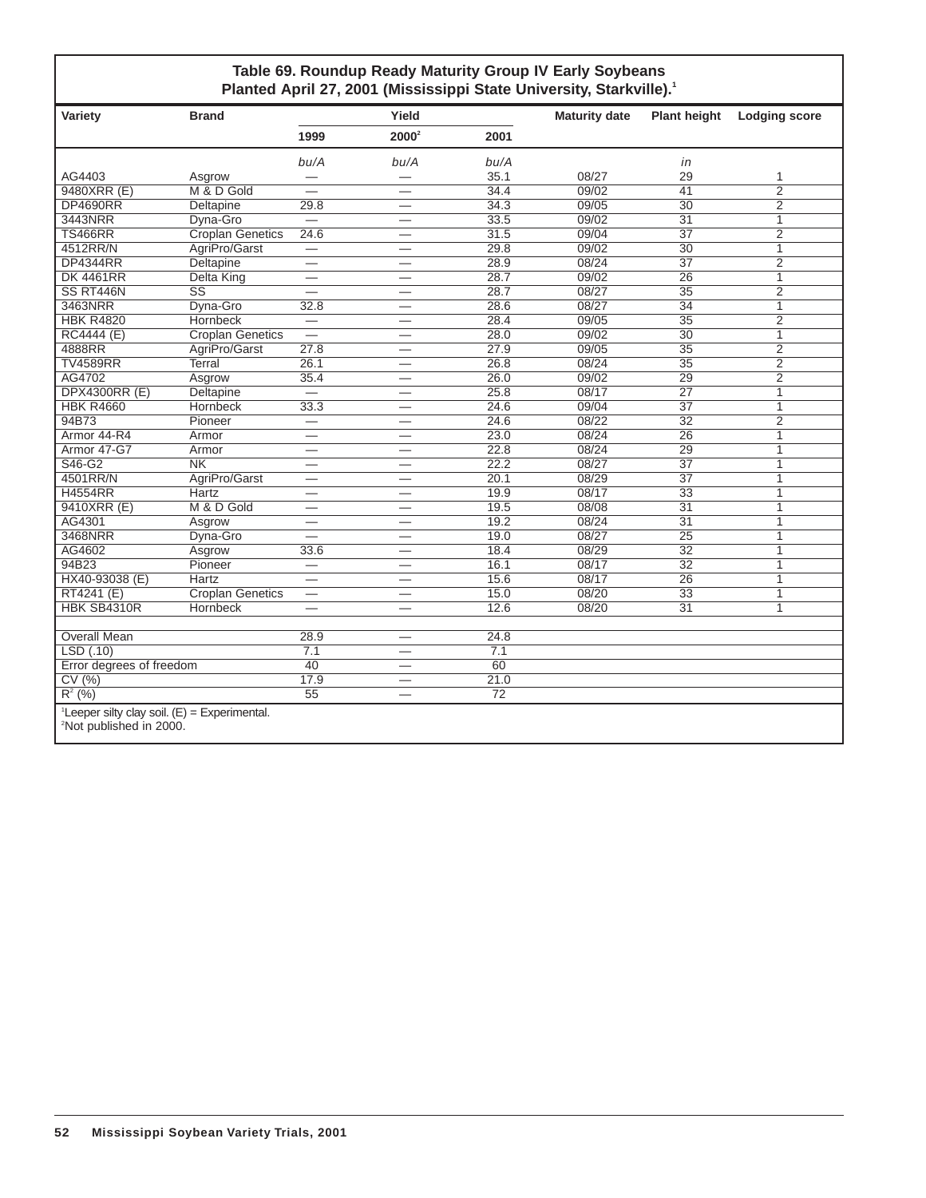**Table 69. Roundup Ready Maturity Group IV Early Soybeans Planted April 27, 2001 (Mississippi State University, Starkville).[1]**

| Variety | Brand | Yield | | | Maturity date | Plant height | Lodging score |
|---|---|---|---|---|---|---|---|
| | | 1999 | 2000[2] | 2001 | | | |
| | | bu/A | bu/A | bu/A | | in | |
| AG4403 | Asgrow | — | — | 35.1 | 08/27 | 29 | 1 |
| 9480XRR (E) | M & D Gold | — | — | 34.4 | 09/02 | 41 | 2 |
| DP4690RR | Deltapine | 29.8 | — | 34.3 | 09/05 | 30 | 2 |
| 3443NRR | Dyna-Gro | — | — | 33.5 | 09/02 | 31 | 1 |
| TS466RR | Croplan Genetics | 24.6 | — | 31.5 | 09/04 | 37 | 2 |
| 4512RR/N | AgriPro/Garst | — | — | 29.8 | 09/02 | 30 | 1 |
| DP4344RR | Deltapine | — | — | 28.9 | 08/24 | 37 | 2 |
| DK 4461RR | Delta King | — | — | 28.7 | 09/02 | 26 | 1 |
| SS RT446N | SS | — | — | 28.7 | 08/27 | 35 | 2 |
| 3463NRR | Dyna-Gro | 32.8 | — | 28.6 | 08/27 | 34 | 1 |
| HBK R4820 | Hornbeck | — | — | 28.4 | 09/05 | 35 | 2 |
| RC4444 (E) | Croplan Genetics | — | — | 28.0 | 09/02 | 30 | 1 |
| 4888RR | AgriPro/Garst | 27.8 | — | 27.9 | 09/05 | 35 | 2 |
| TV4589RR | Terral | 26.1 | — | 26.8 | 08/24 | 35 | 2 |
| AG4702 | Asgrow | 35.4 | — | 26.0 | 09/02 | 29 | 2 |
| DPX4300RR (E) | Deltapine | — | — | 25.8 | 08/17 | 27 | 1 |
| HBK R4660 | Hornbeck | 33.3 | — | 24.6 | 09/04 | 37 | 1 |
| 94B73 | Pioneer | — | — | 24.6 | 08/22 | 32 | 2 |
| Armor 44-R4 | Armor | — | — | 23.0 | 08/24 | 26 | 1 |
| Armor 47-G7 | Armor | — | — | 22.8 | 08/24 | 29 | 1 |
| S46-G2 | NK | — | — | 22.2 | 08/27 | 37 | 1 |
| 4501RR/N | AgriPro/Garst | — | — | 20.1 | 08/29 | 37 | 1 |
| H4554RR | Hartz | — | — | 19.9 | 08/17 | 33 | 1 |
| 9410XRR (E) | M & D Gold | — | — | 19.5 | 08/08 | 31 | 1 |
| AG4301 | Asgrow | — | — | 19.2 | 08/24 | 31 | 1 |
| 3468NRR | Dyna-Gro | — | — | 19.0 | 08/27 | 25 | 1 |
| AG4602 | Asgrow | 33.6 | — | 18.4 | 08/29 | 32 | 1 |
| 94B23 | Pioneer | — | — | 16.1 | 08/17 | 32 | 1 |
| HX40-93038 (E) | Hartz | — | — | 15.6 | 08/17 | 26 | 1 |
| RT4241 (E) | Croplan Genetics | — | — | 15.0 | 08/20 | 33 | 1 |
| HBK SB4310R | Hornbeck | — | — | 12.6 | 08/20 | 31 | 1 |
| | | | | | | | |
| Overall Mean | | 28.9 | — | 24.8 | | | |
| LSD (.10) | | 7.1 | — | 7.1 | | | |
| Error degrees of freedom | | 40 | — | 60 | | | |
| CV (%) | | 17.9 | — | 21.0 | | | |
| $R^2$ (%) | | 55 | — | 72 | | | |

[1]Leeper silty clay soil. (E) = Experimental.
[2]Not published in 2000.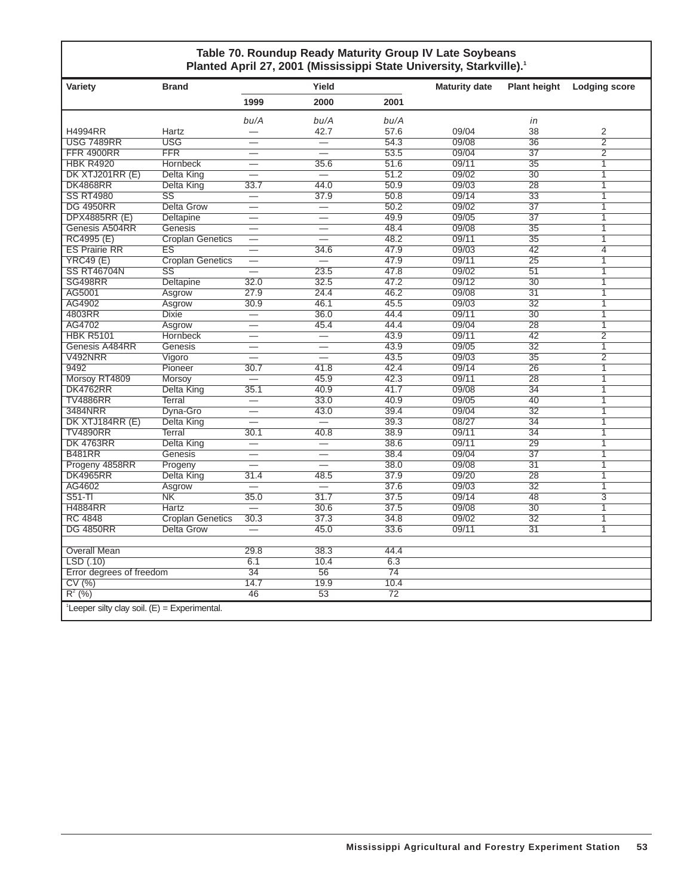**Table 70. Roundup Ready Maturity Group IV Late Soybeans Planted April 27, 2001 (Mississippi State University, Starkville).[1]**

| Variety | Brand | Yield | | | Maturity date | Plant height | Lodging score |
|---|---|---|---|---|---|---|---|
| | | 1999 | 2000 | 2001 | | | |
| | | *bu/A* | *bu/A* | *bu/A* | | *in* | |
| H4994RR | Hartz | — | 42.7 | 57.6 | 09/04 | 38 | 2 |
| USG 7489RR | USG | — | — | 54.3 | 09/08 | 36 | 2 |
| FFR 4900RR | FFR | — | — | 53.5 | 09/04 | 37 | 2 |
| HBK R4920 | Hornbeck | — | 35.6 | 51.6 | 09/11 | 35 | 1 |
| DK XTJ201RR (E) | Delta King | — | — | 51.2 | 09/02 | 30 | 1 |
| DK4868RR | Delta King | 33.7 | 44.0 | 50.9 | 09/03 | 28 | 1 |
| SS RT4980 | SS | — | 37.9 | 50.8 | 09/14 | 33 | 1 |
| DG 4950RR | Delta Grow | — | — | 50.2 | 09/02 | 37 | 1 |
| DPX4885RR (E) | Deltapine | — | — | 49.9 | 09/05 | 37 | 1 |
| Genesis A504RR | Genesis | — | — | 48.4 | 09/08 | 35 | 1 |
| RC4995 (E) | Croplan Genetics | — | — | 48.2 | 09/11 | 35 | 1 |
| ES Prairie RR | ES | — | 34.6 | 47.9 | 09/03 | 42 | 4 |
| YRC49 (E) | Croplan Genetics | — | — | 47.9 | 09/11 | 25 | 1 |
| SS RT46704N | SS | — | 23.5 | 47.8 | 09/02 | 51 | 1 |
| SG498RR | Deltapine | 32.0 | 32.5 | 47.2 | 09/12 | 30 | 1 |
| AG5001 | Asgrow | 27.9 | 24.4 | 46.2 | 09/08 | 31 | 1 |
| AG4902 | Asgrow | 30.9 | 46.1 | 45.5 | 09/03 | 32 | 1 |
| 4803RR | Dixie | — | 36.0 | 44.4 | 09/11 | 30 | 1 |
| AG4702 | Asgrow | — | 45.4 | 44.4 | 09/04 | 28 | 1 |
| HBK R5101 | Hornbeck | — | — | 43.9 | 09/11 | 42 | 2 |
| Genesis A484RR | Genesis | — | — | 43.9 | 09/05 | 32 | 1 |
| V492NRR | Vigoro | — | — | 43.5 | 09/03 | 35 | 2 |
| 9492 | Pioneer | 30.7 | 41.8 | 42.4 | 09/14 | 26 | 1 |
| Morsoy RT4809 | Morsoy | — | 45.9 | 42.3 | 09/11 | 28 | 1 |
| DK4762RR | Delta King | 35.1 | 40.9 | 41.7 | 09/08 | 34 | 1 |
| TV4886RR | Terral | — | 33.0 | 40.9 | 09/05 | 40 | 1 |
| 3484NRR | Dyna-Gro | — | 43.0 | 39.4 | 09/04 | 32 | 1 |
| DK XTJ184RR (E) | Delta King | — | — | 39.3 | 08/27 | 34 | 1 |
| TV4890RR | Terral | 30.1 | 40.8 | 38.9 | 09/11 | 34 | 1 |
| DK 4763RR | Delta King | — | — | 38.6 | 09/11 | 29 | 1 |
| B481RR | Genesis | — | — | 38.4 | 09/04 | 37 | 1 |
| Progeny 4858RR | Progeny | — | — | 38.0 | 09/08 | 31 | 1 |
| DK4965RR | Delta King | 31.4 | 48.5 | 37.9 | 09/20 | 28 | 1 |
| AG4602 | Asgrow | — | — | 37.6 | 09/03 | 32 | 1 |
| S51-T1 | NK | 35.0 | 31.7 | 37.5 | 09/14 | 48 | 3 |
| H4884RR | Hartz | — | 30.6 | 37.5 | 09/08 | 30 | 1 |
| RC 4848 | Croplan Genetics | 30.3 | 37.3 | 34.8 | 09/02 | 32 | 1 |
| DG 4850RR | Delta Grow | — | 45.0 | 33.6 | 09/11 | 31 | 1 |
| | | | | | | | |
| Overall Mean | | 29.8 | 38.3 | 44.4 | | | |
| LSD (.10) | | 6.1 | 10.4 | 6.3 | | | |
| Error degrees of freedom | | 34 | 56 | 74 | | | |
| CV (%) | | 14.7 | 19.9 | 10.4 | | | |
| $R^2$ (%) | | 46 | 53 | 72 | | | |

[1]Leeper silty clay soil. (E) = Experimental.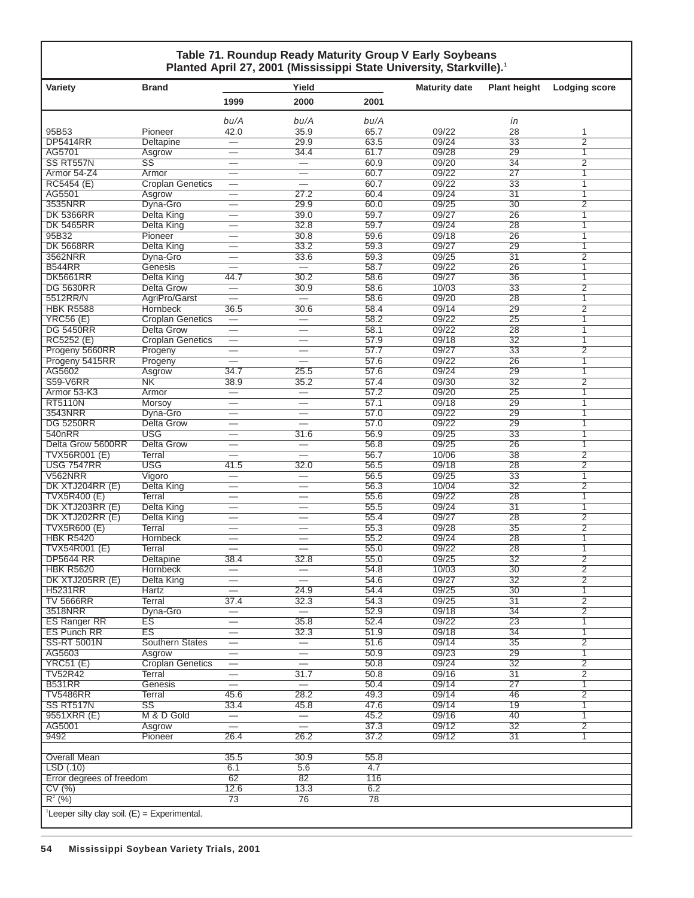### Table 71. Roundup Ready Maturity Group V Early Soybeans Planted April 27, 2001 (Mississippi State University, Starkville).[1]

| Variety | Brand | Yield 1999 | Yield 2000 | Yield 2001 | Maturity date | Plant height | Lodging score |
|---|---|---|---|---|---|---|---|
| | | bu/A | bu/A | bu/A | | in | |
| 95B53 | Pioneer | 42.0 | 35.9 | 65.7 | 09/22 | 28 | 1 |
| DP5414RR | Deltapine | — | 29.9 | 63.5 | 09/24 | 33 | 2 |
| AG5701 | Asgrow | — | 34.4 | 61.7 | 09/28 | 29 | 1 |
| SS RT557N | SS | — | — | 60.9 | 09/20 | 34 | 2 |
| Armor 54-Z4 | Armor | — | — | 60.7 | 09/22 | 27 | 1 |
| RC5454 (E) | Croplan Genetics | — | — | 60.7 | 09/22 | 33 | 1 |
| AG5501 | Asgrow | — | 27.2 | 60.4 | 09/24 | 31 | 1 |
| 3535NRR | Dyna-Gro | — | 29.9 | 60.0 | 09/25 | 30 | 2 |
| DK 5366RR | Delta King | — | 39.0 | 59.7 | 09/27 | 26 | 1 |
| DK 5465RR | Delta King | — | 32.8 | 59.7 | 09/24 | 28 | 1 |
| 95B32 | Pioneer | — | 30.8 | 59.6 | 09/18 | 26 | 1 |
| DK 5668RR | Delta King | — | 33.2 | 59.3 | 09/27 | 29 | 1 |
| 3562NRR | Dyna-Gro | — | 33.6 | 59.3 | 09/25 | 31 | 2 |
| B544RR | Genesis | — | — | 58.7 | 09/22 | 26 | 1 |
| DK5661RR | Delta King | 44.7 | 30.2 | 58.6 | 09/27 | 36 | 1 |
| DG 5630RR | Delta Grow | — | 30.9 | 58.6 | 10/03 | 33 | 2 |
| 5512RR/N | AgriPro/Garst | — | — | 58.6 | 09/20 | 28 | 1 |
| HBK R5588 | Hornbeck | 36.5 | 30.6 | 58.4 | 09/14 | 29 | 2 |
| YRC56 (E) | Croplan Genetics | — | — | 58.2 | 09/22 | 25 | 1 |
| DG 5450RR | Delta Grow | — | — | 58.1 | 09/22 | 28 | 1 |
| RC5252 (E) | Croplan Genetics | — | — | 57.9 | 09/18 | 32 | 1 |
| Progeny 5660RR | Progeny | — | — | 57.7 | 09/27 | 33 | 2 |
| Progeny 5415RR | Progeny | — | — | 57.6 | 09/22 | 26 | 1 |
| AG5602 | Asgrow | 34.7 | 25.5 | 57.6 | 09/24 | 29 | 1 |
| S59-V6RR | NK | 38.9 | 35.2 | 57.4 | 09/30 | 32 | 2 |
| Armor 53-K3 | Armor | — | — | 57.2 | 09/20 | 25 | 1 |
| RT5110N | Morsoy | — | — | 57.1 | 09/18 | 29 | 1 |
| 3543NRR | Dyna-Gro | — | — | 57.0 | 09/22 | 29 | 1 |
| DG 5250RR | Delta Grow | — | — | 57.0 | 09/22 | 29 | 1 |
| 540nRR | USG | — | 31.6 | 56.9 | 09/25 | 33 | 1 |
| Delta Grow 5600RR | Delta Grow | — | — | 56.8 | 09/25 | 26 | 1 |
| TVX56R001 (E) | Terral | — | — | 56.7 | 10/06 | 38 | 2 |
| USG 7547RR | USG | 41.5 | 32.0 | 56.5 | 09/18 | 28 | 2 |
| V562NRR | Vigoro | — | — | 56.5 | 09/25 | 33 | 1 |
| DK XTJ204RR (E) | Delta King | — | — | 56.3 | 10/04 | 32 | 2 |
| TVX5R400 (E) | Terral | — | — | 55.6 | 09/22 | 28 | 1 |
| DK XTJ203RR (E) | Delta King | — | — | 55.5 | 09/24 | 31 | 1 |
| DK XTJ202RR (E) | Delta King | — | — | 55.4 | 09/27 | 28 | 2 |
| TVX5R600 (E) | Terral | — | — | 55.3 | 09/28 | 35 | 2 |
| HBK R5420 | Hornbeck | — | — | 55.2 | 09/24 | 28 | 1 |
| TVX54R001 (E) | Terral | — | — | 55.0 | 09/22 | 28 | 1 |
| DP5644 RR | Deltapine | 38.4 | 32.8 | 55.0 | 09/25 | 32 | 2 |
| HBK R5620 | Hornbeck | — | — | 54.8 | 10/03 | 30 | 2 |
| DK XTJ205RR (E) | Delta King | — | — | 54.6 | 09/27 | 32 | 2 |
| H5231RR | Hartz | — | 24.9 | 54.4 | 09/25 | 30 | 1 |
| TV 5666RR | Terral | 37.4 | 32.3 | 54.3 | 09/25 | 31 | 2 |
| 3518NRR | Dyna-Gro | — | — | 52.9 | 09/18 | 34 | 2 |
| ES Ranger RR | ES | — | 35.8 | 52.4 | 09/22 | 23 | 1 |
| ES Punch RR | ES | — | 32.3 | 51.9 | 09/18 | 34 | 1 |
| SS-RT 5001N | Southern States | — | — | 51.6 | 09/14 | 35 | 2 |
| AG5603 | Asgrow | — | — | 50.9 | 09/23 | 29 | 1 |
| YRC51 (E) | Croplan Genetics | — | — | 50.8 | 09/24 | 32 | 2 |
| TV52R42 | Terral | — | 31.7 | 50.8 | 09/16 | 31 | 2 |
| B531RR | Genesis | — | — | 50.4 | 09/14 | 27 | 1 |
| TV5486RR | Terral | 45.6 | 28.2 | 49.3 | 09/14 | 46 | 2 |
| SS RT517N | SS | 33.4 | 45.8 | 47.6 | 09/14 | 19 | 1 |
| 9551XRR (E) | M & D Gold | — | — | 45.2 | 09/16 | 40 | 1 |
| AG5001 | Asgrow | — | — | 37.3 | 09/12 | 32 | 2 |
| 9492 | Pioneer | 26.4 | 26.2 | 37.2 | 09/12 | 31 | 1 |
| | | | | | | | |
| Overall Mean | | 35.5 | 30.9 | 55.8 | | | |
| LSD (.10) | | 6.1 | 5.6 | 4.7 | | | |
| Error degrees of freedom | | 62 | 82 | 116 | | | |
| CV (%) | | 12.6 | 13.3 | 6.2 | | | |
| $R^2$ (%) | | 73 | 76 | 78 | | | |

[1]Leeper silty clay soil. (E) = Experimental.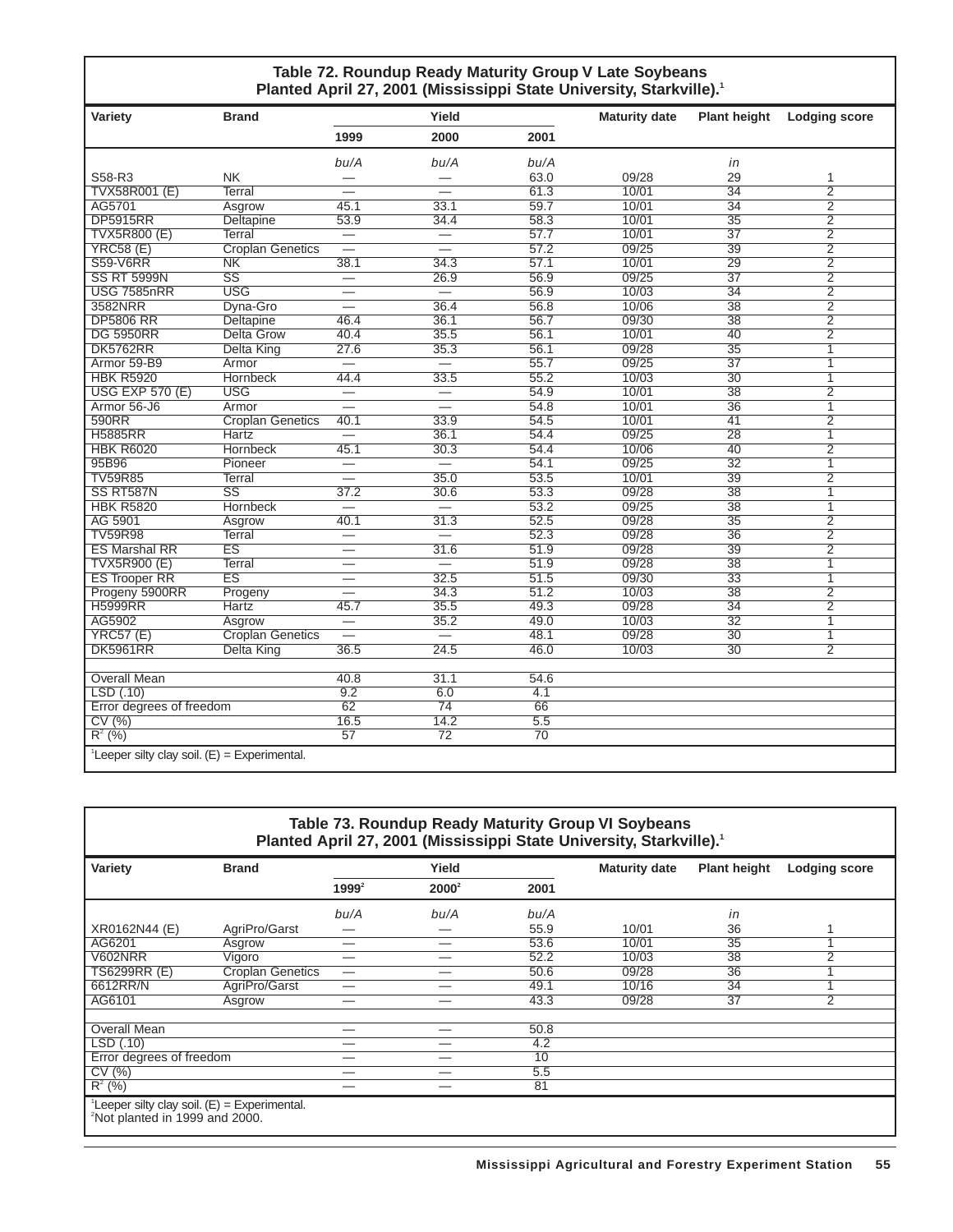## Table 72. Roundup Ready Maturity Group V Late Soybeans Planted April 27, 2001 (Mississippi State University, Starkville).[1]

| Variety | Brand | Yield | | | Maturity date | Plant height | Lodging score |
|---|---|---|---|---|---|---|---|
| | | 1999 | 2000 | 2001 | | | |
| | | *bu/A* | *bu/A* | *bu/A* | | *in* | |
| S58-R3 | NK | — | — | 63.0 | 09/28 | 29 | 1 |
| TVX58R001 (E) | Terral | — | — | 61.3 | 10/01 | 34 | 2 |
| AG5701 | Asgrow | 45.1 | 33.1 | 59.7 | 10/01 | 34 | 2 |
| DP5915RR | Deltapine | 53.9 | 34.4 | 58.3 | 10/01 | 35 | 2 |
| TVX5R800 (E) | Terral | — | — | 57.7 | 10/01 | 37 | 2 |
| YRC58 (E) | Croplan Genetics | — | — | 57.2 | 09/25 | 39 | 2 |
| S59-V6RR | NK | 38.1 | 34.3 | 57.1 | 10/01 | 29 | 2 |
| SS RT 5999N | SS | — | 26.9 | 56.9 | 09/25 | 37 | 2 |
| USG 7585nRR | USG | — | — | 56.9 | 10/03 | 34 | 2 |
| 3582NRR | Dyna-Gro | — | 36.4 | 56.8 | 10/06 | 38 | 2 |
| DP5806 RR | Deltapine | 46.4 | 36.1 | 56.7 | 09/30 | 38 | 2 |
| DG 5950RR | Delta Grow | 40.4 | 35.5 | 56.1 | 10/01 | 40 | 2 |
| DK5762RR | Delta King | 27.6 | 35.3 | 56.1 | 09/28 | 35 | 1 |
| Armor 59-B9 | Armor | — | — | 55.7 | 09/25 | 37 | 1 |
| HBK R5920 | Hornbeck | 44.4 | 33.5 | 55.2 | 10/03 | 30 | 1 |
| USG EXP 570 (E) | USG | — | — | 54.9 | 10/01 | 38 | 2 |
| Armor 56-J6 | Armor | — | — | 54.8 | 10/01 | 36 | 1 |
| 590RR | Croplan Genetics | 40.1 | 33.9 | 54.5 | 10/01 | 41 | 2 |
| H5885RR | Hartz | — | 36.1 | 54.4 | 09/25 | 28 | 1 |
| HBK R6020 | Hornbeck | 45.1 | 30.3 | 54.4 | 10/06 | 40 | 2 |
| 95B96 | Pioneer | — | — | 54.1 | 09/25 | 32 | 1 |
| TV59R85 | Terral | — | 35.0 | 53.5 | 10/01 | 39 | 2 |
| SS RT587N | SS | 37.2 | 30.6 | 53.3 | 09/28 | 38 | 1 |
| HBK R5820 | Hornbeck | — | — | 53.2 | 09/25 | 38 | 1 |
| AG 5901 | Asgrow | 40.1 | 31.3 | 52.5 | 09/28 | 35 | 2 |
| TV59R98 | Terral | — | — | 52.3 | 09/28 | 36 | 2 |
| ES Marshal RR | ES | — | 31.6 | 51.9 | 09/28 | 39 | 2 |
| TVX5R900 (E) | Terral | — | — | 51.9 | 09/28 | 38 | 1 |
| ES Trooper RR | ES | — | 32.5 | 51.5 | 09/30 | 33 | 1 |
| Progeny 5900RR | Progeny | — | 34.3 | 51.2 | 10/03 | 38 | 2 |
| H5999RR | Hartz | 45.7 | 35.5 | 49.3 | 09/28 | 34 | 2 |
| AG5902 | Asgrow | — | 35.2 | 49.0 | 10/03 | 32 | 1 |
| YRC57 (E) | Croplan Genetics | — | — | 48.1 | 09/28 | 30 | 1 |
| DK5961RR | Delta King | 36.5 | 24.5 | 46.0 | 10/03 | 30 | 2 |
| | | | | | | | |
| Overall Mean | | 40.8 | 31.1 | 54.6 | | | |
| LSD (.10) | | 9.2 | 6.0 | 4.1 | | | |
| Error degrees of freedom | | 62 | 74 | 66 | | | |
| CV (%) | | 16.5 | 14.2 | 5.5 | | | |
| $R^2$ (%) | | 57 | 72 | 70 | | | |

[1]Leeper silty clay soil. (E) = Experimental.

## Table 73. Roundup Ready Maturity Group VI Soybeans Planted April 27, 2001 (Mississippi State University, Starkville).[1]

| Variety | Brand | Yield | | | Maturity date | Plant height | Lodging score |
|---|---|---|---|---|---|---|---|
| | | 1999[2] | 2000[2] | 2001 | | | |
| | | *bu/A* | *bu/A* | *bu/A* | | *in* | |
| XR0162N44 (E) | AgriPro/Garst | — | — | 55.9 | 10/01 | 36 | 1 |
| AG6201 | Asgrow | — | — | 53.6 | 10/01 | 35 | 1 |
| V602NRR | Vigoro | — | — | 52.2 | 10/03 | 38 | 2 |
| TS6299RR (E) | Croplan Genetics | — | — | 50.6 | 09/28 | 36 | 1 |
| 6612RR/N | AgriPro/Garst | — | — | 49.1 | 10/16 | 34 | 1 |
| AG6101 | Asgrow | — | — | 43.3 | 09/28 | 37 | 2 |
| | | | | | | | |
| Overall Mean | | — | — | 50.8 | | | |
| LSD (.10) | | — | — | 4.2 | | | |
| Error degrees of freedom | | — | — | 10 | | | |
| CV (%) | | — | — | 5.5 | | | |
| $R^2$ (%) | | — | — | 81 | | | |

[1]Leeper silty clay soil. (E) = Experimental.
[2]Not planted in 1999 and 2000.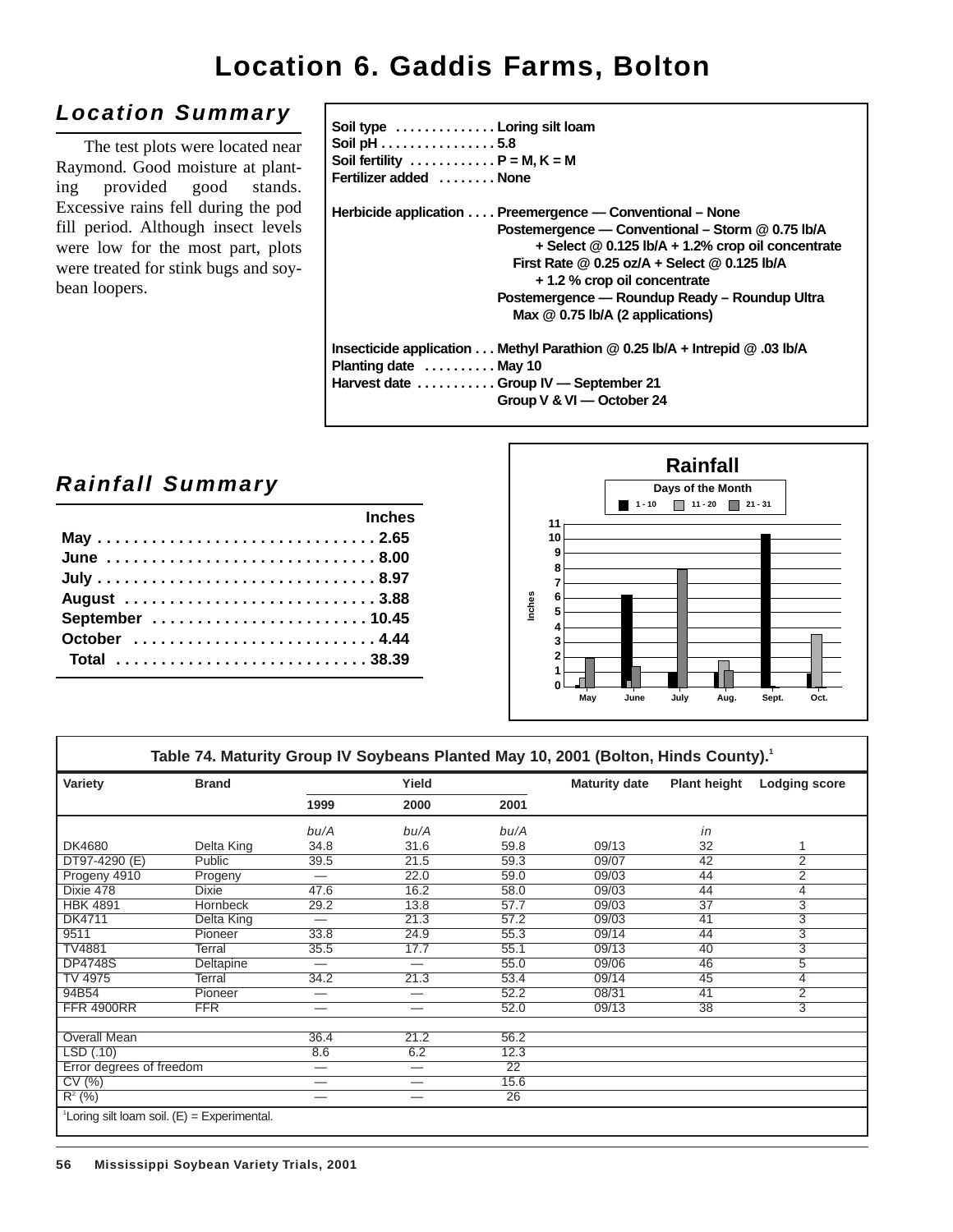# Location 6. Gaddis Farms, Bolton

## Location Summary

The test plots were located near Raymond. Good moisture at planting provided good stands. Excessive rains fell during the pod fill period. Although insect levels were low for the most part, plots were treated for stink bugs and soybean loopers.

**Soil type** . . . . . . . . . . . . . Loring silt loam
**Soil pH** . . . . . . . . . . . . . . . 5.8
**Soil fertility** . . . . . . . . . . . P = M, K = M
**Fertilizer added** . . . . . . . . None

**Herbicide application** . . . . Preemergence — Conventional – None
Postemergence — Conventional – Storm @ 0.75 lb/A + Select @ 0.125 lb/A + 1.2% crop oil concentrate
First Rate @ 0.25 oz/A + Select @ 0.125 lb/A + 1.2 % crop oil concentrate
Postemergence — Roundup Ready – Roundup Ultra Max @ 0.75 lb/A (2 applications)

**Insecticide application** . . . Methyl Parathion @ 0.25 lb/A + Intrepid @ .03 lb/A
**Planting date** . . . . . . . . . . May 10
**Harvest date** . . . . . . . . . . . Group IV — September 21
Group V & VI — October 24

## Rainfall Summary

| | Inches |
|---|---|
| May | 2.65 |
| June | 8.00 |
| July | 8.97 |
| August | 3.88 |
| September | 10.45 |
| October | 4.44 |
| Total | 38.39 |

**Rainfall**

Days of the Month: 1 - 10, 11 - 20, 21 - 31

| Table 74. Maturity Group IV Soybeans Planted May 10, 2001 (Bolton, Hinds County).[1] | | | | | | | |
|---|---|---|---|---|---|---|---|
| Variety | Brand | Yield | | | Maturity date | Plant height | Lodging score |
| | | 1999 | 2000 | 2001 | | | |
| | | *bu/A* | *bu/A* | *bu/A* | | *in* | |
| DK4680 | Delta King | 34.8 | 31.6 | 59.8 | 09/13 | 32 | 1 |
| DT97-4290 (E) | Public | 39.5 | 21.5 | 59.3 | 09/07 | 42 | 2 |
| Progeny 4910 | Progeny | — | 22.0 | 59.0 | 09/03 | 44 | 2 |
| Dixie 478 | Dixie | 47.6 | 16.2 | 58.0 | 09/03 | 44 | 4 |
| HBK 4891 | Hornbeck | 29.2 | 13.8 | 57.7 | 09/03 | 37 | 3 |
| DK4711 | Delta King | — | 21.3 | 57.2 | 09/03 | 41 | 3 |
| 9511 | Pioneer | 33.8 | 24.9 | 55.3 | 09/14 | 44 | 3 |
| TV4881 | Terral | 35.5 | 17.7 | 55.1 | 09/13 | 40 | 3 |
| DP4748S | Deltapine | — | — | 55.0 | 09/06 | 46 | 5 |
| TV 4975 | Terral | 34.2 | 21.3 | 53.4 | 09/14 | 45 | 4 |
| 94B54 | Pioneer | — | — | 52.2 | 08/31 | 41 | 2 |
| FFR 4900RR | FFR | — | — | 52.0 | 09/13 | 38 | 3 |
| | | | | | | | |
| Overall Mean | | 36.4 | 21.2 | 56.2 | | | |
| LSD (.10) | | 8.6 | 6.2 | 12.3 | | | |
| Error degrees of freedom | | — | — | 22 | | | |
| CV (%) | | — | — | 15.6 | | | |
| $R^2$ (%) | | — | — | 26 | | | |

[1]Loring silt loam soil. (E) = Experimental.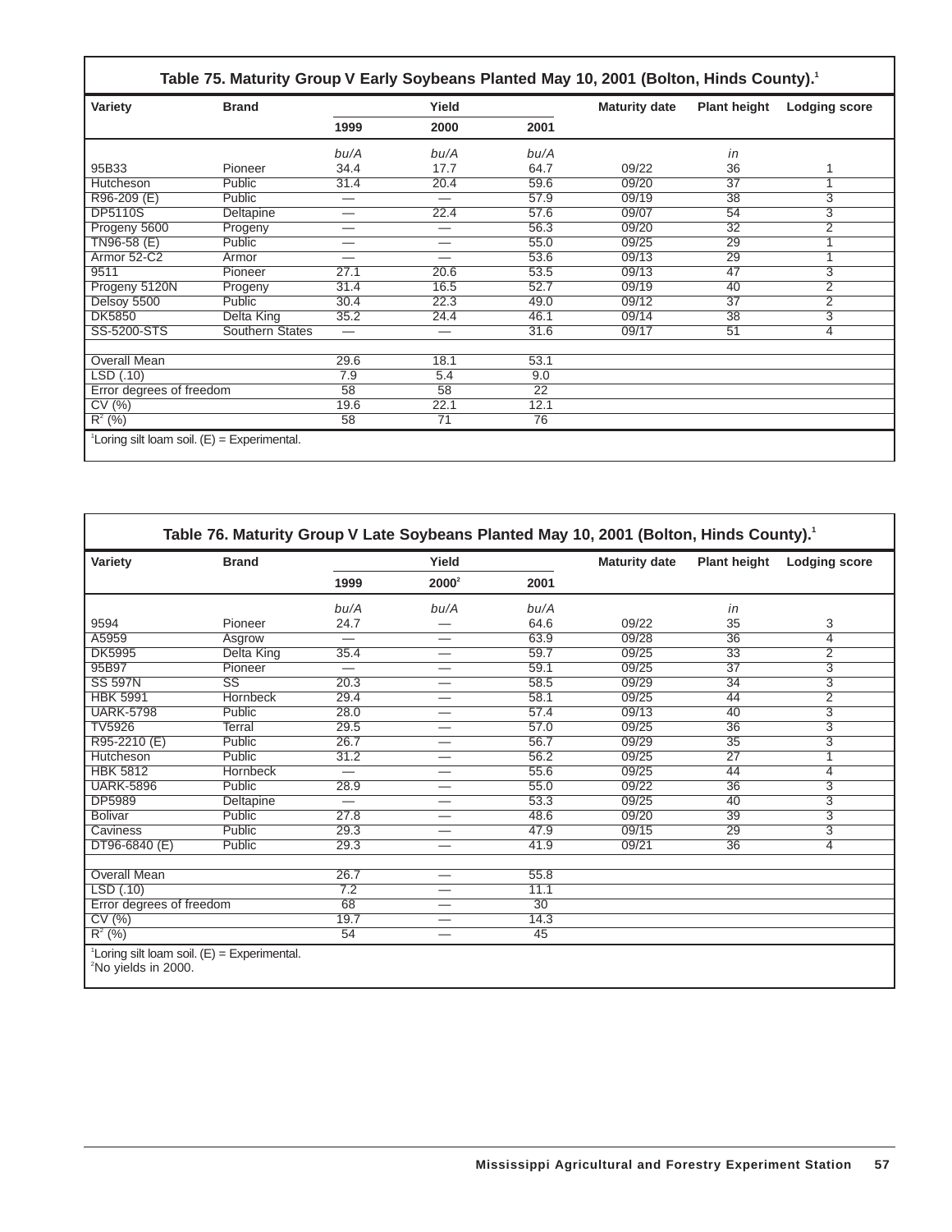## Table 75. Maturity Group V Early Soybeans Planted May 10, 2001 (Bolton, Hinds County).[1]

| Variety | Brand | Yield | | | Maturity date | Plant height | Lodging score |
|---|---|---|---|---|---|---|---|
| | | 1999 | 2000 | 2001 | | | |
| | | *bu/A* | *bu/A* | *bu/A* | | *in* | |
| 95B33 | Pioneer | 34.4 | 17.7 | 64.7 | 09/22 | 36 | 1 |
| Hutcheson | Public | 31.4 | 20.4 | 59.6 | 09/20 | 37 | 1 |
| R96-209 (E) | Public | — | — | 57.9 | 09/19 | 38 | 3 |
| DP5110S | Deltapine | — | 22.4 | 57.6 | 09/07 | 54 | 3 |
| Progeny 5600 | Progeny | — | — | 56.3 | 09/20 | 32 | 2 |
| TN96-58 (E) | Public | — | — | 55.0 | 09/25 | 29 | 1 |
| Armor 52-C2 | Armor | — | — | 53.6 | 09/13 | 29 | 1 |
| 9511 | Pioneer | 27.1 | 20.6 | 53.5 | 09/13 | 47 | 3 |
| Progeny 5120N | Progeny | 31.4 | 16.5 | 52.7 | 09/19 | 40 | 2 |
| Delsoy 5500 | Public | 30.4 | 22.3 | 49.0 | 09/12 | 37 | 2 |
| DK5850 | Delta King | 35.2 | 24.4 | 46.1 | 09/14 | 38 | 3 |
| SS-5200-STS | Southern States | — | — | 31.6 | 09/17 | 51 | 4 |
| | | | | | | | |
| Overall Mean | | 29.6 | 18.1 | 53.1 | | | |
| LSD (.10) | | 7.9 | 5.4 | 9.0 | | | |
| Error degrees of freedom | | 58 | 58 | 22 | | | |
| CV (%) | | 19.6 | 22.1 | 12.1 | | | |
| $R^2$ (%) | | 58 | 71 | 76 | | | |

[1]Loring silt loam soil. (E) = Experimental.

## Table 76. Maturity Group V Late Soybeans Planted May 10, 2001 (Bolton, Hinds County).[1]

| Variety | Brand | Yield | | | Maturity date | Plant height | Lodging score |
|---|---|---|---|---|---|---|---|
| | | 1999 | 2000[2] | 2001 | | | |
| | | *bu/A* | *bu/A* | *bu/A* | | *in* | |
| 9594 | Pioneer | 24.7 | — | 64.6 | 09/22 | 35 | 3 |
| A5959 | Asgrow | — | — | 63.9 | 09/28 | 36 | 4 |
| DK5995 | Delta King | 35.4 | — | 59.7 | 09/25 | 33 | 2 |
| 95B97 | Pioneer | — | — | 59.1 | 09/25 | 37 | 3 |
| SS 597N | SS | 20.3 | — | 58.5 | 09/29 | 34 | 3 |
| HBK 5991 | Hornbeck | 29.4 | — | 58.1 | 09/25 | 44 | 2 |
| UARK-5798 | Public | 28.0 | — | 57.4 | 09/13 | 40 | 3 |
| TV5926 | Terral | 29.5 | — | 57.0 | 09/25 | 36 | 3 |
| R95-2210 (E) | Public | 26.7 | — | 56.7 | 09/29 | 35 | 3 |
| Hutcheson | Public | 31.2 | — | 56.2 | 09/25 | 27 | 1 |
| HBK 5812 | Hornbeck | — | — | 55.6 | 09/25 | 44 | 4 |
| UARK-5896 | Public | 28.9 | — | 55.0 | 09/22 | 36 | 3 |
| DP5989 | Deltapine | — | — | 53.3 | 09/25 | 40 | 3 |
| Bolivar | Public | 27.8 | — | 48.6 | 09/20 | 39 | 3 |
| Caviness | Public | 29.3 | — | 47.9 | 09/15 | 29 | 3 |
| DT96-6840 (E) | Public | 29.3 | — | 41.9 | 09/21 | 36 | 4 |
| | | | | | | | |
| Overall Mean | | 26.7 | — | 55.8 | | | |
| LSD (.10) | | 7.2 | — | 11.1 | | | |
| Error degrees of freedom | | 68 | — | 30 | | | |
| CV (%) | | 19.7 | — | 14.3 | | | |
| $R^2$ (%) | | 54 | — | 45 | | | |

[1]Loring silt loam soil. (E) = Experimental.
[2]No yields in 2000.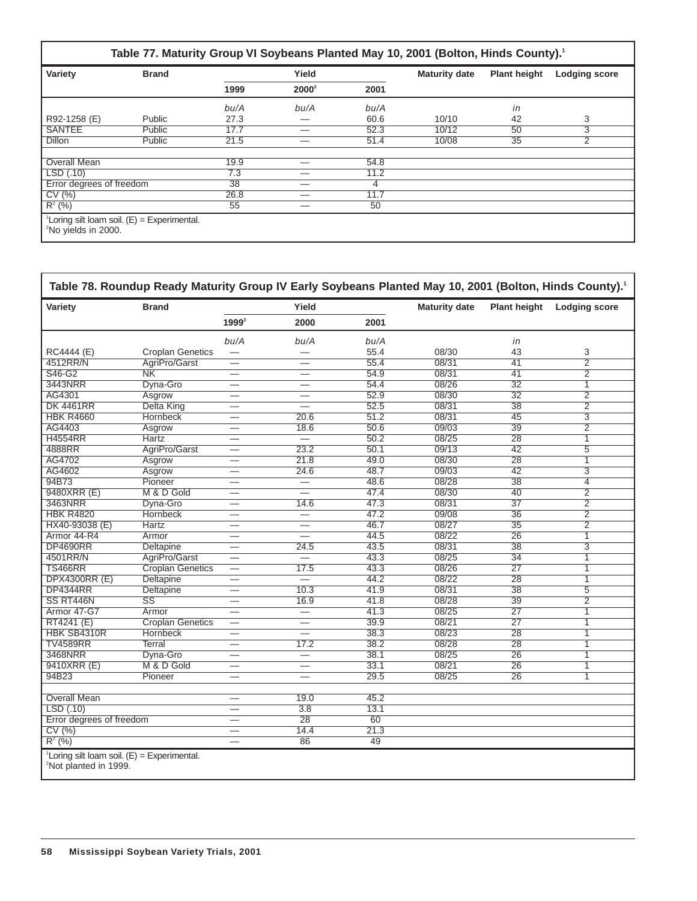## Table 77. Maturity Group VI Soybeans Planted May 10, 2001 (Bolton, Hinds County).[1]

| Variety | Brand | Yield | | | Maturity date | Plant height | Lodging score |
|---|---|---|---|---|---|---|---|
| | | 1999 | 2000[2] | 2001 | | | |
| | | bu/A | bu/A | bu/A | | in | |
| R92-1258 (E) | Public | 27.3 | — | 60.6 | 10/10 | 42 | 3 |
| SANTEE | Public | 17.7 | — | 52.3 | 10/12 | 50 | 3 |
| Dillon | Public | 21.5 | — | 51.4 | 10/08 | 35 | 2 |
| | | | | | | | |
| Overall Mean | | 19.9 | — | 54.8 | | | |
| LSD (.10) | | 7.3 | — | 11.2 | | | |
| Error degrees of freedom | | 38 | — | 4 | | | |
| CV (%) | | 26.8 | — | 11.7 | | | |
| $R^2$ (%) | | 55 | — | 50 | | | |

[1]Loring silt loam soil. (E) = Experimental.
[2]No yields in 2000.

## Table 78. Roundup Ready Maturity Group IV Early Soybeans Planted May 10, 2001 (Bolton, Hinds County).[1]

| Variety | Brand | Yield | | | Maturity date | Plant height | Lodging score |
|---|---|---|---|---|---|---|---|
| | | 1999[2] | 2000 | 2001 | | | |
| | | bu/A | bu/A | bu/A | | in | |
| RC4444 (E) | Croplan Genetics | — | — | 55.4 | 08/30 | 43 | 3 |
| 4512RR/N | AgriPro/Garst | — | — | 55.4 | 08/31 | 41 | 2 |
| S46-G2 | NK | — | — | 54.9 | 08/31 | 41 | 2 |
| 3443NRR | Dyna-Gro | — | — | 54.4 | 08/26 | 32 | 1 |
| AG4301 | Asgrow | — | — | 52.9 | 08/30 | 32 | 2 |
| DK 4461RR | Delta King | — | — | 52.5 | 08/31 | 38 | 2 |
| HBK R4660 | Hornbeck | — | 20.6 | 51.2 | 08/31 | 45 | 3 |
| AG4403 | Asgrow | — | 18.6 | 50.6 | 09/03 | 39 | 2 |
| H4554RR | Hartz | — | — | 50.2 | 08/25 | 28 | 1 |
| 4888RR | AgriPro/Garst | — | 23.2 | 50.1 | 09/13 | 42 | 5 |
| AG4702 | Asgrow | — | 21.8 | 49.0 | 08/30 | 28 | 1 |
| AG4602 | Asgrow | — | 24.6 | 48.7 | 09/03 | 42 | 3 |
| 94B73 | Pioneer | — | — | 48.6 | 08/28 | 38 | 4 |
| 9480XRR (E) | M & D Gold | — | — | 47.4 | 08/30 | 40 | 2 |
| 3463NRR | Dyna-Gro | — | 14.6 | 47.3 | 08/31 | 37 | 2 |
| HBK R4820 | Hornbeck | — | — | 47.2 | 09/08 | 36 | 2 |
| HX40-93038 (E) | Hartz | — | — | 46.7 | 08/27 | 35 | 2 |
| Armor 44-R4 | Armor | — | — | 44.5 | 08/22 | 26 | 1 |
| DP4690RR | Deltapine | — | 24.5 | 43.5 | 08/31 | 38 | 3 |
| 4501RR/N | AgriPro/Garst | — | — | 43.3 | 08/25 | 34 | 1 |
| TS466RR | Croplan Genetics | — | 17.5 | 43.3 | 08/26 | 27 | 1 |
| DPX4300RR (E) | Deltapine | — | — | 44.2 | 08/22 | 28 | 1 |
| DP4344RR | Deltapine | — | 10.3 | 41.9 | 08/31 | 38 | 5 |
| SS RT446N | SS | — | 16.9 | 41.8 | 08/28 | 39 | 2 |
| Armor 47-G7 | Armor | — | — | 41.3 | 08/25 | 27 | 1 |
| RT4241 (E) | Croplan Genetics | — | — | 39.9 | 08/21 | 27 | 1 |
| HBK SB4310R | Hornbeck | — | — | 38.3 | 08/23 | 28 | 1 |
| TV4589RR | Terral | — | 17.2 | 38.2 | 08/28 | 28 | 1 |
| 3468NRR | Dyna-Gro | — | — | 38.1 | 08/25 | 26 | 1 |
| 9410XRR (E) | M & D Gold | — | — | 33.1 | 08/21 | 26 | 1 |
| 94B23 | Pioneer | — | — | 29.5 | 08/25 | 26 | 1 |
| | | | | | | | |
| Overall Mean | | — | 19.0 | 45.2 | | | |
| LSD (.10) | | — | 3.8 | 13.1 | | | |
| Error degrees of freedom | | — | 28 | 60 | | | |
| CV (%) | | — | 14.4 | 21.3 | | | |
| $R^2$ (%) | | — | 86 | 49 | | | |

[1]Loring silt loam soil. (E) = Experimental.
[2]Not planted in 1999.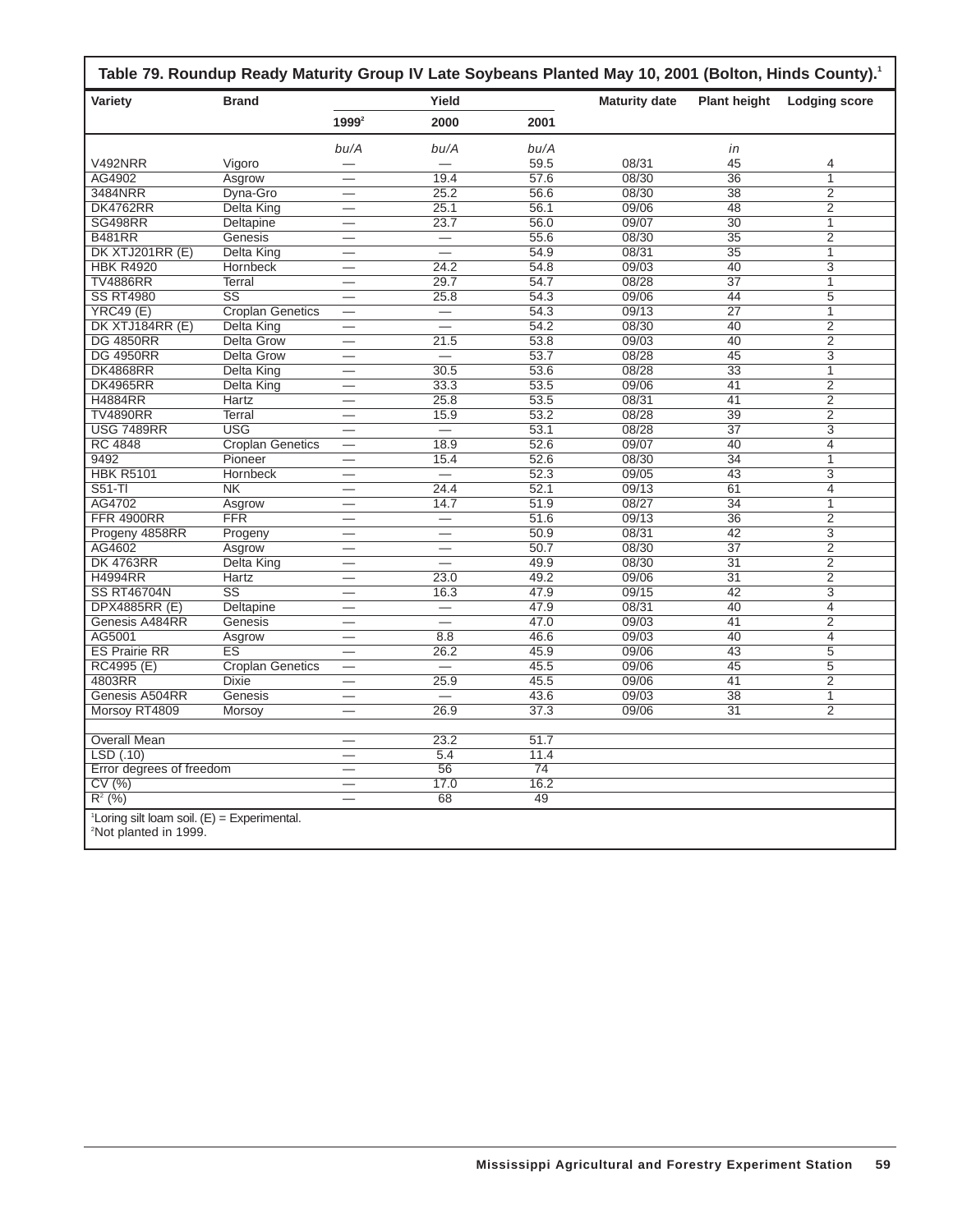**Table 79. Roundup Ready Maturity Group IV Late Soybeans Planted May 10, 2001 (Bolton, Hinds County).[1]**

| Variety | Brand | Yield | | | Maturity date | Plant height | Lodging score |
|---|---|---|---|---|---|---|---|
| | | 1999[2] | 2000 | 2001 | | | |
| | | bu/A | bu/A | bu/A | | in | |
| V492NRR | Vigoro | — | — | 59.5 | 08/31 | 45 | 4 |
| AG4902 | Asgrow | — | 19.4 | 57.6 | 08/30 | 36 | 1 |
| 3484NRR | Dyna-Gro | — | 25.2 | 56.6 | 08/30 | 38 | 2 |
| DK4762RR | Delta King | — | 25.1 | 56.1 | 09/06 | 48 | 2 |
| SG498RR | Deltapine | — | 23.7 | 56.0 | 09/07 | 30 | 1 |
| B481RR | Genesis | — | — | 55.6 | 08/30 | 35 | 2 |
| DK XTJ201RR (E) | Delta King | — | — | 54.9 | 08/31 | 35 | 1 |
| HBK R4920 | Hornbeck | — | 24.2 | 54.8 | 09/03 | 40 | 3 |
| TV4886RR | Terral | — | 29.7 | 54.7 | 08/28 | 37 | 1 |
| SS RT4980 | SS | — | 25.8 | 54.3 | 09/06 | 44 | 5 |
| YRC49 (E) | Croplan Genetics | — | — | 54.3 | 09/13 | 27 | 1 |
| DK XTJ184RR (E) | Delta King | — | — | 54.2 | 08/30 | 40 | 2 |
| DG 4850RR | Delta Grow | — | 21.5 | 53.8 | 09/03 | 40 | 2 |
| DG 4950RR | Delta Grow | — | — | 53.7 | 08/28 | 45 | 3 |
| DK4868RR | Delta King | — | 30.5 | 53.6 | 08/28 | 33 | 1 |
| DK4965RR | Delta King | — | 33.3 | 53.5 | 09/06 | 41 | 2 |
| H4884RR | Hartz | — | 25.8 | 53.5 | 08/31 | 41 | 2 |
| TV4890RR | Terral | — | 15.9 | 53.2 | 08/28 | 39 | 2 |
| USG 7489RR | USG | — | — | 53.1 | 08/28 | 37 | 3 |
| RC 4848 | Croplan Genetics | — | 18.9 | 52.6 | 09/07 | 40 | 4 |
| 9492 | Pioneer | — | 15.4 | 52.6 | 08/30 | 34 | 1 |
| HBK R5101 | Hornbeck | — | — | 52.3 | 09/05 | 43 | 3 |
| S51-TI | NK | — | 24.4 | 52.1 | 09/13 | 61 | 4 |
| AG4702 | Asgrow | — | 14.7 | 51.9 | 08/27 | 34 | 1 |
| FFR 4900RR | FFR | — | — | 51.6 | 09/13 | 36 | 2 |
| Progeny 4858RR | Progeny | — | — | 50.9 | 08/31 | 42 | 3 |
| AG4602 | Asgrow | — | — | 50.7 | 08/30 | 37 | 2 |
| DK 4763RR | Delta King | — | — | 49.9 | 08/30 | 31 | 2 |
| H4994RR | Hartz | — | 23.0 | 49.2 | 09/06 | 31 | 2 |
| SS RT46704N | SS | — | 16.3 | 47.9 | 09/15 | 42 | 3 |
| DPX4885RR (E) | Deltapine | — | — | 47.9 | 08/31 | 40 | 4 |
| Genesis A484RR | Genesis | — | — | 47.0 | 09/03 | 41 | 2 |
| AG5001 | Asgrow | — | 8.8 | 46.6 | 09/03 | 40 | 4 |
| ES Prairie RR | ES | — | 26.2 | 45.9 | 09/06 | 43 | 5 |
| RC4995 (E) | Croplan Genetics | — | — | 45.5 | 09/06 | 45 | 5 |
| 4803RR | Dixie | — | 25.9 | 45.5 | 09/06 | 41 | 2 |
| Genesis A504RR | Genesis | — | — | 43.6 | 09/03 | 38 | 1 |
| Morsoy RT4809 | Morsoy | — | 26.9 | 37.3 | 09/06 | 31 | 2 |
| | | | | | | | |
| Overall Mean | | — | 23.2 | 51.7 | | | |
| LSD (.10) | | — | 5.4 | 11.4 | | | |
| Error degrees of freedom | | — | 56 | 74 | | | |
| CV (%) | | — | 17.0 | 16.2 | | | |
| $R^2$ (%) | | — | 68 | 49 | | | |

[1]Loring silt loam soil. (E) = Experimental.
[2]Not planted in 1999.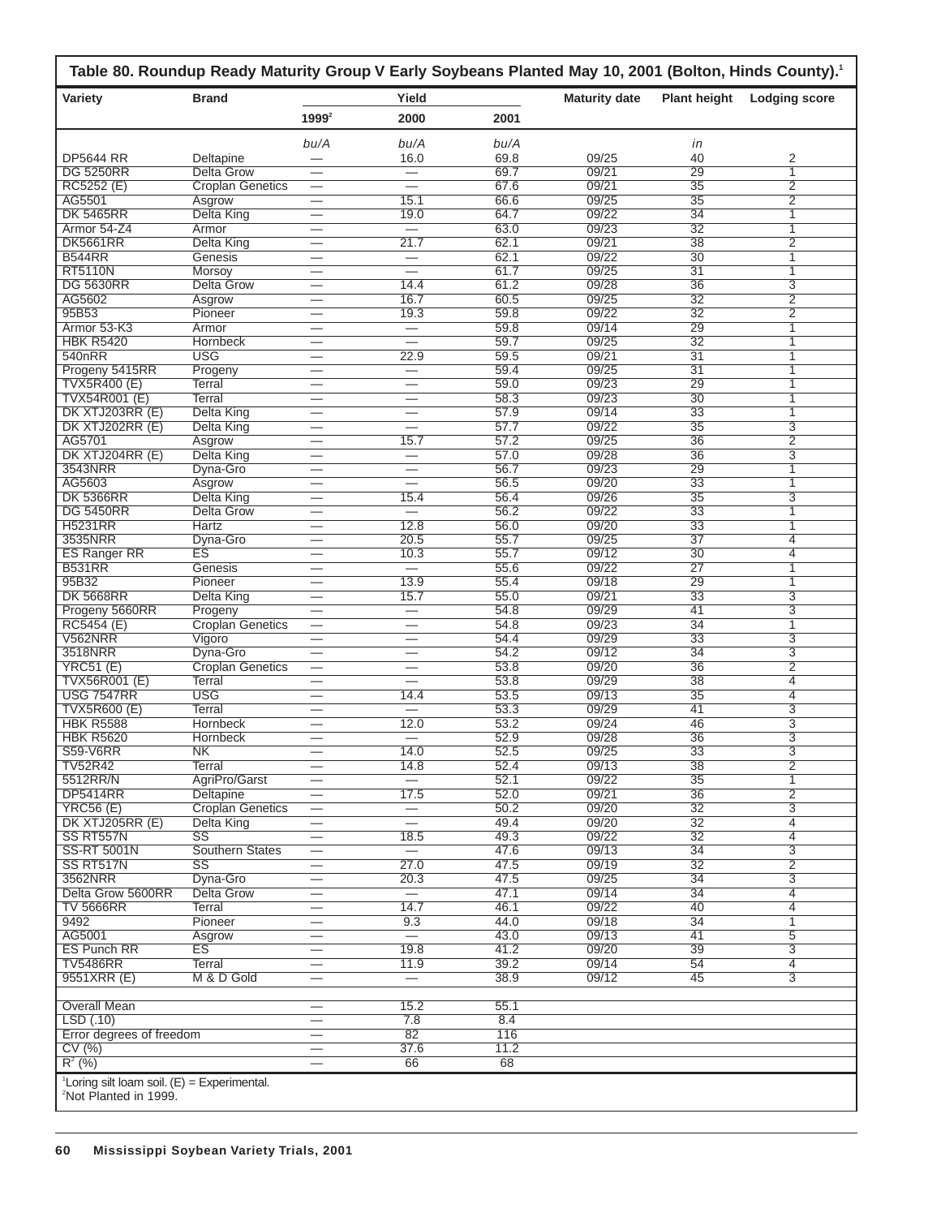**Table 80. Roundup Ready Maturity Group V Early Soybeans Planted May 10, 2001 (Bolton, Hinds County).[1]**

| Variety | Brand | Yield | | | Maturity date | Plant height | Lodging score |
|---|---|---|---|---|---|---|---|
| | | 1999[2] | 2000 | 2001 | | | |
| | | bu/A | bu/A | bu/A | | in | |
| DP5644 RR | Deltapine | — | 16.0 | 69.8 | 09/25 | 40 | 2 |
| DG 5250RR | Delta Grow | — | — | 69.7 | 09/21 | 29 | 1 |
| RC5252 (E) | Croplan Genetics | — | — | 67.6 | 09/21 | 35 | 2 |
| AG5501 | Asgrow | — | 15.1 | 66.6 | 09/25 | 35 | 2 |
| DK 5465RR | Delta King | — | 19.0 | 64.7 | 09/22 | 34 | 1 |
| Armor 54-Z4 | Armor | — | — | 63.0 | 09/23 | 32 | 1 |
| DK5661RR | Delta King | — | 21.7 | 62.1 | 09/21 | 38 | 2 |
| B544RR | Genesis | — | — | 62.1 | 09/22 | 30 | 1 |
| RT5110N | Morsoy | — | — | 61.7 | 09/25 | 31 | 1 |
| DG 5630RR | Delta Grow | — | 14.4 | 61.2 | 09/28 | 36 | 3 |
| AG5602 | Asgrow | — | 16.7 | 60.5 | 09/25 | 32 | 2 |
| 95B53 | Pioneer | — | 19.3 | 59.8 | 09/22 | 32 | 2 |
| Armor 53-K3 | Armor | — | — | 59.8 | 09/14 | 29 | 1 |
| HBK R5420 | Hornbeck | — | — | 59.7 | 09/25 | 32 | 1 |
| 540nRR | USG | — | 22.9 | 59.5 | 09/21 | 31 | 1 |
| Progeny 5415RR | Progeny | — | — | 59.4 | 09/25 | 31 | 1 |
| TVX5R400 (E) | Terral | — | — | 59.0 | 09/23 | 29 | 1 |
| TVX54R001 (E) | Terral | — | — | 58.3 | 09/23 | 30 | 1 |
| DK XTJ203RR (E) | Delta King | — | — | 57.9 | 09/14 | 33 | 1 |
| DK XTJ202RR (E) | Delta King | — | — | 57.7 | 09/22 | 35 | 3 |
| AG5701 | Asgrow | — | 15.7 | 57.2 | 09/25 | 36 | 2 |
| DK XTJ204RR (E) | Delta King | — | — | 57.0 | 09/28 | 36 | 3 |
| 3543NRR | Dyna-Gro | — | — | 56.7 | 09/23 | 29 | 1 |
| AG5603 | Asgrow | — | — | 56.5 | 09/20 | 33 | 1 |
| DK 5366RR | Delta King | — | 15.4 | 56.4 | 09/26 | 35 | 3 |
| DG 5450RR | Delta Grow | — | — | 56.2 | 09/22 | 33 | 1 |
| H5231RR | Hartz | — | 12.8 | 56.0 | 09/20 | 33 | 1 |
| 3535NRR | Dyna-Gro | — | 20.5 | 55.7 | 09/25 | 37 | 4 |
| ES Ranger RR | ES | — | 10.3 | 55.7 | 09/12 | 30 | 4 |
| B531RR | Genesis | — | — | 55.6 | 09/22 | 27 | 1 |
| 95B32 | Pioneer | — | 13.9 | 55.4 | 09/18 | 29 | 1 |
| DK 5668RR | Delta King | — | 15.7 | 55.0 | 09/21 | 33 | 3 |
| Progeny 5660RR | Progeny | — | — | 54.8 | 09/29 | 41 | 3 |
| RC5454 (E) | Croplan Genetics | — | — | 54.8 | 09/23 | 34 | 1 |
| V562NRR | Vigoro | — | — | 54.4 | 09/29 | 33 | 3 |
| 3518NRR | Dyna-Gro | — | — | 54.2 | 09/12 | 34 | 3 |
| YRC51 (E) | Croplan Genetics | — | — | 53.8 | 09/20 | 36 | 2 |
| TVX56R001 (E) | Terral | — | — | 53.8 | 09/29 | 38 | 4 |
| USG 7547RR | USG | — | 14.4 | 53.5 | 09/13 | 35 | 4 |
| TVX5R600 (E) | Terral | — | — | 53.3 | 09/29 | 41 | 3 |
| HBK R5588 | Hornbeck | — | 12.0 | 53.2 | 09/24 | 46 | 3 |
| HBK R5620 | Hornbeck | — | — | 52.9 | 09/28 | 36 | 3 |
| S59-V6RR | NK | — | 14.0 | 52.5 | 09/25 | 33 | 3 |
| TV52R42 | Terral | — | 14.8 | 52.4 | 09/13 | 38 | 2 |
| 5512RR/N | AgriPro/Garst | — | — | 52.1 | 09/22 | 35 | 1 |
| DP5414RR | Deltapine | — | 17.5 | 52.0 | 09/21 | 36 | 2 |
| YRC56 (E) | Croplan Genetics | — | — | 50.2 | 09/20 | 32 | 3 |
| DK XTJ205RR (E) | Delta King | — | — | 49.4 | 09/20 | 32 | 4 |
| SS RT557N | SS | — | 18.5 | 49.3 | 09/22 | 32 | 4 |
| SS-RT 5001N | Southern States | — | — | 47.6 | 09/13 | 34 | 3 |
| SS RT517N | SS | — | 27.0 | 47.5 | 09/19 | 32 | 2 |
| 3562NRR | Dyna-Gro | — | 20.3 | 47.5 | 09/25 | 34 | 3 |
| Delta Grow 5600RR | Delta Grow | — | — | 47.1 | 09/14 | 34 | 4 |
| TV 5666RR | Terral | — | 14.7 | 46.1 | 09/22 | 40 | 4 |
| 9492 | Pioneer | — | 9.3 | 44.0 | 09/18 | 34 | 1 |
| AG5001 | Asgrow | — | — | 43.0 | 09/13 | 41 | 5 |
| ES Punch RR | ES | — | 19.8 | 41.2 | 09/20 | 39 | 3 |
| TV5486RR | Terral | — | 11.9 | 39.2 | 09/14 | 54 | 4 |
| 9551XRR (E) | M & D Gold | — | — | 38.9 | 09/12 | 45 | 3 |
| Overall Mean | | — | 15.2 | 55.1 | | | |
| LSD (.10) | | — | 7.8 | 8.4 | | | |
| Error degrees of freedom | | — | 82 | 116 | | | |
| CV (%) | | — | 37.6 | 11.2 | | | |
| $R^2$ (%) | | — | 66 | 68 | | | |

[1]Loring silt loam soil. (E) = Experimental.
[2]Not Planted in 1999.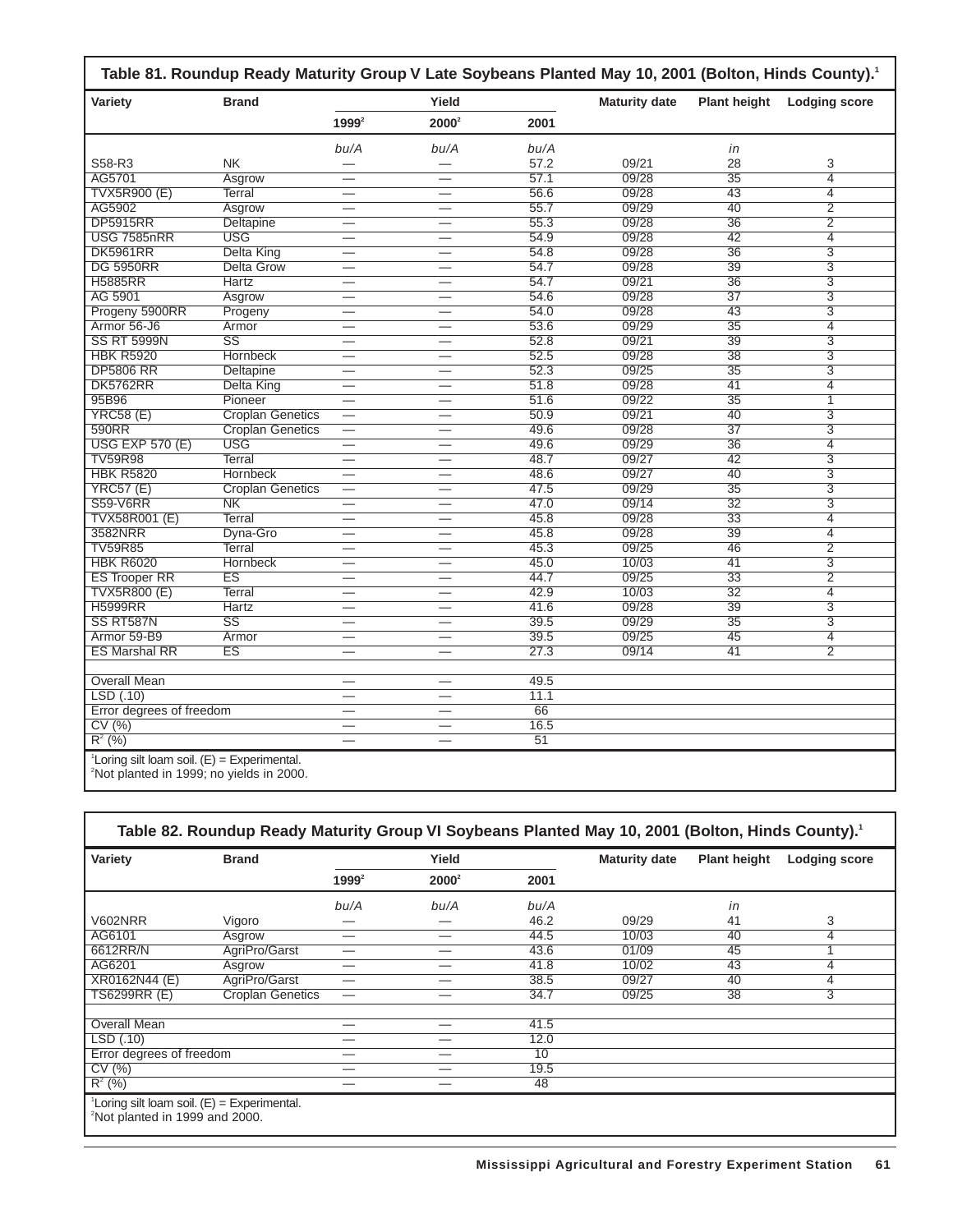## Table 81. Roundup Ready Maturity Group V Late Soybeans Planted May 10, 2001 (Bolton, Hinds County).[1]

| Variety | Brand | Yield | | | Maturity date | Plant height | Lodging score |
|---|---|---|---|---|---|---|---|
| | | 1999[2] | 2000[2] | 2001 | | | |
| | | *bu/A* | *bu/A* | *bu/A* | | *in* | |
| S58-R3 | NK | — | — | 57.2 | 09/21 | 28 | 3 |
| AG5701 | Asgrow | — | — | 57.1 | 09/28 | 35 | 4 |
| TVX5R900 (E) | Terral | — | — | 56.6 | 09/28 | 43 | 4 |
| AG5902 | Asgrow | — | — | 55.7 | 09/29 | 40 | 2 |
| DP5915RR | Deltapine | — | — | 55.3 | 09/28 | 36 | 2 |
| USG 7585nRR | USG | — | — | 54.9 | 09/28 | 42 | 4 |
| DK5961RR | Delta King | — | — | 54.8 | 09/28 | 36 | 3 |
| DG 5950RR | Delta Grow | — | — | 54.7 | 09/28 | 39 | 3 |
| H5885RR | Hartz | — | — | 54.7 | 09/21 | 36 | 3 |
| AG 5901 | Asgrow | — | — | 54.6 | 09/28 | 37 | 3 |
| Progeny 5900RR | Progeny | — | — | 54.0 | 09/28 | 43 | 3 |
| Armor 56-J6 | Armor | — | — | 53.6 | 09/29 | 35 | 4 |
| SS RT 5999N | SS | — | — | 52.8 | 09/21 | 39 | 3 |
| HBK R5920 | Hornbeck | — | — | 52.5 | 09/28 | 38 | 3 |
| DP5806 RR | Deltapine | — | — | 52.3 | 09/25 | 35 | 3 |
| DK5762RR | Delta King | — | — | 51.8 | 09/28 | 41 | 4 |
| 95B96 | Pioneer | — | — | 51.6 | 09/22 | 35 | 1 |
| YRC58 (E) | Croplan Genetics | — | — | 50.9 | 09/21 | 40 | 3 |
| 590RR | Croplan Genetics | — | — | 49.6 | 09/28 | 37 | 3 |
| USG EXP 570 (E) | USG | — | — | 49.6 | 09/29 | 36 | 4 |
| TV59R98 | Terral | — | — | 48.7 | 09/27 | 42 | 3 |
| HBK R5820 | Hornbeck | — | — | 48.6 | 09/27 | 40 | 3 |
| YRC57 (E) | Croplan Genetics | — | — | 47.5 | 09/29 | 35 | 3 |
| S59-V6RR | NK | — | — | 47.0 | 09/14 | 32 | 3 |
| TVX58R001 (E) | Terral | — | — | 45.8 | 09/28 | 33 | 4 |
| 3582NRR | Dyna-Gro | — | — | 45.8 | 09/28 | 39 | 4 |
| TV59R85 | Terral | — | — | 45.3 | 09/25 | 46 | 2 |
| HBK R6020 | Hornbeck | — | — | 45.0 | 10/03 | 41 | 3 |
| ES Trooper RR | ES | — | — | 44.7 | 09/25 | 33 | 2 |
| TVX5R800 (E) | Terral | — | — | 42.9 | 10/03 | 32 | 4 |
| H5999RR | Hartz | — | — | 41.6 | 09/28 | 39 | 3 |
| SS RT587N | SS | — | — | 39.5 | 09/29 | 35 | 3 |
| Armor 59-B9 | Armor | — | — | 39.5 | 09/25 | 45 | 4 |
| ES Marshal RR | ES | — | — | 27.3 | 09/14 | 41 | 2 |
| | | | | | | | |
| Overall Mean | | — | — | 49.5 | | | |
| LSD (.10) | | — | — | 11.1 | | | |
| Error degrees of freedom | | — | — | 66 | | | |
| CV (%) | | — | — | 16.5 | | | |
| $R^2$ (%) | | — | — | 51 | | | |

[1]Loring silt loam soil. (E) = Experimental.
[2]Not planted in 1999; no yields in 2000.

## Table 82. Roundup Ready Maturity Group VI Soybeans Planted May 10, 2001 (Bolton, Hinds County).[1]

| Variety | Brand | Yield | | | Maturity date | Plant height | Lodging score |
|---|---|---|---|---|---|---|---|
| | | 1999[2] | 2000[2] | 2001 | | | |
| | | *bu/A* | *bu/A* | *bu/A* | | *in* | |
| V602NRR | Vigoro | — | — | 46.2 | 09/29 | 41 | 3 |
| AG6101 | Asgrow | — | — | 44.5 | 10/03 | 40 | 4 |
| 6612RR/N | AgriPro/Garst | — | — | 43.6 | 01/09 | 45 | 1 |
| AG6201 | Asgrow | — | — | 41.8 | 10/02 | 43 | 4 |
| XR0162N44 (E) | AgriPro/Garst | — | — | 38.5 | 09/27 | 40 | 4 |
| TS6299RR (E) | Croplan Genetics | — | — | 34.7 | 09/25 | 38 | 3 |
| | | | | | | | |
| Overall Mean | | — | — | 41.5 | | | |
| LSD (.10) | | — | — | 12.0 | | | |
| Error degrees of freedom | | — | — | 10 | | | |
| CV (%) | | — | — | 19.5 | | | |
| $R^2$ (%) | | — | — | 48 | | | |

[1]Loring silt loam soil. (E) = Experimental.
[2]Not planted in 1999 and 2000.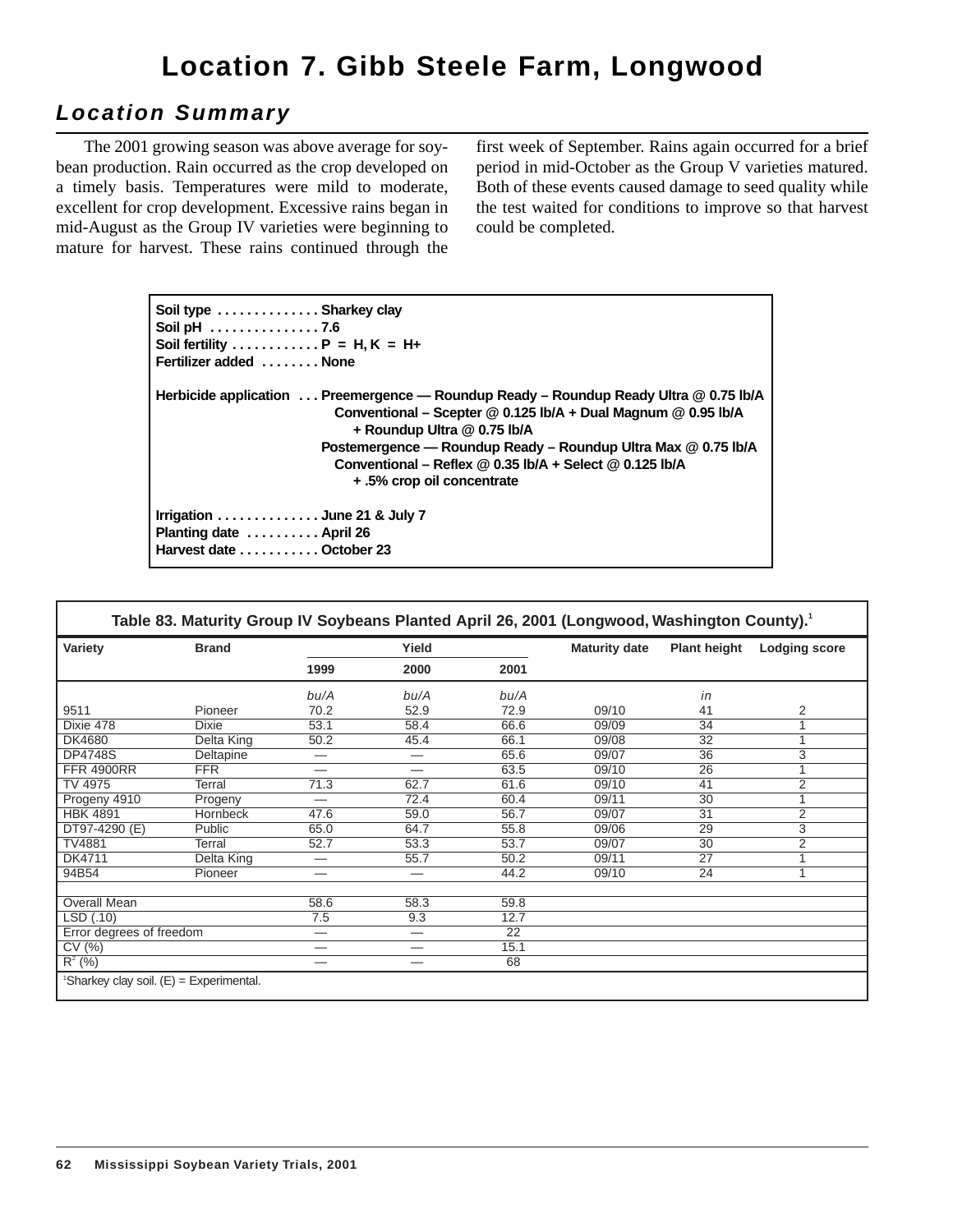# Location 7. Gibb Steele Farm, Longwood

## *Location Summary*

The 2001 growing season was above average for soybean production. Rain occurred as the crop developed on a timely basis. Temperatures were mild to moderate, excellent for crop development. Excessive rains began in mid-August as the Group IV varieties were beginning to mature for harvest. These rains continued through the first week of September. Rains again occurred for a brief period in mid-October as the Group V varieties matured. Both of these events caused damage to seed quality while the test waited for conditions to improve so that harvest could be completed.

**Soil type** . . . . . . . . . . . . . **Sharkey clay**
**Soil pH** . . . . . . . . . . . . . . **7.6**
**Soil fertility** . . . . . . . . . . . **P = H, K = H+**
**Fertilizer added** . . . . . . . . **None**

**Herbicide application** . . . **Preemergence — Roundup Ready – Roundup Ready Ultra @ 0.75 lb/A**
**Conventional – Scepter @ 0.125 lb/A + Dual Magnum @ 0.95 lb/A + Roundup Ultra @ 0.75 lb/A**
**Postemergence — Roundup Ready – Roundup Ultra Max @ 0.75 lb/A**
**Conventional – Reflex @ 0.35 lb/A + Select @ 0.125 lb/A + .5% crop oil concentrate**

**Irrigation** . . . . . . . . . . . . . **June 21 & July 7**
**Planting date** . . . . . . . . . . **April 26**
**Harvest date** . . . . . . . . . . **October 23**

**Table 83. Maturity Group IV Soybeans Planted April 26, 2001 (Longwood, Washington County).**[1]

| Variety | Brand | Yield | | | Maturity date | Plant height | Lodging score |
|---|---|---|---|---|---|---|---|
| | | 1999 | 2000 | 2001 | | | |
| | | *bu/A* | *bu/A* | *bu/A* | | *in* | |
| 9511 | Pioneer | 70.2 | 52.9 | 72.9 | 09/10 | 41 | 2 |
| Dixie 478 | Dixie | 53.1 | 58.4 | 66.6 | 09/09 | 34 | 1 |
| DK4680 | Delta King | 50.2 | 45.4 | 66.1 | 09/08 | 32 | 1 |
| DP4748S | Deltapine | — | — | 65.6 | 09/07 | 36 | 3 |
| FFR 4900RR | FFR | — | — | 63.5 | 09/10 | 26 | 1 |
| TV 4975 | Terral | 71.3 | 62.7 | 61.6 | 09/10 | 41 | 2 |
| Progeny 4910 | Progeny | — | 72.4 | 60.4 | 09/11 | 30 | 1 |
| HBK 4891 | Hornbeck | 47.6 | 59.0 | 56.7 | 09/07 | 31 | 2 |
| DT97-4290 (E) | Public | 65.0 | 64.7 | 55.8 | 09/06 | 29 | 3 |
| TV4881 | Terral | 52.7 | 53.3 | 53.7 | 09/07 | 30 | 2 |
| DK4711 | Delta King | — | 55.7 | 50.2 | 09/11 | 27 | 1 |
| 94B54 | Pioneer | — | — | 44.2 | 09/10 | 24 | 1 |
| | | | | | | | |
| Overall Mean | | 58.6 | 58.3 | 59.8 | | | |
| LSD (.10) | | 7.5 | 9.3 | 12.7 | | | |
| Error degrees of freedom | | — | — | 22 | | | |
| CV (%) | | — | — | 15.1 | | | |
| $R^2$ (%) | | — | — | 68 | | | |

[1]Sharkey clay soil. (E) = Experimental.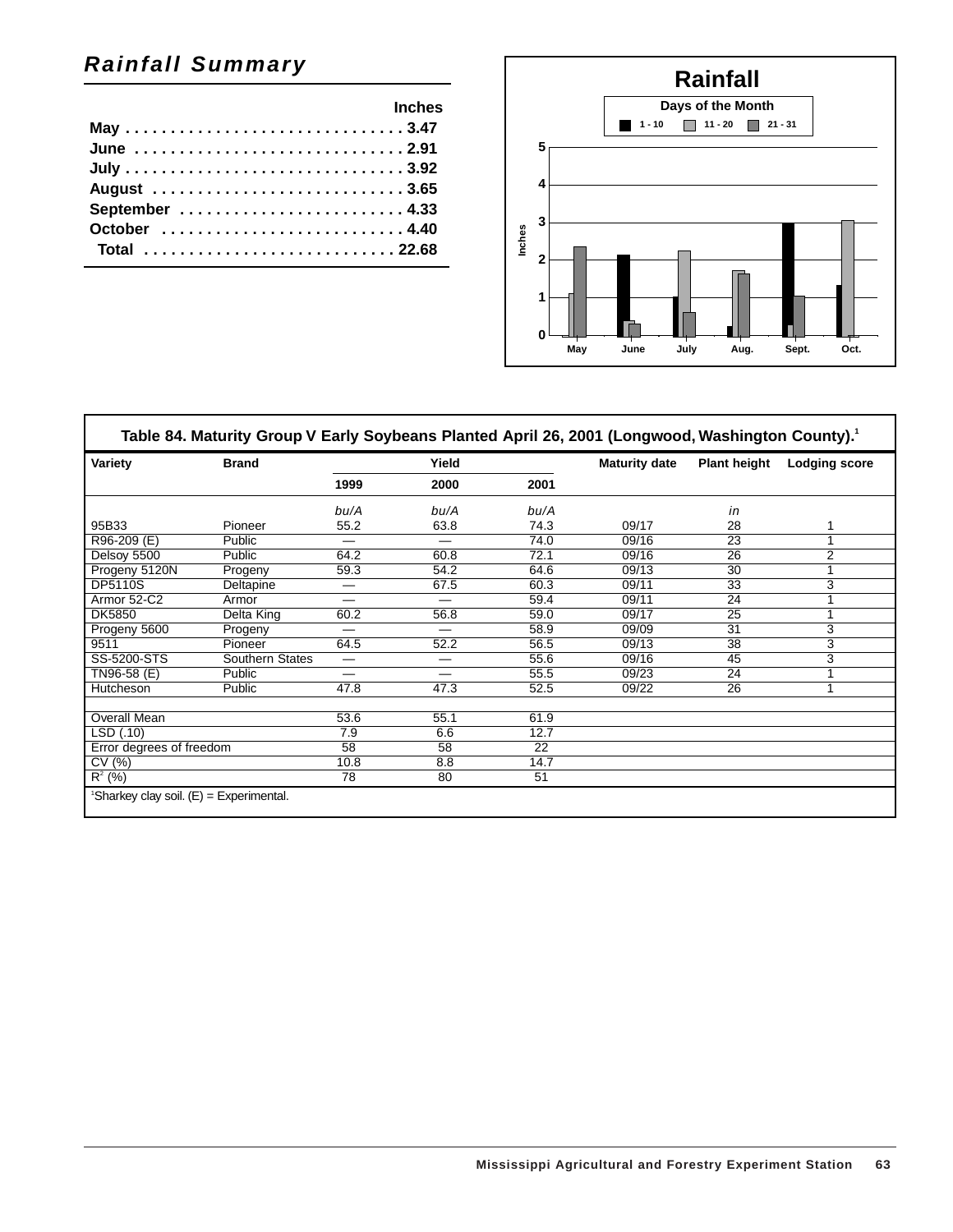## *Rainfall Summary*

| | Inches |
|---|---|
| May | 3.47 |
| June | 2.91 |
| July | 3.92 |
| August | 3.65 |
| September | 4.33 |
| October | 4.40 |
| Total | 22.68 |

**Table 84. Maturity Group V Early Soybeans Planted April 26, 2001 (Longwood, Washington County).[1]**

| Variety | Brand | Yield | | | Maturity date | Plant height | Lodging score |
|---|---|---|---|---|---|---|---|
| | | 1999 | 2000 | 2001 | | | |
| | | *bu/A* | *bu/A* | *bu/A* | | *in* | |
| 95B33 | Pioneer | 55.2 | 63.8 | 74.3 | 09/17 | 28 | 1 |
| R96-209 (E) | Public | — | — | 74.0 | 09/16 | 23 | 1 |
| Delsoy 5500 | Public | 64.2 | 60.8 | 72.1 | 09/16 | 26 | 2 |
| Progeny 5120N | Progeny | 59.3 | 54.2 | 64.6 | 09/13 | 30 | 1 |
| DP5110S | Deltapine | — | 67.5 | 60.3 | 09/11 | 33 | 3 |
| Armor 52-C2 | Armor | — | — | 59.4 | 09/11 | 24 | 1 |
| DK5850 | Delta King | 60.2 | 56.8 | 59.0 | 09/17 | 25 | 1 |
| Progeny 5600 | Progeny | — | — | 58.9 | 09/09 | 31 | 3 |
| 9511 | Pioneer | 64.5 | 52.2 | 56.5 | 09/13 | 38 | 3 |
| SS-5200-STS | Southern States | — | — | 55.6 | 09/16 | 45 | 3 |
| TN96-58 (E) | Public | — | — | 55.5 | 09/23 | 24 | 1 |
| Hutcheson | Public | 47.8 | 47.3 | 52.5 | 09/22 | 26 | 1 |
| | | | | | | | |
| Overall Mean | | 53.6 | 55.1 | 61.9 | | | |
| LSD (.10) | | 7.9 | 6.6 | 12.7 | | | |
| Error degrees of freedom | | 58 | 58 | 22 | | | |
| CV (%) | | 10.8 | 8.8 | 14.7 | | | |
| $R^2$ (%) | | 78 | 80 | 51 | | | |

[1]Sharkey clay soil. (E) = Experimental.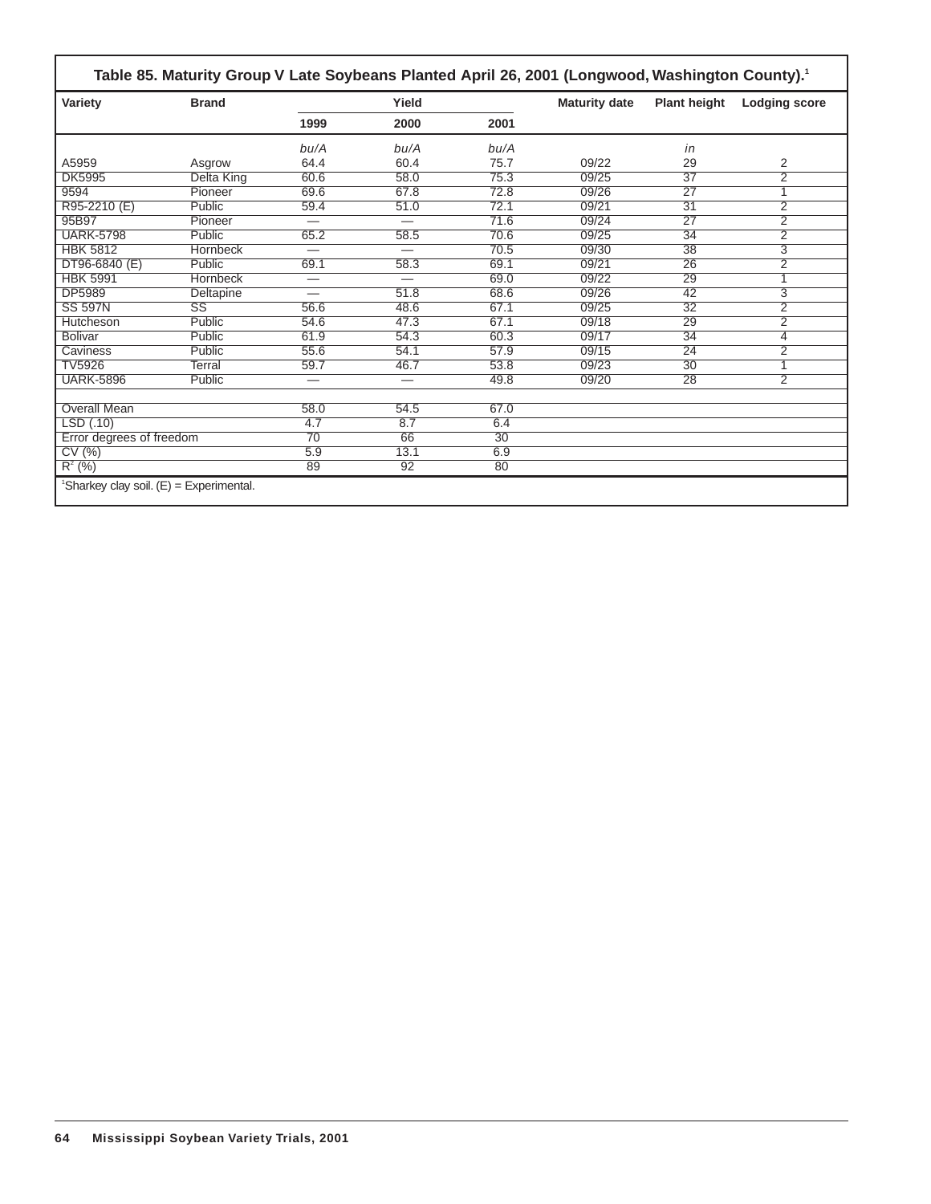**Table 85. Maturity Group V Late Soybeans Planted April 26, 2001 (Longwood, Washington County).[1]**

| Variety | Brand | Yield | | | Maturity date | Plant height | Lodging score |
|---|---|---|---|---|---|---|---|
| | | 1999 | 2000 | 2001 | | | |
| | | *bu/A* | *bu/A* | *bu/A* | | *in* | |
| A5959 | Asgrow | 64.4 | 60.4 | 75.7 | 09/22 | 29 | 2 |
| DK5995 | Delta King | 60.6 | 58.0 | 75.3 | 09/25 | 37 | 2 |
| 9594 | Pioneer | 69.6 | 67.8 | 72.8 | 09/26 | 27 | 1 |
| R95-2210 (E) | Public | 59.4 | 51.0 | 72.1 | 09/21 | 31 | 2 |
| 95B97 | Pioneer | — | — | 71.6 | 09/24 | 27 | 2 |
| UARK-5798 | Public | 65.2 | 58.5 | 70.6 | 09/25 | 34 | 2 |
| HBK 5812 | Hornbeck | — | — | 70.5 | 09/30 | 38 | 3 |
| DT96-6840 (E) | Public | 69.1 | 58.3 | 69.1 | 09/21 | 26 | 2 |
| HBK 5991 | Hornbeck | — | — | 69.0 | 09/22 | 29 | 1 |
| DP5989 | Deltapine | — | 51.8 | 68.6 | 09/26 | 42 | 3 |
| SS 597N | SS | 56.6 | 48.6 | 67.1 | 09/25 | 32 | 2 |
| Hutcheson | Public | 54.6 | 47.3 | 67.1 | 09/18 | 29 | 2 |
| Bolivar | Public | 61.9 | 54.3 | 60.3 | 09/17 | 34 | 4 |
| Caviness | Public | 55.6 | 54.1 | 57.9 | 09/15 | 24 | 2 |
| TV5926 | Terral | 59.7 | 46.7 | 53.8 | 09/23 | 30 | 1 |
| UARK-5896 | Public | — | — | 49.8 | 09/20 | 28 | 2 |
| | | | | | | | |
| Overall Mean | | 58.0 | 54.5 | 67.0 | | | |
| LSD (.10) | | 4.7 | 8.7 | 6.4 | | | |
| Error degrees of freedom | | 70 | 66 | 30 | | | |
| CV (%) | | 5.9 | 13.1 | 6.9 | | | |
| $R^2$ (%) | | 89 | 92 | 80 | | | |

[1]Sharkey clay soil. (E) = Experimental.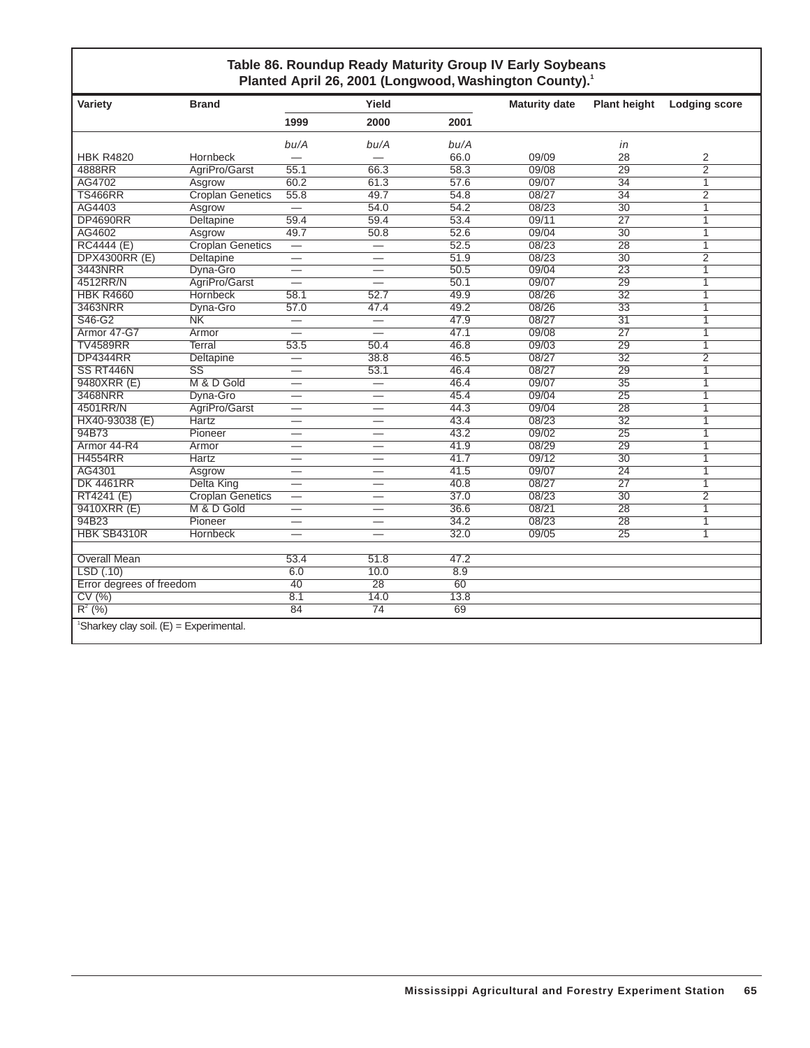### Table 86. Roundup Ready Maturity Group IV Early Soybeans Planted April 26, 2001 (Longwood, Washington County).[1]

| Variety | Brand | Yield | | | Maturity date | Plant height | Lodging score |
|---|---|---|---|---|---|---|---|
| | | 1999 | 2000 | 2001 | | | |
| | | *bu/A* | *bu/A* | *bu/A* | | *in* | |
| HBK R4820 | Hornbeck | — | — | 66.0 | 09/09 | 28 | 2 |
| 4888RR | AgriPro/Garst | 55.1 | 66.3 | 58.3 | 09/08 | 29 | 2 |
| AG4702 | Asgrow | 60.2 | 61.3 | 57.6 | 09/07 | 34 | 1 |
| TS466RR | Croplan Genetics | 55.8 | 49.7 | 54.8 | 08/27 | 34 | 2 |
| AG4403 | Asgrow | — | 54.0 | 54.2 | 08/23 | 30 | 1 |
| DP4690RR | Deltapine | 59.4 | 59.4 | 53.4 | 09/11 | 27 | 1 |
| AG4602 | Asgrow | 49.7 | 50.8 | 52.6 | 09/04 | 30 | 1 |
| RC4444 (E) | Croplan Genetics | — | — | 52.5 | 08/23 | 28 | 1 |
| DPX4300RR (E) | Deltapine | — | — | 51.9 | 08/23 | 30 | 2 |
| 3443NRR | Dyna-Gro | — | — | 50.5 | 09/04 | 23 | 1 |
| 4512RR/N | AgriPro/Garst | — | — | 50.1 | 09/07 | 29 | 1 |
| HBK R4660 | Hornbeck | 58.1 | 52.7 | 49.9 | 08/26 | 32 | 1 |
| 3463NRR | Dyna-Gro | 57.0 | 47.4 | 49.2 | 08/26 | 33 | 1 |
| S46-G2 | NK | — | — | 47.9 | 08/27 | 31 | 1 |
| Armor 47-G7 | Armor | — | — | 47.1 | 09/08 | 27 | 1 |
| TV4589RR | Terral | 53.5 | 50.4 | 46.8 | 09/03 | 29 | 1 |
| DP4344RR | Deltapine | — | 38.8 | 46.5 | 08/27 | 32 | 2 |
| SS RT446N | SS | — | 53.1 | 46.4 | 08/27 | 29 | 1 |
| 9480XRR (E) | M & D Gold | — | — | 46.4 | 09/07 | 35 | 1 |
| 3468NRR | Dyna-Gro | — | — | 45.4 | 09/04 | 25 | 1 |
| 4501RR/N | AgriPro/Garst | — | — | 44.3 | 09/04 | 28 | 1 |
| HX40-93038 (E) | Hartz | — | — | 43.4 | 08/23 | 32 | 1 |
| 94B73 | Pioneer | — | — | 43.2 | 09/02 | 25 | 1 |
| Armor 44-R4 | Armor | — | — | 41.9 | 08/29 | 29 | 1 |
| H4554RR | Hartz | — | — | 41.7 | 09/12 | 30 | 1 |
| AG4301 | Asgrow | — | — | 41.5 | 09/07 | 24 | 1 |
| DK 4461RR | Delta King | — | — | 40.8 | 08/27 | 27 | 1 |
| RT4241 (E) | Croplan Genetics | — | — | 37.0 | 08/23 | 30 | 2 |
| 9410XRR (E) | M & D Gold | — | — | 36.6 | 08/21 | 28 | 1 |
| 94B23 | Pioneer | — | — | 34.2 | 08/23 | 28 | 1 |
| HBK SB4310R | Hornbeck | — | — | 32.0 | 09/05 | 25 | 1 |
| Overall Mean | | 53.4 | 51.8 | 47.2 | | | |
| LSD (.10) | | 6.0 | 10.0 | 8.9 | | | |
| Error degrees of freedom | | 40 | 28 | 60 | | | |
| CV (%) | | 8.1 | 14.0 | 13.8 | | | |
| $R^2$ (%) | | 84 | 74 | 69 | | | |

[1]Sharkey clay soil. (E) = Experimental.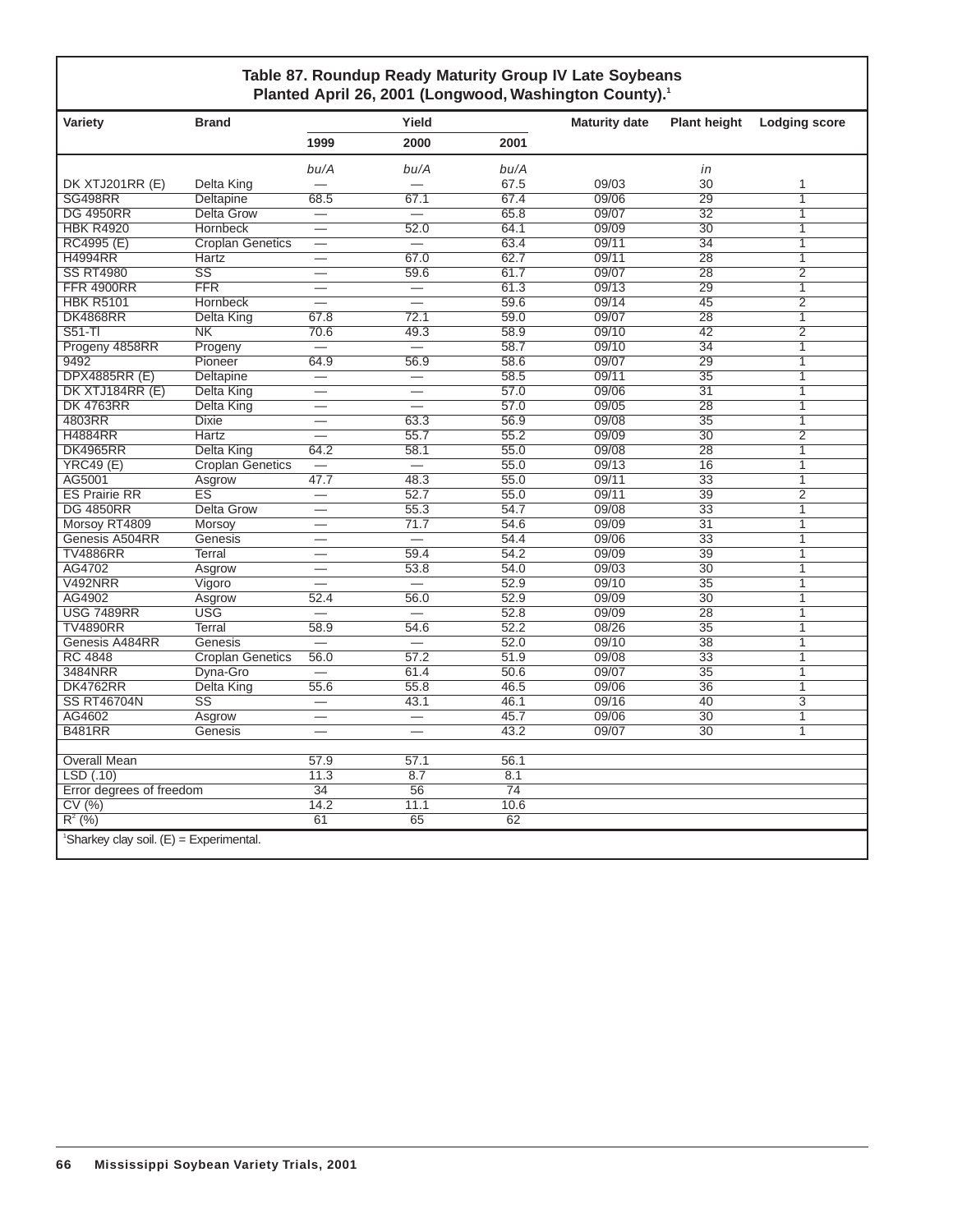**Table 87. Roundup Ready Maturity Group IV Late Soybeans Planted April 26, 2001 (Longwood, Washington County).[1]**

| Variety | Brand | Yield | | | Maturity date | Plant height | Lodging score |
|---|---|---|---|---|---|---|---|
| | | 1999 | 2000 | 2001 | | | |
| | | *bu/A* | *bu/A* | *bu/A* | | *in* | |
| DK XTJ201RR (E) | Delta King | — | — | 67.5 | 09/03 | 30 | 1 |
| SG498RR | Deltapine | 68.5 | 67.1 | 67.4 | 09/06 | 29 | 1 |
| DG 4950RR | Delta Grow | — | — | 65.8 | 09/07 | 32 | 1 |
| HBK R4920 | Hornbeck | — | 52.0 | 64.1 | 09/09 | 30 | 1 |
| RC4995 (E) | Croplan Genetics | — | — | 63.4 | 09/11 | 34 | 1 |
| H4994RR | Hartz | — | 67.0 | 62.7 | 09/11 | 28 | 1 |
| SS RT4980 | SS | — | 59.6 | 61.7 | 09/07 | 28 | 2 |
| FFR 4900RR | FFR | — | — | 61.3 | 09/13 | 29 | 1 |
| HBK R5101 | Hornbeck | — | — | 59.6 | 09/14 | 45 | 2 |
| DK4868RR | Delta King | 67.8 | 72.1 | 59.0 | 09/07 | 28 | 1 |
| S51-TI | NK | 70.6 | 49.3 | 58.9 | 09/10 | 42 | 2 |
| Progeny 4858RR | Progeny | — | — | 58.7 | 09/10 | 34 | 1 |
| 9492 | Pioneer | 64.9 | 56.9 | 58.6 | 09/07 | 29 | 1 |
| DPX4885RR (E) | Deltapine | — | — | 58.5 | 09/11 | 35 | 1 |
| DK XTJ184RR (E) | Delta King | — | — | 57.0 | 09/06 | 31 | 1 |
| DK 4763RR | Delta King | — | — | 57.0 | 09/05 | 28 | 1 |
| 4803RR | Dixie | — | 63.3 | 56.9 | 09/08 | 35 | 1 |
| H4884RR | Hartz | — | 55.7 | 55.2 | 09/09 | 30 | 2 |
| DK4965RR | Delta King | 64.2 | 58.1 | 55.0 | 09/08 | 28 | 1 |
| YRC49 (E) | Croplan Genetics | — | — | 55.0 | 09/13 | 16 | 1 |
| AG5001 | Asgrow | 47.7 | 48.3 | 55.0 | 09/11 | 33 | 1 |
| ES Prairie RR | ES | — | 52.7 | 55.0 | 09/11 | 39 | 2 |
| DG 4850RR | Delta Grow | — | 55.3 | 54.7 | 09/08 | 33 | 1 |
| Morsoy RT4809 | Morsoy | — | 71.7 | 54.6 | 09/09 | 31 | 1 |
| Genesis A504RR | Genesis | — | — | 54.4 | 09/06 | 33 | 1 |
| TV4886RR | Terral | — | 59.4 | 54.2 | 09/09 | 39 | 1 |
| AG4702 | Asgrow | — | 53.8 | 54.0 | 09/03 | 30 | 1 |
| V492NRR | Vigoro | — | — | 52.9 | 09/10 | 35 | 1 |
| AG4902 | Asgrow | 52.4 | 56.0 | 52.9 | 09/09 | 30 | 1 |
| USG 7489RR | USG | — | — | 52.8 | 09/09 | 28 | 1 |
| TV4890RR | Terral | 58.9 | 54.6 | 52.2 | 08/26 | 35 | 1 |
| Genesis A484RR | Genesis | — | — | 52.0 | 09/10 | 38 | 1 |
| RC 4848 | Croplan Genetics | 56.0 | 57.2 | 51.9 | 09/08 | 33 | 1 |
| 3484NRR | Dyna-Gro | — | 61.4 | 50.6 | 09/07 | 35 | 1 |
| DK4762RR | Delta King | 55.6 | 55.8 | 46.5 | 09/06 | 36 | 1 |
| SS RT46704N | SS | — | 43.1 | 46.1 | 09/16 | 40 | 3 |
| AG4602 | Asgrow | — | — | 45.7 | 09/06 | 30 | 1 |
| B481RR | Genesis | — | — | 43.2 | 09/07 | 30 | 1 |
| | | | | | | | |
| Overall Mean | | 57.9 | 57.1 | 56.1 | | | |
| LSD (.10) | | 11.3 | 8.7 | 8.1 | | | |
| Error degrees of freedom | | 34 | 56 | 74 | | | |
| CV (%) | | 14.2 | 11.1 | 10.6 | | | |
| $R^2$ (%) | | 61 | 65 | 62 | | | |

[1]Sharkey clay soil. (E) = Experimental.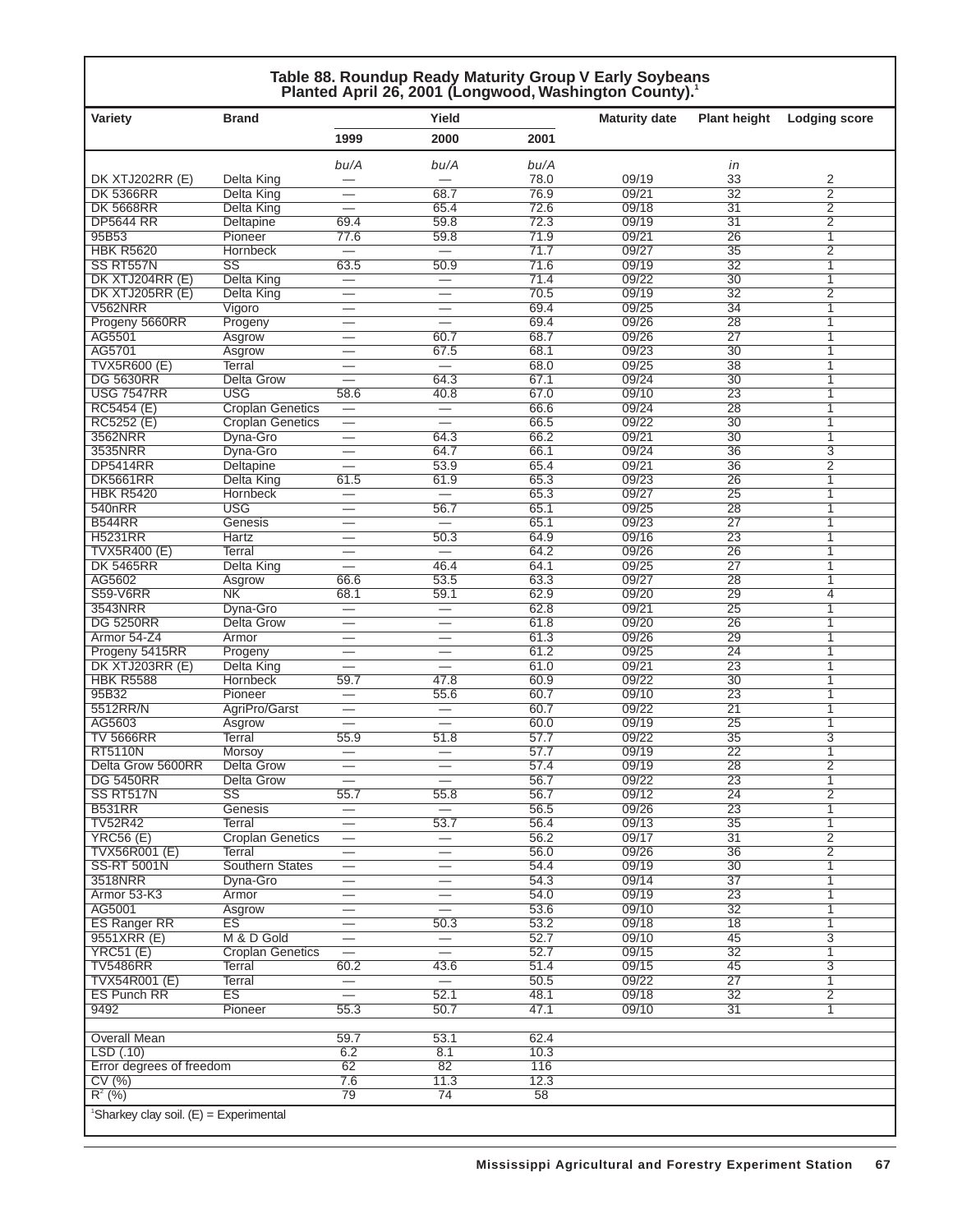## Table 88. Roundup Ready Maturity Group V Early Soybeans Planted April 26, 2001 (Longwood, Washington County).[1]

| Variety | Brand | Yield | | | Maturity date | Plant height | Lodging score |
|---|---|---|---|---|---|---|---|
| | | 1999 | 2000 | 2001 | | | |
| | | bu/A | bu/A | bu/A | | in | |
| DK XTJ202RR (E) | Delta King | — | — | 78.0 | 09/19 | 33 | 2 |
| DK 5366RR | Delta King | — | 68.7 | 76.9 | 09/21 | 32 | 2 |
| DK 5668RR | Delta King | — | 65.4 | 72.6 | 09/18 | 31 | 2 |
| DP5644 RR | Deltapine | 69.4 | 59.8 | 72.3 | 09/19 | 31 | 2 |
| 95B53 | Pioneer | 77.6 | 59.8 | 71.9 | 09/21 | 26 | 1 |
| HBK R5620 | Hornbeck | — | — | 71.7 | 09/27 | 35 | 2 |
| SS RT557N | SS | 63.5 | 50.9 | 71.6 | 09/19 | 32 | 1 |
| DK XTJ204RR (E) | Delta King | — | — | 71.4 | 09/22 | 30 | 1 |
| DK XTJ205RR (E) | Delta King | — | — | 70.5 | 09/19 | 32 | 2 |
| V562NRR | Vigoro | — | — | 69.4 | 09/25 | 34 | 1 |
| Progeny 5660RR | Progeny | — | — | 69.4 | 09/26 | 28 | 1 |
| AG5501 | Asgrow | — | 60.7 | 68.7 | 09/26 | 27 | 1 |
| AG5701 | Asgrow | — | 67.5 | 68.1 | 09/23 | 30 | 1 |
| TVX5R600 (E) | Terral | — | — | 68.0 | 09/25 | 38 | 1 |
| DG 5630RR | Delta Grow | — | 64.3 | 67.1 | 09/24 | 30 | 1 |
| USG 7547RR | USG | 58.6 | 40.8 | 67.0 | 09/10 | 23 | 1 |
| RC5454 (E) | Croplan Genetics | — | — | 66.6 | 09/24 | 28 | 1 |
| RC5252 (E) | Croplan Genetics | — | — | 66.5 | 09/22 | 30 | 1 |
| 3562NRR | Dyna-Gro | — | 64.3 | 66.2 | 09/21 | 30 | 1 |
| 3535NRR | Dyna-Gro | — | 64.7 | 66.1 | 09/24 | 36 | 3 |
| DP5414RR | Deltapine | — | 53.9 | 65.4 | 09/21 | 36 | 2 |
| DK5661RR | Delta King | 61.5 | 61.9 | 65.3 | 09/23 | 26 | 1 |
| HBK R5420 | Hornbeck | — | — | 65.3 | 09/27 | 25 | 1 |
| 540nRR | USG | — | 56.7 | 65.1 | 09/25 | 28 | 1 |
| B544RR | Genesis | — | — | 65.1 | 09/23 | 27 | 1 |
| H5231RR | Hartz | — | 50.3 | 64.9 | 09/16 | 23 | 1 |
| TVX5R400 (E) | Terral | — | — | 64.2 | 09/26 | 26 | 1 |
| DK 5465RR | Delta King | — | 46.4 | 64.1 | 09/25 | 27 | 1 |
| AG5602 | Asgrow | 66.6 | 53.5 | 63.3 | 09/27 | 28 | 1 |
| S59-V6RR | NK | 68.1 | 59.1 | 62.9 | 09/20 | 29 | 4 |
| 3543NRR | Dyna-Gro | — | — | 62.8 | 09/21 | 25 | 1 |
| DG 5250RR | Delta Grow | — | — | 61.8 | 09/20 | 26 | 1 |
| Armor 54-Z4 | Armor | — | — | 61.3 | 09/26 | 29 | 1 |
| Progeny 5415RR | Progeny | — | — | 61.2 | 09/25 | 24 | 1 |
| DK XTJ203RR (E) | Delta King | — | — | 61.0 | 09/21 | 23 | 1 |
| HBK R5588 | Hornbeck | 59.7 | 47.8 | 60.9 | 09/22 | 30 | 1 |
| 95B32 | Pioneer | — | 55.6 | 60.7 | 09/10 | 23 | 1 |
| 5512RR/N | AgriPro/Garst | — | — | 60.7 | 09/22 | 21 | 1 |
| AG5603 | Asgrow | — | — | 60.0 | 09/19 | 25 | 1 |
| TV 5666RR | Terral | 55.9 | 51.8 | 57.7 | 09/22 | 35 | 3 |
| RT5110N | Morsoy | — | — | 57.7 | 09/19 | 22 | 1 |
| Delta Grow 5600RR | Delta Grow | — | — | 57.4 | 09/19 | 28 | 2 |
| DG 5450RR | Delta Grow | — | — | 56.7 | 09/22 | 23 | 1 |
| SS RT517N | SS | 55.7 | 55.8 | 56.7 | 09/12 | 24 | 2 |
| B531RR | Genesis | — | — | 56.5 | 09/26 | 23 | 1 |
| TV52R42 | Terral | — | 53.7 | 56.4 | 09/13 | 35 | 1 |
| YRC56 (E) | Croplan Genetics | — | — | 56.2 | 09/17 | 31 | 2 |
| TVX56R001 (E) | Terral | — | — | 56.0 | 09/26 | 36 | 2 |
| SS-RT 5001N | Southern States | — | — | 54.4 | 09/19 | 30 | 1 |
| 3518NRR | Dyna-Gro | — | — | 54.3 | 09/14 | 37 | 1 |
| Armor 53-K3 | Armor | — | — | 54.0 | 09/19 | 23 | 1 |
| AG5001 | Asgrow | — | — | 53.6 | 09/10 | 32 | 1 |
| ES Ranger RR | ES | — | 50.3 | 53.2 | 09/18 | 18 | 1 |
| 9551XRR (E) | M & D Gold | — | — | 52.7 | 09/10 | 45 | 3 |
| YRC51 (E) | Croplan Genetics | — | — | 52.7 | 09/15 | 32 | 1 |
| TV5486RR | Terral | 60.2 | 43.6 | 51.4 | 09/15 | 45 | 3 |
| TVX54R001 (E) | Terral | — | — | 50.5 | 09/22 | 27 | 1 |
| ES Punch RR | ES | — | 52.1 | 48.1 | 09/18 | 32 | 2 |
| 9492 | Pioneer | 55.3 | 50.7 | 47.1 | 09/10 | 31 | 1 |
| | | | | | | | |
| Overall Mean | | 59.7 | 53.1 | 62.4 | | | |
| LSD (.10) | | 6.2 | 8.1 | 10.3 | | | |
| Error degrees of freedom | | 62 | 82 | 116 | | | |
| CV (%) | | 7.6 | 11.3 | 12.3 | | | |
| $R^2$ (%) | | 79 | 74 | 58 | | | |

[1]Sharkey clay soil. (E) = Experimental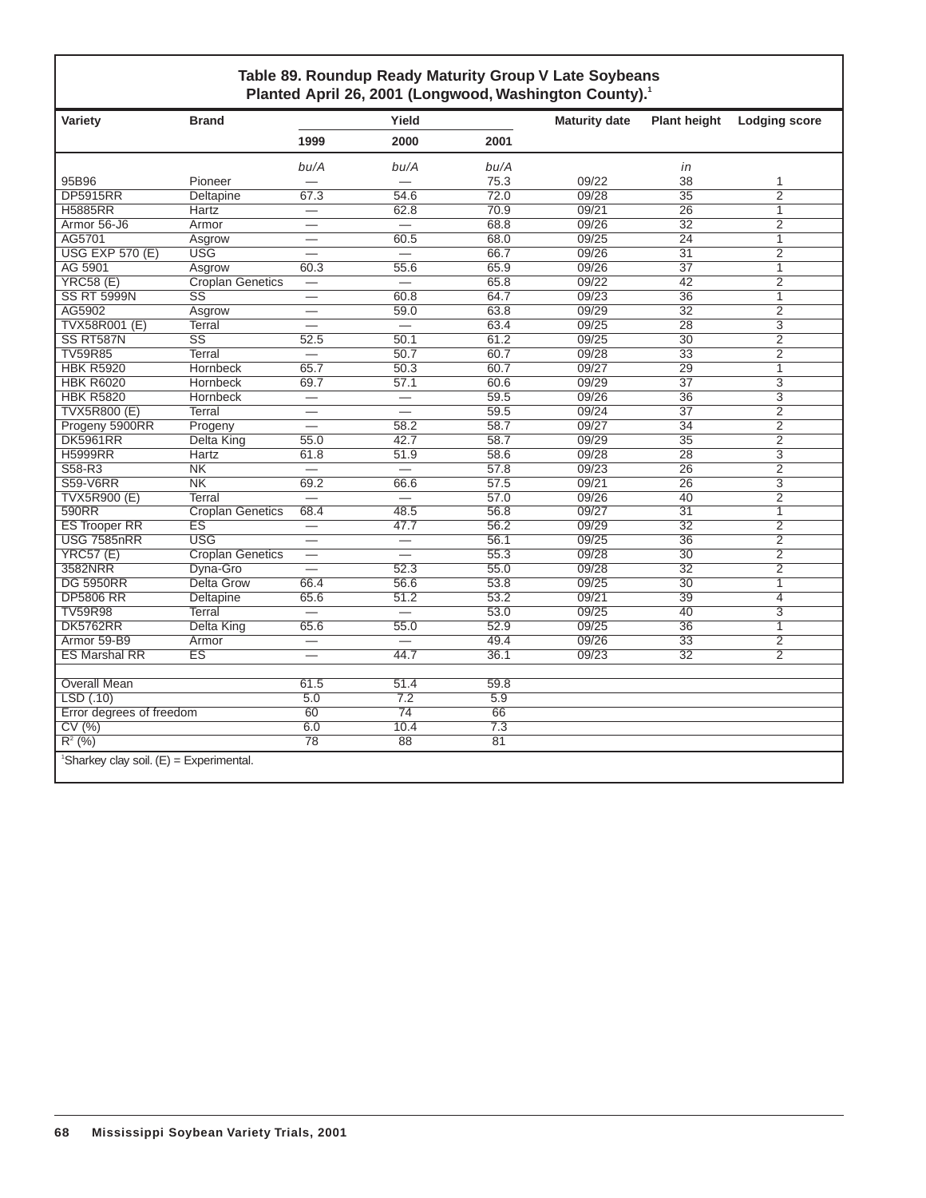**Table 89. Roundup Ready Maturity Group V Late Soybeans Planted April 26, 2001 (Longwood, Washington County).[1]**

| Variety | Brand | Yield | | | Maturity date | Plant height | Lodging score |
|---|---|---|---|---|---|---|---|
| | | 1999 | 2000 | 2001 | | | |
| | | *bu/A* | *bu/A* | *bu/A* | | *in* | |
| 95B96 | Pioneer | — | — | 75.3 | 09/22 | 38 | 1 |
| DP5915RR | Deltapine | 67.3 | 54.6 | 72.0 | 09/28 | 35 | 2 |
| H5885RR | Hartz | — | 62.8 | 70.9 | 09/21 | 26 | 1 |
| Armor 56-J6 | Armor | — | — | 68.8 | 09/26 | 32 | 2 |
| AG5701 | Asgrow | — | 60.5 | 68.0 | 09/25 | 24 | 1 |
| USG EXP 570 (E) | USG | — | — | 66.7 | 09/26 | 31 | 2 |
| AG 5901 | Asgrow | 60.3 | 55.6 | 65.9 | 09/26 | 37 | 1 |
| YRC58 (E) | Croplan Genetics | — | — | 65.8 | 09/22 | 42 | 2 |
| SS RT 5999N | SS | — | 60.8 | 64.7 | 09/23 | 36 | 1 |
| AG5902 | Asgrow | — | 59.0 | 63.8 | 09/29 | 32 | 2 |
| TVX58R001 (E) | Terral | — | — | 63.4 | 09/25 | 28 | 3 |
| SS RT587N | SS | 52.5 | 50.1 | 61.2 | 09/25 | 30 | 2 |
| TV59R85 | Terral | — | 50.7 | 60.7 | 09/28 | 33 | 2 |
| HBK R5920 | Hornbeck | 65.7 | 50.3 | 60.7 | 09/27 | 29 | 1 |
| HBK R6020 | Hornbeck | 69.7 | 57.1 | 60.6 | 09/29 | 37 | 3 |
| HBK R5820 | Hornbeck | — | — | 59.5 | 09/26 | 36 | 3 |
| TVX5R800 (E) | Terral | — | — | 59.5 | 09/24 | 37 | 2 |
| Progeny 5900RR | Progeny | — | 58.2 | 58.7 | 09/27 | 34 | 2 |
| DK5961RR | Delta King | 55.0 | 42.7 | 58.7 | 09/29 | 35 | 2 |
| H5999RR | Hartz | 61.8 | 51.9 | 58.6 | 09/28 | 28 | 3 |
| S58-R3 | NK | — | — | 57.8 | 09/23 | 26 | 2 |
| S59-V6RR | NK | 69.2 | 66.6 | 57.5 | 09/21 | 26 | 3 |
| TVX5R900 (E) | Terral | — | — | 57.0 | 09/26 | 40 | 2 |
| 590RR | Croplan Genetics | 68.4 | 48.5 | 56.8 | 09/27 | 31 | 1 |
| ES Trooper RR | ES | — | 47.7 | 56.2 | 09/29 | 32 | 2 |
| USG 7585nRR | USG | — | — | 56.1 | 09/25 | 36 | 2 |
| YRC57 (E) | Croplan Genetics | — | — | 55.3 | 09/28 | 30 | 2 |
| 3582NRR | Dyna-Gro | — | 52.3 | 55.0 | 09/28 | 32 | 2 |
| DG 5950RR | Delta Grow | 66.4 | 56.6 | 53.8 | 09/25 | 30 | 1 |
| DP5806 RR | Deltapine | 65.6 | 51.2 | 53.2 | 09/21 | 39 | 4 |
| TV59R98 | Terral | — | — | 53.0 | 09/25 | 40 | 3 |
| DK5762RR | Delta King | 65.6 | 55.0 | 52.9 | 09/25 | 36 | 1 |
| Armor 59-B9 | Armor | — | — | 49.4 | 09/26 | 33 | 2 |
| ES Marshal RR | ES | — | 44.7 | 36.1 | 09/23 | 32 | 2 |
| Overall Mean | | 61.5 | 51.4 | 59.8 | | | |
| LSD (.10) | | 5.0 | 7.2 | 5.9 | | | |
| Error degrees of freedom | | 60 | 74 | 66 | | | |
| CV (%) | | 6.0 | 10.4 | 7.3 | | | |
| $R^2$ (%) | | 78 | 88 | 81 | | | |

[1]Sharkey clay soil. (E) = Experimental.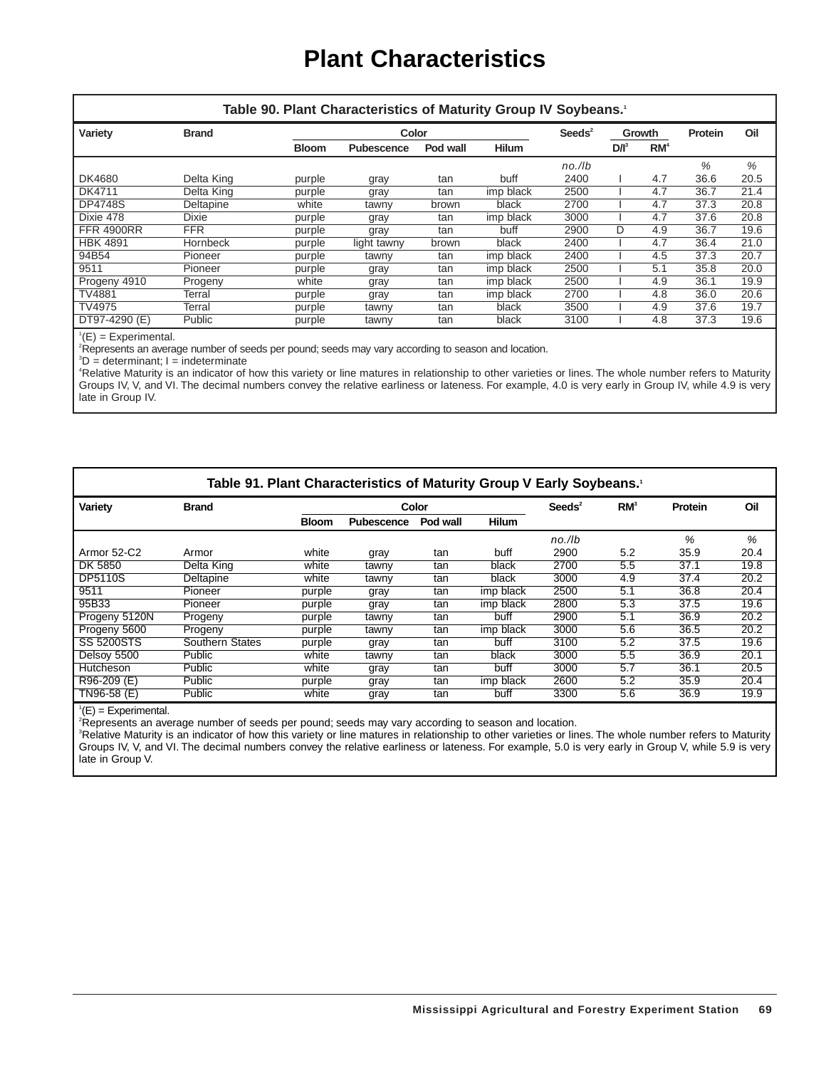# Plant Characteristics

**Table 90. Plant Characteristics of Maturity Group IV Soybeans.[1]**

| Variety | Brand | Color | | | | Seeds[2] | Growth | | Protein | Oil |
|---|---|---|---|---|---|---|---|---|---|---|
| | | Bloom | Pubescence | Pod wall | Hilum | | D/I[3] | RM[4] | | |
| | | | | | | no./lb | | | % | % |
| DK4680 | Delta King | purple | gray | tan | buff | 2400 | I | 4.7 | 36.6 | 20.5 |
| DK4711 | Delta King | purple | gray | tan | imp black | 2500 | I | 4.7 | 36.7 | 21.4 |
| DP4748S | Deltapine | white | tawny | brown | black | 2700 | I | 4.7 | 37.3 | 20.8 |
| Dixie 478 | Dixie | purple | gray | tan | imp black | 3000 | I | 4.7 | 37.6 | 20.8 |
| FFR 4900RR | FFR | purple | gray | tan | buff | 2900 | D | 4.9 | 36.7 | 19.6 |
| HBK 4891 | Hornbeck | purple | light tawny | brown | black | 2400 | I | 4.7 | 36.4 | 21.0 |
| 94B54 | Pioneer | purple | tawny | tan | imp black | 2400 | I | 4.5 | 37.3 | 20.7 |
| 9511 | Pioneer | purple | gray | tan | imp black | 2500 | I | 5.1 | 35.8 | 20.0 |
| Progeny 4910 | Progeny | white | gray | tan | imp black | 2500 | I | 4.9 | 36.1 | 19.9 |
| TV4881 | Terral | purple | gray | tan | imp black | 2700 | I | 4.8 | 36.0 | 20.6 |
| TV4975 | Terral | purple | tawny | tan | black | 3500 | I | 4.9 | 37.6 | 19.7 |
| DT97-4290 (E) | Public | purple | tawny | tan | black | 3100 | I | 4.8 | 37.3 | 19.6 |

[1](E) = Experimental.
[2]Represents an average number of seeds per pound; seeds may vary according to season and location.
[3]D = determinant; I = indeterminate
[4]Relative Maturity is an indicator of how this variety or line matures in relationship to other varieties or lines. The whole number refers to Maturity Groups IV, V, and VI. The decimal numbers convey the relative earliness or lateness. For example, 4.0 is very early in Group IV, while 4.9 is very late in Group IV.

**Table 91. Plant Characteristics of Maturity Group V Early Soybeans.[1]**

| Variety | Brand | Color | | | | Seeds[2] | RM[3] | Protein | Oil |
|---|---|---|---|---|---|---|---|---|---|
| | | Bloom | Pubescence | Pod wall | Hilum | | | | |
| | | | | | | no./lb | | % | % |
| Armor 52-C2 | Armor | white | gray | tan | buff | 2900 | 5.2 | 35.9 | 20.4 |
| DK 5850 | Delta King | white | tawny | tan | black | 2700 | 5.5 | 37.1 | 19.8 |
| DP5110S | Deltapine | white | tawny | tan | black | 3000 | 4.9 | 37.4 | 20.2 |
| 9511 | Pioneer | purple | gray | tan | imp black | 2500 | 5.1 | 36.8 | 20.4 |
| 95B33 | Pioneer | purple | gray | tan | imp black | 2800 | 5.3 | 37.5 | 19.6 |
| Progeny 5120N | Progeny | purple | tawny | tan | buff | 2900 | 5.1 | 36.9 | 20.2 |
| Progeny 5600 | Progeny | purple | tawny | tan | imp black | 3000 | 5.6 | 36.5 | 20.2 |
| SS 5200STS | Southern States | purple | gray | tan | buff | 3100 | 5.2 | 37.5 | 19.6 |
| Delsoy 5500 | Public | white | tawny | tan | black | 3000 | 5.5 | 36.9 | 20.1 |
| Hutcheson | Public | white | gray | tan | buff | 3000 | 5.7 | 36.1 | 20.5 |
| R96-209 (E) | Public | purple | gray | tan | imp black | 2600 | 5.2 | 35.9 | 20.4 |
| TN96-58 (E) | Public | white | gray | tan | buff | 3300 | 5.6 | 36.9 | 19.9 |

[1](E) = Experimental.
[2]Represents an average number of seeds per pound; seeds may vary according to season and location.
[3]Relative Maturity is an indicator of how this variety or line matures in relationship to other varieties or lines. The whole number refers to Maturity Groups IV, V, and VI. The decimal numbers convey the relative earliness or lateness. For example, 5.0 is very early in Group V, while 5.9 is very late in Group V.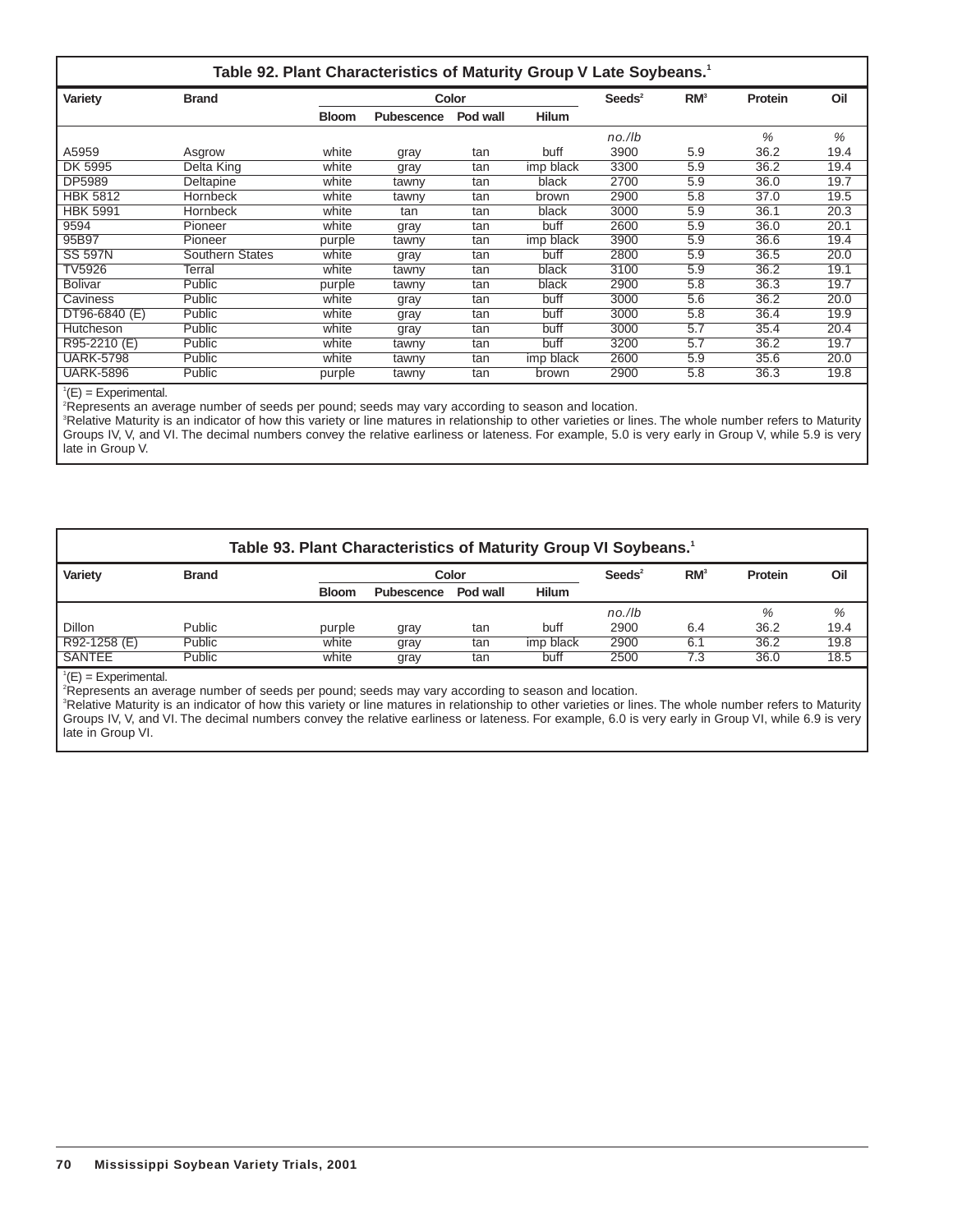## Table 92. Plant Characteristics of Maturity Group V Late Soybeans.[1]

| Variety | Brand | Color | | | | Seeds[2] | RM[3] | Protein | Oil |
|---|---|---|---|---|---|---|---|---|---|
| | | Bloom | Pubescence | Pod wall | Hilum | | | | |
| | | | | | | no./lb | | % | % |
| A5959 | Asgrow | white | gray | tan | buff | 3900 | 5.9 | 36.2 | 19.4 |
| DK 5995 | Delta King | white | gray | tan | imp black | 3300 | 5.9 | 36.2 | 19.4 |
| DP5989 | Deltapine | white | tawny | tan | black | 2700 | 5.9 | 36.0 | 19.7 |
| HBK 5812 | Hornbeck | white | tawny | tan | brown | 2900 | 5.8 | 37.0 | 19.5 |
| HBK 5991 | Hornbeck | white | tan | tan | black | 3000 | 5.9 | 36.1 | 20.3 |
| 9594 | Pioneer | white | gray | tan | buff | 2600 | 5.9 | 36.0 | 20.1 |
| 95B97 | Pioneer | purple | tawny | tan | imp black | 3900 | 5.9 | 36.6 | 19.4 |
| SS 597N | Southern States | white | gray | tan | buff | 2800 | 5.9 | 36.5 | 20.0 |
| TV5926 | Terral | white | tawny | tan | black | 3100 | 5.9 | 36.2 | 19.1 |
| Bolivar | Public | purple | tawny | tan | black | 2900 | 5.8 | 36.3 | 19.7 |
| Caviness | Public | white | gray | tan | buff | 3000 | 5.6 | 36.2 | 20.0 |
| DT96-6840 (E) | Public | white | gray | tan | buff | 3000 | 5.8 | 36.4 | 19.9 |
| Hutcheson | Public | white | gray | tan | buff | 3000 | 5.7 | 35.4 | 20.4 |
| R95-2210 (E) | Public | white | tawny | tan | buff | 3200 | 5.7 | 36.2 | 19.7 |
| UARK-5798 | Public | white | tawny | tan | imp black | 2600 | 5.9 | 35.6 | 20.0 |
| UARK-5896 | Public | purple | tawny | tan | brown | 2900 | 5.8 | 36.3 | 19.8 |

[1](E) = Experimental.
[2]Represents an average number of seeds per pound; seeds may vary according to season and location.
[3]Relative Maturity is an indicator of how this variety or line matures in relationship to other varieties or lines. The whole number refers to Maturity Groups IV, V, and VI. The decimal numbers convey the relative earliness or lateness. For example, 5.0 is very early in Group V, while 5.9 is very late in Group V.

## Table 93. Plant Characteristics of Maturity Group VI Soybeans.[1]

| Variety | Brand | Color | | | | Seeds[2] | RM[3] | Protein | Oil |
|---|---|---|---|---|---|---|---|---|---|
| | | Bloom | Pubescence | Pod wall | Hilum | | | | |
| | | | | | | no./lb | | % | % |
| Dillon | Public | purple | gray | tan | buff | 2900 | 6.4 | 36.2 | 19.4 |
| R92-1258 (E) | Public | white | gray | tan | imp black | 2900 | 6.1 | 36.2 | 19.8 |
| SANTEE | Public | white | gray | tan | buff | 2500 | 7.3 | 36.0 | 18.5 |

[1](E) = Experimental.
[2]Represents an average number of seeds per pound; seeds may vary according to season and location.
[3]Relative Maturity is an indicator of how this variety or line matures in relationship to other varieties or lines. The whole number refers to Maturity Groups IV, V, and VI. The decimal numbers convey the relative earliness or lateness. For example, 6.0 is very early in Group VI, while 6.9 is very late in Group VI.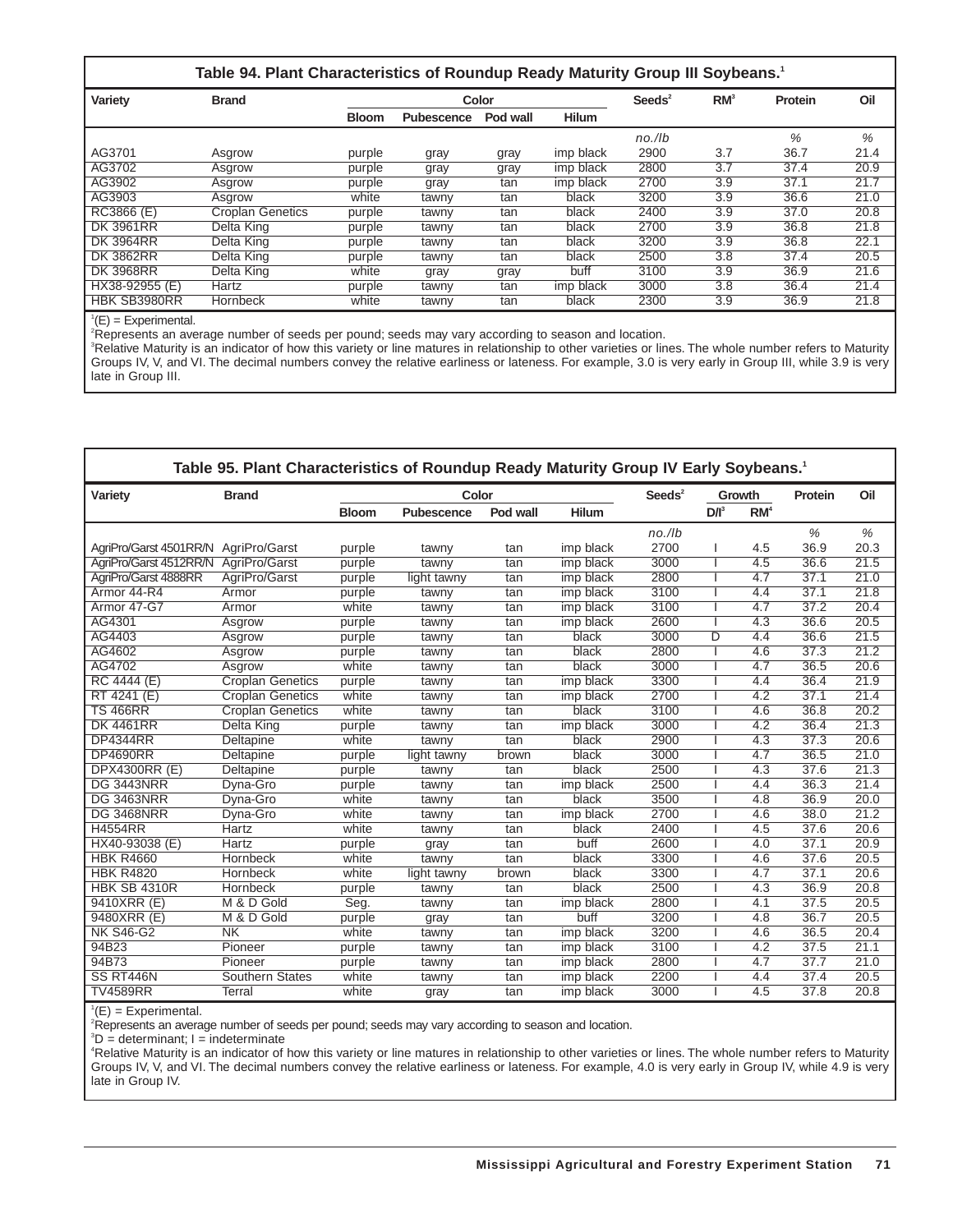## Table 94. Plant Characteristics of Roundup Ready Maturity Group III Soybeans.[1]

| Variety | Brand | Color | | | | Seeds[2] | RM[3] | Protein | Oil |
|---|---|---|---|---|---|---|---|---|---|
| | | Bloom | Pubescence | Pod wall | Hilum | | | | |
| | | | | | | *no./lb* | | *%* | *%* |
| AG3701 | Asgrow | purple | gray | gray | imp black | 2900 | 3.7 | 36.7 | 21.4 |
| AG3702 | Asgrow | purple | gray | gray | imp black | 2800 | 3.7 | 37.4 | 20.9 |
| AG3902 | Asgrow | purple | gray | tan | imp black | 2700 | 3.9 | 37.1 | 21.7 |
| AG3903 | Asgrow | white | tawny | tan | black | 3200 | 3.9 | 36.6 | 21.0 |
| RC3866 (E) | Croplan Genetics | purple | tawny | tan | black | 2400 | 3.9 | 37.0 | 20.8 |
| DK 3961RR | Delta King | purple | tawny | tan | black | 2700 | 3.9 | 36.8 | 21.8 |
| DK 3964RR | Delta King | purple | tawny | tan | black | 3200 | 3.9 | 36.8 | 22.1 |
| DK 3862RR | Delta King | purple | tawny | tan | black | 2500 | 3.8 | 37.4 | 20.5 |
| DK 3968RR | Delta King | white | gray | gray | buff | 3100 | 3.9 | 36.9 | 21.6 |
| HX38-92955 (E) | Hartz | purple | tawny | tan | imp black | 3000 | 3.8 | 36.4 | 21.4 |
| HBK SB3980RR | Hornbeck | white | tawny | tan | black | 2300 | 3.9 | 36.9 | 21.8 |

[1](E) = Experimental.
[2]Represents an average number of seeds per pound; seeds may vary according to season and location.
[3]Relative Maturity is an indicator of how this variety or line matures in relationship to other varieties or lines. The whole number refers to Maturity Groups IV, V, and VI. The decimal numbers convey the relative earliness or lateness. For example, 3.0 is very early in Group III, while 3.9 is very late in Group III.

## Table 95. Plant Characteristics of Roundup Ready Maturity Group IV Early Soybeans.[1]

| Variety | Brand | Color | | | | Seeds[2] | Growth | | Protein | Oil |
|---|---|---|---|---|---|---|---|---|---|---|
| | | Bloom | Pubescence | Pod wall | Hilum | | D/I[3] | RM[4] | | |
| | | | | | | *no./lb* | | | *%* | *%* |
| AgriPro/Garst 4501RR/N | AgriPro/Garst | purple | tawny | tan | imp black | 2700 | I | 4.5 | 36.9 | 20.3 |
| AgriPro/Garst 4512RR/N | AgriPro/Garst | purple | tawny | tan | imp black | 3000 | I | 4.5 | 36.6 | 21.5 |
| AgriPro/Garst 4888RR | AgriPro/Garst | purple | light tawny | tan | imp black | 2800 | I | 4.7 | 37.1 | 21.0 |
| Armor 44-R4 | Armor | purple | tawny | tan | imp black | 3100 | I | 4.4 | 37.1 | 21.8 |
| Armor 47-G7 | Armor | white | tawny | tan | imp black | 3100 | I | 4.7 | 37.2 | 20.4 |
| AG4301 | Asgrow | purple | tawny | tan | imp black | 2600 | I | 4.3 | 36.6 | 20.5 |
| AG4403 | Asgrow | purple | tawny | tan | black | 3000 | D | 4.4 | 36.6 | 21.5 |
| AG4602 | Asgrow | purple | tawny | tan | black | 2800 | I | 4.6 | 37.3 | 21.2 |
| AG4702 | Asgrow | white | tawny | tan | black | 3000 | I | 4.7 | 36.5 | 20.6 |
| RC 4444 (E) | Croplan Genetics | purple | tawny | tan | imp black | 3300 | I | 4.4 | 36.4 | 21.9 |
| RT 4241 (E) | Croplan Genetics | white | tawny | tan | imp black | 2700 | I | 4.2 | 37.1 | 21.4 |
| TS 466RR | Croplan Genetics | white | tawny | tan | black | 3100 | I | 4.6 | 36.8 | 20.2 |
| DK 4461RR | Delta King | purple | tawny | tan | imp black | 3000 | I | 4.2 | 36.4 | 21.3 |
| DP4344RR | Deltapine | white | tawny | tan | black | 2900 | I | 4.3 | 37.3 | 20.6 |
| DP4690RR | Deltapine | purple | light tawny | brown | black | 3000 | I | 4.7 | 36.5 | 21.0 |
| DPX4300RR (E) | Deltapine | purple | tawny | tan | black | 2500 | I | 4.3 | 37.6 | 21.3 |
| DG 3443NRR | Dyna-Gro | purple | tawny | tan | imp black | 2500 | I | 4.4 | 36.3 | 21.4 |
| DG 3463NRR | Dyna-Gro | white | tawny | tan | black | 3500 | I | 4.8 | 36.9 | 20.0 |
| DG 3468NRR | Dyna-Gro | white | tawny | tan | imp black | 2700 | I | 4.6 | 38.0 | 21.2 |
| H4554RR | Hartz | white | tawny | tan | black | 2400 | I | 4.5 | 37.6 | 20.6 |
| HX40-93038 (E) | Hartz | purple | gray | tan | buff | 2600 | I | 4.0 | 37.1 | 20.9 |
| HBK R4660 | Hornbeck | white | tawny | tan | black | 3300 | I | 4.6 | 37.6 | 20.5 |
| HBK R4820 | Hornbeck | white | light tawny | brown | black | 3300 | I | 4.7 | 37.1 | 20.6 |
| HBK SB 4310R | Hornbeck | purple | tawny | tan | black | 2500 | I | 4.3 | 36.9 | 20.8 |
| 9410XRR (E) | M & D Gold | Seg. | tawny | tan | imp black | 2800 | I | 4.1 | 37.5 | 20.5 |
| 9480XRR (E) | M & D Gold | purple | gray | tan | buff | 3200 | I | 4.8 | 36.7 | 20.5 |
| NK S46-G2 | NK | white | tawny | tan | imp black | 3200 | I | 4.6 | 36.5 | 20.4 |
| 94B23 | Pioneer | purple | tawny | tan | imp black | 3100 | I | 4.2 | 37.5 | 21.1 |
| 94B73 | Pioneer | purple | tawny | tan | imp black | 2800 | I | 4.7 | 37.7 | 21.0 |
| SS RT446N | Southern States | white | tawny | tan | imp black | 2200 | I | 4.4 | 37.4 | 20.5 |
| TV4589RR | Terral | white | gray | tan | imp black | 3000 | I | 4.5 | 37.8 | 20.8 |

[1](E) = Experimental.
[2]Represents an average number of seeds per pound; seeds may vary according to season and location.
[3]D = determinant; I = indeterminate
[4]Relative Maturity is an indicator of how this variety or line matures in relationship to other varieties or lines. The whole number refers to Maturity Groups IV, V, and VI. The decimal numbers convey the relative earliness or lateness. For example, 4.0 is very early in Group IV, while 4.9 is very late in Group IV.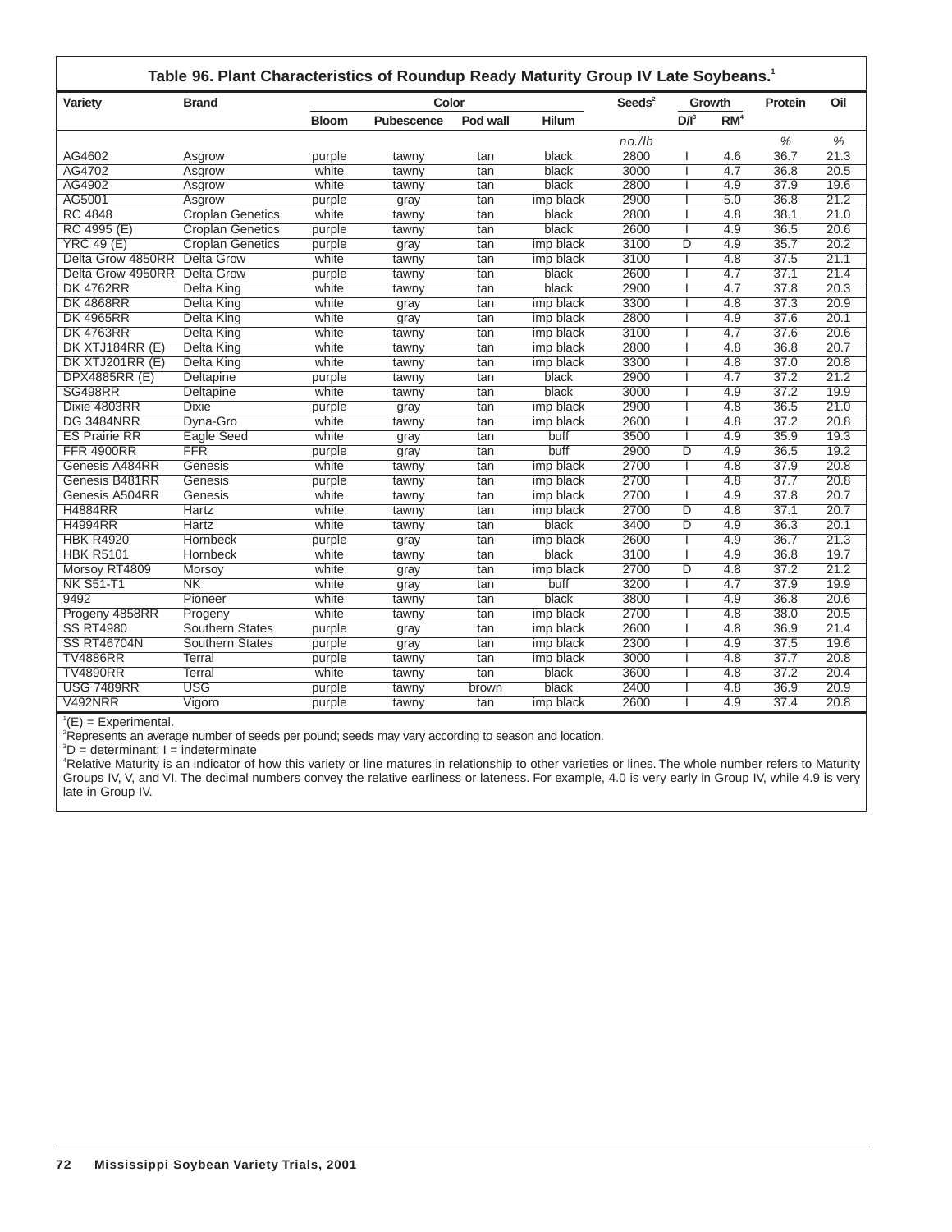### Table 96. Plant Characteristics of Roundup Ready Maturity Group IV Late Soybeans.[1]

| Variety | Brand | Color | | | | Seeds[2] | Growth | | Protein | Oil |
|---|---|---|---|---|---|---|---|---|---|---|
| | | Bloom | Pubescence | Pod wall | Hilum | | D/I[3] | RM[4] | | |
| | | | | | | no./lb | | | % | % |
| AG4602 | Asgrow | purple | tawny | tan | black | 2800 | I | 4.6 | 36.7 | 21.3 |
| AG4702 | Asgrow | white | tawny | tan | black | 3000 | I | 4.7 | 36.8 | 20.5 |
| AG4902 | Asgrow | white | tawny | tan | black | 2800 | I | 4.9 | 37.9 | 19.6 |
| AG5001 | Asgrow | purple | gray | tan | imp black | 2900 | I | 5.0 | 36.8 | 21.2 |
| RC 4848 | Croplan Genetics | white | tawny | tan | black | 2800 | I | 4.8 | 38.1 | 21.0 |
| RC 4995 (E) | Croplan Genetics | purple | tawny | tan | black | 2600 | I | 4.9 | 36.5 | 20.6 |
| YRC 49 (E) | Croplan Genetics | purple | gray | tan | imp black | 3100 | D | 4.9 | 35.7 | 20.2 |
| Delta Grow 4850RR | Delta Grow | white | tawny | tan | imp black | 3100 | I | 4.8 | 37.5 | 21.1 |
| Delta Grow 4950RR | Delta Grow | purple | tawny | tan | black | 2600 | I | 4.7 | 37.1 | 21.4 |
| DK 4762RR | Delta King | white | tawny | tan | black | 2900 | I | 4.7 | 37.8 | 20.3 |
| DK 4868RR | Delta King | white | gray | tan | imp black | 3300 | I | 4.8 | 37.3 | 20.9 |
| DK 4965RR | Delta King | white | gray | tan | imp black | 2800 | I | 4.9 | 37.6 | 20.1 |
| DK 4763RR | Delta King | white | tawny | tan | imp black | 3100 | I | 4.7 | 37.6 | 20.6 |
| DK XTJ184RR (E) | Delta King | white | tawny | tan | imp black | 2800 | I | 4.8 | 36.8 | 20.7 |
| DK XTJ201RR (E) | Delta King | white | tawny | tan | imp black | 3300 | I | 4.8 | 37.0 | 20.8 |
| DPX4885RR (E) | Deltapine | purple | tawny | tan | black | 2900 | I | 4.7 | 37.2 | 21.2 |
| SG498RR | Deltapine | white | tawny | tan | black | 3000 | I | 4.9 | 37.2 | 19.9 |
| Dixie 4803RR | Dixie | purple | gray | tan | imp black | 2900 | I | 4.8 | 36.5 | 21.0 |
| DG 3484NRR | Dyna-Gro | white | tawny | tan | imp black | 2600 | I | 4.8 | 37.2 | 20.8 |
| ES Prairie RR | Eagle Seed | white | gray | tan | buff | 3500 | I | 4.9 | 35.9 | 19.3 |
| FFR 4900RR | FFR | purple | gray | tan | buff | 2900 | D | 4.9 | 36.5 | 19.2 |
| Genesis A484RR | Genesis | white | tawny | tan | imp black | 2700 | I | 4.8 | 37.9 | 20.8 |
| Genesis B481RR | Genesis | purple | tawny | tan | imp black | 2700 | I | 4.8 | 37.7 | 20.8 |
| Genesis A504RR | Genesis | white | tawny | tan | imp black | 2700 | I | 4.9 | 37.8 | 20.7 |
| H4884RR | Hartz | white | tawny | tan | imp black | 2700 | D | 4.8 | 37.1 | 20.7 |
| H4994RR | Hartz | white | tawny | tan | black | 3400 | D | 4.9 | 36.3 | 20.1 |
| HBK R4920 | Hornbeck | purple | gray | tan | imp black | 2600 | I | 4.9 | 36.7 | 21.3 |
| HBK R5101 | Hornbeck | white | tawny | tan | black | 3100 | I | 4.9 | 36.8 | 19.7 |
| Morsoy RT4809 | Morsoy | white | gray | tan | imp black | 2700 | D | 4.8 | 37.2 | 21.2 |
| NK S51-T1 | NK | white | gray | tan | buff | 3200 | I | 4.7 | 37.9 | 19.9 |
| 9492 | Pioneer | white | tawny | tan | black | 3800 | I | 4.9 | 36.8 | 20.6 |
| Progeny 4858RR | Progeny | white | tawny | tan | imp black | 2700 | I | 4.8 | 38.0 | 20.5 |
| SS RT4980 | Southern States | purple | gray | tan | imp black | 2600 | I | 4.9 | 36.9 | 21.4 |
| SS RT46704N | Southern States | purple | gray | tan | imp black | 2300 | I | 4.9 | 37.5 | 19.6 |
| TV4886RR | Terral | purple | tawny | tan | imp black | 3000 | I | 4.8 | 37.7 | 20.8 |
| TV4890RR | Terral | white | tawny | tan | black | 3600 | I | 4.8 | 37.2 | 20.4 |
| USG 7489RR | USG | purple | tawny | brown | black | 2400 | I | 4.8 | 36.9 | 20.9 |
| V492NRR | Vigoro | purple | tawny | tan | imp black | 2600 | I | 4.9 | 37.4 | 20.8 |

[1](E) = Experimental.
[2]Represents an average number of seeds per pound; seeds may vary according to season and location.
[3]D = determinant; I = indeterminate
[4]Relative Maturity is an indicator of how this variety or line matures in relationship to other varieties or lines. The whole number refers to Maturity Groups IV, V, and VI. The decimal numbers convey the relative earliness or lateness. For example, 4.0 is very early in Group IV, while 4.9 is very late in Group IV.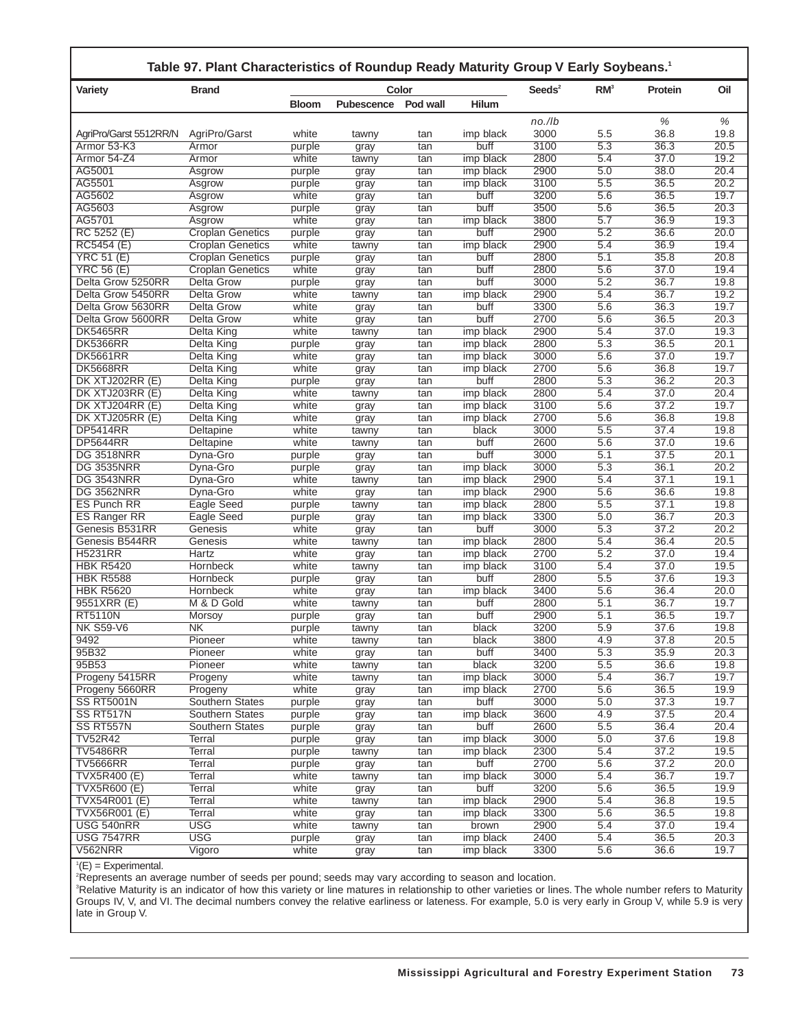## Table 97. Plant Characteristics of Roundup Ready Maturity Group V Early Soybeans.[1]

| Variety | Brand | Color | | | | Seeds[2] | RM[3] | Protein | Oil |
|---|---|---|---|---|---|---|---|---|---|
| | | Bloom | Pubescence | Pod wall | Hilum | | | | |
| | | | | | | no./lb | | % | % |
| AgriPro/Garst 5512RR/N | AgriPro/Garst | white | tawny | tan | imp black | 3000 | 5.5 | 36.8 | 19.8 |
| Armor 53-K3 | Armor | purple | gray | tan | buff | 3100 | 5.3 | 36.3 | 20.5 |
| Armor 54-Z4 | Armor | white | tawny | tan | imp black | 2800 | 5.4 | 37.0 | 19.2 |
| AG5001 | Asgrow | purple | gray | tan | imp black | 2900 | 5.0 | 38.0 | 20.4 |
| AG5501 | Asgrow | purple | gray | tan | imp black | 3100 | 5.5 | 36.5 | 20.2 |
| AG5602 | Asgrow | white | gray | tan | buff | 3200 | 5.6 | 36.5 | 19.7 |
| AG5603 | Asgrow | purple | gray | tan | buff | 3500 | 5.6 | 36.5 | 20.3 |
| AG5701 | Asgrow | white | gray | tan | imp black | 3800 | 5.7 | 36.9 | 19.3 |
| RC 5252 (E) | Croplan Genetics | purple | gray | tan | buff | 2900 | 5.2 | 36.6 | 20.0 |
| RC5454 (E) | Croplan Genetics | white | tawny | tan | imp black | 2900 | 5.4 | 36.9 | 19.4 |
| YRC 51 (E) | Croplan Genetics | purple | gray | tan | buff | 2800 | 5.1 | 35.8 | 20.8 |
| YRC 56 (E) | Croplan Genetics | white | gray | tan | buff | 2800 | 5.6 | 37.0 | 19.4 |
| Delta Grow 5250RR | Delta Grow | purple | gray | tan | buff | 3000 | 5.2 | 36.7 | 19.8 |
| Delta Grow 5450RR | Delta Grow | white | tawny | tan | imp black | 2900 | 5.4 | 36.7 | 19.2 |
| Delta Grow 5630RR | Delta Grow | white | gray | tan | buff | 3300 | 5.6 | 36.3 | 19.7 |
| Delta Grow 5600RR | Delta Grow | white | gray | tan | buff | 2700 | 5.6 | 36.5 | 20.3 |
| DK5465RR | Delta King | white | tawny | tan | imp black | 2900 | 5.4 | 37.0 | 19.3 |
| DK5366RR | Delta King | purple | gray | tan | imp black | 2800 | 5.3 | 36.5 | 20.1 |
| DK5661RR | Delta King | white | gray | tan | imp black | 3000 | 5.6 | 37.0 | 19.7 |
| DK5668RR | Delta King | white | gray | tan | imp black | 2700 | 5.6 | 36.8 | 19.7 |
| DK XTJ202RR (E) | Delta King | purple | gray | tan | buff | 2800 | 5.3 | 36.2 | 20.3 |
| DK XTJ203RR (E) | Delta King | white | tawny | tan | imp black | 2800 | 5.4 | 37.0 | 20.4 |
| DK XTJ204RR (E) | Delta King | white | gray | tan | imp black | 3100 | 5.6 | 37.2 | 19.7 |
| DK XTJ205RR (E) | Delta King | white | gray | tan | imp black | 2700 | 5.6 | 36.8 | 19.8 |
| DP5414RR | Deltapine | white | tawny | tan | black | 3000 | 5.5 | 37.4 | 19.8 |
| DP5644RR | Deltapine | white | tawny | tan | buff | 2600 | 5.6 | 37.0 | 19.6 |
| DG 3518NRR | Dyna-Gro | purple | gray | tan | buff | 3000 | 5.1 | 37.5 | 20.1 |
| DG 3535NRR | Dyna-Gro | purple | gray | tan | imp black | 3000 | 5.3 | 36.1 | 20.2 |
| DG 3543NRR | Dyna-Gro | white | tawny | tan | imp black | 2900 | 5.4 | 37.1 | 19.1 |
| DG 3562NRR | Dyna-Gro | white | gray | tan | imp black | 2900 | 5.6 | 36.6 | 19.8 |
| ES Punch RR | Eagle Seed | purple | tawny | tan | imp black | 2800 | 5.5 | 37.1 | 19.8 |
| ES Ranger RR | Eagle Seed | purple | gray | tan | imp black | 3300 | 5.0 | 36.7 | 20.3 |
| Genesis B531RR | Genesis | white | gray | tan | buff | 3000 | 5.3 | 37.2 | 20.2 |
| Genesis B544RR | Genesis | white | tawny | tan | imp black | 2800 | 5.4 | 36.4 | 20.5 |
| H5231RR | Hartz | white | gray | tan | imp black | 2700 | 5.2 | 37.0 | 19.4 |
| HBK R5420 | Hornbeck | white | tawny | tan | imp black | 3100 | 5.4 | 37.0 | 19.5 |
| HBK R5588 | Hornbeck | purple | gray | tan | buff | 2800 | 5.5 | 37.6 | 19.3 |
| HBK R5620 | Hornbeck | white | gray | tan | imp black | 3400 | 5.6 | 36.4 | 20.0 |
| 9551XRR (E) | M & D Gold | white | tawny | tan | buff | 2800 | 5.1 | 36.7 | 19.7 |
| RT5110N | Morsoy | purple | gray | tan | buff | 2900 | 5.1 | 36.5 | 19.7 |
| NK S59-V6 | NK | purple | tawny | tan | black | 3200 | 5.9 | 37.6 | 19.8 |
| 9492 | Pioneer | white | tawny | tan | black | 3800 | 4.9 | 37.8 | 20.5 |
| 95B32 | Pioneer | white | gray | tan | buff | 3400 | 5.3 | 35.9 | 20.3 |
| 95B53 | Pioneer | white | tawny | tan | black | 3200 | 5.5 | 36.6 | 19.8 |
| Progeny 5415RR | Progeny | white | tawny | tan | imp black | 3000 | 5.4 | 36.7 | 19.7 |
| Progeny 5660RR | Progeny | white | gray | tan | imp black | 2700 | 5.6 | 36.5 | 19.9 |
| SS RT5001N | Southern States | purple | gray | tan | buff | 3000 | 5.0 | 37.3 | 19.7 |
| SS RT517N | Southern States | purple | gray | tan | imp black | 3600 | 4.9 | 37.5 | 20.4 |
| SS RT557N | Southern States | purple | gray | tan | buff | 2600 | 5.5 | 36.4 | 20.4 |
| TV52R42 | Terral | purple | gray | tan | imp black | 3000 | 5.0 | 37.6 | 19.8 |
| TV5486RR | Terral | purple | tawny | tan | imp black | 2300 | 5.4 | 37.2 | 19.5 |
| TV5666RR | Terral | purple | gray | tan | buff | 2700 | 5.6 | 37.2 | 20.0 |
| TVX5R400 (E) | Terral | white | tawny | tan | imp black | 3000 | 5.4 | 36.7 | 19.7 |
| TVX5R600 (E) | Terral | white | gray | tan | buff | 3200 | 5.6 | 36.5 | 19.9 |
| TVX54R001 (E) | Terral | white | tawny | tan | imp black | 2900 | 5.4 | 36.8 | 19.5 |
| TVX56R001 (E) | Terral | white | gray | tan | imp black | 3300 | 5.6 | 36.5 | 19.8 |
| USG 540nRR | USG | white | tawny | tan | brown | 2900 | 5.4 | 37.0 | 19.4 |
| USG 7547RR | USG | purple | gray | tan | imp black | 2400 | 5.4 | 36.5 | 20.3 |
| V562NRR | Vigoro | white | gray | tan | imp black | 3300 | 5.6 | 36.6 | 19.7 |

[1](E) = Experimental.

[2]Represents an average number of seeds per pound; seeds may vary according to season and location.

[3]Relative Maturity is an indicator of how this variety or line matures in relationship to other varieties or lines. The whole number refers to Maturity Groups IV, V, and VI. The decimal numbers convey the relative earliness or lateness. For example, 5.0 is very early in Group V, while 5.9 is very late in Group V.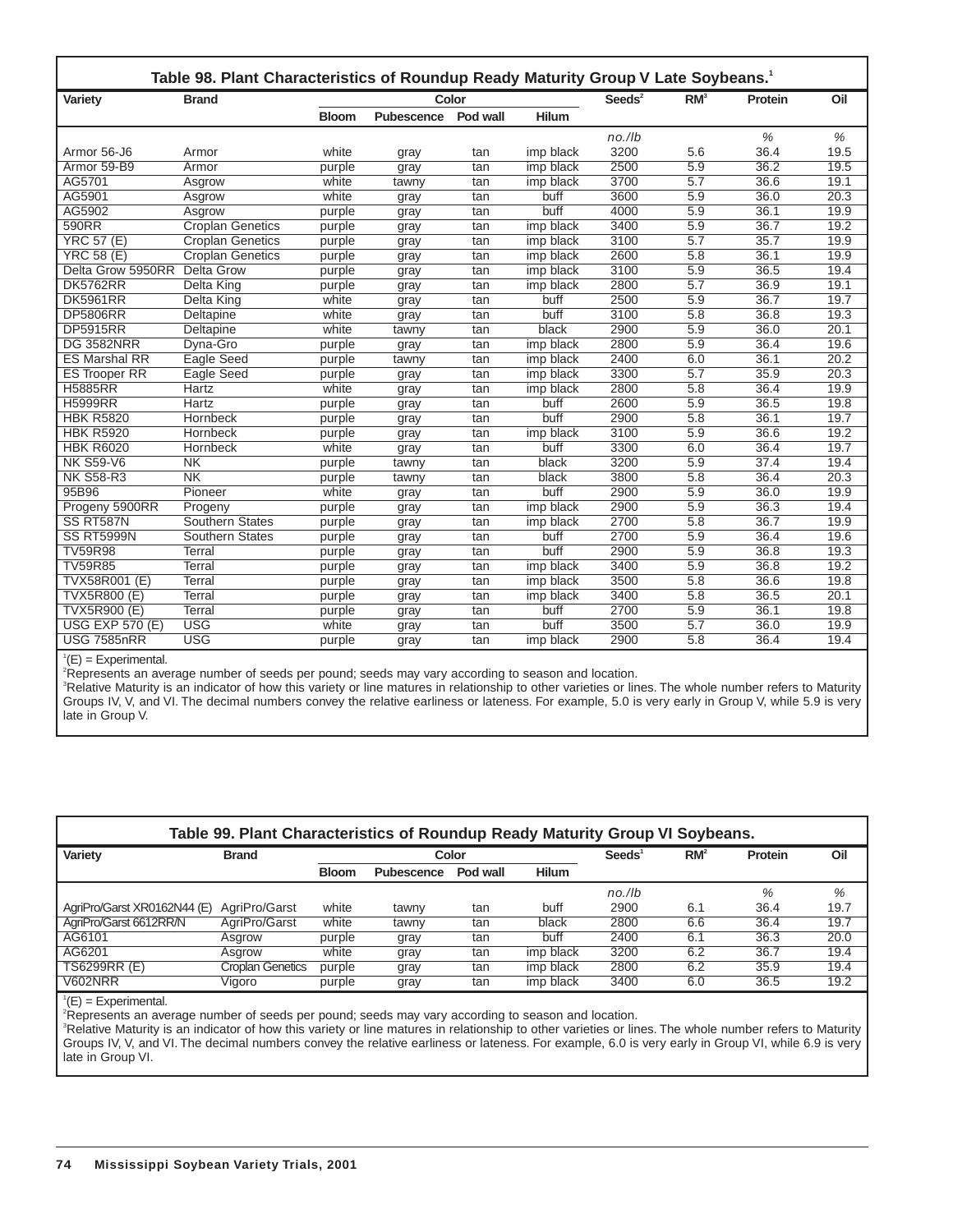## Table 98. Plant Characteristics of Roundup Ready Maturity Group V Late Soybeans.[1]

| Variety | Brand | Color | | | | Seeds[2] | RM[3] | Protein | Oil |
|---|---|---|---|---|---|---|---|---|---|
| | | Bloom | Pubescence | Pod wall | Hilum | | | | |
| | | | | | | no./lb | | % | % |
| Armor 56-J6 | Armor | white | gray | tan | imp black | 3200 | 5.6 | 36.4 | 19.5 |
| Armor 59-B9 | Armor | purple | gray | tan | imp black | 2500 | 5.9 | 36.2 | 19.5 |
| AG5701 | Asgrow | white | tawny | tan | imp black | 3700 | 5.7 | 36.6 | 19.1 |
| AG5901 | Asgrow | white | gray | tan | buff | 3600 | 5.9 | 36.0 | 20.3 |
| AG5902 | Asgrow | purple | gray | tan | buff | 4000 | 5.9 | 36.1 | 19.9 |
| 590RR | Croplan Genetics | purple | gray | tan | imp black | 3400 | 5.9 | 36.7 | 19.2 |
| YRC 57 (E) | Croplan Genetics | purple | gray | tan | imp black | 3100 | 5.7 | 35.7 | 19.9 |
| YRC 58 (E) | Croplan Genetics | purple | gray | tan | imp black | 2600 | 5.8 | 36.1 | 19.9 |
| Delta Grow 5950RR | Delta Grow | purple | gray | tan | imp black | 3100 | 5.9 | 36.5 | 19.4 |
| DK5762RR | Delta King | purple | gray | tan | imp black | 2800 | 5.7 | 36.9 | 19.1 |
| DK5961RR | Delta King | white | gray | tan | buff | 2500 | 5.9 | 36.7 | 19.7 |
| DP5806RR | Deltapine | white | gray | tan | buff | 3100 | 5.8 | 36.8 | 19.3 |
| DP5915RR | Deltapine | white | tawny | tan | black | 2900 | 5.9 | 36.0 | 20.1 |
| DG 3582NRR | Dyna-Gro | purple | gray | tan | imp black | 2800 | 5.9 | 36.4 | 19.6 |
| ES Marshal RR | Eagle Seed | purple | tawny | tan | imp black | 2400 | 6.0 | 36.1 | 20.2 |
| ES Trooper RR | Eagle Seed | purple | gray | tan | imp black | 3300 | 5.7 | 35.9 | 20.3 |
| H5885RR | Hartz | white | gray | tan | imp black | 2800 | 5.8 | 36.4 | 19.9 |
| H5999RR | Hartz | purple | gray | tan | buff | 2600 | 5.9 | 36.5 | 19.8 |
| HBK R5820 | Hornbeck | purple | gray | tan | buff | 2900 | 5.8 | 36.1 | 19.7 |
| HBK R5920 | Hornbeck | purple | gray | tan | imp black | 3100 | 5.9 | 36.6 | 19.2 |
| HBK R6020 | Hornbeck | white | gray | tan | buff | 3300 | 6.0 | 36.4 | 19.7 |
| NK S59-V6 | NK | purple | tawny | tan | black | 3200 | 5.9 | 37.4 | 19.4 |
| NK S58-R3 | NK | purple | tawny | tan | black | 3800 | 5.8 | 36.4 | 20.3 |
| 95B96 | Pioneer | white | gray | tan | buff | 2900 | 5.9 | 36.0 | 19.9 |
| Progeny 5900RR | Progeny | purple | gray | tan | imp black | 2900 | 5.9 | 36.3 | 19.4 |
| SS RT587N | Southern States | purple | gray | tan | imp black | 2700 | 5.8 | 36.7 | 19.9 |
| SS RT5999N | Southern States | purple | gray | tan | buff | 2700 | 5.9 | 36.4 | 19.6 |
| TV59R98 | Terral | purple | gray | tan | buff | 2900 | 5.9 | 36.8 | 19.3 |
| TV59R85 | Terral | purple | gray | tan | imp black | 3400 | 5.9 | 36.8 | 19.2 |
| TVX58R001 (E) | Terral | purple | gray | tan | imp black | 3500 | 5.8 | 36.6 | 19.8 |
| TVX5R800 (E) | Terral | purple | gray | tan | imp black | 3400 | 5.8 | 36.5 | 20.1 |
| TVX5R900 (E) | Terral | purple | gray | tan | buff | 2700 | 5.9 | 36.1 | 19.8 |
| USG EXP 570 (E) | USG | white | gray | tan | buff | 3500 | 5.7 | 36.0 | 19.9 |
| USG 7585nRR | USG | purple | gray | tan | imp black | 2900 | 5.8 | 36.4 | 19.4 |

[1](E) = Experimental.
[2]Represents an average number of seeds per pound; seeds may vary according to season and location.
[3]Relative Maturity is an indicator of how this variety or line matures in relationship to other varieties or lines. The whole number refers to Maturity Groups IV, V, and VI. The decimal numbers convey the relative earliness or lateness. For example, 5.0 is very early in Group V, while 5.9 is very late in Group V.

## Table 99. Plant Characteristics of Roundup Ready Maturity Group VI Soybeans.

| Variety | Brand | Color | | | | Seeds[1] | RM[2] | Protein | Oil |
|---|---|---|---|---|---|---|---|---|---|
| | | Bloom | Pubescence | Pod wall | Hilum | | | | |
| | | | | | | no./lb | | % | % |
| AgriPro/Garst XR0162N44 (E) | AgriPro/Garst | white | tawny | tan | buff | 2900 | 6.1 | 36.4 | 19.7 |
| AgriPro/Garst 6612RR/N | AgriPro/Garst | white | tawny | tan | black | 2800 | 6.6 | 36.4 | 19.7 |
| AG6101 | Asgrow | purple | gray | tan | buff | 2400 | 6.1 | 36.3 | 20.0 |
| AG6201 | Asgrow | white | gray | tan | imp black | 3200 | 6.2 | 36.7 | 19.4 |
| TS6299RR (E) | Croplan Genetics | purple | gray | tan | imp black | 2800 | 6.2 | 35.9 | 19.4 |
| V602NRR | Vigoro | purple | gray | tan | imp black | 3400 | 6.0 | 36.5 | 19.2 |

[1](E) = Experimental.
[2]Represents an average number of seeds per pound; seeds may vary according to season and location.
[3]Relative Maturity is an indicator of how this variety or line matures in relationship to other varieties or lines. The whole number refers to Maturity Groups IV, V, and VI. The decimal numbers convey the relative earliness or lateness. For example, 6.0 is very early in Group VI, while 6.9 is very late in Group VI.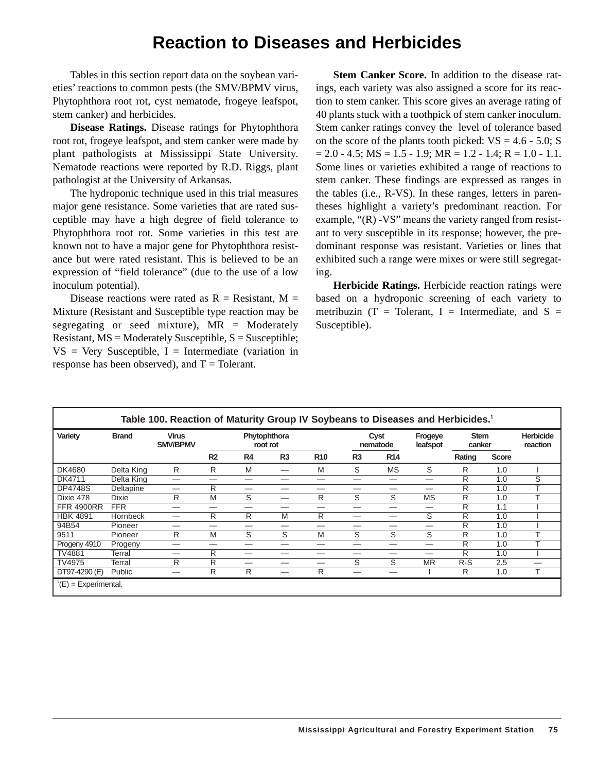# Reaction to Diseases and Herbicides

Tables in this section report data on the soybean varieties' reactions to common pests (the SMV/BPMV virus, Phytophthora root rot, cyst nematode, frogeye leafspot, stem canker) and herbicides.

**Disease Ratings.** Disease ratings for Phytophthora root rot, frogeye leafspot, and stem canker were made by plant pathologists at Mississippi State University. Nematode reactions were reported by R.D. Riggs, plant pathologist at the University of Arkansas.

The hydroponic technique used in this trial measures major gene resistance. Some varieties that are rated susceptible may have a high degree of field tolerance to Phytophthora root rot. Some varieties in this test are known not to have a major gene for Phytophthora resistance but were rated resistant. This is believed to be an expression of "field tolerance" (due to the use of a low inoculum potential).

Disease reactions were rated as R = Resistant, M = Mixture (Resistant and Susceptible type reaction may be segregating or seed mixture), MR = Moderately Resistant, MS = Moderately Susceptible, S = Susceptible; VS = Very Susceptible, I = Intermediate (variation in response has been observed), and T = Tolerant.

**Stem Canker Score.** In addition to the disease ratings, each variety was also assigned a score for its reaction to stem canker. This score gives an average rating of 40 plants stuck with a toothpick of stem canker inoculum. Stem canker ratings convey the level of tolerance based on the score of the plants tooth picked: VS = 4.6 - 5.0; S = 2.0 - 4.5; MS = 1.5 - 1.9; MR = 1.2 - 1.4; R = 1.0 - 1.1. Some lines or varieties exhibited a range of reactions to stem canker. These findings are expressed as ranges in the tables (i.e., R-VS). In these ranges, letters in parentheses highlight a variety's predominant reaction. For example, "(R) -VS" means the variety ranged from resistant to very susceptible in its response; however, the predominant response was resistant. Varieties or lines that exhibited such a range were mixes or were still segregating.

**Herbicide Ratings.** Herbicide reaction ratings were based on a hydroponic screening of each variety to metribuzin (T = Tolerant, I = Intermediate, and S = Susceptible).

**Table 100. Reaction of Maturity Group IV Soybeans to Diseases and Herbicides.**[1]

| Variety | Brand | Virus SMV/BPMV | Phytophthora root rot | | | | Cyst nematode | | Frogeye leafspot | Stem canker | | Herbicide reaction |
|---|---|---|---|---|---|---|---|---|---|---|---|---|
| | | | R2 | R4 | R3 | R10 | R3 | R14 | | Rating | Score | |
| DK4680 | Delta King | R | R | M | — | M | S | MS | S | R | 1.0 | I |
| DK4711 | Delta King | — | — | — | — | — | — | — | — | R | 1.0 | S |
| DP4748S | Deltapine | — | R | — | — | — | — | — | — | R | 1.0 | T |
| Dixie 478 | Dixie | R | M | S | — | R | S | S | MS | R | 1.0 | T |
| FFR 4900RR | FFR | — | — | — | — | — | — | — | — | R | 1.1 | I |
| HBK 4891 | Hornbeck | — | R | R | M | R | — | — | S | R | 1.0 | I |
| 94B54 | Pioneer | — | — | — | — | — | — | — | — | R | 1.0 | I |
| 9511 | Pioneer | R | M | S | S | M | S | S | S | R | 1.0 | T |
| Progeny 4910 | Progeny | — | — | — | — | — | — | — | — | R | 1.0 | T |
| TV4881 | Terral | — | R | — | — | — | — | — | — | R | 1.0 | I |
| TV4975 | Terral | R | R | — | — | — | S | S | MR | R-S | 2.5 | — |
| DT97-4290 (E) | Public | — | R | R | — | R | — | — | I | R | 1.0 | T |

[1](E) = Experimental.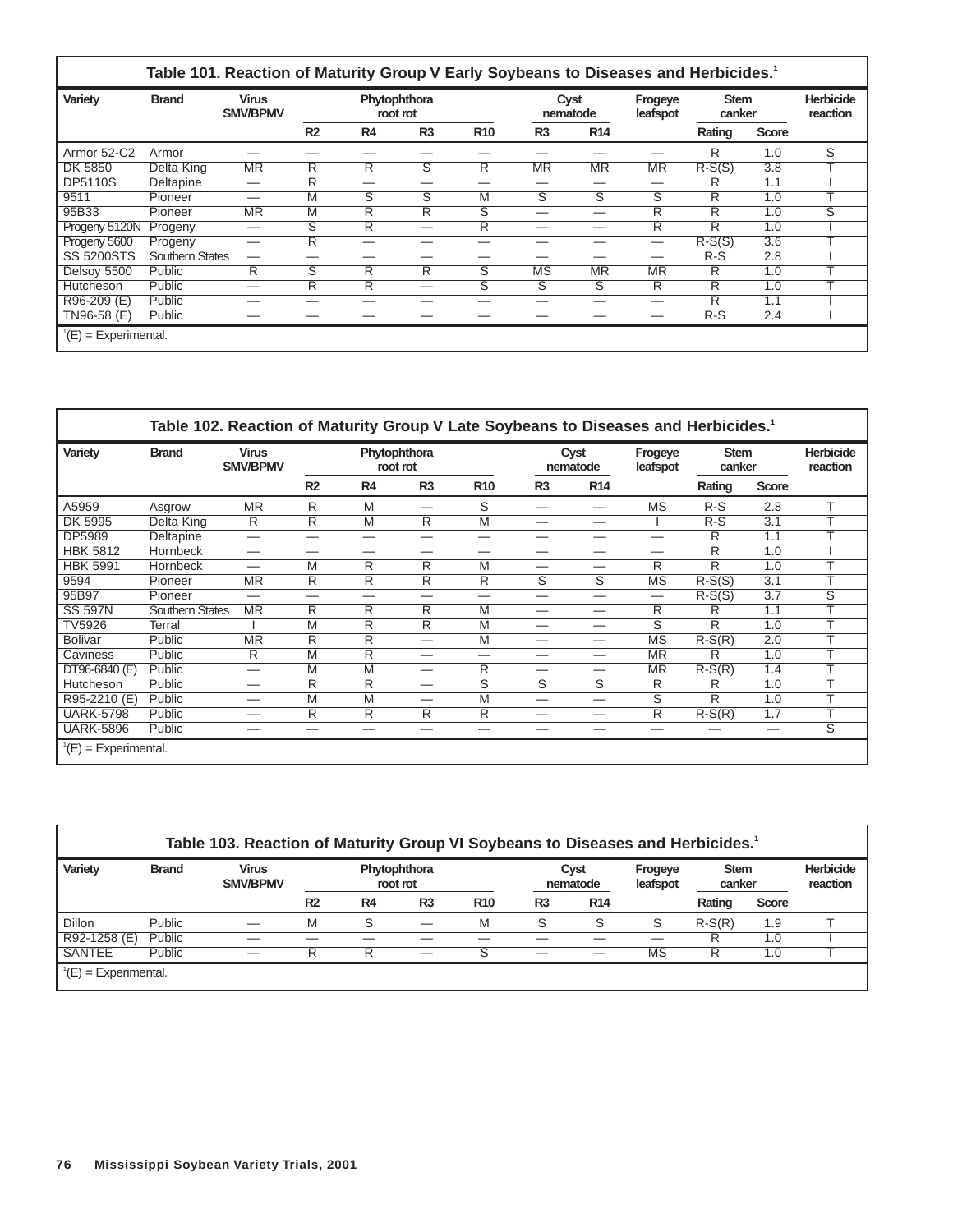### Table 101. Reaction of Maturity Group V Early Soybeans to Diseases and Herbicides.[1]

| Variety | Brand | Virus SMV/BPMV | Phytophthora root rot | | | | Cyst nematode | | Frogeye leafspot | Stem canker | | Herbicide reaction |
|---|---|---|---|---|---|---|---|---|---|---|---|---|
| | | | R2 | R4 | R3 | R10 | R3 | R14 | | Rating | Score | |
| Armor 52-C2 | Armor | — | — | — | — | — | — | — | — | R | 1.0 | S |
| DK 5850 | Delta King | MR | R | R | S | R | MR | MR | MR | R-S(S) | 3.8 | T |
| DP5110S | Deltapine | — | R | — | — | — | — | — | — | R | 1.1 | I |
| 9511 | Pioneer | — | M | S | S | M | S | S | S | R | 1.0 | T |
| 95B33 | Pioneer | MR | M | R | R | S | — | — | R | R | 1.0 | S |
| Progeny 5120N | Progeny | — | S | R | — | R | — | — | R | R | 1.0 | I |
| Progeny 5600 | Progeny | — | R | — | — | — | — | — | — | R-S(S) | 3.6 | T |
| SS 5200STS | Southern States | — | — | — | — | — | — | — | — | R-S | 2.8 | I |
| Delsoy 5500 | Public | R | S | R | R | S | MS | MR | MR | R | 1.0 | T |
| Hutcheson | Public | — | R | R | — | S | S | S | R | R | 1.0 | T |
| R96-209 (E) | Public | — | — | — | — | — | — | — | — | R | 1.1 | I |
| TN96-58 (E) | Public | — | — | — | — | — | — | — | — | R-S | 2.4 | I |

[1](E) = Experimental.

### Table 102. Reaction of Maturity Group V Late Soybeans to Diseases and Herbicides.[1]

| Variety | Brand | Virus SMV/BPMV | Phytophthora root rot | | | | Cyst nematode | | Frogeye leafspot | Stem canker | | Herbicide reaction |
|---|---|---|---|---|---|---|---|---|---|---|---|---|
| | | | R2 | R4 | R3 | R10 | R3 | R14 | | Rating | Score | |
| A5959 | Asgrow | MR | R | M | — | S | — | — | MS | R-S | 2.8 | T |
| DK 5995 | Delta King | R | R | M | R | M | — | — | I | R-S | 3.1 | T |
| DP5989 | Deltapine | — | — | — | — | — | — | — | — | R | 1.1 | T |
| HBK 5812 | Hornbeck | — | — | — | — | — | — | — | — | R | 1.0 | I |
| HBK 5991 | Hornbeck | — | M | R | R | M | — | — | R | R | 1.0 | T |
| 9594 | Pioneer | MR | R | R | R | R | S | S | MS | R-S(S) | 3.1 | T |
| 95B97 | Pioneer | — | — | — | — | — | — | — | — | R-S(S) | 3.7 | S |
| SS 597N | Southern States | MR | R | R | R | M | — | — | R | R | 1.1 | T |
| TV5926 | Terral | I | M | R | R | M | — | — | S | R | 1.0 | T |
| Bolivar | Public | MR | R | R | — | M | — | — | MS | R-S(R) | 2.0 | T |
| Caviness | Public | R | M | R | — | — | — | — | MR | R | 1.0 | T |
| DT96-6840 (E) | Public | — | M | M | — | R | — | — | MR | R-S(R) | 1.4 | T |
| Hutcheson | Public | — | R | R | — | S | S | S | R | R | 1.0 | T |
| R95-2210 (E) | Public | — | M | M | — | M | — | — | S | R | 1.0 | T |
| UARK-5798 | Public | — | R | R | R | R | — | — | R | R-S(R) | 1.7 | T |
| UARK-5896 | Public | — | — | — | — | — | — | — | — | — | — | S |

[1](E) = Experimental.

### Table 103. Reaction of Maturity Group VI Soybeans to Diseases and Herbicides.[1]

| Variety | Brand | Virus SMV/BPMV | Phytophthora root rot | | | | Cyst nematode | | Frogeye leafspot | Stem canker | | Herbicide reaction |
|---|---|---|---|---|---|---|---|---|---|---|---|---|
| | | | R2 | R4 | R3 | R10 | R3 | R14 | | Rating | Score | |
| Dillon | Public | — | M | S | — | M | S | S | S | R-S(R) | 1.9 | T |
| R92-1258 (E) | Public | — | — | — | — | — | — | — | — | R | 1.0 | I |
| SANTEE | Public | — | R | R | — | S | — | — | MS | R | 1.0 | T |

[1](E) = Experimental.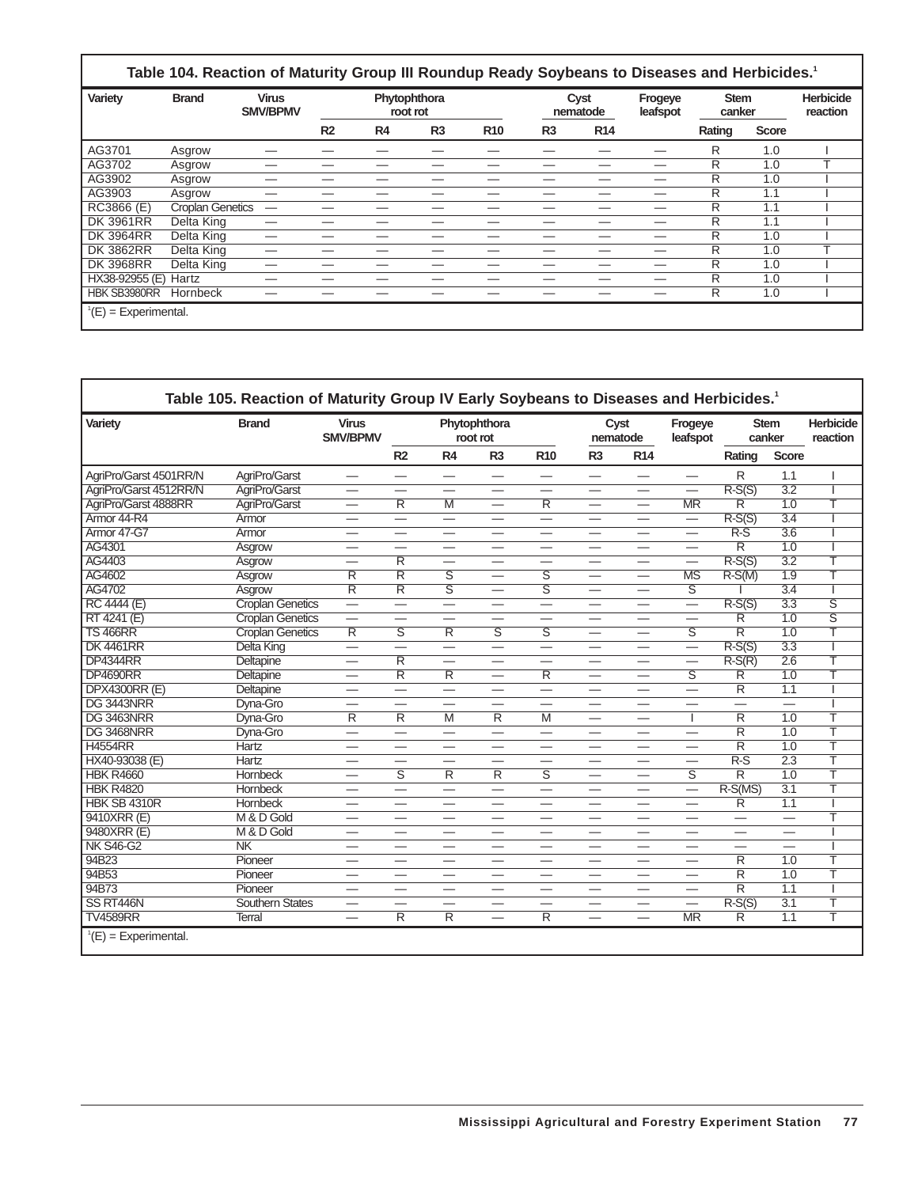**Table 104. Reaction of Maturity Group III Roundup Ready Soybeans to Diseases and Herbicides.**[1]

| Variety | Brand | Virus SMV/BPMV | Phytophthora root rot | | | | Cyst nematode | | Frogeye leafspot | Stem canker | | Herbicide reaction |
|---|---|---|---|---|---|---|---|---|---|---|---|---|
| | | | R2 | R4 | R3 | R10 | R3 | R14 | | Rating | Score | |
| AG3701 | Asgrow | — | — | — | — | — | — | — | — | R | 1.0 | I |
| AG3702 | Asgrow | — | — | — | — | — | — | — | — | R | 1.0 | T |
| AG3902 | Asgrow | — | — | — | — | — | — | — | — | R | 1.0 | I |
| AG3903 | Asgrow | — | — | — | — | — | — | — | — | R | 1.1 | I |
| RC3866 (E) | Croplan Genetics | — | — | — | — | — | — | — | — | R | 1.1 | I |
| DK 3961RR | Delta King | — | — | — | — | — | — | — | — | R | 1.1 | I |
| DK 3964RR | Delta King | — | — | — | — | — | — | — | — | R | 1.0 | I |
| DK 3862RR | Delta King | — | — | — | — | — | — | — | — | R | 1.0 | T |
| DK 3968RR | Delta King | — | — | — | — | — | — | — | — | R | 1.0 | I |
| HX38-92955 (E) | Hartz | — | — | — | — | — | — | — | — | R | 1.0 | I |
| HBK SB3980RR | Hornbeck | — | — | — | — | — | — | — | — | R | 1.0 | I |

[1](E) = Experimental.

**Table 105. Reaction of Maturity Group IV Early Soybeans to Diseases and Herbicides.**[1]

| Variety | Brand | Virus SMV/BPMV | Phytophthora root rot | | | | Cyst nematode | | Frogeye leafspot | Stem canker | | Herbicide reaction |
|---|---|---|---|---|---|---|---|---|---|---|---|---|
| | | | R2 | R4 | R3 | R10 | R3 | R14 | | Rating | Score | |
| AgriPro/Garst 4501RR/N | AgriPro/Garst | — | — | — | — | — | — | — | — | R | 1.1 | I |
| AgriPro/Garst 4512RR/N | AgriPro/Garst | — | — | — | — | — | — | — | — | R-S(S) | 3.2 | I |
| AgriPro/Garst 4888RR | AgriPro/Garst | — | R | M | — | R | — | — | MR | R | 1.0 | T |
| Armor 44-R4 | Armor | — | — | — | — | — | — | — | — | R-S(S) | 3.4 | I |
| Armor 47-G7 | Armor | — | — | — | — | — | — | — | — | R-S | 3.6 | I |
| AG4301 | Asgrow | — | — | — | — | — | — | — | — | R | 1.0 | I |
| AG4403 | Asgrow | — | R | — | — | — | — | — | — | R-S(S) | 3.2 | T |
| AG4602 | Asgrow | R | R | S | — | S | — | — | MS | R-S(M) | 1.9 | T |
| AG4702 | Asgrow | R | R | S | — | S | — | — | S | I | 3.4 | I |
| RC 4444 (E) | Croplan Genetics | — | — | — | — | — | — | — | — | R-S(S) | 3.3 | S |
| RT 4241 (E) | Croplan Genetics | — | — | — | — | — | — | — | — | R | 1.0 | S |
| TS 466RR | Croplan Genetics | R | S | R | S | S | — | — | S | R | 1.0 | T |
| DK 4461RR | Delta King | — | — | — | — | — | — | — | — | R-S(S) | 3.3 | I |
| DP4344RR | Deltapine | — | R | — | — | — | — | — | — | R-S(R) | 2.6 | T |
| DP4690RR | Deltapine | — | R | R | — | R | — | — | S | R | 1.0 | T |
| DPX4300RR (E) | Deltapine | — | — | — | — | — | — | — | — | R | 1.1 | I |
| DG 3443NRR | Dyna-Gro | — | — | — | — | — | — | — | — | — | — | I |
| DG 3463NRR | Dyna-Gro | R | R | M | R | M | — | — | I | R | 1.0 | T |
| DG 3468NRR | Dyna-Gro | — | — | — | — | — | — | — | — | R | 1.0 | T |
| H4554RR | Hartz | — | — | — | — | — | — | — | — | R | 1.0 | T |
| HX40-93038 (E) | Hartz | — | — | — | — | — | — | — | — | R-S | 2.3 | T |
| HBK R4660 | Hornbeck | — | S | R | R | S | — | — | S | R | 1.0 | T |
| HBK R4820 | Hornbeck | — | — | — | — | — | — | — | — | R-S(MS) | 3.1 | T |
| HBK SB 4310R | Hornbeck | — | — | — | — | — | — | — | — | R | 1.1 | I |
| 9410XRR (E) | M & D Gold | — | — | — | — | — | — | — | — | — | — | T |
| 9480XRR (E) | M & D Gold | — | — | — | — | — | — | — | — | — | — | I |
| NK S46-G2 | NK | — | — | — | — | — | — | — | — | — | — | I |
| 94B23 | Pioneer | — | — | — | — | — | — | — | — | R | 1.0 | T |
| 94B53 | Pioneer | — | — | — | — | — | — | — | — | R | 1.0 | T |
| 94B73 | Pioneer | — | — | — | — | — | — | — | — | R | 1.1 | I |
| SS RT446N | Southern States | — | — | — | — | — | — | — | — | R-S(S) | 3.1 | T |
| TV4589RR | Terral | — | R | R | — | R | — | — | MR | R | 1.1 | T |

[1](E) = Experimental.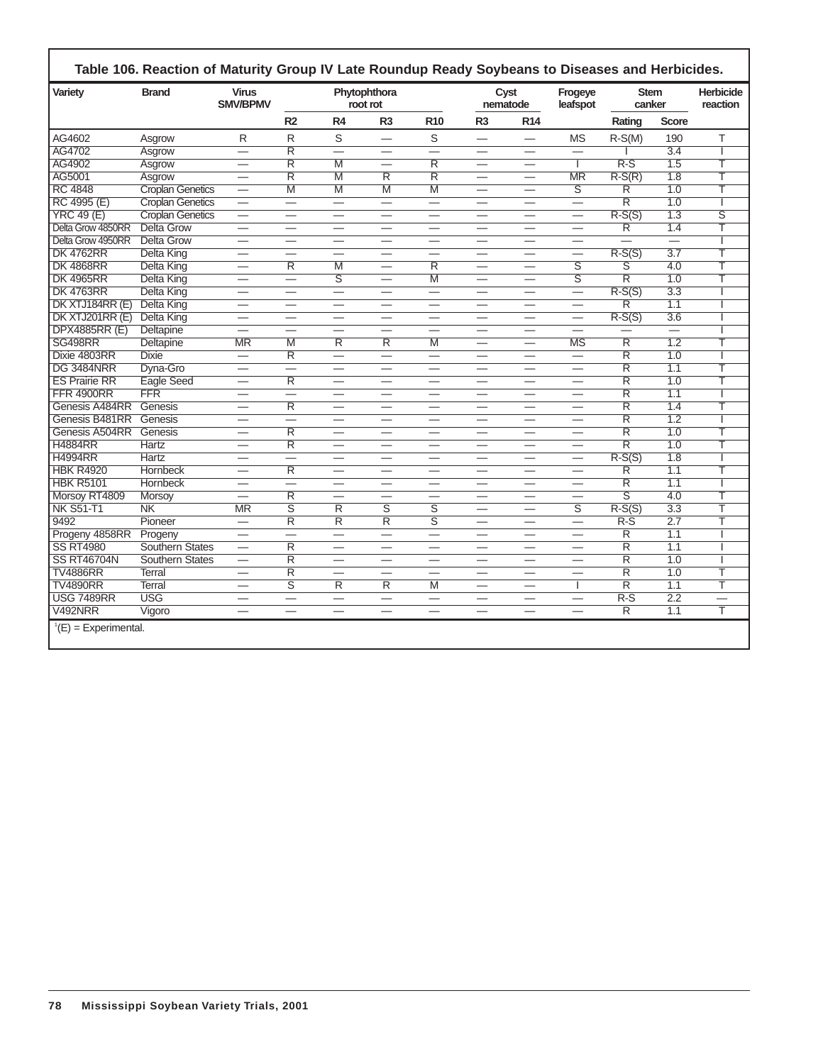## Table 106. Reaction of Maturity Group IV Late Roundup Ready Soybeans to Diseases and Herbicides.

| Variety | Brand | Virus SMV/BPMV | Phytophthora root rot | | | | Cyst nematode | | Frogeye leafspot | Stem canker | | Herbicide reaction |
|---|---|---|---|---|---|---|---|---|---|---|---|---|
| | | | R2 | R4 | R3 | R10 | R3 | R14 | | Rating | Score | |
| AG4602 | Asgrow | R | R | S | — | S | — | — | MS | R-S(M) | 190 | T |
| AG4702 | Asgrow | — | R | — | — | — | — | — | — | I | 3.4 | I |
| AG4902 | Asgrow | — | R | M | — | R | — | — | I | R-S | 1.5 | T |
| AG5001 | Asgrow | — | R | M | R | R | — | — | MR | R-S(R) | 1.8 | T |
| RC 4848 | Croplan Genetics | — | M | M | M | M | — | — | S | R | 1.0 | T |
| RC 4995 (E) | Croplan Genetics | — | — | — | — | — | — | — | — | R | 1.0 | I |
| YRC 49 (E) | Croplan Genetics | — | — | — | — | — | — | — | — | R-S(S) | 1.3 | S |
| Delta Grow 4850RR | Delta Grow | — | — | — | — | — | — | — | — | R | 1.4 | T |
| Delta Grow 4950RR | Delta Grow | — | — | — | — | — | — | — | — | — | — | I |
| DK 4762RR | Delta King | — | — | — | — | — | — | — | — | R-S(S) | 3.7 | T |
| DK 4868RR | Delta King | — | R | M | — | R | — | — | S | S | 4.0 | T |
| DK 4965RR | Delta King | — | — | S | — | M | — | — | S | R | 1.0 | T |
| DK 4763RR | Delta King | — | — | — | — | — | — | — | — | R-S(S) | 3.3 | I |
| DK XTJ184RR (E) | Delta King | — | — | — | — | — | — | — | — | R | 1.1 | I |
| DK XTJ201RR (E) | Delta King | — | — | — | — | — | — | — | — | R-S(S) | 3.6 | I |
| DPX4885RR (E) | Deltapine | — | — | — | — | — | — | — | — | — | — | I |
| SG498RR | Deltapine | MR | M | R | R | M | — | — | MS | R | 1.2 | T |
| Dixie 4803RR | Dixie | — | R | — | — | — | — | — | — | R | 1.0 | I |
| DG 3484NRR | Dyna-Gro | — | — | — | — | — | — | — | — | R | 1.1 | T |
| ES Prairie RR | Eagle Seed | — | R | — | — | — | — | — | — | R | 1.0 | T |
| FFR 4900RR | FFR | — | — | — | — | — | — | — | — | R | 1.1 | I |
| Genesis A484RR | Genesis | — | R | — | — | — | — | — | — | R | 1.4 | T |
| Genesis B481RR | Genesis | — | — | — | — | — | — | — | — | R | 1.2 | I |
| Genesis A504RR | Genesis | — | R | — | — | — | — | — | — | R | 1.0 | T |
| H4884RR | Hartz | — | R | — | — | — | — | — | — | R | 1.0 | T |
| H4994RR | Hartz | — | — | — | — | — | — | — | — | R-S(S) | 1.8 | I |
| HBK R4920 | Hornbeck | — | R | — | — | — | — | — | — | R | 1.1 | T |
| HBK R5101 | Hornbeck | — | — | — | — | — | — | — | — | R | 1.1 | I |
| Morsoy RT4809 | Morsoy | — | R | — | — | — | — | — | — | S | 4.0 | T |
| NK S51-T1 | NK | MR | S | R | S | S | — | — | S | R-S(S) | 3.3 | T |
| 9492 | Pioneer | — | R | R | R | S | — | — | — | R-S | 2.7 | T |
| Progeny 4858RR | Progeny | — | — | — | — | — | — | — | — | R | 1.1 | I |
| SS RT4980 | Southern States | — | R | — | — | — | — | — | — | R | 1.1 | I |
| SS RT46704N | Southern States | — | R | — | — | — | — | — | — | R | 1.0 | I |
| TV4886RR | Terral | — | R | — | — | — | — | — | — | R | 1.0 | T |
| TV4890RR | Terral | — | S | R | R | M | — | — | I | R | 1.1 | T |
| USG 7489RR | USG | — | — | — | — | — | — | — | — | R-S | 2.2 | — |
| V492NRR | Vigoro | — | — | — | — | — | — | — | — | R | 1.1 | T |

[1](E) = Experimental.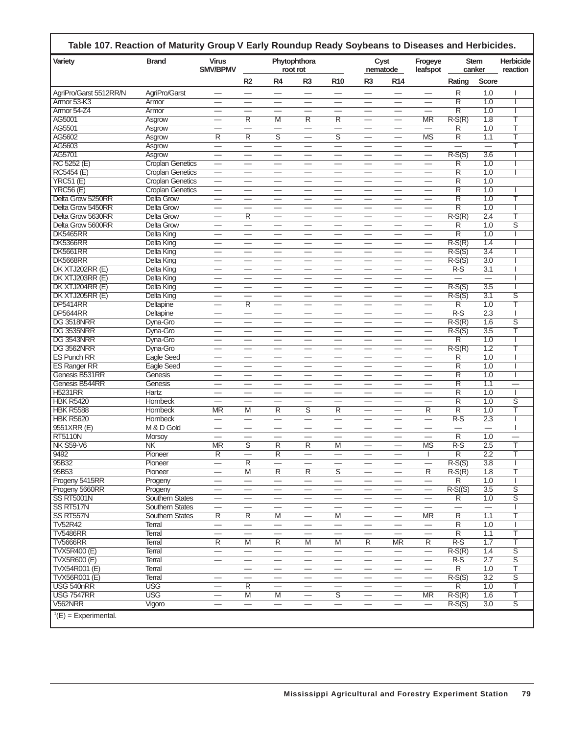## Table 107. Reaction of Maturity Group V Early Roundup Ready Soybeans to Diseases and Herbicides.

| Variety | Brand | Virus SMV/BPMV | Phytophthora root rot | | | | Cyst nematode | | Frogeye leafspot | Stem canker | | Herbicide reaction |
|---|---|---|---|---|---|---|---|---|---|---|---|---|
| | | | R2 | R4 | R3 | R10 | R3 | R14 | | Rating | Score | |
| AgriPro/Garst 5512RR/N | AgriPro/Garst | — | — | — | — | — | — | — | — | R | 1.0 | I |
| Armor 53-K3 | Armor | — | — | — | — | — | — | — | — | R | 1.0 | I |
| Armor 54-Z4 | Armor | — | — | — | — | — | — | — | — | R | 1.0 | I |
| AG5001 | Asgrow | — | R | M | R | R | — | — | MR | R-S(R) | 1.8 | T |
| AG5501 | Asgrow | — | — | — | — | — | — | — | — | R | 1.0 | T |
| AG5602 | Asgrow | R | R | S | — | S | — | — | MS | R | 1.1 | T |
| AG5603 | Asgrow | — | — | — | — | — | — | — | — | — | — | T |
| AG5701 | Asgrow | — | — | — | — | — | — | — | — | R-S(S) | 3.6 | I |
| RC 5252 (E) | Croplan Genetics | — | — | — | — | — | — | — | — | R | 1.0 | I |
| RC5454 (E) | Croplan Genetics | — | — | — | — | — | — | — | — | R | 1.0 | I |
| YRC51 (E) | Croplan Genetics | — | — | — | — | — | — | — | — | R | 1.0 | |
| YRC56 (E) | Croplan Genetics | — | — | — | — | — | — | — | — | R | 1.0 | I |
| Delta Grow 5250RR | Delta Grow | — | — | — | — | — | — | — | — | R | 1.0 | T |
| Delta Grow 5450RR | Delta Grow | — | — | — | — | — | — | — | — | R | 1.0 | I |
| Delta Grow 5630RR | Delta Grow | — | R | — | — | — | — | — | — | R-S(R) | 2.4 | T |
| Delta Grow 5600RR | Delta Grow | — | — | — | — | — | — | — | — | R | 1.0 | S |
| DK5465RR | Delta King | — | — | — | — | — | — | — | — | R | 1.0 | I |
| DK5366RR | Delta King | — | — | — | — | — | — | — | — | R-S(R) | 1.4 | I |
| DK5661RR | Delta King | — | — | — | — | — | — | — | — | R-S(S) | 3.4 | I |
| DK5668RR | Delta King | — | — | — | — | — | — | — | — | R-S(S) | 3.0 | I |
| DK XTJ202RR (E) | Delta King | — | — | — | — | — | — | — | — | R-S | 3.1 | I |
| DK XTJ203RR (E) | Delta King | — | — | — | — | — | — | — | — | — | — | I |
| DK XTJ204RR (E) | Delta King | — | — | — | — | — | — | — | — | R-S(S) | 3.5 | I |
| DK XTJ205RR (E) | Delta King | — | — | — | — | — | — | — | — | R-S(S) | 3.1 | S |
| DP5414RR | Deltapine | — | R | — | — | — | — | — | — | R | 1.0 | T |
| DP5644RR | Deltapine | — | — | — | — | — | — | — | — | R-S | 2.3 | I |
| DG 3518NRR | Dyna-Gro | — | — | — | — | — | — | — | — | R-S(R) | 1.6 | S |
| DG 3535NRR | Dyna-Gro | — | — | — | — | — | — | — | — | R-S(S) | 3.5 | T |
| DG 3543NRR | Dyna-Gro | — | — | — | — | — | — | — | — | R | 1.0 | I |
| DG 3562NRR | Dyna-Gro | — | — | — | — | — | — | — | — | R-S(R) | 1.2 | T |
| ES Punch RR | Eagle Seed | — | — | — | — | — | — | — | — | R | 1.0 | I |
| ES Ranger RR | Eagle Seed | — | — | — | — | — | — | — | — | R | 1.0 | I |
| Genesis B531RR | Genesis | — | — | — | — | — | — | — | — | R | 1.0 | I |
| Genesis B544RR | Genesis | — | — | — | — | — | — | — | — | R | 1.1 | — |
| H5231RR | Hartz | — | — | — | — | — | — | — | — | R | 1.0 | I |
| HBK R5420 | Hornbeck | — | — | — | — | — | — | — | — | R | 1.0 | S |
| HBK R5588 | Hornbeck | MR | M | R | S | R | — | — | R | R | 1.0 | T |
| HBK R5620 | Hornbeck | — | — | — | — | — | — | — | — | R-S | 2.3 | I |
| 9551XRR (E) | M & D Gold | — | — | — | — | — | — | — | — | — | — | I |
| RT5110N | Morsoy | — | — | — | — | — | — | — | — | R | 1.0 | — |
| NK S59-V6 | NK | MR | S | R | R | M | — | — | MS | R-S | 2.5 | T |
| 9492 | Pioneer | R | — | R | — | — | — | — | I | R | 2.2 | T |
| 95B32 | Pioneer | — | R | — | — | — | — | — | — | R-S(S) | 3.8 | I |
| 95B53 | Pioneer | — | M | R | R | S | — | — | R | R-S(R) | 1.8 | T |
| Progeny 5415RR | Progeny | — | — | — | — | — | — | — | — | R | 1.0 | I |
| Progeny 5660RR | Progeny | — | — | — | — | — | — | — | — | R-S((S) | 3.5 | S |
| SS RT5001N | Southern States | — | — | — | — | — | — | — | — | R | 1.0 | S |
| SS RT517N | Southern States | — | — | — | — | — | — | — | — | — | — | I |
| SS RT557N | Southern States | R | R | M | — | M | — | — | MR | R | 1.1 | T |
| TV52R42 | Terral | — | — | — | — | — | — | — | — | R | 1.0 | I |
| TV5486RR | Terral | — | — | — | — | — | — | — | — | R | 1.1 | T |
| TV5666RR | Terral | R | M | R | M | M | R | MR | R | R-S | 1.7 | T |
| TVX5R400 (E) | Terral | — | — | — | — | — | — | — | — | R-S(R) | 1.4 | S |
| TVX5R600 (E) | Terral | — | — | — | — | — | — | — | — | R-S | 2.7 | S |
| TVX54R001 (E) | Terral | | — | — | — | — | — | — | — | R | 1.0 | T |
| TVX56R001 (E) | Terral | — | — | — | — | — | — | — | — | R-S(S) | 3.2 | S |
| USG 540nRR | USG | — | R | — | — | — | — | — | — | R | 1.0 | T |
| USG 7547RR | USG | — | M | M | — | S | — | — | MR | R-S(R) | 1.6 | T |
| V562NRR | Vigoro | — | — | — | — | — | — | — | — | R-S(S) | 3.0 | S |

[1](E) = Experimental.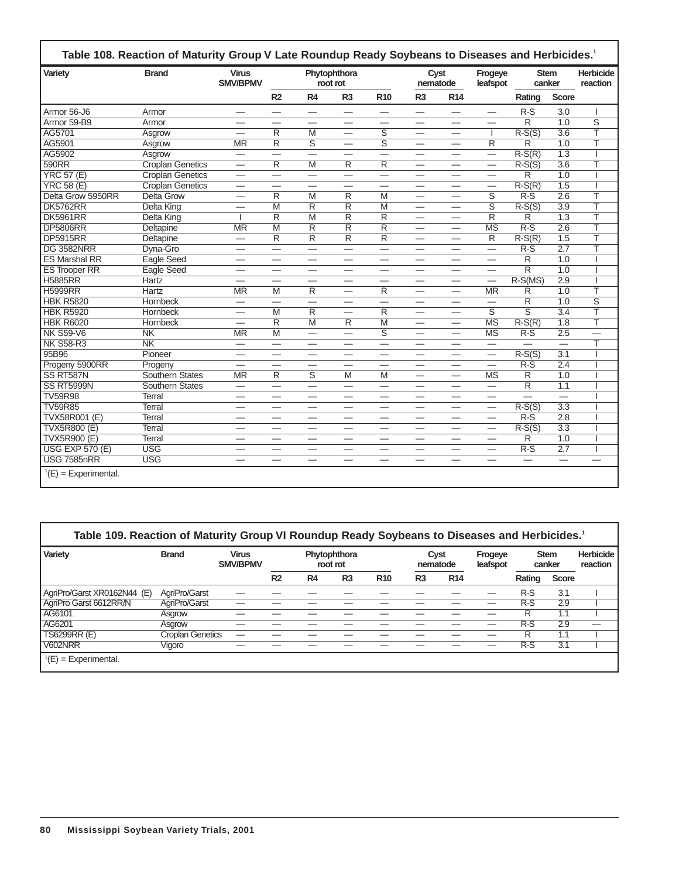## Table 108. Reaction of Maturity Group V Late Roundup Ready Soybeans to Diseases and Herbicides.[1]

| Variety | Brand | Virus SMV/BPMV | Phytophthora root rot | | | | Cyst nematode | | Frogeye leafspot | Stem canker | | Herbicide reaction |
|---|---|---|---|---|---|---|---|---|---|---|---|---|
| | | | R2 | R4 | R3 | R10 | R3 | R14 | | Rating | Score | |
| Armor 56-J6 | Armor | — | — | — | — | — | — | — | — | R-S | 3.0 | I |
| Armor 59-B9 | Armor | — | — | — | — | — | — | — | — | R | 1.0 | S |
| AG5701 | Asgrow | — | R | M | — | S | — | — | I | R-S(S) | 3.6 | T |
| AG5901 | Asgrow | MR | R | S | — | S | — | — | R | R | 1.0 | T |
| AG5902 | Asgrow | — | — | — | — | — | — | — | — | R-S(R) | 1.3 | I |
| 590RR | Croplan Genetics | — | R | M | R | R | — | — | — | R-S(S) | 3.6 | T |
| YRC 57 (E) | Croplan Genetics | — | — | — | — | — | — | — | — | R | 1.0 | I |
| YRC 58 (E) | Croplan Genetics | — | — | — | — | — | — | — | — | R-S(R) | 1.5 | I |
| Delta Grow 5950RR | Delta Grow | — | R | M | R | M | — | — | S | R-S | 2.6 | T |
| DK5762RR | Delta King | — | M | R | R | M | — | — | S | R-S(S) | 3.9 | T |
| DK5961RR | Delta King | I | R | M | R | R | — | — | R | R | 1.3 | T |
| DP5806RR | Deltapine | MR | M | R | R | R | — | — | MS | R-S | 2.6 | T |
| DP5915RR | Deltapine | — | R | R | R | R | — | — | R | R-S(R) | 1.5 | T |
| DG 3582NRR | Dyna-Gro | — | — | — | — | — | — | — | — | R-S | 2.7 | T |
| ES Marshal RR | Eagle Seed | — | — | — | — | — | — | — | — | R | 1.0 | I |
| ES Trooper RR | Eagle Seed | — | — | — | — | — | — | — | — | R | 1.0 | I |
| H5885RR | Hartz | — | — | — | — | — | — | — | — | R-S(MS) | 2.9 | I |
| H5999RR | Hartz | MR | M | R | — | R | — | — | MR | R | 1.0 | T |
| HBK R5820 | Hornbeck | — | — | — | — | — | — | — | — | R | 1.0 | S |
| HBK R5920 | Hornbeck | — | M | R | — | R | — | — | S | S | 3.4 | T |
| HBK R6020 | Hornbeck | — | R | M | R | M | — | — | MS | R-S(R) | 1.8 | T |
| NK S59-V6 | NK | MR | M | — | — | S | — | — | MS | R-S | 2.5 | — |
| NK S58-R3 | NK | — | — | — | — | — | — | — | — | — | — | T |
| 95B96 | Pioneer | — | — | — | — | — | — | — | — | R-S(S) | 3.1 | I |
| Progeny 5900RR | Progeny | — | — | — | — | — | — | — | — | R-S | 2.4 | I |
| SS RT587N | Southern States | MR | R | S | M | M | — | — | MS | R | 1.0 | I |
| SS RT5999N | Southern States | — | — | — | — | — | — | — | — | R | 1.1 | I |
| TV59R98 | Terral | — | — | — | — | — | — | — | — | — | — | I |
| TV59R85 | Terral | — | — | — | — | — | — | — | — | R-S(S) | 3.3 | I |
| TVX58R001 (E) | Terral | — | — | — | — | — | — | — | — | R-S | 2.8 | I |
| TVX5R800 (E) | Terral | — | — | — | — | — | — | — | — | R-S(S) | 3.3 | I |
| TVX5R900 (E) | Terral | — | — | — | — | — | — | — | — | R | 1.0 | I |
| USG EXP 570 (E) | USG | — | — | — | — | — | — | — | — | R-S | 2.7 | I |
| USG 7585nRR | USG | — | — | — | — | — | — | — | — | — | — | — |

[1](E) = Experimental.

## Table 109. Reaction of Maturity Group VI Roundup Ready Soybeans to Diseases and Herbicides.[1]

| Variety | Brand | Virus SMV/BPMV | Phytophthora root rot | | | | Cyst nematode | | Frogeye leafspot | Stem canker | | Herbicide reaction |
|---|---|---|---|---|---|---|---|---|---|---|---|---|
| | | | R2 | R4 | R3 | R10 | R3 | R14 | | Rating | Score | |
| AgriPro/Garst XR0162N44 (E) | AgriPro/Garst | — | — | — | — | — | — | — | — | R-S | 3.1 | I |
| AgriPro Garst 6612RR/N | AgriPro/Garst | — | — | — | — | — | — | — | — | R-S | 2.9 | I |
| AG6101 | Asgrow | — | — | — | — | — | — | — | — | R | 1.1 | I |
| AG6201 | Asgrow | — | — | — | — | — | — | — | — | R-S | 2.9 | — |
| TS6299RR (E) | Croplan Genetics | — | — | — | — | — | — | — | — | R | 1.1 | I |
| V602NRR | Vigoro | — | — | — | — | — | — | — | — | R-S | 3.1 | I |

[1](E) = Experimental.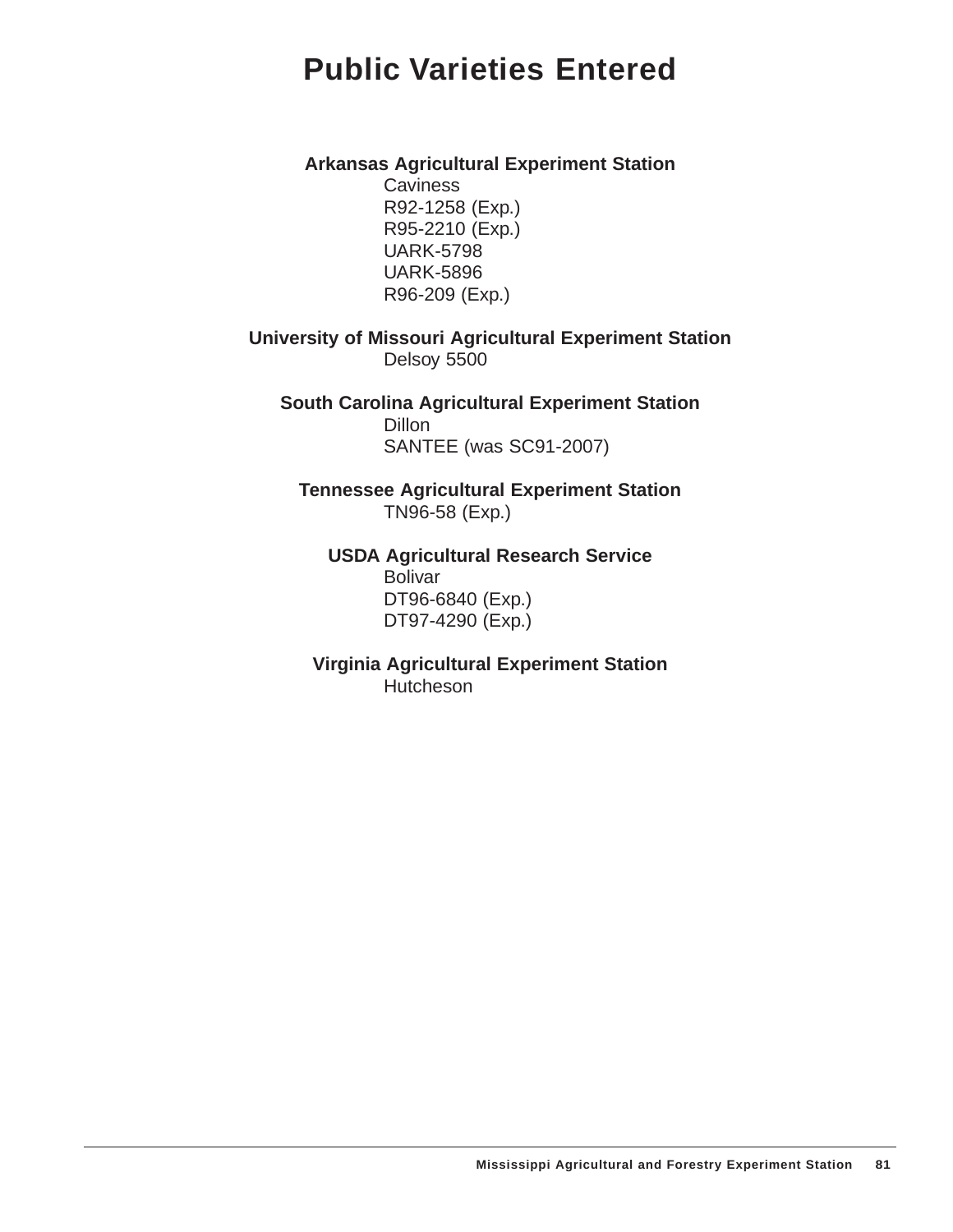# Public Varieties Entered

**Arkansas Agricultural Experiment Station**

Caviness
R92-1258 (Exp.)
R95-2210 (Exp.)
UARK-5798
UARK-5896
R96-209 (Exp.)

**University of Missouri Agricultural Experiment Station**

Delsoy 5500

**South Carolina Agricultural Experiment Station**

Dillon
SANTEE (was SC91-2007)

**Tennessee Agricultural Experiment Station**

TN96-58 (Exp.)

**USDA Agricultural Research Service**

Bolivar
DT96-6840 (Exp.)
DT97-4290 (Exp.)

**Virginia Agricultural Experiment Station**

Hutcheson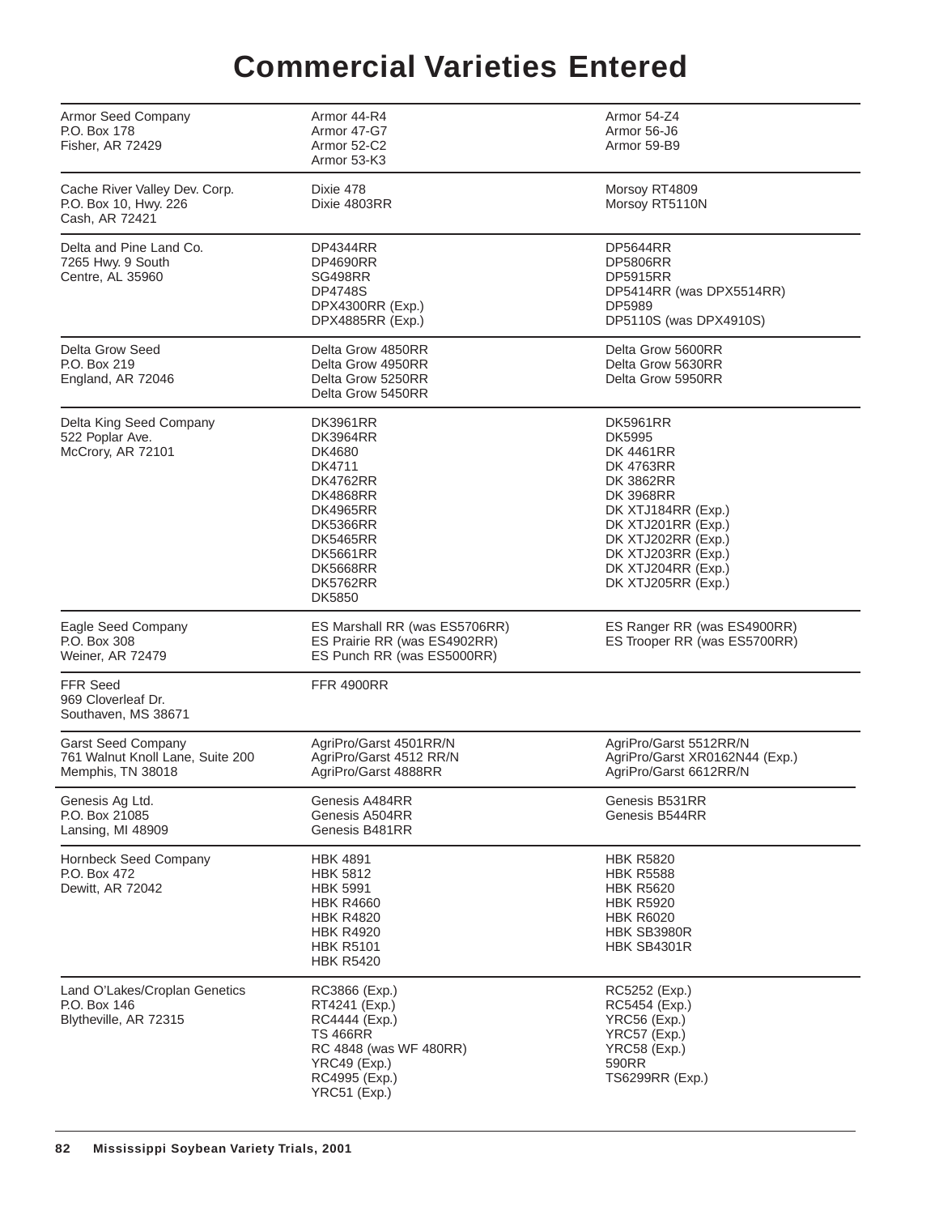# Commercial Varieties Entered

| Company | Varieties | |
|---|---|---|
| Armor Seed Company<br>P.O. Box 178<br>Fisher, AR 72429 | Armor 44-R4<br>Armor 47-G7<br>Armor 52-C2<br>Armor 53-K3 | Armor 54-Z4<br>Armor 56-J6<br>Armor 59-B9 |
| Cache River Valley Dev. Corp.<br>P.O. Box 10, Hwy. 226<br>Cash, AR 72421 | Dixie 478<br>Dixie 4803RR | Morsoy RT4809<br>Morsoy RT5110N |
| Delta and Pine Land Co.<br>7265 Hwy. 9 South<br>Centre, AL 35960 | DP4344RR<br>DP4690RR<br>SG498RR<br>DP4748S<br>DPX4300RR (Exp.)<br>DPX4885RR (Exp.) | DP5644RR<br>DP5806RR<br>DP5915RR<br>DP5414RR (was DPX5514RR)<br>DP5989<br>DP5110S (was DPX4910S) |
| Delta Grow Seed<br>P.O. Box 219<br>England, AR 72046 | Delta Grow 4850RR<br>Delta Grow 4950RR<br>Delta Grow 5250RR<br>Delta Grow 5450RR | Delta Grow 5600RR<br>Delta Grow 5630RR<br>Delta Grow 5950RR |
| Delta King Seed Company<br>522 Poplar Ave.<br>McCrory, AR 72101 | DK3961RR<br>DK3964RR<br>DK4680<br>DK4711<br>DK4762RR<br>DK4868RR<br>DK4965RR<br>DK5366RR<br>DK5465RR<br>DK5661RR<br>DK5668RR<br>DK5762RR<br>DK5850 | DK5961RR<br>DK5995<br>DK 4461RR<br>DK 4763RR<br>DK 3862RR<br>DK 3968RR<br>DK XTJ184RR (Exp.)<br>DK XTJ201RR (Exp.)<br>DK XTJ202RR (Exp.)<br>DK XTJ203RR (Exp.)<br>DK XTJ204RR (Exp.)<br>DK XTJ205RR (Exp.) |
| Eagle Seed Company<br>P.O. Box 308<br>Weiner, AR 72479 | ES Marshall RR (was ES5706RR)<br>ES Prairie RR (was ES4902RR)<br>ES Punch RR (was ES5000RR) | ES Ranger RR (was ES4900RR)<br>ES Trooper RR (was ES5700RR) |
| FFR Seed<br>969 Cloverleaf Dr.<br>Southaven, MS 38671 | FFR 4900RR | |
| Garst Seed Company<br>761 Walnut Knoll Lane, Suite 200<br>Memphis, TN 38018 | AgriPro/Garst 4501RR/N<br>AgriPro/Garst 4512 RR/N<br>AgriPro/Garst 4888RR | AgriPro/Garst 5512RR/N<br>AgriPro/Garst XR0162N44 (Exp.)<br>AgriPro/Garst 6612RR/N |
| Genesis Ag Ltd.<br>P.O. Box 21085<br>Lansing, MI 48909 | Genesis A484RR<br>Genesis A504RR<br>Genesis B481RR | Genesis B531RR<br>Genesis B544RR |
| Hornbeck Seed Company<br>P.O. Box 472<br>Dewitt, AR 72042 | HBK 4891<br>HBK 5812<br>HBK 5991<br>HBK R4660<br>HBK R4820<br>HBK R4920<br>HBK R5101<br>HBK R5420 | HBK R5820<br>HBK R5588<br>HBK R5620<br>HBK R5920<br>HBK R6020<br>HBK SB3980R<br>HBK SB4301R |
| Land O'Lakes/Croplan Genetics<br>P.O. Box 146<br>Blytheville, AR 72315 | RC3866 (Exp.)<br>RT4241 (Exp.)<br>RC4444 (Exp.)<br>TS 466RR<br>RC 4848 (was WF 480RR)<br>YRC49 (Exp.)<br>RC4995 (Exp.)<br>YRC51 (Exp.) | RC5252 (Exp.)<br>RC5454 (Exp.)<br>YRC56 (Exp.)<br>YRC57 (Exp.)<br>YRC58 (Exp.)<br>590RR<br>TS6299RR (Exp.) |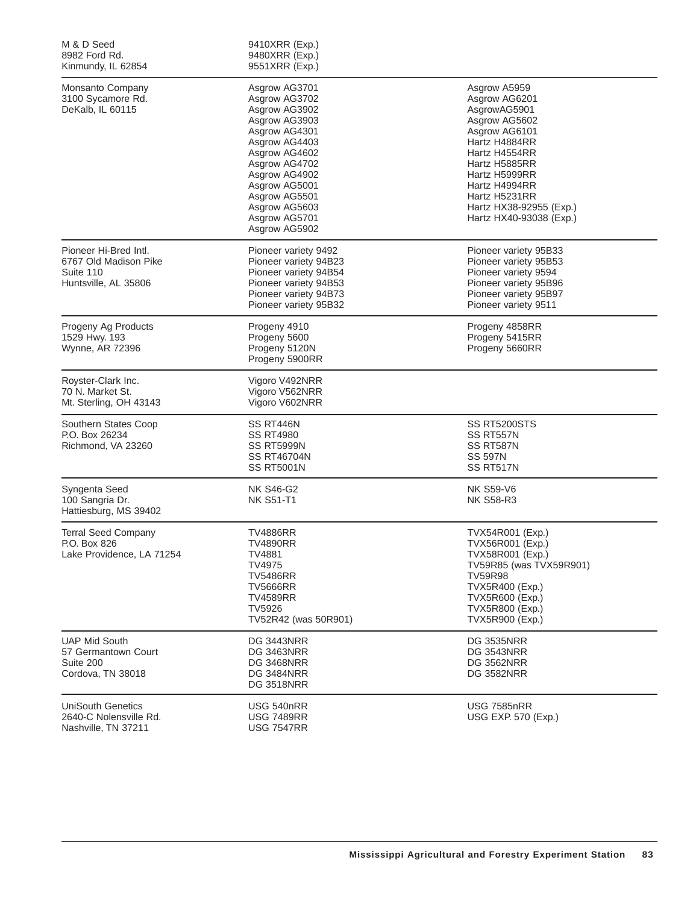| | | |
|---|---|---|
| M & D Seed<br>8982 Ford Rd.<br>Kinmundy, IL 62854 | 9410XRR (Exp.)<br>9480XRR (Exp.)<br>9551XRR (Exp.) | |
| Monsanto Company<br>3100 Sycamore Rd.<br>DeKalb, IL 60115 | Asgrow AG3701<br>Asgrow AG3702<br>Asgrow AG3902<br>Asgrow AG3903<br>Asgrow AG4301<br>Asgrow AG4403<br>Asgrow AG4602<br>Asgrow AG4702<br>Asgrow AG4902<br>Asgrow AG5001<br>Asgrow AG5501<br>Asgrow AG5603<br>Asgrow AG5701<br>Asgrow AG5902 | Asgrow A5959<br>Asgrow AG6201<br>AsgrowAG5901<br>Asgrow AG5602<br>Asgrow AG6101<br>Hartz H4884RR<br>Hartz H4554RR<br>Hartz H5885RR<br>Hartz H5999RR<br>Hartz H4994RR<br>Hartz H5231RR<br>Hartz HX38-92955 (Exp.)<br>Hartz HX40-93038 (Exp.) |
| Pioneer Hi-Bred Intl.<br>6767 Old Madison Pike<br>Suite 110<br>Huntsville, AL 35806 | Pioneer variety 9492<br>Pioneer variety 94B23<br>Pioneer variety 94B54<br>Pioneer variety 94B53<br>Pioneer variety 94B73<br>Pioneer variety 95B32 | Pioneer variety 95B33<br>Pioneer variety 95B53<br>Pioneer variety 9594<br>Pioneer variety 95B96<br>Pioneer variety 95B97<br>Pioneer variety 9511 |
| Progeny Ag Products<br>1529 Hwy. 193<br>Wynne, AR 72396 | Progeny 4910<br>Progeny 5600<br>Progeny 5120N<br>Progeny 5900RR | Progeny 4858RR<br>Progeny 5415RR<br>Progeny 5660RR |
| Royster-Clark Inc.<br>70 N. Market St.<br>Mt. Sterling, OH 43143 | Vigoro V492NRR<br>Vigoro V562NRR<br>Vigoro V602NRR | |
| Southern States Coop<br>P.O. Box 26234<br>Richmond, VA 23260 | SS RT446N<br>SS RT4980<br>SS RT5999N<br>SS RT46704N<br>SS RT5001N | SS RT5200STS<br>SS RT557N<br>SS RT587N<br>SS 597N<br>SS RT517N |
| Syngenta Seed<br>100 Sangria Dr.<br>Hattiesburg, MS 39402 | NK S46-G2<br>NK S51-T1 | NK S59-V6<br>NK S58-R3 |
| Terral Seed Company<br>P.O. Box 826<br>Lake Providence, LA 71254 | TV4886RR<br>TV4890RR<br>TV4881<br>TV4975<br>TV5486RR<br>TV5666RR<br>TV4589RR<br>TV5926<br>TV52R42 (was 50R901) | TVX54R001 (Exp.)<br>TVX56R001 (Exp.)<br>TVX58R001 (Exp.)<br>TV59R85 (was TVX59R901)<br>TV59R98<br>TVX5R400 (Exp.)<br>TVX5R600 (Exp.)<br>TVX5R800 (Exp.)<br>TVX5R900 (Exp.) |
| UAP Mid South<br>57 Germantown Court<br>Suite 200<br>Cordova, TN 38018 | DG 3443NRR<br>DG 3463NRR<br>DG 3468NRR<br>DG 3484NRR<br>DG 3518NRR | DG 3535NRR<br>DG 3543NRR<br>DG 3562NRR<br>DG 3582NRR |
| UniSouth Genetics<br>2640-C Nolensville Rd.<br>Nashville, TN 37211 | USG 540nRR<br>USG 7489RR<br>USG 7547RR | USG 7585nRR<br>USG EXP. 570 (Exp.) |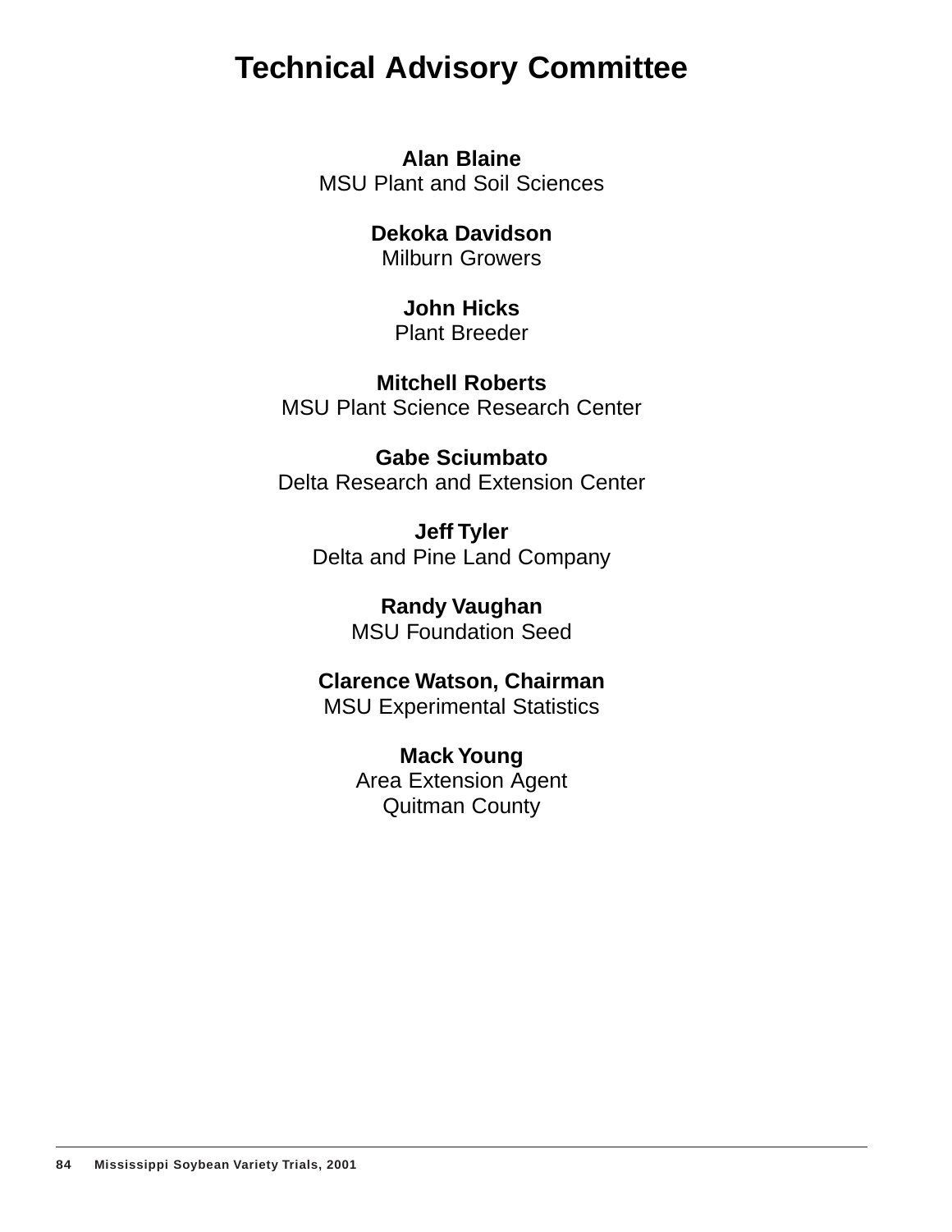# Technical Advisory Committee

**Alan Blaine**
MSU Plant and Soil Sciences

**Dekoka Davidson**
Milburn Growers

**John Hicks**
Plant Breeder

**Mitchell Roberts**
MSU Plant Science Research Center

**Gabe Sciumbato**
Delta Research and Extension Center

**Jeff Tyler**
Delta and Pine Land Company

**Randy Vaughan**
MSU Foundation Seed

**Clarence Watson, Chairman**
MSU Experimental Statistics

**Mack Young**
Area Extension Agent
Quitman County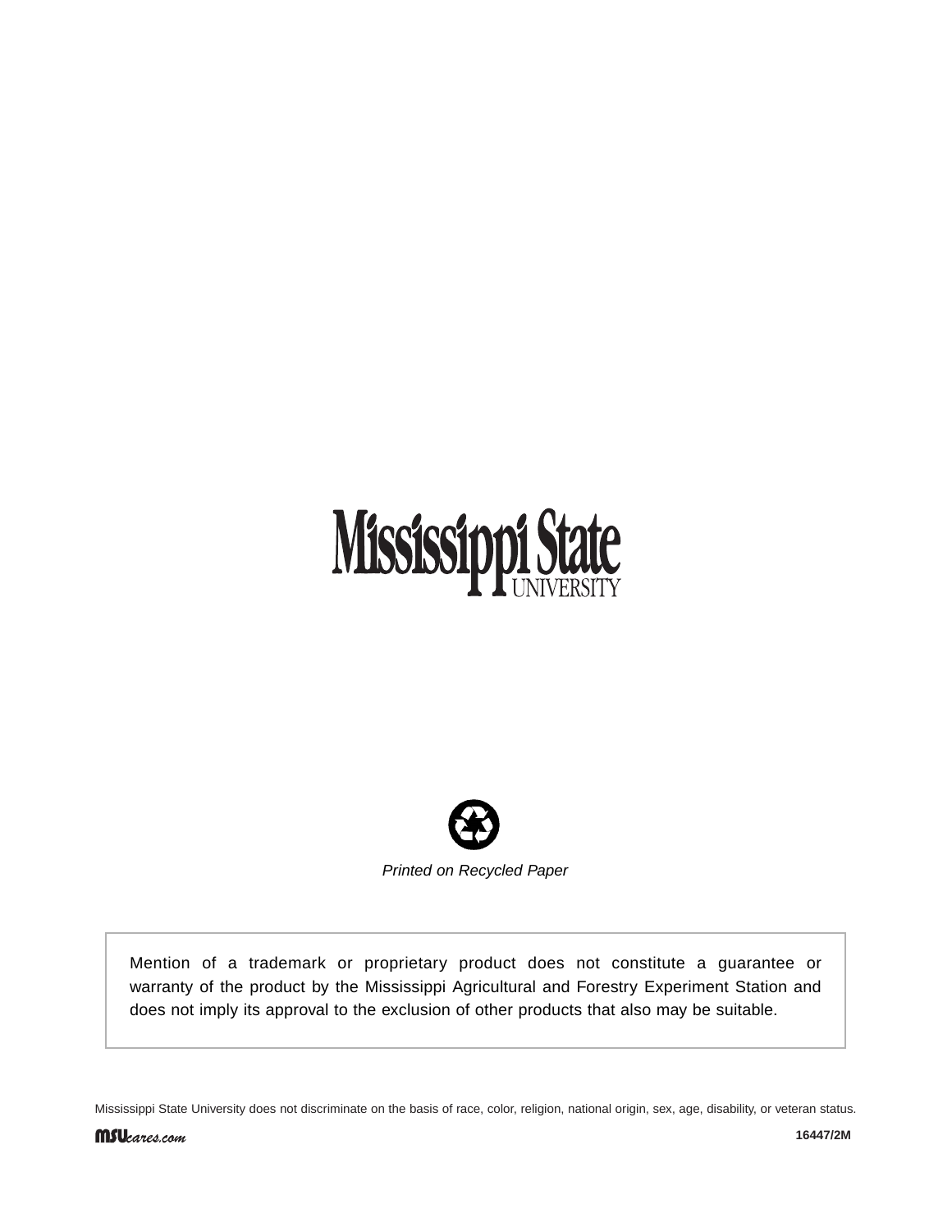Mississippi State UNIVERSITY

*Printed on Recycled Paper*

Mention of a trademark or proprietary product does not constitute a guarantee or warranty of the product by the Mississippi Agricultural and Forestry Experiment Station and does not imply its approval to the exclusion of other products that also may be suitable.

Mississippi State University does not discriminate on the basis of race, color, religion, national origin, sex, age, disability, or veteran status.

MSUcares.com

**16447/2M**